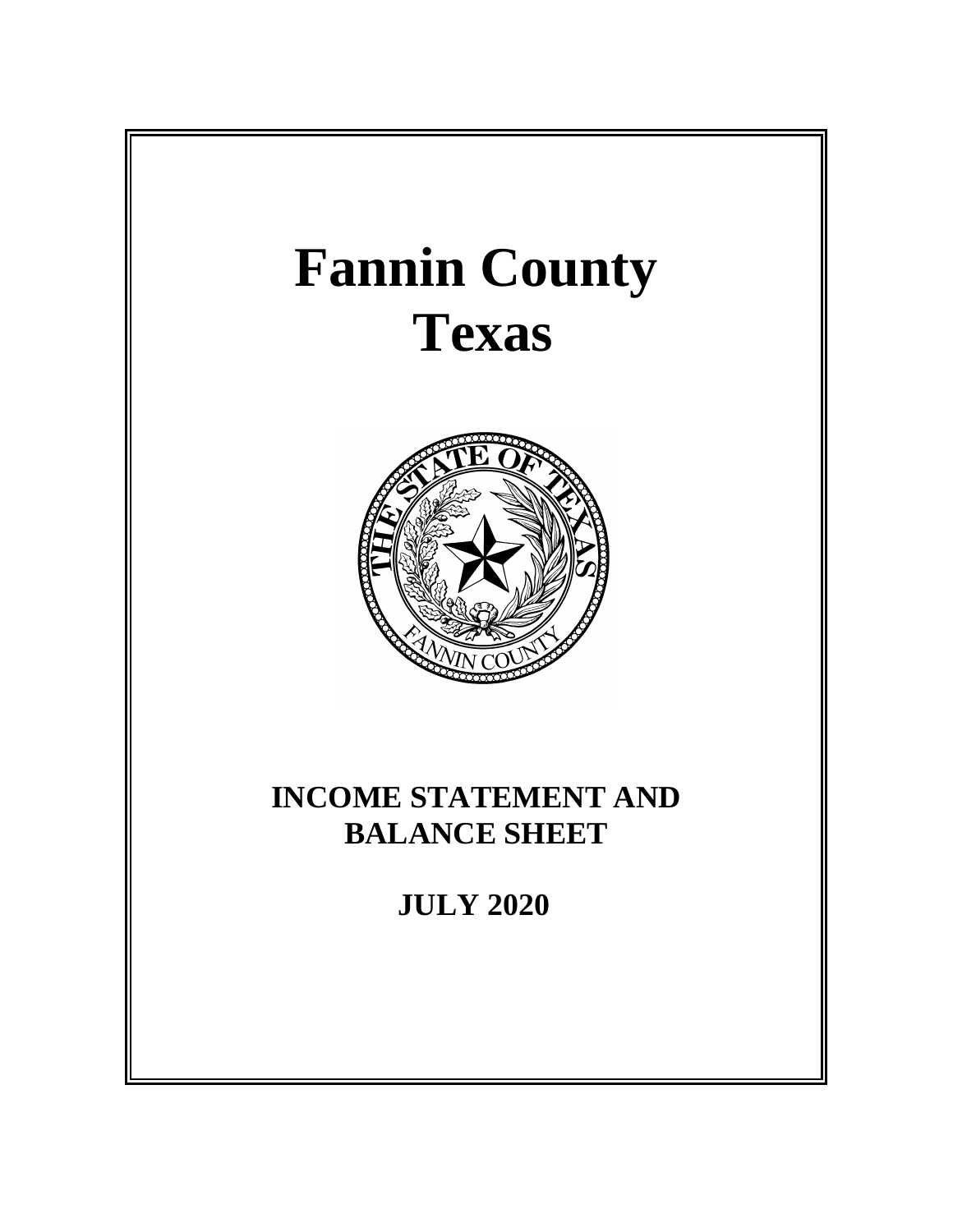# Fannin County
# Texas

## INCOME STATEMENT AND BALANCE SHEET

## JULY 2020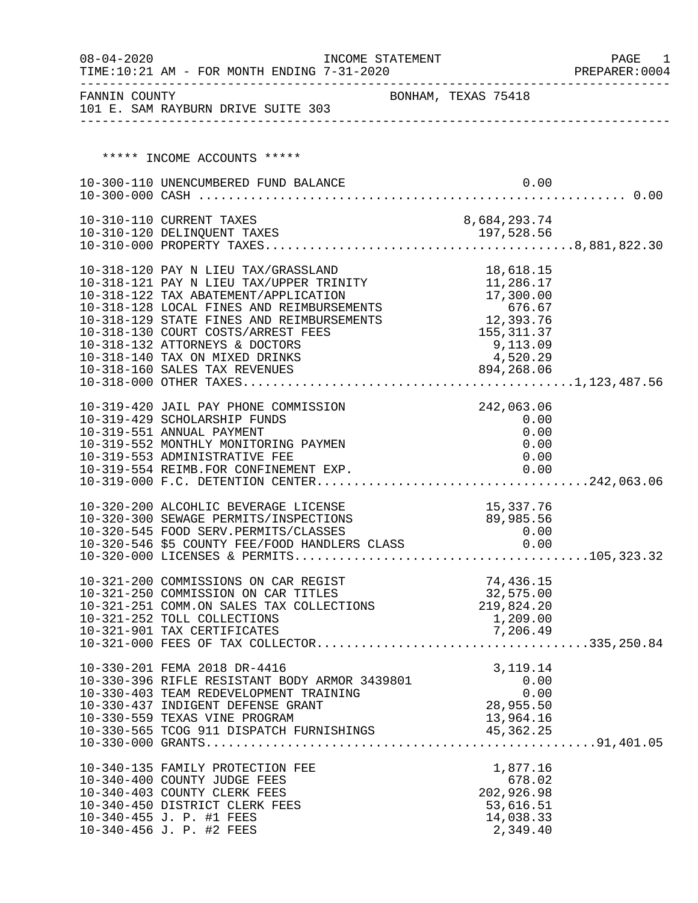08-04-2020 INCOME STATEMENT PAGE 1
TIME:10:21 AM - FOR MONTH ENDING 7-31-2020 PREPARER:0004

FANNIN COUNTY BONHAM, TEXAS 75418
101 E. SAM RAYBURN DRIVE SUITE 303

***** INCOME ACCOUNTS *****

| Account | Description | Amount | Total |
|---|---|---|---|
| 10-300-110 | UNENCUMBERED FUND BALANCE | 0.00 | |
| 10-300-000 | CASH | | 0.00 |
| 10-310-110 | CURRENT TAXES | 8,684,293.74 | |
| 10-310-120 | DELINQUENT TAXES | 197,528.56 | |
| 10-310-000 | PROPERTY TAXES | | 8,881,822.30 |
| 10-318-120 | PAY N LIEU TAX/GRASSLAND | 18,618.15 | |
| 10-318-121 | PAY N LIEU TAX/UPPER TRINITY | 11,286.17 | |
| 10-318-122 | TAX ABATEMENT/APPLICATION | 17,300.00 | |
| 10-318-128 | LOCAL FINES AND REIMBURSEMENTS | 676.67 | |
| 10-318-129 | STATE FINES AND REIMBURSEMENTS | 12,393.76 | |
| 10-318-130 | COURT COSTS/ARREST FEES | 155,311.37 | |
| 10-318-132 | ATTORNEYS & DOCTORS | 9,113.09 | |
| 10-318-140 | TAX ON MIXED DRINKS | 4,520.29 | |
| 10-318-160 | SALES TAX REVENUES | 894,268.06 | |
| 10-318-000 | OTHER TAXES | | 1,123,487.56 |
| 10-319-420 | JAIL PAY PHONE COMMISSION | 242,063.06 | |
| 10-319-429 | SCHOLARSHIP FUNDS | 0.00 | |
| 10-319-551 | ANNUAL PAYMENT | 0.00 | |
| 10-319-552 | MONTHLY MONITORING PAYMEN | 0.00 | |
| 10-319-553 | ADMINISTRATIVE FEE | 0.00 | |
| 10-319-554 | REIMB.FOR CONFINEMENT EXP. | 0.00 | |
| 10-319-000 | F.C. DETENTION CENTER | | 242,063.06 |
| 10-320-200 | ALCOHLIC BEVERAGE LICENSE | 15,337.76 | |
| 10-320-300 | SEWAGE PERMITS/INSPECTIONS | 89,985.56 | |
| 10-320-545 | FOOD SERV.PERMITS/CLASSES | 0.00 | |
| 10-320-546 | $5 COUNTY FEE/FOOD HANDLERS CLASS | 0.00 | |
| 10-320-000 | LICENSES & PERMITS | | 105,323.32 |
| 10-321-200 | COMMISSIONS ON CAR REGIST | 74,436.15 | |
| 10-321-250 | COMMISSION ON CAR TITLES | 32,575.00 | |
| 10-321-251 | COMM.ON SALES TAX COLLECTIONS | 219,824.20 | |
| 10-321-252 | TOLL COLLECTIONS | 1,209.00 | |
| 10-321-901 | TAX CERTIFICATES | 7,206.49 | |
| 10-321-000 | FEES OF TAX COLLECTOR | | 335,250.84 |
| 10-330-201 | FEMA 2018 DR-4416 | 3,119.14 | |
| 10-330-396 | RIFLE RESISTANT BODY ARMOR 3439801 | 0.00 | |
| 10-330-403 | TEAM REDEVELOPMENT TRAINING | 0.00 | |
| 10-330-437 | INDIGENT DEFENSE GRANT | 28,955.50 | |
| 10-330-559 | TEXAS VINE PROGRAM | 13,964.16 | |
| 10-330-565 | TCOG 911 DISPATCH FURNISHINGS | 45,362.25 | |
| 10-330-000 | GRANTS | | 91,401.05 |
| 10-340-135 | FAMILY PROTECTION FEE | 1,877.16 | |
| 10-340-400 | COUNTY JUDGE FEES | 678.02 | |
| 10-340-403 | COUNTY CLERK FEES | 202,926.98 | |
| 10-340-450 | DISTRICT CLERK FEES | 53,616.51 | |
| 10-340-455 | J. P. #1 FEES | 14,038.33 | |
| 10-340-456 | J. P. #2 FEES | 2,349.40 | |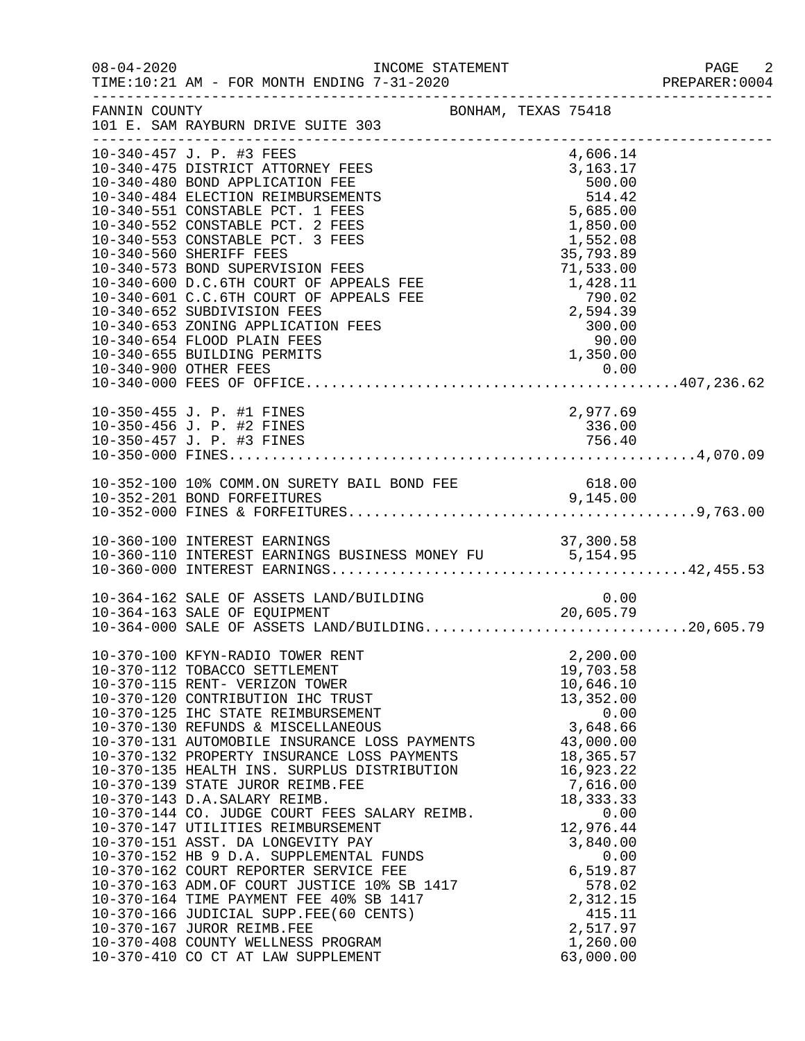FANNIN COUNTY — BONHAM, TEXAS 75418
101 E. SAM RAYBURN DRIVE SUITE 303

INCOME STATEMENT — FOR MONTH ENDING 7-31-2020

| Account | Description | Amount | Total |
|---|---|---|---|
| 10-340-457 | J. P. #3 FEES | 4,606.14 | |
| 10-340-475 | DISTRICT ATTORNEY FEES | 3,163.17 | |
| 10-340-480 | BOND APPLICATION FEE | 500.00 | |
| 10-340-484 | ELECTION REIMBURSEMENTS | 514.42 | |
| 10-340-551 | CONSTABLE PCT. 1 FEES | 5,685.00 | |
| 10-340-552 | CONSTABLE PCT. 2 FEES | 1,850.00 | |
| 10-340-553 | CONSTABLE PCT. 3 FEES | 1,552.08 | |
| 10-340-560 | SHERIFF FEES | 35,793.89 | |
| 10-340-573 | BOND SUPERVISION FEES | 71,533.00 | |
| 10-340-600 | D.C.6TH COURT OF APPEALS FEE | 1,428.11 | |
| 10-340-601 | C.C.6TH COURT OF APPEALS FEE | 790.02 | |
| 10-340-652 | SUBDIVISION FEES | 2,594.39 | |
| 10-340-653 | ZONING APPLICATION FEES | 300.00 | |
| 10-340-654 | FLOOD PLAIN FEES | 90.00 | |
| 10-340-655 | BUILDING PERMITS | 1,350.00 | |
| 10-340-900 | OTHER FEES | 0.00 | |
| 10-340-000 | FEES OF OFFICE | | 407,236.62 |
| 10-350-455 | J. P. #1 FINES | 2,977.69 | |
| 10-350-456 | J. P. #2 FINES | 336.00 | |
| 10-350-457 | J. P. #3 FINES | 756.40 | |
| 10-350-000 | FINES | | 4,070.09 |
| 10-352-100 | 10% COMM.ON SURETY BAIL BOND FEE | 618.00 | |
| 10-352-201 | BOND FORFEITURES | 9,145.00 | |
| 10-352-000 | FINES & FORFEITURES | | 9,763.00 |
| 10-360-100 | INTEREST EARNINGS | 37,300.58 | |
| 10-360-110 | INTEREST EARNINGS BUSINESS MONEY FU | 5,154.95 | |
| 10-360-000 | INTEREST EARNINGS | | 42,455.53 |
| 10-364-162 | SALE OF ASSETS LAND/BUILDING | 0.00 | |
| 10-364-163 | SALE OF EQUIPMENT | 20,605.79 | |
| 10-364-000 | SALE OF ASSETS LAND/BUILDING | | 20,605.79 |
| 10-370-100 | KFYN-RADIO TOWER RENT | 2,200.00 | |
| 10-370-112 | TOBACCO SETTLEMENT | 19,703.58 | |
| 10-370-115 | RENT- VERIZON TOWER | 10,646.10 | |
| 10-370-120 | CONTRIBUTION IHC TRUST | 13,352.00 | |
| 10-370-125 | IHC STATE REIMBURSEMENT | 0.00 | |
| 10-370-130 | REFUNDS & MISCELLANEOUS | 3,648.66 | |
| 10-370-131 | AUTOMOBILE INSURANCE LOSS PAYMENTS | 43,000.00 | |
| 10-370-132 | PROPERTY INSURANCE LOSS PAYMENTS | 18,365.57 | |
| 10-370-135 | HEALTH INS. SURPLUS DISTRIBUTION | 16,923.22 | |
| 10-370-139 | STATE JUROR REIMB.FEE | 7,616.00 | |
| 10-370-143 | D.A.SALARY REIMB. | 18,333.33 | |
| 10-370-144 | CO. JUDGE COURT FEES SALARY REIMB. | 0.00 | |
| 10-370-147 | UTILITIES REIMBURSEMENT | 12,976.44 | |
| 10-370-151 | ASST. DA LONGEVITY PAY | 3,840.00 | |
| 10-370-152 | HB 9 D.A. SUPPLEMENTAL FUNDS | 0.00 | |
| 10-370-162 | COURT REPORTER SERVICE FEE | 6,519.87 | |
| 10-370-163 | ADM.OF COURT JUSTICE 10% SB 1417 | 578.02 | |
| 10-370-164 | TIME PAYMENT FEE 40% SB 1417 | 2,312.15 | |
| 10-370-166 | JUDICIAL SUPP.FEE(60 CENTS) | 415.11 | |
| 10-370-167 | JUROR REIMB.FEE | 2,517.97 | |
| 10-370-408 | COUNTY WELLNESS PROGRAM | 1,260.00 | |
| 10-370-410 | CO CT AT LAW SUPPLEMENT | 63,000.00 | |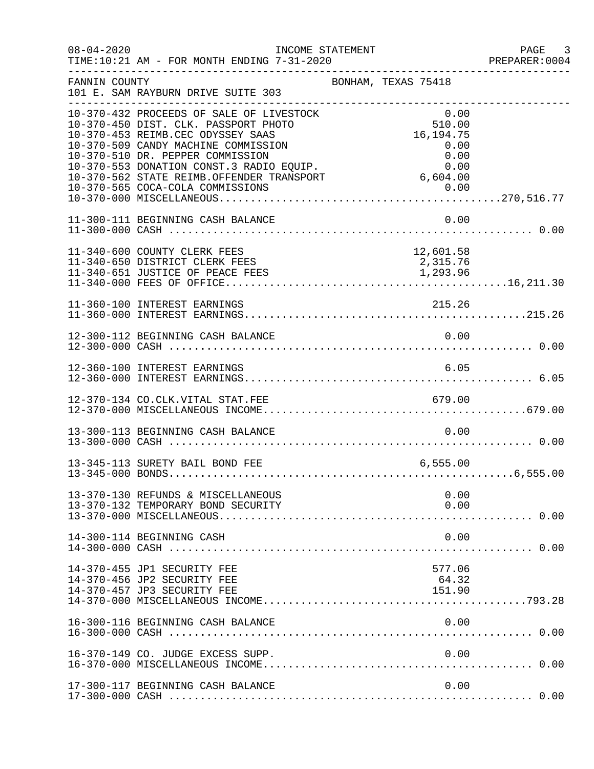FANNIN COUNTY BONHAM, TEXAS 75418
101 E. SAM RAYBURN DRIVE SUITE 303

INCOME STATEMENT
TIME:10:21 AM - FOR MONTH ENDING 7-31-2020

| Account | Description | Amount | Total |
|---|---|---|---|
| 10-370-432 | PROCEEDS OF SALE OF LIVESTOCK | 0.00 | |
| 10-370-450 | DIST. CLK. PASSPORT PHOTO | 510.00 | |
| 10-370-453 | REIMB.CEC ODYSSEY SAAS | 16,194.75 | |
| 10-370-509 | CANDY MACHINE COMMISSION | 0.00 | |
| 10-370-510 | DR. PEPPER COMMISSION | 0.00 | |
| 10-370-553 | DONATION CONST.3 RADIO EQUIP. | 0.00 | |
| 10-370-562 | STATE REIMB.OFFENDER TRANSPORT | 6,604.00 | |
| 10-370-565 | COCA-COLA COMMISSIONS | 0.00 | |
| 10-370-000 | MISCELLANEOUS | | 270,516.77 |
| 11-300-111 | BEGINNING CASH BALANCE | 0.00 | |
| 11-300-000 | CASH | | 0.00 |
| 11-340-600 | COUNTY CLERK FEES | 12,601.58 | |
| 11-340-650 | DISTRICT CLERK FEES | 2,315.76 | |
| 11-340-651 | JUSTICE OF PEACE FEES | 1,293.96 | |
| 11-340-000 | FEES OF OFFICE | | 16,211.30 |
| 11-360-100 | INTEREST EARNINGS | 215.26 | |
| 11-360-000 | INTEREST EARNINGS | | 215.26 |
| 12-300-112 | BEGINNING CASH BALANCE | 0.00 | |
| 12-300-000 | CASH | | 0.00 |
| 12-360-100 | INTEREST EARNINGS | 6.05 | |
| 12-360-000 | INTEREST EARNINGS | | 6.05 |
| 12-370-134 | CO.CLK.VITAL STAT.FEE | 679.00 | |
| 12-370-000 | MISCELLANEOUS INCOME | | 679.00 |
| 13-300-113 | BEGINNING CASH BALANCE | 0.00 | |
| 13-300-000 | CASH | | 0.00 |
| 13-345-113 | SURETY BAIL BOND FEE | 6,555.00 | |
| 13-345-000 | BONDS | | 6,555.00 |
| 13-370-130 | REFUNDS & MISCELLANEOUS | 0.00 | |
| 13-370-132 | TEMPORARY BOND SECURITY | 0.00 | |
| 13-370-000 | MISCELLANEOUS | | 0.00 |
| 14-300-114 | BEGINNING CASH | 0.00 | |
| 14-300-000 | CASH | | 0.00 |
| 14-370-455 | JP1 SECURITY FEE | 577.06 | |
| 14-370-456 | JP2 SECURITY FEE | 64.32 | |
| 14-370-457 | JP3 SECURITY FEE | 151.90 | |
| 14-370-000 | MISCELLANEOUS INCOME | | 793.28 |
| 16-300-116 | BEGINNING CASH BALANCE | 0.00 | |
| 16-300-000 | CASH | | 0.00 |
| 16-370-149 | CO. JUDGE EXCESS SUPP. | 0.00 | |
| 16-370-000 | MISCELLANEOUS INCOME | | 0.00 |
| 17-300-117 | BEGINNING CASH BALANCE | 0.00 | |
| 17-300-000 | CASH | | 0.00 |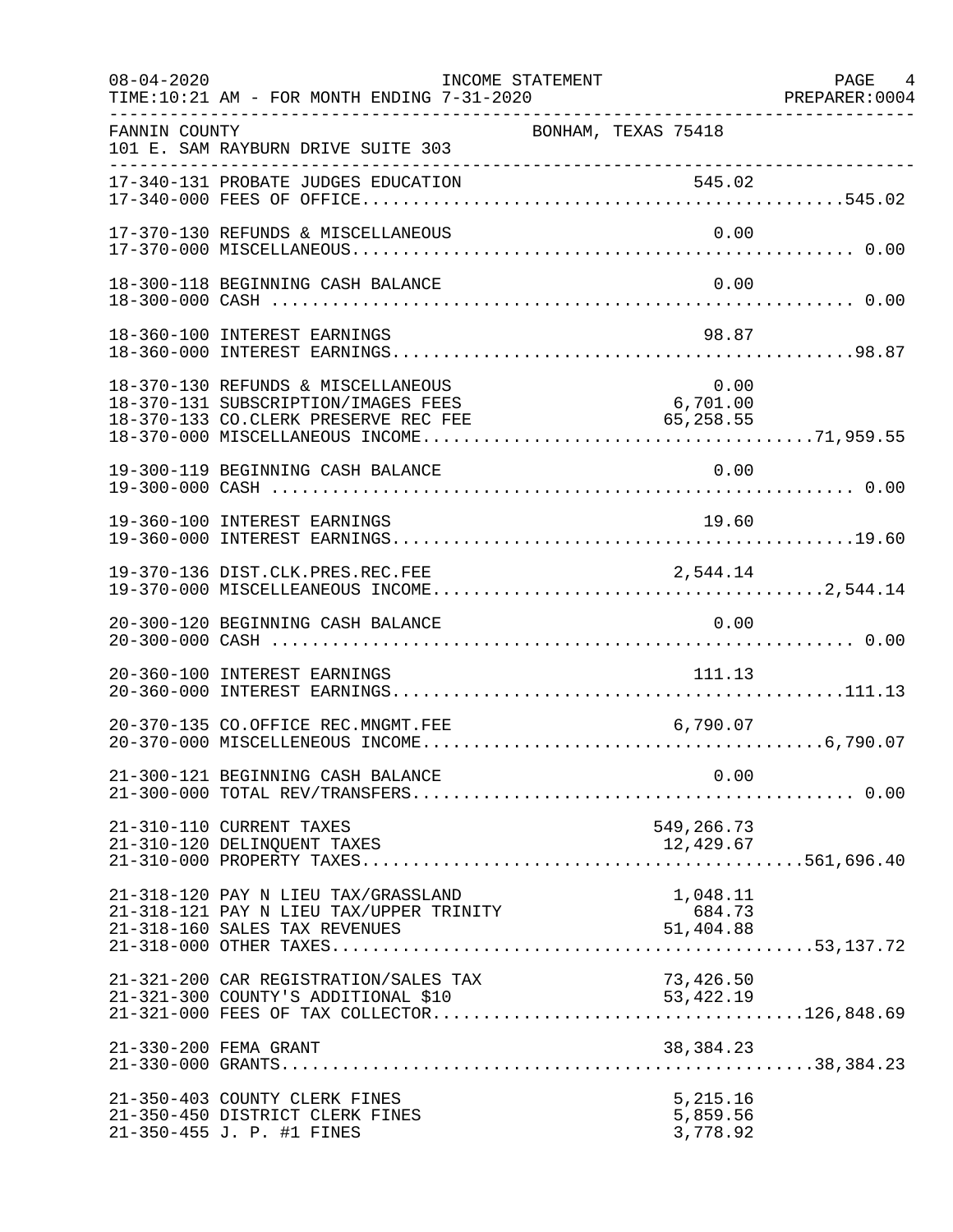FANNIN COUNTY — BONHAM, TEXAS 75418
101 E. SAM RAYBURN DRIVE SUITE 303

INCOME STATEMENT
TIME:10:21 AM - FOR MONTH ENDING 7-31-2020

| Account | Description | Amount | Total |
|---|---|---|---|
| 17-340-131 | PROBATE JUDGES EDUCATION | 545.02 | |
| 17-340-000 | FEES OF OFFICE | | 545.02 |
| 17-370-130 | REFUNDS & MISCELLANEOUS | 0.00 | |
| 17-370-000 | MISCELLANEOUS | | 0.00 |
| 18-300-118 | BEGINNING CASH BALANCE | 0.00 | |
| 18-300-000 | CASH | | 0.00 |
| 18-360-100 | INTEREST EARNINGS | 98.87 | |
| 18-360-000 | INTEREST EARNINGS | | 98.87 |
| 18-370-130 | REFUNDS & MISCELLANEOUS | 0.00 | |
| 18-370-131 | SUBSCRIPTION/IMAGES FEES | 6,701.00 | |
| 18-370-133 | CO.CLERK PRESERVE REC FEE | 65,258.55 | |
| 18-370-000 | MISCELLANEOUS INCOME | | 71,959.55 |
| 19-300-119 | BEGINNING CASH BALANCE | 0.00 | |
| 19-300-000 | CASH | | 0.00 |
| 19-360-100 | INTEREST EARNINGS | 19.60 | |
| 19-360-000 | INTEREST EARNINGS | | 19.60 |
| 19-370-136 | DIST.CLK.PRES.REC.FEE | 2,544.14 | |
| 19-370-000 | MISCELLEANEOUS INCOME | | 2,544.14 |
| 20-300-120 | BEGINNING CASH BALANCE | 0.00 | |
| 20-300-000 | CASH | | 0.00 |
| 20-360-100 | INTEREST EARNINGS | 111.13 | |
| 20-360-000 | INTEREST EARNINGS | | 111.13 |
| 20-370-135 | CO.OFFICE REC.MNGMT.FEE | 6,790.07 | |
| 20-370-000 | MISCELLENEOUS INCOME | | 6,790.07 |
| 21-300-121 | BEGINNING CASH BALANCE | 0.00 | |
| 21-300-000 | TOTAL REV/TRANSFERS | | 0.00 |
| 21-310-110 | CURRENT TAXES | 549,266.73 | |
| 21-310-120 | DELINQUENT TAXES | 12,429.67 | |
| 21-310-000 | PROPERTY TAXES | | 561,696.40 |
| 21-318-120 | PAY N LIEU TAX/GRASSLAND | 1,048.11 | |
| 21-318-121 | PAY N LIEU TAX/UPPER TRINITY | 684.73 | |
| 21-318-160 | SALES TAX REVENUES | 51,404.88 | |
| 21-318-000 | OTHER TAXES | | 53,137.72 |
| 21-321-200 | CAR REGISTRATION/SALES TAX | 73,426.50 | |
| 21-321-300 | COUNTY'S ADDITIONAL $10 | 53,422.19 | |
| 21-321-000 | FEES OF TAX COLLECTOR | | 126,848.69 |
| 21-330-200 | FEMA GRANT | 38,384.23 | |
| 21-330-000 | GRANTS | | 38,384.23 |
| 21-350-403 | COUNTY CLERK FINES | 5,215.16 | |
| 21-350-450 | DISTRICT CLERK FINES | 5,859.56 | |
| 21-350-455 | J. P. #1 FINES | 3,778.92 | |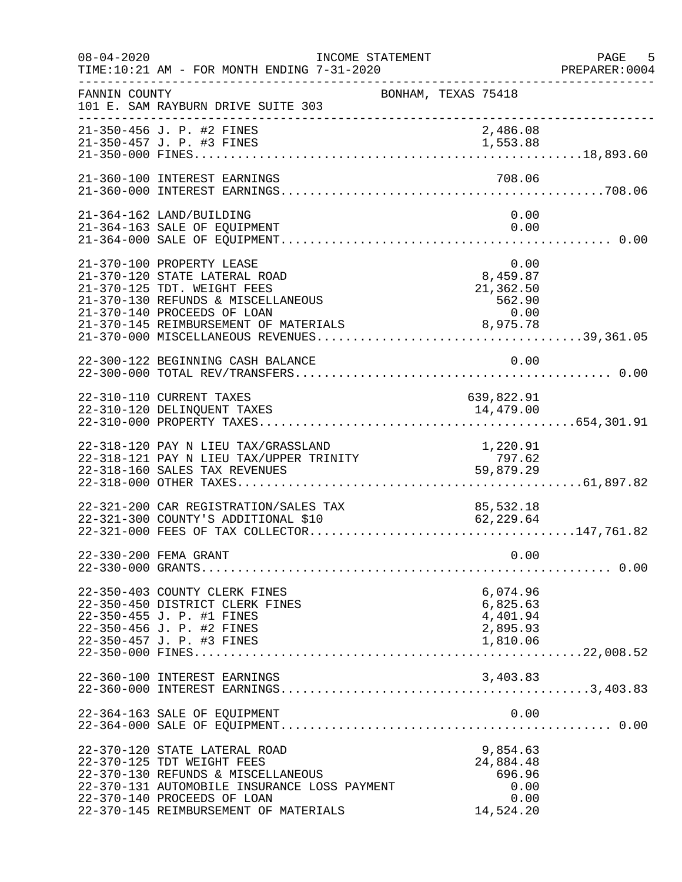FANNIN COUNTY — BONHAM, TEXAS 75418
101 E. SAM RAYBURN DRIVE SUITE 303

INCOME STATEMENT
TIME:10:21 AM - FOR MONTH ENDING 7-31-2020

| Account | Description | Amount | Total |
|---|---|---|---|
| 21-350-456 | J. P. #2 FINES | 2,486.08 | |
| 21-350-457 | J. P. #3 FINES | 1,553.88 | |
| 21-350-000 | FINES | | 18,893.60 |
| 21-360-100 | INTEREST EARNINGS | 708.06 | |
| 21-360-000 | INTEREST EARNINGS | | 708.06 |
| 21-364-162 | LAND/BUILDING | 0.00 | |
| 21-364-163 | SALE OF EQUIPMENT | 0.00 | |
| 21-364-000 | SALE OF EQUIPMENT | | 0.00 |
| 21-370-100 | PROPERTY LEASE | 0.00 | |
| 21-370-120 | STATE LATERAL ROAD | 8,459.87 | |
| 21-370-125 | TDT. WEIGHT FEES | 21,362.50 | |
| 21-370-130 | REFUNDS & MISCELLANEOUS | 562.90 | |
| 21-370-140 | PROCEEDS OF LOAN | 0.00 | |
| 21-370-145 | REIMBURSEMENT OF MATERIALS | 8,975.78 | |
| 21-370-000 | MISCELLANEOUS REVENUES | | 39,361.05 |
| 22-300-122 | BEGINNING CASH BALANCE | 0.00 | |
| 22-300-000 | TOTAL REV/TRANSFERS | | 0.00 |
| 22-310-110 | CURRENT TAXES | 639,822.91 | |
| 22-310-120 | DELINQUENT TAXES | 14,479.00 | |
| 22-310-000 | PROPERTY TAXES | | 654,301.91 |
| 22-318-120 | PAY N LIEU TAX/GRASSLAND | 1,220.91 | |
| 22-318-121 | PAY N LIEU TAX/UPPER TRINITY | 797.62 | |
| 22-318-160 | SALES TAX REVENUES | 59,879.29 | |
| 22-318-000 | OTHER TAXES | | 61,897.82 |
| 22-321-200 | CAR REGISTRATION/SALES TAX | 85,532.18 | |
| 22-321-300 | COUNTY'S ADDITIONAL $10 | 62,229.64 | |
| 22-321-000 | FEES OF TAX COLLECTOR | | 147,761.82 |
| 22-330-200 | FEMA GRANT | 0.00 | |
| 22-330-000 | GRANTS | | 0.00 |
| 22-350-403 | COUNTY CLERK FINES | 6,074.96 | |
| 22-350-450 | DISTRICT CLERK FINES | 6,825.63 | |
| 22-350-455 | J. P. #1 FINES | 4,401.94 | |
| 22-350-456 | J. P. #2 FINES | 2,895.93 | |
| 22-350-457 | J. P. #3 FINES | 1,810.06 | |
| 22-350-000 | FINES | | 22,008.52 |
| 22-360-100 | INTEREST EARNINGS | 3,403.83 | |
| 22-360-000 | INTEREST EARNINGS | | 3,403.83 |
| 22-364-163 | SALE OF EQUIPMENT | 0.00 | |
| 22-364-000 | SALE OF EQUIPMENT | | 0.00 |
| 22-370-120 | STATE LATERAL ROAD | 9,854.63 | |
| 22-370-125 | TDT WEIGHT FEES | 24,884.48 | |
| 22-370-130 | REFUNDS & MISCELLANEOUS | 696.96 | |
| 22-370-131 | AUTOMOBILE INSURANCE LOSS PAYMENT | 0.00 | |
| 22-370-140 | PROCEEDS OF LOAN | 0.00 | |
| 22-370-145 | REIMBURSEMENT OF MATERIALS | 14,524.20 | |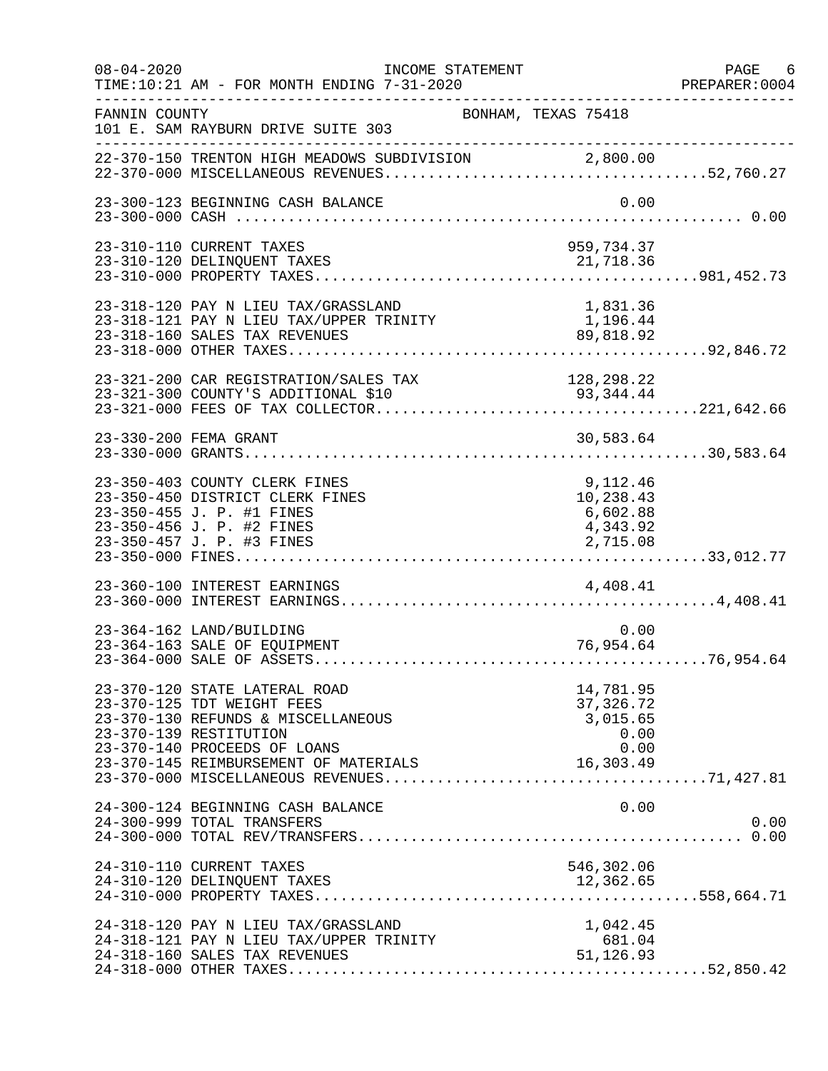FANNIN COUNTY — BONHAM, TEXAS 75418
101 E. SAM RAYBURN DRIVE SUITE 303

INCOME STATEMENT
TIME:10:21 AM - FOR MONTH ENDING 7-31-2020

| Account | Description | Amount | Total |
|---|---|---|---|
| 22-370-150 | TRENTON HIGH MEADOWS SUBDIVISION | 2,800.00 | |
| 22-370-000 | MISCELLANEOUS REVENUES | | 52,760.27 |
| 23-300-123 | BEGINNING CASH BALANCE | 0.00 | |
| 23-300-000 | CASH | | 0.00 |
| 23-310-110 | CURRENT TAXES | 959,734.37 | |
| 23-310-120 | DELINQUENT TAXES | 21,718.36 | |
| 23-310-000 | PROPERTY TAXES | | 981,452.73 |
| 23-318-120 | PAY N LIEU TAX/GRASSLAND | 1,831.36 | |
| 23-318-121 | PAY N LIEU TAX/UPPER TRINITY | 1,196.44 | |
| 23-318-160 | SALES TAX REVENUES | 89,818.92 | |
| 23-318-000 | OTHER TAXES | | 92,846.72 |
| 23-321-200 | CAR REGISTRATION/SALES TAX | 128,298.22 | |
| 23-321-300 | COUNTY'S ADDITIONAL $10 | 93,344.44 | |
| 23-321-000 | FEES OF TAX COLLECTOR | | 221,642.66 |
| 23-330-200 | FEMA GRANT | 30,583.64 | |
| 23-330-000 | GRANTS | | 30,583.64 |
| 23-350-403 | COUNTY CLERK FINES | 9,112.46 | |
| 23-350-450 | DISTRICT CLERK FINES | 10,238.43 | |
| 23-350-455 | J. P. #1 FINES | 6,602.88 | |
| 23-350-456 | J. P. #2 FINES | 4,343.92 | |
| 23-350-457 | J. P. #3 FINES | 2,715.08 | |
| 23-350-000 | FINES | | 33,012.77 |
| 23-360-100 | INTEREST EARNINGS | 4,408.41 | |
| 23-360-000 | INTEREST EARNINGS | | 4,408.41 |
| 23-364-162 | LAND/BUILDING | 0.00 | |
| 23-364-163 | SALE OF EQUIPMENT | 76,954.64 | |
| 23-364-000 | SALE OF ASSETS | | 76,954.64 |
| 23-370-120 | STATE LATERAL ROAD | 14,781.95 | |
| 23-370-125 | TDT WEIGHT FEES | 37,326.72 | |
| 23-370-130 | REFUNDS & MISCELLANEOUS | 3,015.65 | |
| 23-370-139 | RESTITUTION | 0.00 | |
| 23-370-140 | PROCEEDS OF LOANS | 0.00 | |
| 23-370-145 | REIMBURSEMENT OF MATERIALS | 16,303.49 | |
| 23-370-000 | MISCELLANEOUS REVENUES | | 71,427.81 |
| 24-300-124 | BEGINNING CASH BALANCE | 0.00 | |
| 24-300-999 | TOTAL TRANSFERS | | 0.00 |
| 24-300-000 | TOTAL REV/TRANSFERS | | 0.00 |
| 24-310-110 | CURRENT TAXES | 546,302.06 | |
| 24-310-120 | DELINQUENT TAXES | 12,362.65 | |
| 24-310-000 | PROPERTY TAXES | | 558,664.71 |
| 24-318-120 | PAY N LIEU TAX/GRASSLAND | 1,042.45 | |
| 24-318-121 | PAY N LIEU TAX/UPPER TRINITY | 681.04 | |
| 24-318-160 | SALES TAX REVENUES | 51,126.93 | |
| 24-318-000 | OTHER TAXES | | 52,850.42 |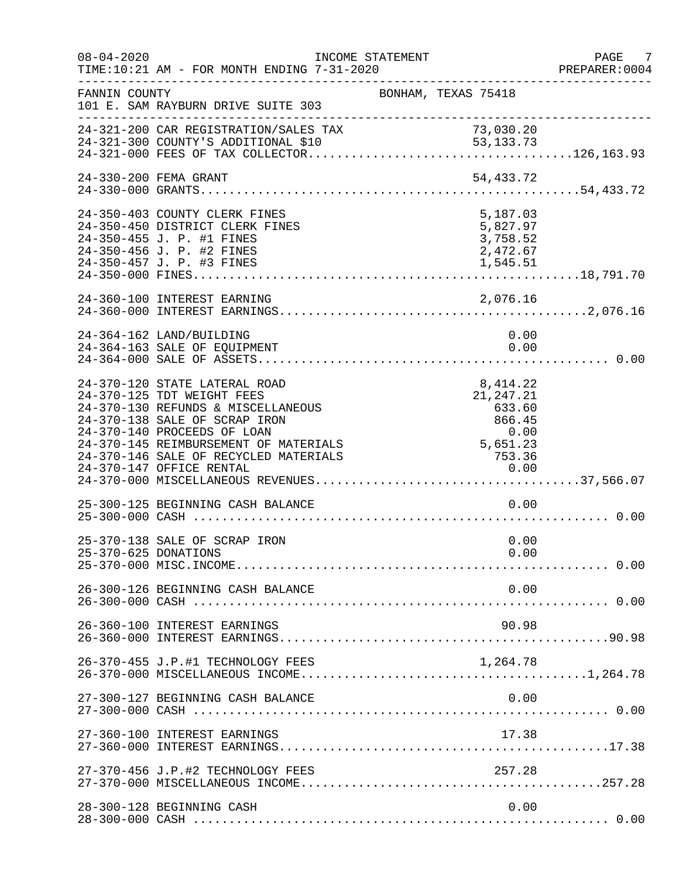FANNIN COUNTY — BONHAM, TEXAS 75418
101 E. SAM RAYBURN DRIVE SUITE 303

INCOME STATEMENT — FOR MONTH ENDING 7-31-2020

| Account | Description | Amount | Total |
|---|---|---|---|
| 24-321-200 | CAR REGISTRATION/SALES TAX | 73,030.20 | |
| 24-321-300 | COUNTY'S ADDITIONAL $10 | 53,133.73 | |
| 24-321-000 | FEES OF TAX COLLECTOR | | 126,163.93 |
| 24-330-200 | FEMA GRANT | 54,433.72 | |
| 24-330-000 | GRANTS | | 54,433.72 |
| 24-350-403 | COUNTY CLERK FINES | 5,187.03 | |
| 24-350-450 | DISTRICT CLERK FINES | 5,827.97 | |
| 24-350-455 | J. P. #1 FINES | 3,758.52 | |
| 24-350-456 | J. P. #2 FINES | 2,472.67 | |
| 24-350-457 | J. P. #3 FINES | 1,545.51 | |
| 24-350-000 | FINES | | 18,791.70 |
| 24-360-100 | INTEREST EARNING | 2,076.16 | |
| 24-360-000 | INTEREST EARNINGS | | 2,076.16 |
| 24-364-162 | LAND/BUILDING | 0.00 | |
| 24-364-163 | SALE OF EQUIPMENT | 0.00 | |
| 24-364-000 | SALE OF ASSETS | | 0.00 |
| 24-370-120 | STATE LATERAL ROAD | 8,414.22 | |
| 24-370-125 | TDT WEIGHT FEES | 21,247.21 | |
| 24-370-130 | REFUNDS & MISCELLANEOUS | 633.60 | |
| 24-370-138 | SALE OF SCRAP IRON | 866.45 | |
| 24-370-140 | PROCEEDS OF LOAN | 0.00 | |
| 24-370-145 | REIMBURSEMENT OF MATERIALS | 5,651.23 | |
| 24-370-146 | SALE OF RECYCLED MATERIALS | 753.36 | |
| 24-370-147 | OFFICE RENTAL | 0.00 | |
| 24-370-000 | MISCELLANEOUS REVENUES | | 37,566.07 |
| 25-300-125 | BEGINNING CASH BALANCE | 0.00 | |
| 25-300-000 | CASH | | 0.00 |
| 25-370-138 | SALE OF SCRAP IRON | 0.00 | |
| 25-370-625 | DONATIONS | 0.00 | |
| 25-370-000 | MISC.INCOME | | 0.00 |
| 26-300-126 | BEGINNING CASH BALANCE | 0.00 | |
| 26-300-000 | CASH | | 0.00 |
| 26-360-100 | INTEREST EARNINGS | 90.98 | |
| 26-360-000 | INTEREST EARNINGS | | 90.98 |
| 26-370-455 | J.P.#1 TECHNOLOGY FEES | 1,264.78 | |
| 26-370-000 | MISCELLANEOUS INCOME | | 1,264.78 |
| 27-300-127 | BEGINNING CASH BALANCE | 0.00 | |
| 27-300-000 | CASH | | 0.00 |
| 27-360-100 | INTEREST EARNINGS | 17.38 | |
| 27-360-000 | INTEREST EARNINGS | | 17.38 |
| 27-370-456 | J.P.#2 TECHNOLOGY FEES | 257.28 | |
| 27-370-000 | MISCELLANEOUS INCOME | | 257.28 |
| 28-300-128 | BEGINNING CASH | 0.00 | |
| 28-300-000 | CASH | | 0.00 |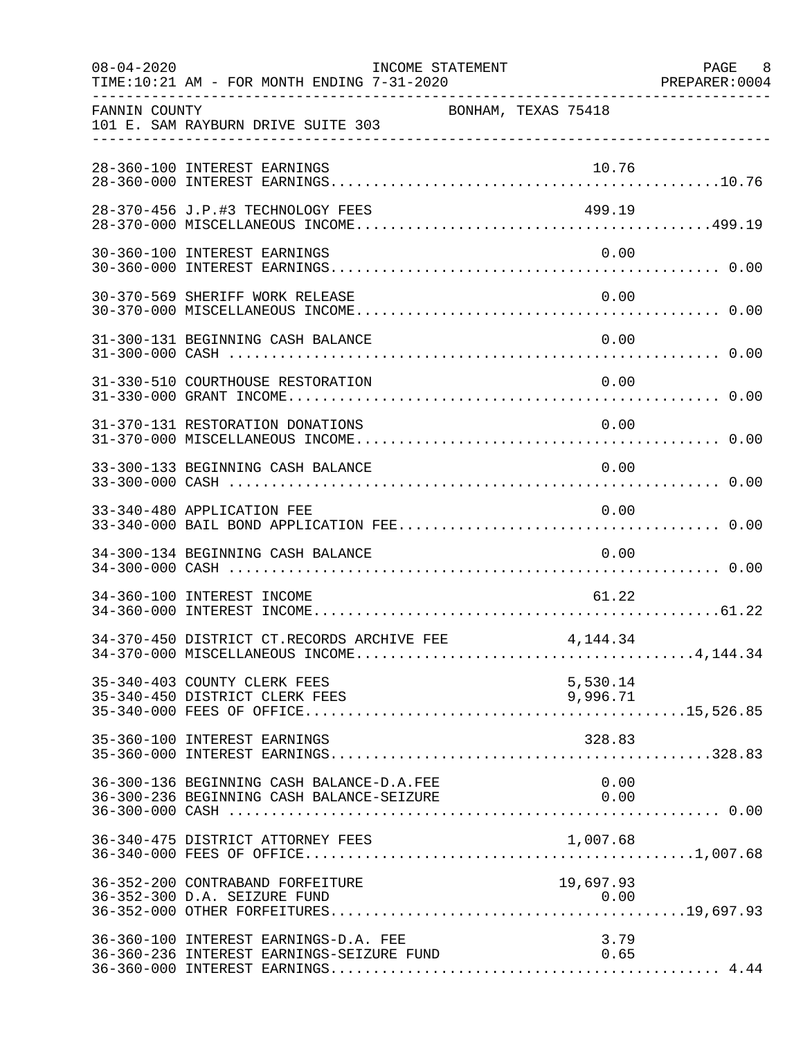FANNIN COUNTY — BONHAM, TEXAS 75418
101 E. SAM RAYBURN DRIVE SUITE 303

INCOME STATEMENT — FOR MONTH ENDING 7-31-2020

| Account | Description | Amount | Total |
|---|---|---|---|
| 28-360-100 | INTEREST EARNINGS | 10.76 | |
| 28-360-000 | INTEREST EARNINGS | | 10.76 |
| 28-370-456 | J.P.#3 TECHNOLOGY FEES | 499.19 | |
| 28-370-000 | MISCELLANEOUS INCOME | | 499.19 |
| 30-360-100 | INTEREST EARNINGS | 0.00 | |
| 30-360-000 | INTEREST EARNINGS | | 0.00 |
| 30-370-569 | SHERIFF WORK RELEASE | 0.00 | |
| 30-370-000 | MISCELLANEOUS INCOME | | 0.00 |
| 31-300-131 | BEGINNING CASH BALANCE | 0.00 | |
| 31-300-000 | CASH | | 0.00 |
| 31-330-510 | COURTHOUSE RESTORATION | 0.00 | |
| 31-330-000 | GRANT INCOME | | 0.00 |
| 31-370-131 | RESTORATION DONATIONS | 0.00 | |
| 31-370-000 | MISCELLANEOUS INCOME | | 0.00 |
| 33-300-133 | BEGINNING CASH BALANCE | 0.00 | |
| 33-300-000 | CASH | | 0.00 |
| 33-340-480 | APPLICATION FEE | 0.00 | |
| 33-340-000 | BAIL BOND APPLICATION FEE | | 0.00 |
| 34-300-134 | BEGINNING CASH BALANCE | 0.00 | |
| 34-300-000 | CASH | | 0.00 |
| 34-360-100 | INTEREST INCOME | 61.22 | |
| 34-360-000 | INTEREST INCOME | | 61.22 |
| 34-370-450 | DISTRICT CT.RECORDS ARCHIVE FEE | 4,144.34 | |
| 34-370-000 | MISCELLANEOUS INCOME | | 4,144.34 |
| 35-340-403 | COUNTY CLERK FEES | 5,530.14 | |
| 35-340-450 | DISTRICT CLERK FEES | 9,996.71 | |
| 35-340-000 | FEES OF OFFICE | | 15,526.85 |
| 35-360-100 | INTEREST EARNINGS | 328.83 | |
| 35-360-000 | INTEREST EARNINGS | | 328.83 |
| 36-300-136 | BEGINNING CASH BALANCE-D.A.FEE | 0.00 | |
| 36-300-236 | BEGINNING CASH BALANCE-SEIZURE | 0.00 | |
| 36-300-000 | CASH | | 0.00 |
| 36-340-475 | DISTRICT ATTORNEY FEES | 1,007.68 | |
| 36-340-000 | FEES OF OFFICE | | 1,007.68 |
| 36-352-200 | CONTRABAND FORFEITURE | 19,697.93 | |
| 36-352-300 | D.A. SEIZURE FUND | 0.00 | |
| 36-352-000 | OTHER FORFEITURES | | 19,697.93 |
| 36-360-100 | INTEREST EARNINGS-D.A. FEE | 3.79 | |
| 36-360-236 | INTEREST EARNINGS-SEIZURE FUND | 0.65 | |
| 36-360-000 | INTEREST EARNINGS | | 4.44 |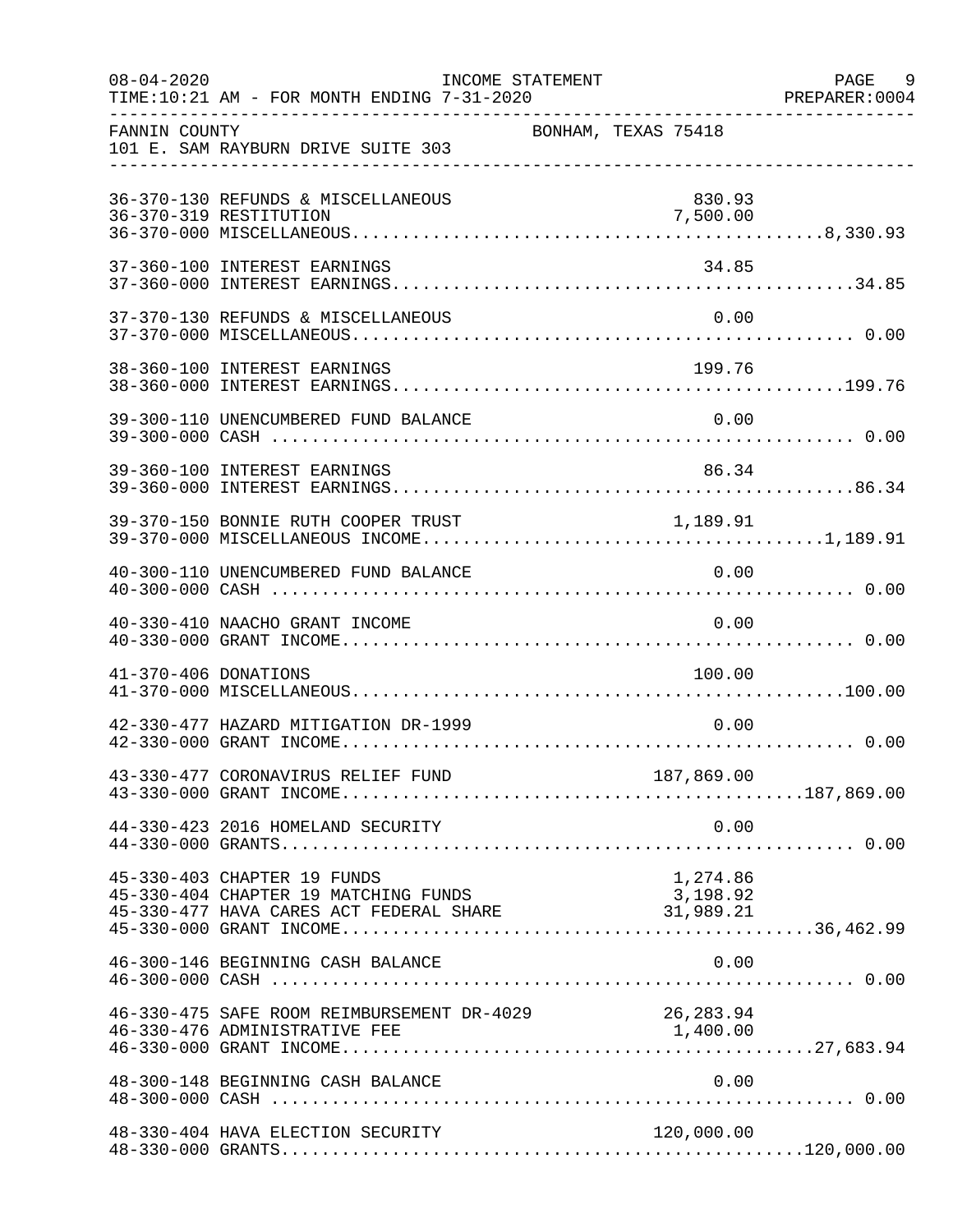FANNIN COUNTY — BONHAM, TEXAS 75418
101 E. SAM RAYBURN DRIVE SUITE 303

INCOME STATEMENT — TIME:10:21 AM - FOR MONTH ENDING 7-31-2020

| Account | Description | Amount | Total |
|---|---|---|---|
| 36-370-130 | REFUNDS & MISCELLANEOUS | 830.93 | |
| 36-370-319 | RESTITUTION | 7,500.00 | |
| 36-370-000 | MISCELLANEOUS | | 8,330.93 |
| 37-360-100 | INTEREST EARNINGS | 34.85 | |
| 37-360-000 | INTEREST EARNINGS | | 34.85 |
| 37-370-130 | REFUNDS & MISCELLANEOUS | 0.00 | |
| 37-370-000 | MISCELLANEOUS | | 0.00 |
| 38-360-100 | INTEREST EARNINGS | 199.76 | |
| 38-360-000 | INTEREST EARNINGS | | 199.76 |
| 39-300-110 | UNENCUMBERED FUND BALANCE | 0.00 | |
| 39-300-000 | CASH | | 0.00 |
| 39-360-100 | INTEREST EARNINGS | 86.34 | |
| 39-360-000 | INTEREST EARNINGS | | 86.34 |
| 39-370-150 | BONNIE RUTH COOPER TRUST | 1,189.91 | |
| 39-370-000 | MISCELLANEOUS INCOME | | 1,189.91 |
| 40-300-110 | UNENCUMBERED FUND BALANCE | 0.00 | |
| 40-300-000 | CASH | | 0.00 |
| 40-330-410 | NAACHO GRANT INCOME | 0.00 | |
| 40-330-000 | GRANT INCOME | | 0.00 |
| 41-370-406 | DONATIONS | 100.00 | |
| 41-370-000 | MISCELLANEOUS | | 100.00 |
| 42-330-477 | HAZARD MITIGATION DR-1999 | 0.00 | |
| 42-330-000 | GRANT INCOME | | 0.00 |
| 43-330-477 | CORONAVIRUS RELIEF FUND | 187,869.00 | |
| 43-330-000 | GRANT INCOME | | 187,869.00 |
| 44-330-423 | 2016 HOMELAND SECURITY | 0.00 | |
| 44-330-000 | GRANTS | | 0.00 |
| 45-330-403 | CHAPTER 19 FUNDS | 1,274.86 | |
| 45-330-404 | CHAPTER 19 MATCHING FUNDS | 3,198.92 | |
| 45-330-477 | HAVA CARES ACT FEDERAL SHARE | 31,989.21 | |
| 45-330-000 | GRANT INCOME | | 36,462.99 |
| 46-300-146 | BEGINNING CASH BALANCE | 0.00 | |
| 46-300-000 | CASH | | 0.00 |
| 46-330-475 | SAFE ROOM REIMBURSEMENT DR-4029 | 26,283.94 | |
| 46-330-476 | ADMINISTRATIVE FEE | 1,400.00 | |
| 46-330-000 | GRANT INCOME | | 27,683.94 |
| 48-300-148 | BEGINNING CASH BALANCE | 0.00 | |
| 48-300-000 | CASH | | 0.00 |
| 48-330-404 | HAVA ELECTION SECURITY | 120,000.00 | |
| 48-330-000 | GRANTS | | 120,000.00 |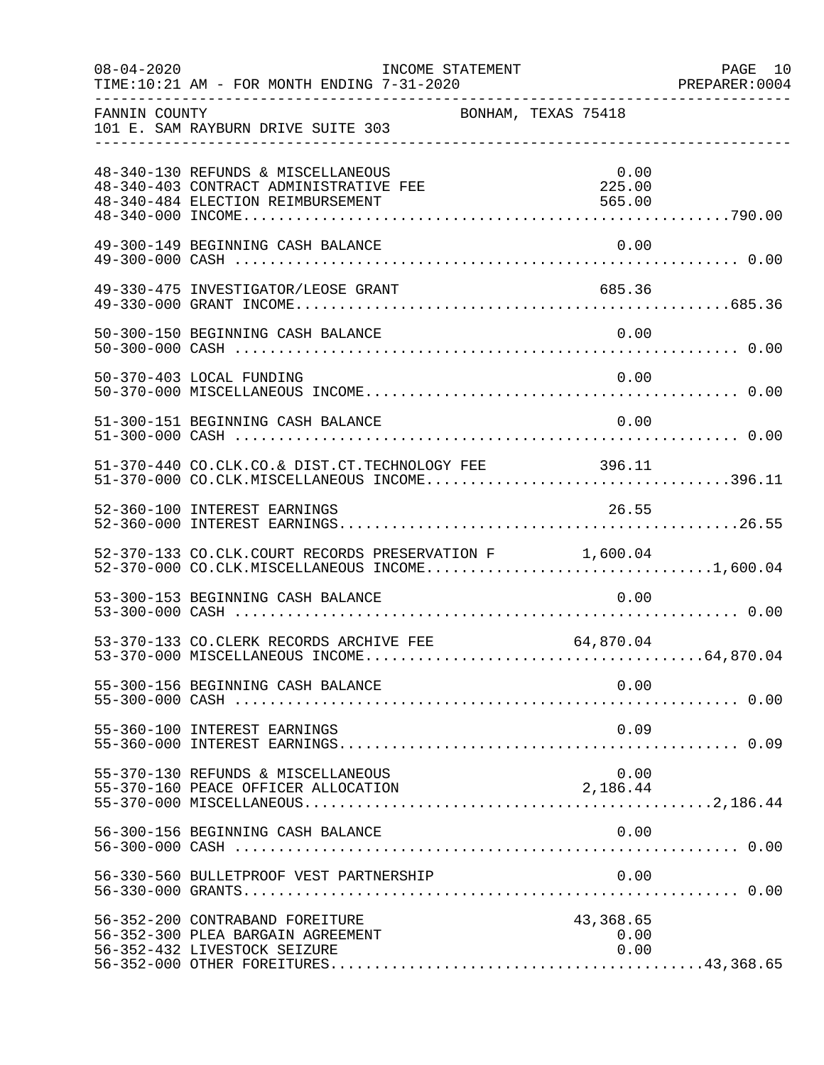FANNIN COUNTY — BONHAM, TEXAS 75418
101 E. SAM RAYBURN DRIVE SUITE 303

INCOME STATEMENT
FOR MONTH ENDING 7-31-2020

| Account | Description | Amount | Total |
|---|---|---|---|
| 48-340-130 | REFUNDS & MISCELLANEOUS | 0.00 | |
| 48-340-403 | CONTRACT ADMINISTRATIVE FEE | 225.00 | |
| 48-340-484 | ELECTION REIMBURSEMENT | 565.00 | |
| 48-340-000 | INCOME | | 790.00 |
| 49-300-149 | BEGINNING CASH BALANCE | 0.00 | |
| 49-300-000 | CASH | | 0.00 |
| 49-330-475 | INVESTIGATOR/LEOSE GRANT | 685.36 | |
| 49-330-000 | GRANT INCOME | | 685.36 |
| 50-300-150 | BEGINNING CASH BALANCE | 0.00 | |
| 50-300-000 | CASH | | 0.00 |
| 50-370-403 | LOCAL FUNDING | 0.00 | |
| 50-370-000 | MISCELLANEOUS INCOME | | 0.00 |
| 51-300-151 | BEGINNING CASH BALANCE | 0.00 | |
| 51-300-000 | CASH | | 0.00 |
| 51-370-440 | CO.CLK.CO.& DIST.CT.TECHNOLOGY FEE | 396.11 | |
| 51-370-000 | CO.CLK.MISCELLANEOUS INCOME | | 396.11 |
| 52-360-100 | INTEREST EARNINGS | 26.55 | |
| 52-360-000 | INTEREST EARNINGS | | 26.55 |
| 52-370-133 | CO.CLK.COURT RECORDS PRESERVATION F | 1,600.04 | |
| 52-370-000 | CO.CLK.MISCELLANEOUS INCOME | | 1,600.04 |
| 53-300-153 | BEGINNING CASH BALANCE | 0.00 | |
| 53-300-000 | CASH | | 0.00 |
| 53-370-133 | CO.CLERK RECORDS ARCHIVE FEE | 64,870.04 | |
| 53-370-000 | MISCELLANEOUS INCOME | | 64,870.04 |
| 55-300-156 | BEGINNING CASH BALANCE | 0.00 | |
| 55-300-000 | CASH | | 0.00 |
| 55-360-100 | INTEREST EARNINGS | 0.09 | |
| 55-360-000 | INTEREST EARNINGS | | 0.09 |
| 55-370-130 | REFUNDS & MISCELLANEOUS | 0.00 | |
| 55-370-160 | PEACE OFFICER ALLOCATION | 2,186.44 | |
| 55-370-000 | MISCELLANEOUS | | 2,186.44 |
| 56-300-156 | BEGINNING CASH BALANCE | 0.00 | |
| 56-300-000 | CASH | | 0.00 |
| 56-330-560 | BULLETPROOF VEST PARTNERSHIP | 0.00 | |
| 56-330-000 | GRANTS | | 0.00 |
| 56-352-200 | CONTRABAND FOREITURE | 43,368.65 | |
| 56-352-300 | PLEA BARGAIN AGREEMENT | 0.00 | |
| 56-352-432 | LIVESTOCK SEIZURE | 0.00 | |
| 56-352-000 | OTHER FOREITURES | | 43,368.65 |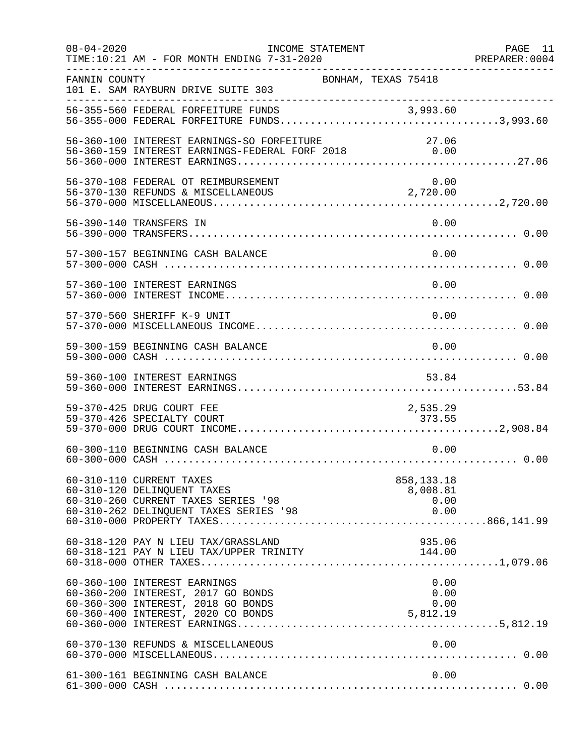FANNIN COUNTY　　　　　　　　　　　　BONHAM, TEXAS 75418
101 E. SAM RAYBURN DRIVE SUITE 303

| Account | Description | Amount | Total |
|---|---|---|---|
| 56-355-560 | FEDERAL FORFEITURE FUNDS | 3,993.60 | |
| 56-355-000 | FEDERAL FORFEITURE FUNDS | | 3,993.60 |
| 56-360-100 | INTEREST EARNINGS-SO FORFEITURE | 27.06 | |
| 56-360-159 | INTEREST EARNINGS-FEDERAL FORF 2018 | 0.00 | |
| 56-360-000 | INTEREST EARNINGS | | 27.06 |
| 56-370-108 | FEDERAL OT REIMBURSEMENT | 0.00 | |
| 56-370-130 | REFUNDS & MISCELLANEOUS | 2,720.00 | |
| 56-370-000 | MISCELLANEOUS | | 2,720.00 |
| 56-390-140 | TRANSFERS IN | 0.00 | |
| 56-390-000 | TRANSFERS | | 0.00 |
| 57-300-157 | BEGINNING CASH BALANCE | 0.00 | |
| 57-300-000 | CASH | | 0.00 |
| 57-360-100 | INTEREST EARNINGS | 0.00 | |
| 57-360-000 | INTEREST INCOME | | 0.00 |
| 57-370-560 | SHERIFF K-9 UNIT | 0.00 | |
| 57-370-000 | MISCELLANEOUS INCOME | | 0.00 |
| 59-300-159 | BEGINNING CASH BALANCE | 0.00 | |
| 59-300-000 | CASH | | 0.00 |
| 59-360-100 | INTEREST EARNINGS | 53.84 | |
| 59-360-000 | INTEREST EARNINGS | | 53.84 |
| 59-370-425 | DRUG COURT FEE | 2,535.29 | |
| 59-370-426 | SPECIALTY COURT | 373.55 | |
| 59-370-000 | DRUG COURT INCOME | | 2,908.84 |
| 60-300-110 | BEGINNING CASH BALANCE | 0.00 | |
| 60-300-000 | CASH | | 0.00 |
| 60-310-110 | CURRENT TAXES | 858,133.18 | |
| 60-310-120 | DELINQUENT TAXES | 8,008.81 | |
| 60-310-260 | CURRENT TAXES SERIES '98 | 0.00 | |
| 60-310-262 | DELINQUENT TAXES SERIES '98 | 0.00 | |
| 60-310-000 | PROPERTY TAXES | | 866,141.99 |
| 60-318-120 | PAY N LIEU TAX/GRASSLAND | 935.06 | |
| 60-318-121 | PAY N LIEU TAX/UPPER TRINITY | 144.00 | |
| 60-318-000 | OTHER TAXES | | 1,079.06 |
| 60-360-100 | INTEREST EARNINGS | 0.00 | |
| 60-360-200 | INTEREST, 2017 GO BONDS | 0.00 | |
| 60-360-300 | INTEREST, 2018 GO BONDS | 0.00 | |
| 60-360-400 | INTEREST, 2020 CO BONDS | 5,812.19 | |
| 60-360-000 | INTEREST EARNINGS | | 5,812.19 |
| 60-370-130 | REFUNDS & MISCELLANEOUS | 0.00 | |
| 60-370-000 | MISCELLANEOUS | | 0.00 |
| 61-300-161 | BEGINNING CASH BALANCE | 0.00 | |
| 61-300-000 | CASH | | 0.00 |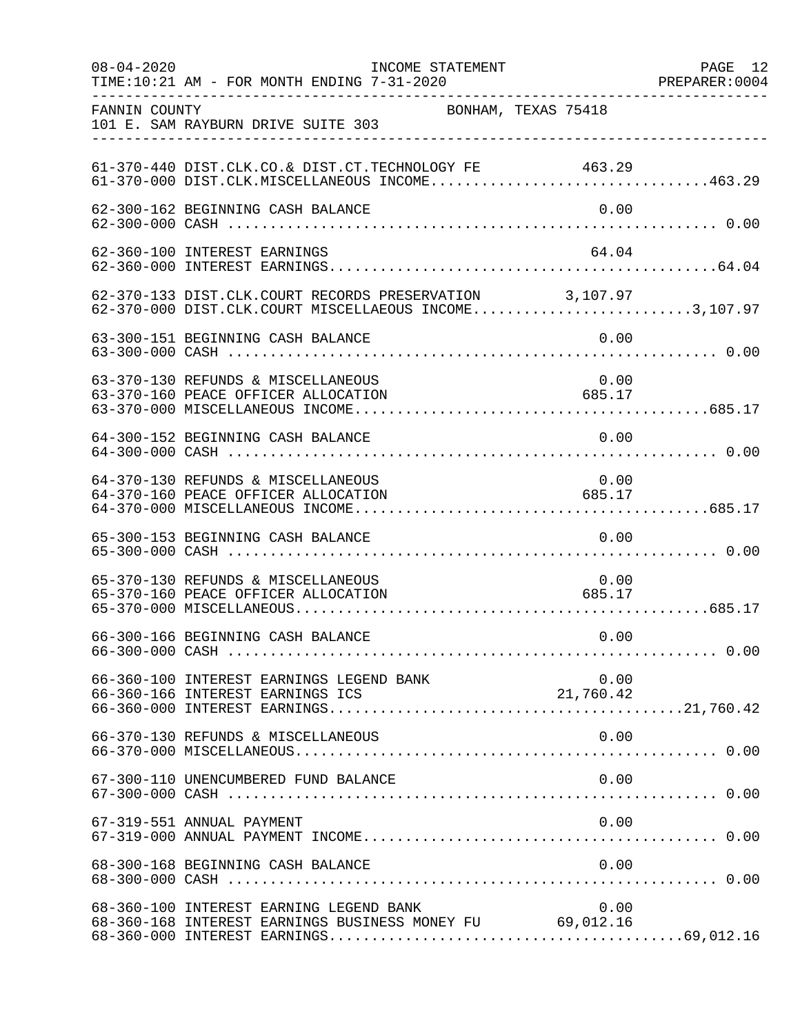FANNIN COUNTY  BONHAM, TEXAS 75418
101 E. SAM RAYBURN DRIVE SUITE 303

INCOME STATEMENT
FOR MONTH ENDING 7-31-2020

| Account | Description | Amount | Total |
|---|---|---|---|
| 61-370-440 | DIST.CLK.CO.& DIST.CT.TECHNOLOGY FE | 463.29 | |
| 61-370-000 | DIST.CLK.MISCELLANEOUS INCOME | | 463.29 |
| 62-300-162 | BEGINNING CASH BALANCE | 0.00 | |
| 62-300-000 | CASH | | 0.00 |
| 62-360-100 | INTEREST EARNINGS | 64.04 | |
| 62-360-000 | INTEREST EARNINGS | | 64.04 |
| 62-370-133 | DIST.CLK.COURT RECORDS PRESERVATION | 3,107.97 | |
| 62-370-000 | DIST.CLK.COURT MISCELLAEOUS INCOME | | 3,107.97 |
| 63-300-151 | BEGINNING CASH BALANCE | 0.00 | |
| 63-300-000 | CASH | | 0.00 |
| 63-370-130 | REFUNDS & MISCELLANEOUS | 0.00 | |
| 63-370-160 | PEACE OFFICER ALLOCATION | 685.17 | |
| 63-370-000 | MISCELLANEOUS INCOME | | 685.17 |
| 64-300-152 | BEGINNING CASH BALANCE | 0.00 | |
| 64-300-000 | CASH | | 0.00 |
| 64-370-130 | REFUNDS & MISCELLANEOUS | 0.00 | |
| 64-370-160 | PEACE OFFICER ALLOCATION | 685.17 | |
| 64-370-000 | MISCELLANEOUS INCOME | | 685.17 |
| 65-300-153 | BEGINNING CASH BALANCE | 0.00 | |
| 65-300-000 | CASH | | 0.00 |
| 65-370-130 | REFUNDS & MISCELLANEOUS | 0.00 | |
| 65-370-160 | PEACE OFFICER ALLOCATION | 685.17 | |
| 65-370-000 | MISCELLANEOUS | | 685.17 |
| 66-300-166 | BEGINNING CASH BALANCE | 0.00 | |
| 66-300-000 | CASH | | 0.00 |
| 66-360-100 | INTEREST EARNINGS LEGEND BANK | 0.00 | |
| 66-360-166 | INTEREST EARNINGS ICS | 21,760.42 | |
| 66-360-000 | INTEREST EARNINGS | | 21,760.42 |
| 66-370-130 | REFUNDS & MISCELLANEOUS | 0.00 | |
| 66-370-000 | MISCELLANEOUS | | 0.00 |
| 67-300-110 | UNENCUMBERED FUND BALANCE | 0.00 | |
| 67-300-000 | CASH | | 0.00 |
| 67-319-551 | ANNUAL PAYMENT | 0.00 | |
| 67-319-000 | ANNUAL PAYMENT INCOME | | 0.00 |
| 68-300-168 | BEGINNING CASH BALANCE | 0.00 | |
| 68-300-000 | CASH | | 0.00 |
| 68-360-100 | INTEREST EARNING LEGEND BANK | 0.00 | |
| 68-360-168 | INTEREST EARNINGS BUSINESS MONEY FU | 69,012.16 | |
| 68-360-000 | INTEREST EARNINGS | | 69,012.16 |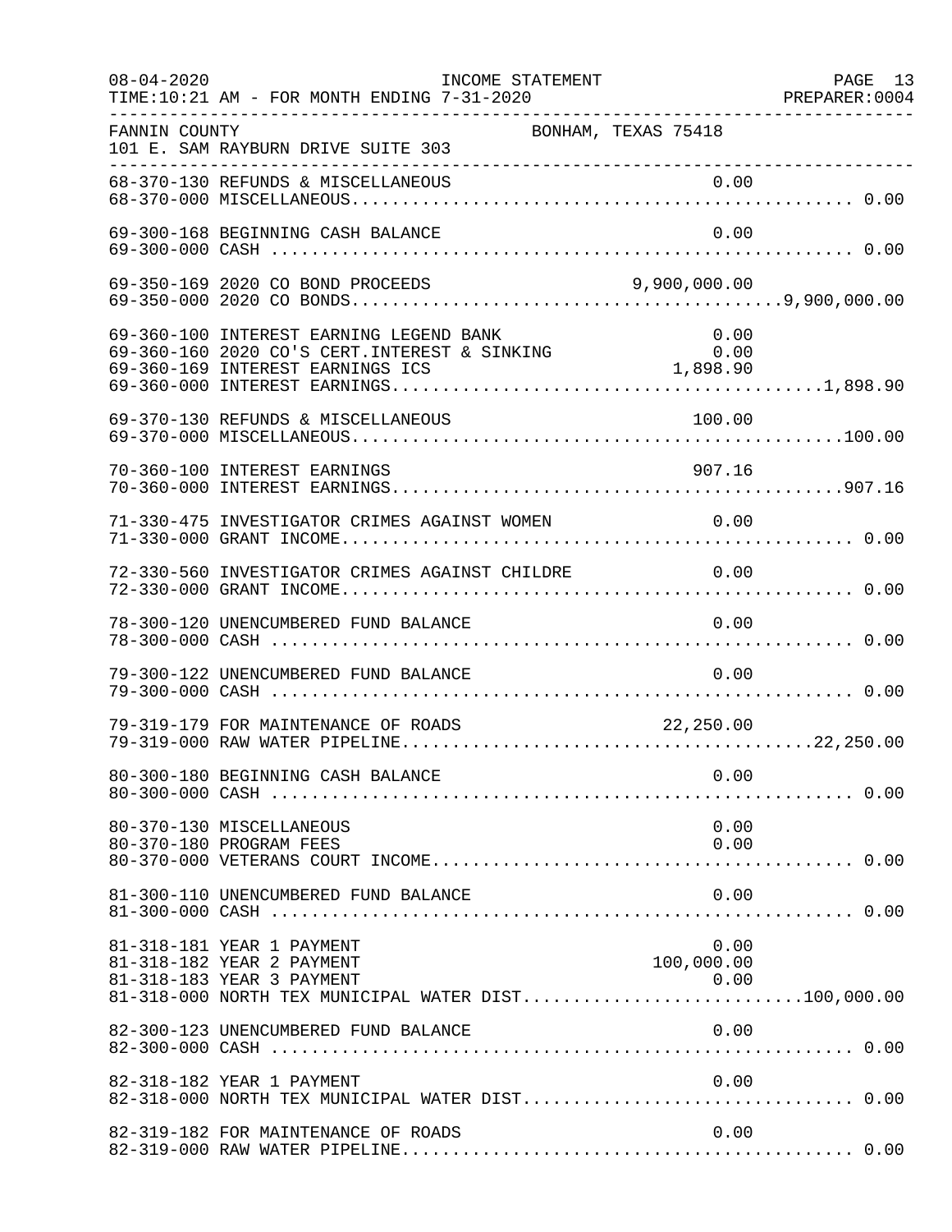FANNIN COUNTY — BONHAM, TEXAS 75418
101 E. SAM RAYBURN DRIVE SUITE 303

INCOME STATEMENT
FOR MONTH ENDING 7-31-2020

| Account | Description | Detail | Total |
|---|---|---|---|
| 68-370-130 | REFUNDS & MISCELLANEOUS | 0.00 | |
| 68-370-000 | MISCELLANEOUS | | 0.00 |
| 69-300-168 | BEGINNING CASH BALANCE | 0.00 | |
| 69-300-000 | CASH | | 0.00 |
| 69-350-169 | 2020 CO BOND PROCEEDS | 9,900,000.00 | |
| 69-350-000 | 2020 CO BONDS | | 9,900,000.00 |
| 69-360-100 | INTEREST EARNING LEGEND BANK | 0.00 | |
| 69-360-160 | 2020 CO'S CERT.INTEREST & SINKING | 0.00 | |
| 69-360-169 | INTEREST EARNINGS ICS | 1,898.90 | |
| 69-360-000 | INTEREST EARNINGS | | 1,898.90 |
| 69-370-130 | REFUNDS & MISCELLANEOUS | 100.00 | |
| 69-370-000 | MISCELLANEOUS | | 100.00 |
| 70-360-100 | INTEREST EARNINGS | 907.16 | |
| 70-360-000 | INTEREST EARNINGS | | 907.16 |
| 71-330-475 | INVESTIGATOR CRIMES AGAINST WOMEN | 0.00 | |
| 71-330-000 | GRANT INCOME | | 0.00 |
| 72-330-560 | INVESTIGATOR CRIMES AGAINST CHILDRE | 0.00 | |
| 72-330-000 | GRANT INCOME | | 0.00 |
| 78-300-120 | UNENCUMBERED FUND BALANCE | 0.00 | |
| 78-300-000 | CASH | | 0.00 |
| 79-300-122 | UNENCUMBERED FUND BALANCE | 0.00 | |
| 79-300-000 | CASH | | 0.00 |
| 79-319-179 | FOR MAINTENANCE OF ROADS | 22,250.00 | |
| 79-319-000 | RAW WATER PIPELINE | | 22,250.00 |
| 80-300-180 | BEGINNING CASH BALANCE | 0.00 | |
| 80-300-000 | CASH | | 0.00 |
| 80-370-130 | MISCELLANEOUS | 0.00 | |
| 80-370-180 | PROGRAM FEES | 0.00 | |
| 80-370-000 | VETERANS COURT INCOME | | 0.00 |
| 81-300-110 | UNENCUMBERED FUND BALANCE | 0.00 | |
| 81-300-000 | CASH | | 0.00 |
| 81-318-181 | YEAR 1 PAYMENT | 0.00 | |
| 81-318-182 | YEAR 2 PAYMENT | 100,000.00 | |
| 81-318-183 | YEAR 3 PAYMENT | 0.00 | |
| 81-318-000 | NORTH TEX MUNICIPAL WATER DIST | | 100,000.00 |
| 82-300-123 | UNENCUMBERED FUND BALANCE | 0.00 | |
| 82-300-000 | CASH | | 0.00 |
| 82-318-182 | YEAR 1 PAYMENT | 0.00 | |
| 82-318-000 | NORTH TEX MUNICIPAL WATER DIST | | 0.00 |
| 82-319-182 | FOR MAINTENANCE OF ROADS | 0.00 | |
| 82-319-000 | RAW WATER PIPELINE | | 0.00 |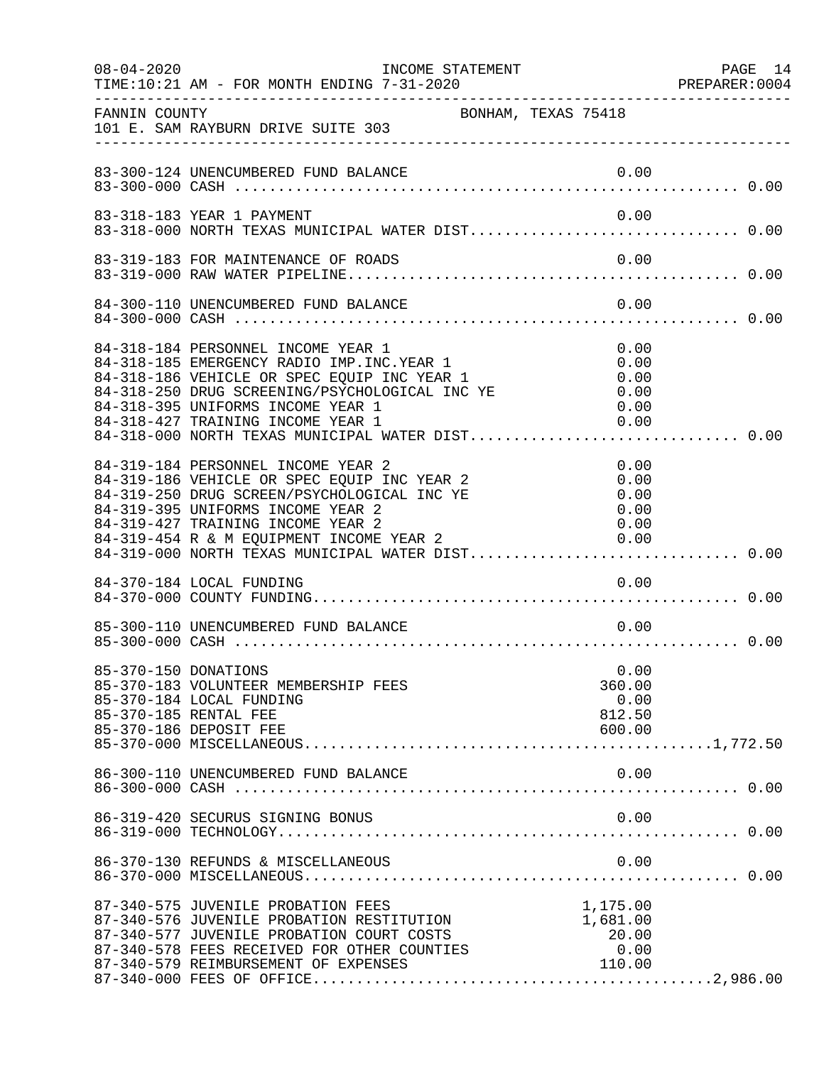FANNIN COUNTY BONHAM, TEXAS 75418
101 E. SAM RAYBURN DRIVE SUITE 303

INCOME STATEMENT
TIME:10:21 AM - FOR MONTH ENDING 7-31-2020

| Account | Description | Detail | Total |
|---|---|---|---|
| 83-300-124 | UNENCUMBERED FUND BALANCE | 0.00 | |
| 83-300-000 | CASH | | 0.00 |
| 83-318-183 | YEAR 1 PAYMENT | 0.00 | |
| 83-318-000 | NORTH TEXAS MUNICIPAL WATER DIST | | 0.00 |
| 83-319-183 | FOR MAINTENANCE OF ROADS | 0.00 | |
| 83-319-000 | RAW WATER PIPELINE | | 0.00 |
| 84-300-110 | UNENCUMBERED FUND BALANCE | 0.00 | |
| 84-300-000 | CASH | | 0.00 |
| 84-318-184 | PERSONNEL INCOME YEAR 1 | 0.00 | |
| 84-318-185 | EMERGENCY RADIO IMP.INC.YEAR 1 | 0.00 | |
| 84-318-186 | VEHICLE OR SPEC EQUIP INC YEAR 1 | 0.00 | |
| 84-318-250 | DRUG SCREENING/PSYCHOLOGICAL INC YE | 0.00 | |
| 84-318-395 | UNIFORMS INCOME YEAR 1 | 0.00 | |
| 84-318-427 | TRAINING INCOME YEAR 1 | 0.00 | |
| 84-318-000 | NORTH TEXAS MUNICIPAL WATER DIST | | 0.00 |
| 84-319-184 | PERSONNEL INCOME YEAR 2 | 0.00 | |
| 84-319-186 | VEHICLE OR SPEC EQUIP INC YEAR 2 | 0.00 | |
| 84-319-250 | DRUG SCREEN/PSYCHOLOGICAL INC YE | 0.00 | |
| 84-319-395 | UNIFORMS INCOME YEAR 2 | 0.00 | |
| 84-319-427 | TRAINING INCOME YEAR 2 | 0.00 | |
| 84-319-454 | R & M EQUIPMENT INCOME YEAR 2 | 0.00 | |
| 84-319-000 | NORTH TEXAS MUNICIPAL WATER DIST | | 0.00 |
| 84-370-184 | LOCAL FUNDING | 0.00 | |
| 84-370-000 | COUNTY FUNDING | | 0.00 |
| 85-300-110 | UNENCUMBERED FUND BALANCE | 0.00 | |
| 85-300-000 | CASH | | 0.00 |
| 85-370-150 | DONATIONS | 0.00 | |
| 85-370-183 | VOLUNTEER MEMBERSHIP FEES | 360.00 | |
| 85-370-184 | LOCAL FUNDING | 0.00 | |
| 85-370-185 | RENTAL FEE | 812.50 | |
| 85-370-186 | DEPOSIT FEE | 600.00 | |
| 85-370-000 | MISCELLANEOUS | | 1,772.50 |
| 86-300-110 | UNENCUMBERED FUND BALANCE | 0.00 | |
| 86-300-000 | CASH | | 0.00 |
| 86-319-420 | SECURUS SIGNING BONUS | 0.00 | |
| 86-319-000 | TECHNOLOGY | | 0.00 |
| 86-370-130 | REFUNDS & MISCELLANEOUS | 0.00 | |
| 86-370-000 | MISCELLANEOUS | | 0.00 |
| 87-340-575 | JUVENILE PROBATION FEES | 1,175.00 | |
| 87-340-576 | JUVENILE PROBATION RESTITUTION | 1,681.00 | |
| 87-340-577 | JUVENILE PROBATION COURT COSTS | 20.00 | |
| 87-340-578 | FEES RECEIVED FOR OTHER COUNTIES | 0.00 | |
| 87-340-579 | REIMBURSEMENT OF EXPENSES | 110.00 | |
| 87-340-000 | FEES OF OFFICE | | 2,986.00 |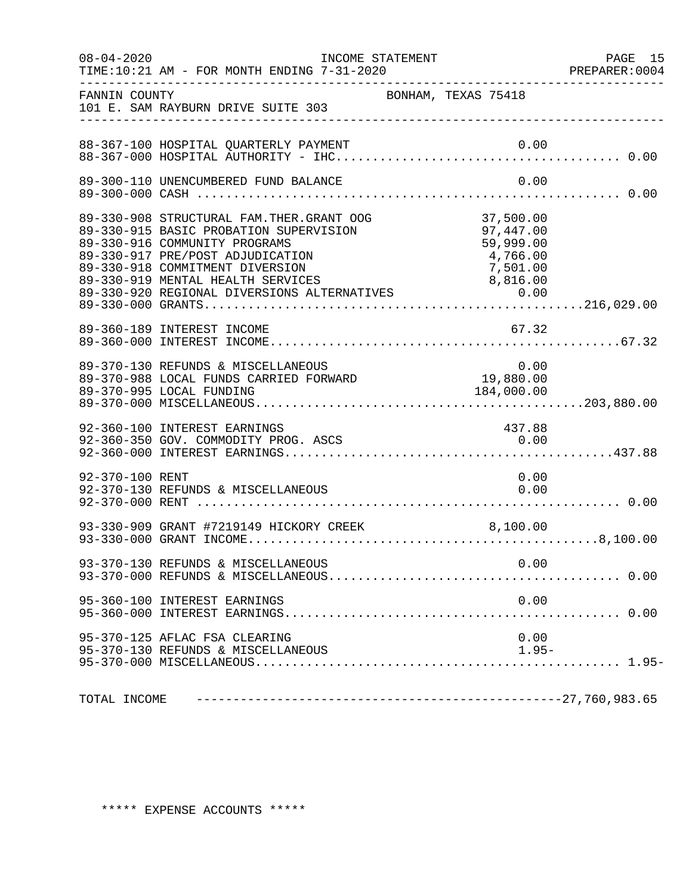FANNIN COUNTY — BONHAM, TEXAS 75418
101 E. SAM RAYBURN DRIVE SUITE 303

INCOME STATEMENT — FOR MONTH ENDING 7-31-2020

| Account | Description | Amount | Total |
|---|---|---|---|
| 88-367-100 | HOSPITAL QUARTERLY PAYMENT | 0.00 | |
| 88-367-000 | HOSPITAL AUTHORITY - IHC | | 0.00 |
| 89-300-110 | UNENCUMBERED FUND BALANCE | 0.00 | |
| 89-300-000 | CASH | | 0.00 |
| 89-330-908 | STRUCTURAL FAM.THER.GRANT OOG | 37,500.00 | |
| 89-330-915 | BASIC PROBATION SUPERVISION | 97,447.00 | |
| 89-330-916 | COMMUNITY PROGRAMS | 59,999.00 | |
| 89-330-917 | PRE/POST ADJUDICATION | 4,766.00 | |
| 89-330-918 | COMMITMENT DIVERSION | 7,501.00 | |
| 89-330-919 | MENTAL HEALTH SERVICES | 8,816.00 | |
| 89-330-920 | REGIONAL DIVERSIONS ALTERNATIVES | 0.00 | |
| 89-330-000 | GRANTS | | 216,029.00 |
| 89-360-189 | INTEREST INCOME | 67.32 | |
| 89-360-000 | INTEREST INCOME | | 67.32 |
| 89-370-130 | REFUNDS & MISCELLANEOUS | 0.00 | |
| 89-370-988 | LOCAL FUNDS CARRIED FORWARD | 19,880.00 | |
| 89-370-995 | LOCAL FUNDING | 184,000.00 | |
| 89-370-000 | MISCELLANEOUS | | 203,880.00 |
| 92-360-100 | INTEREST EARNINGS | 437.88 | |
| 92-360-350 | GOV. COMMODITY PROG. ASCS | 0.00 | |
| 92-360-000 | INTEREST EARNINGS | | 437.88 |
| 92-370-100 | RENT | 0.00 | |
| 92-370-130 | REFUNDS & MISCELLANEOUS | 0.00 | |
| 92-370-000 | RENT | | 0.00 |
| 93-330-909 | GRANT #7219149 HICKORY CREEK | 8,100.00 | |
| 93-330-000 | GRANT INCOME | | 8,100.00 |
| 93-370-130 | REFUNDS & MISCELLANEOUS | 0.00 | |
| 93-370-000 | REFUNDS & MISCELLANEOUS | | 0.00 |
| 95-360-100 | INTEREST EARNINGS | 0.00 | |
| 95-360-000 | INTEREST EARNINGS | | 0.00 |
| 95-370-125 | AFLAC FSA CLEARING | 0.00 | |
| 95-370-130 | REFUNDS & MISCELLANEOUS | 1.95- | |
| 95-370-000 | MISCELLANEOUS | | 1.95- |

TOTAL INCOME ---------------------------------------- 27,760,983.65

***** EXPENSE ACCOUNTS *****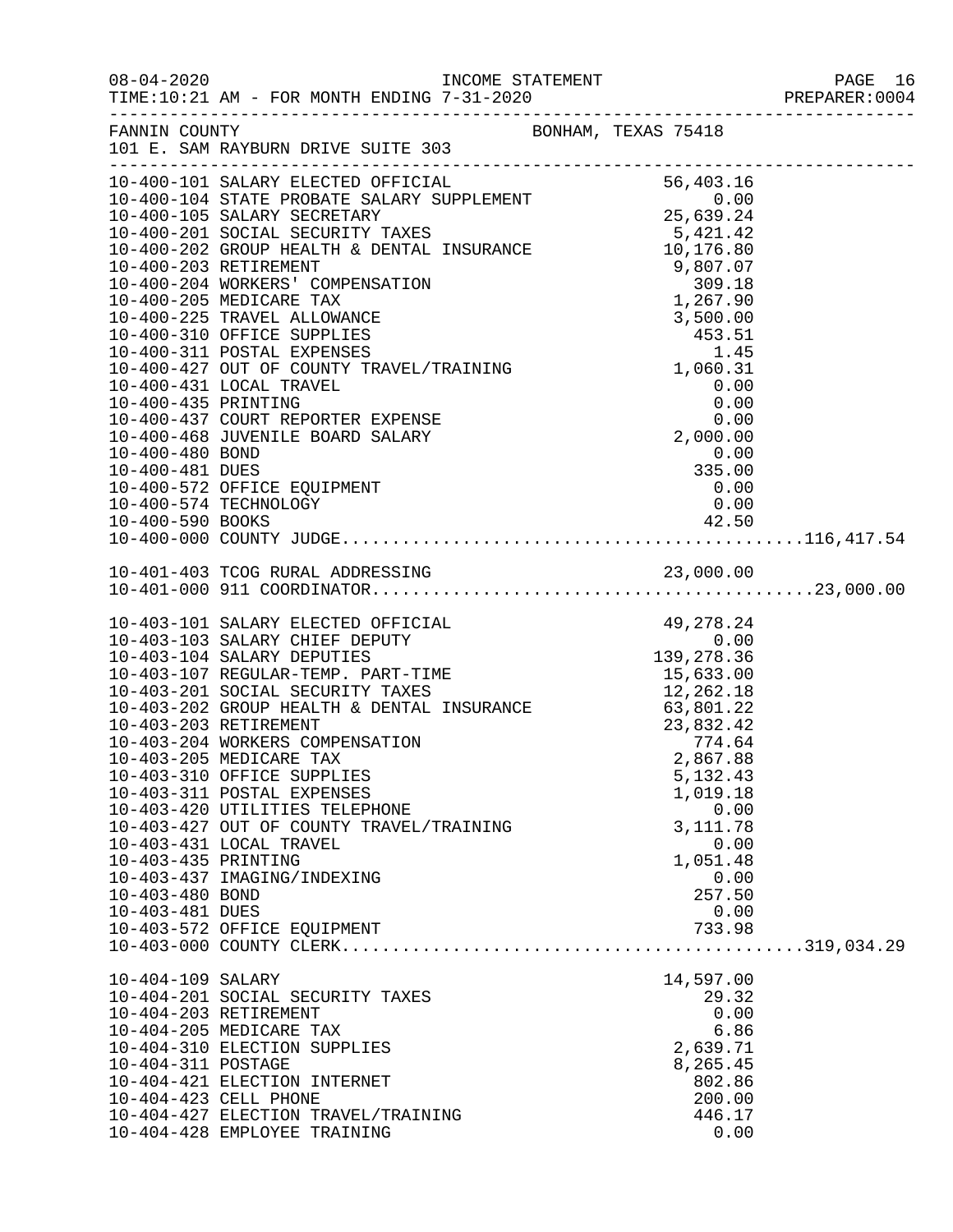INCOME STATEMENT

08-04-2020
TIME:10:21 AM - FOR MONTH ENDING 7-31-2020

PREPARER:0004

FANNIN COUNTY — BONHAM, TEXAS 75418
101 E. SAM RAYBURN DRIVE SUITE 303

| Account | Description | Amount | Total |
|---|---|---|---|
| 10-400-101 | SALARY ELECTED OFFICIAL | 56,403.16 | |
| 10-400-104 | STATE PROBATE SALARY SUPPLEMENT | 0.00 | |
| 10-400-105 | SALARY SECRETARY | 25,639.24 | |
| 10-400-201 | SOCIAL SECURITY TAXES | 5,421.42 | |
| 10-400-202 | GROUP HEALTH & DENTAL INSURANCE | 10,176.80 | |
| 10-400-203 | RETIREMENT | 9,807.07 | |
| 10-400-204 | WORKERS' COMPENSATION | 309.18 | |
| 10-400-205 | MEDICARE TAX | 1,267.90 | |
| 10-400-225 | TRAVEL ALLOWANCE | 3,500.00 | |
| 10-400-310 | OFFICE SUPPLIES | 453.51 | |
| 10-400-311 | POSTAL EXPENSES | 1.45 | |
| 10-400-427 | OUT OF COUNTY TRAVEL/TRAINING | 1,060.31 | |
| 10-400-431 | LOCAL TRAVEL | 0.00 | |
| 10-400-435 | PRINTING | 0.00 | |
| 10-400-437 | COURT REPORTER EXPENSE | 0.00 | |
| 10-400-468 | JUVENILE BOARD SALARY | 2,000.00 | |
| 10-400-480 | BOND | 0.00 | |
| 10-400-481 | DUES | 335.00 | |
| 10-400-572 | OFFICE EQUIPMENT | 0.00 | |
| 10-400-574 | TECHNOLOGY | 0.00 | |
| 10-400-590 | BOOKS | 42.50 | |
| 10-400-000 | COUNTY JUDGE | | 116,417.54 |
| 10-401-403 | TCOG RURAL ADDRESSING | 23,000.00 | |
| 10-401-000 | 911 COORDINATOR | | 23,000.00 |
| 10-403-101 | SALARY ELECTED OFFICIAL | 49,278.24 | |
| 10-403-103 | SALARY CHIEF DEPUTY | 0.00 | |
| 10-403-104 | SALARY DEPUTIES | 139,278.36 | |
| 10-403-107 | REGULAR-TEMP. PART-TIME | 15,633.00 | |
| 10-403-201 | SOCIAL SECURITY TAXES | 12,262.18 | |
| 10-403-202 | GROUP HEALTH & DENTAL INSURANCE | 63,801.22 | |
| 10-403-203 | RETIREMENT | 23,832.42 | |
| 10-403-204 | WORKERS COMPENSATION | 774.64 | |
| 10-403-205 | MEDICARE TAX | 2,867.88 | |
| 10-403-310 | OFFICE SUPPLIES | 5,132.43 | |
| 10-403-311 | POSTAL EXPENSES | 1,019.18 | |
| 10-403-420 | UTILITIES TELEPHONE | 0.00 | |
| 10-403-427 | OUT OF COUNTY TRAVEL/TRAINING | 3,111.78 | |
| 10-403-431 | LOCAL TRAVEL | 0.00 | |
| 10-403-435 | PRINTING | 1,051.48 | |
| 10-403-437 | IMAGING/INDEXING | 0.00 | |
| 10-403-480 | BOND | 257.50 | |
| 10-403-481 | DUES | 0.00 | |
| 10-403-572 | OFFICE EQUIPMENT | 733.98 | |
| 10-403-000 | COUNTY CLERK | | 319,034.29 |
| 10-404-109 | SALARY | 14,597.00 | |
| 10-404-201 | SOCIAL SECURITY TAXES | 29.32 | |
| 10-404-203 | RETIREMENT | 0.00 | |
| 10-404-205 | MEDICARE TAX | 6.86 | |
| 10-404-310 | ELECTION SUPPLIES | 2,639.71 | |
| 10-404-311 | POSTAGE | 8,265.45 | |
| 10-404-421 | ELECTION INTERNET | 802.86 | |
| 10-404-423 | CELL PHONE | 200.00 | |
| 10-404-427 | ELECTION TRAVEL/TRAINING | 446.17 | |
| 10-404-428 | EMPLOYEE TRAINING | 0.00 | |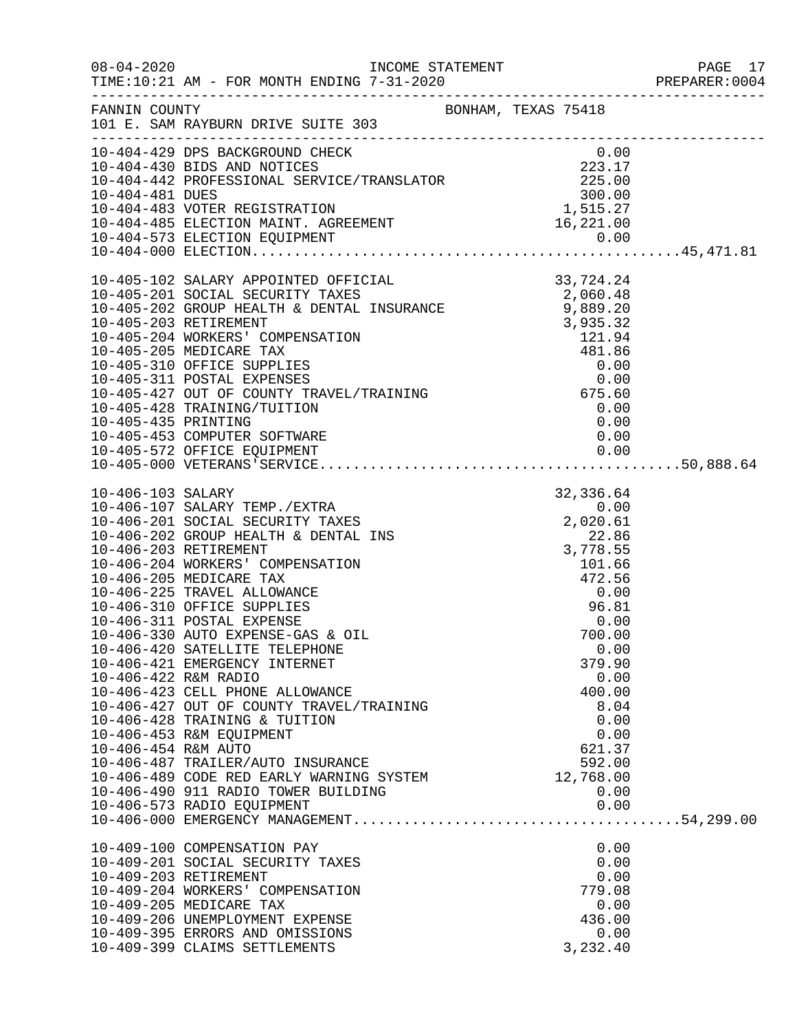FANNIN COUNTY — BONHAM, TEXAS 75418
101 E. SAM RAYBURN DRIVE SUITE 303

INCOME STATEMENT
08-04-2020 TIME:10:21 AM - FOR MONTH ENDING 7-31-2020

| Account | Description | Amount | Total |
|---|---|---|---|
| 10-404-429 | DPS BACKGROUND CHECK | 0.00 | |
| 10-404-430 | BIDS AND NOTICES | 223.17 | |
| 10-404-442 | PROFESSIONAL SERVICE/TRANSLATOR | 225.00 | |
| 10-404-481 | DUES | 300.00 | |
| 10-404-483 | VOTER REGISTRATION | 1,515.27 | |
| 10-404-485 | ELECTION MAINT. AGREEMENT | 16,221.00 | |
| 10-404-573 | ELECTION EQUIPMENT | 0.00 | |
| 10-404-000 | ELECTION | | 45,471.81 |
| 10-405-102 | SALARY APPOINTED OFFICIAL | 33,724.24 | |
| 10-405-201 | SOCIAL SECURITY TAXES | 2,060.48 | |
| 10-405-202 | GROUP HEALTH & DENTAL INSURANCE | 9,889.20 | |
| 10-405-203 | RETIREMENT | 3,935.32 | |
| 10-405-204 | WORKERS' COMPENSATION | 121.94 | |
| 10-405-205 | MEDICARE TAX | 481.86 | |
| 10-405-310 | OFFICE SUPPLIES | 0.00 | |
| 10-405-311 | POSTAL EXPENSES | 0.00 | |
| 10-405-427 | OUT OF COUNTY TRAVEL/TRAINING | 675.60 | |
| 10-405-428 | TRAINING/TUITION | 0.00 | |
| 10-405-435 | PRINTING | 0.00 | |
| 10-405-453 | COMPUTER SOFTWARE | 0.00 | |
| 10-405-572 | OFFICE EQUIPMENT | 0.00 | |
| 10-405-000 | VETERANS'SERVICE | | 50,888.64 |
| 10-406-103 | SALARY | 32,336.64 | |
| 10-406-107 | SALARY TEMP./EXTRA | 0.00 | |
| 10-406-201 | SOCIAL SECURITY TAXES | 2,020.61 | |
| 10-406-202 | GROUP HEALTH & DENTAL INS | 22.86 | |
| 10-406-203 | RETIREMENT | 3,778.55 | |
| 10-406-204 | WORKERS' COMPENSATION | 101.66 | |
| 10-406-205 | MEDICARE TAX | 472.56 | |
| 10-406-225 | TRAVEL ALLOWANCE | 0.00 | |
| 10-406-310 | OFFICE SUPPLIES | 96.81 | |
| 10-406-311 | POSTAL EXPENSE | 0.00 | |
| 10-406-330 | AUTO EXPENSE-GAS & OIL | 700.00 | |
| 10-406-420 | SATELLITE TELEPHONE | 0.00 | |
| 10-406-421 | EMERGENCY INTERNET | 379.90 | |
| 10-406-422 | R&M RADIO | 0.00 | |
| 10-406-423 | CELL PHONE ALLOWANCE | 400.00 | |
| 10-406-427 | OUT OF COUNTY TRAVEL/TRAINING | 8.04 | |
| 10-406-428 | TRAINING & TUITION | 0.00 | |
| 10-406-453 | R&M EQUIPMENT | 0.00 | |
| 10-406-454 | R&M AUTO | 621.37 | |
| 10-406-487 | TRAILER/AUTO INSURANCE | 592.00 | |
| 10-406-489 | CODE RED EARLY WARNING SYSTEM | 12,768.00 | |
| 10-406-490 | 911 RADIO TOWER BUILDING | 0.00 | |
| 10-406-573 | RADIO EQUIPMENT | 0.00 | |
| 10-406-000 | EMERGENCY MANAGEMENT | | 54,299.00 |
| 10-409-100 | COMPENSATION PAY | 0.00 | |
| 10-409-201 | SOCIAL SECURITY TAXES | 0.00 | |
| 10-409-203 | RETIREMENT | 0.00 | |
| 10-409-204 | WORKERS' COMPENSATION | 779.08 | |
| 10-409-205 | MEDICARE TAX | 0.00 | |
| 10-409-206 | UNEMPLOYMENT EXPENSE | 436.00 | |
| 10-409-395 | ERRORS AND OMISSIONS | 0.00 | |
| 10-409-399 | CLAIMS SETTLEMENTS | 3,232.40 | |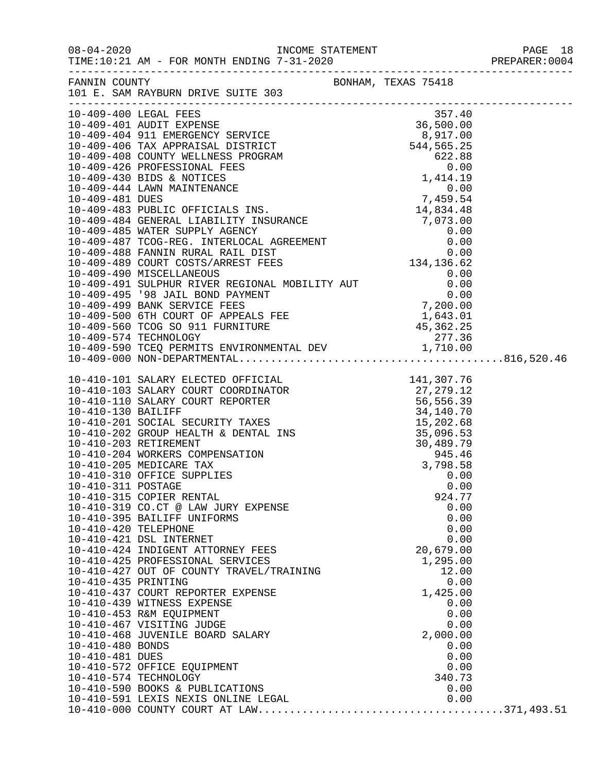08-04-2020 INCOME STATEMENT
TIME:10:21 AM - FOR MONTH ENDING 7-31-2020 PREPARER:0004

FANNIN COUNTY BONHAM, TEXAS 75418
101 E. SAM RAYBURN DRIVE SUITE 303

| Account | Description | Amount | Total |
|---|---|---|---|
| 10-409-400 | LEGAL FEES | 357.40 | |
| 10-409-401 | AUDIT EXPENSE | 36,500.00 | |
| 10-409-404 | 911 EMERGENCY SERVICE | 8,917.00 | |
| 10-409-406 | TAX APPRAISAL DISTRICT | 544,565.25 | |
| 10-409-408 | COUNTY WELLNESS PROGRAM | 622.88 | |
| 10-409-426 | PROFESSIONAL FEES | 0.00 | |
| 10-409-430 | BIDS & NOTICES | 1,414.19 | |
| 10-409-444 | LAWN MAINTENANCE | 0.00 | |
| 10-409-481 | DUES | 7,459.54 | |
| 10-409-483 | PUBLIC OFFICIALS INS. | 14,834.48 | |
| 10-409-484 | GENERAL LIABILITY INSURANCE | 7,073.00 | |
| 10-409-485 | WATER SUPPLY AGENCY | 0.00 | |
| 10-409-487 | TCOG-REG. INTERLOCAL AGREEMENT | 0.00 | |
| 10-409-488 | FANNIN RURAL RAIL DIST | 0.00 | |
| 10-409-489 | COURT COSTS/ARREST FEES | 134,136.62 | |
| 10-409-490 | MISCELLANEOUS | 0.00 | |
| 10-409-491 | SULPHUR RIVER REGIONAL MOBILITY AUT | 0.00 | |
| 10-409-495 | '98 JAIL BOND PAYMENT | 0.00 | |
| 10-409-499 | BANK SERVICE FEES | 7,200.00 | |
| 10-409-500 | 6TH COURT OF APPEALS FEE | 1,643.01 | |
| 10-409-560 | TCOG SO 911 FURNITURE | 45,362.25 | |
| 10-409-574 | TECHNOLOGY | 277.36 | |
| 10-409-590 | TCEQ PERMITS ENVIRONMENTAL DEV | 1,710.00 | |
| 10-409-000 | NON-DEPARTMENTAL | | 816,520.46 |
| 10-410-101 | SALARY ELECTED OFFICIAL | 141,307.76 | |
| 10-410-103 | SALARY COURT COORDINATOR | 27,279.12 | |
| 10-410-110 | SALARY COURT REPORTER | 56,556.39 | |
| 10-410-130 | BAILIFF | 34,140.70 | |
| 10-410-201 | SOCIAL SECURITY TAXES | 15,202.68 | |
| 10-410-202 | GROUP HEALTH & DENTAL INS | 35,096.53 | |
| 10-410-203 | RETIREMENT | 30,489.79 | |
| 10-410-204 | WORKERS COMPENSATION | 945.46 | |
| 10-410-205 | MEDICARE TAX | 3,798.58 | |
| 10-410-310 | OFFICE SUPPLIES | 0.00 | |
| 10-410-311 | POSTAGE | 0.00 | |
| 10-410-315 | COPIER RENTAL | 924.77 | |
| 10-410-319 | CO.CT @ LAW JURY EXPENSE | 0.00 | |
| 10-410-395 | BAILIFF UNIFORMS | 0.00 | |
| 10-410-420 | TELEPHONE | 0.00 | |
| 10-410-421 | DSL INTERNET | 0.00 | |
| 10-410-424 | INDIGENT ATTORNEY FEES | 20,679.00 | |
| 10-410-425 | PROFESSIONAL SERVICES | 1,295.00 | |
| 10-410-427 | OUT OF COUNTY TRAVEL/TRAINING | 12.00 | |
| 10-410-435 | PRINTING | 0.00 | |
| 10-410-437 | COURT REPORTER EXPENSE | 1,425.00 | |
| 10-410-439 | WITNESS EXPENSE | 0.00 | |
| 10-410-453 | R&M EQUIPMENT | 0.00 | |
| 10-410-467 | VISITING JUDGE | 0.00 | |
| 10-410-468 | JUVENILE BOARD SALARY | 2,000.00 | |
| 10-410-480 | BONDS | 0.00 | |
| 10-410-481 | DUES | 0.00 | |
| 10-410-572 | OFFICE EQUIPMENT | 0.00 | |
| 10-410-574 | TECHNOLOGY | 340.73 | |
| 10-410-590 | BOOKS & PUBLICATIONS | 0.00 | |
| 10-410-591 | LEXIS NEXIS ONLINE LEGAL | 0.00 | |
| 10-410-000 | COUNTY COURT AT LAW | | 371,493.51 |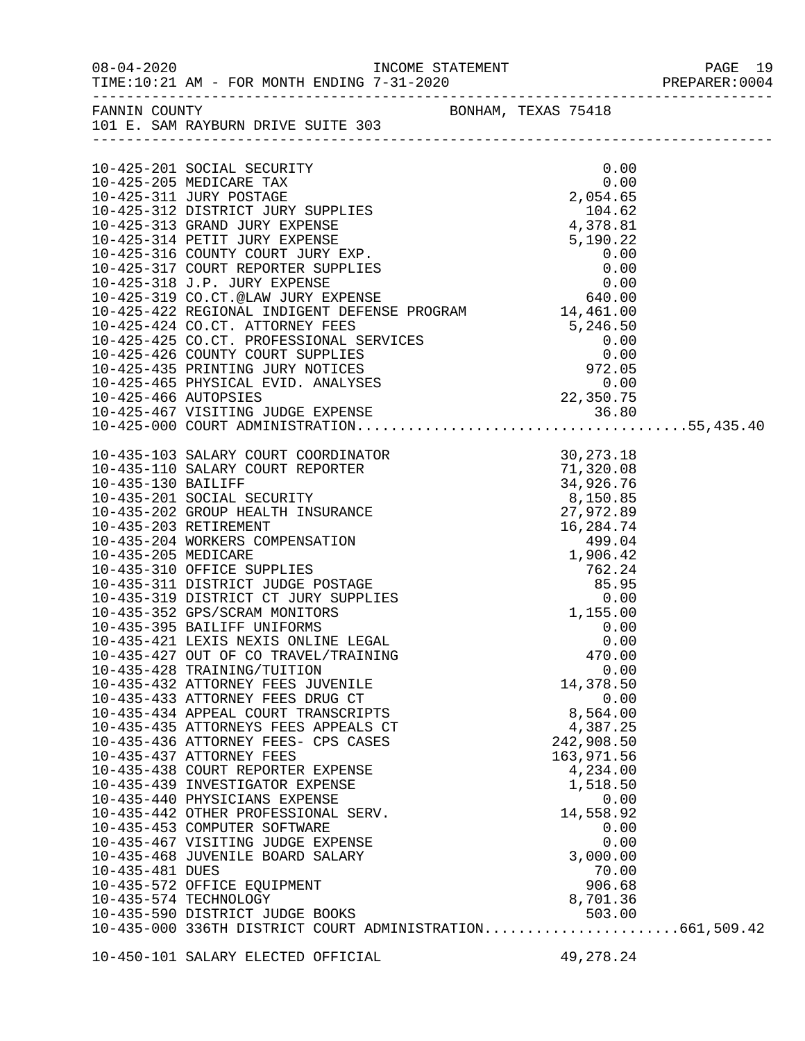FANNIN COUNTY BONHAM, TEXAS 75418
101 E. SAM RAYBURN DRIVE SUITE 303

INCOME STATEMENT
TIME:10:21 AM - FOR MONTH ENDING 7-31-2020

| Account | Description | Amount | Total |
|---|---|---|---|
| 10-425-201 | SOCIAL SECURITY | 0.00 | |
| 10-425-205 | MEDICARE TAX | 0.00 | |
| 10-425-311 | JURY POSTAGE | 2,054.65 | |
| 10-425-312 | DISTRICT JURY SUPPLIES | 104.62 | |
| 10-425-313 | GRAND JURY EXPENSE | 4,378.81 | |
| 10-425-314 | PETIT JURY EXPENSE | 5,190.22 | |
| 10-425-316 | COUNTY COURT JURY EXP. | 0.00 | |
| 10-425-317 | COURT REPORTER SUPPLIES | 0.00 | |
| 10-425-318 | J.P. JURY EXPENSE | 0.00 | |
| 10-425-319 | CO.CT.@LAW JURY EXPENSE | 640.00 | |
| 10-425-422 | REGIONAL INDIGENT DEFENSE PROGRAM | 14,461.00 | |
| 10-425-424 | CO.CT. ATTORNEY FEES | 5,246.50 | |
| 10-425-425 | CO.CT. PROFESSIONAL SERVICES | 0.00 | |
| 10-425-426 | COUNTY COURT SUPPLIES | 0.00 | |
| 10-425-435 | PRINTING JURY NOTICES | 972.05 | |
| 10-425-465 | PHYSICAL EVID. ANALYSES | 0.00 | |
| 10-425-466 | AUTOPSIES | 22,350.75 | |
| 10-425-467 | VISITING JUDGE EXPENSE | 36.80 | |
| 10-425-000 | COURT ADMINISTRATION | | 55,435.40 |
| 10-435-103 | SALARY COURT COORDINATOR | 30,273.18 | |
| 10-435-110 | SALARY COURT REPORTER | 71,320.08 | |
| 10-435-130 | BAILIFF | 34,926.76 | |
| 10-435-201 | SOCIAL SECURITY | 8,150.85 | |
| 10-435-202 | GROUP HEALTH INSURANCE | 27,972.89 | |
| 10-435-203 | RETIREMENT | 16,284.74 | |
| 10-435-204 | WORKERS COMPENSATION | 499.04 | |
| 10-435-205 | MEDICARE | 1,906.42 | |
| 10-435-310 | OFFICE SUPPLIES | 762.24 | |
| 10-435-311 | DISTRICT JUDGE POSTAGE | 85.95 | |
| 10-435-319 | DISTRICT CT JURY SUPPLIES | 0.00 | |
| 10-435-352 | GPS/SCRAM MONITORS | 1,155.00 | |
| 10-435-395 | BAILIFF UNIFORMS | 0.00 | |
| 10-435-421 | LEXIS NEXIS ONLINE LEGAL | 0.00 | |
| 10-435-427 | OUT OF CO TRAVEL/TRAINING | 470.00 | |
| 10-435-428 | TRAINING/TUITION | 0.00 | |
| 10-435-432 | ATTORNEY FEES JUVENILE | 14,378.50 | |
| 10-435-433 | ATTORNEY FEES DRUG CT | 0.00 | |
| 10-435-434 | APPEAL COURT TRANSCRIPTS | 8,564.00 | |
| 10-435-435 | ATTORNEYS FEES APPEALS CT | 4,387.25 | |
| 10-435-436 | ATTORNEY FEES- CPS CASES | 242,908.50 | |
| 10-435-437 | ATTORNEY FEES | 163,971.56 | |
| 10-435-438 | COURT REPORTER EXPENSE | 4,234.00 | |
| 10-435-439 | INVESTIGATOR EXPENSE | 1,518.50 | |
| 10-435-440 | PHYSICIANS EXPENSE | 0.00 | |
| 10-435-442 | OTHER PROFESSIONAL SERV. | 14,558.92 | |
| 10-435-453 | COMPUTER SOFTWARE | 0.00 | |
| 10-435-467 | VISITING JUDGE EXPENSE | 0.00 | |
| 10-435-468 | JUVENILE BOARD SALARY | 3,000.00 | |
| 10-435-481 | DUES | 70.00 | |
| 10-435-572 | OFFICE EQUIPMENT | 906.68 | |
| 10-435-574 | TECHNOLOGY | 8,701.36 | |
| 10-435-590 | DISTRICT JUDGE BOOKS | 503.00 | |
| 10-435-000 | 336TH DISTRICT COURT ADMINISTRATION | | 661,509.42 |
| 10-450-101 | SALARY ELECTED OFFICIAL | 49,278.24 | |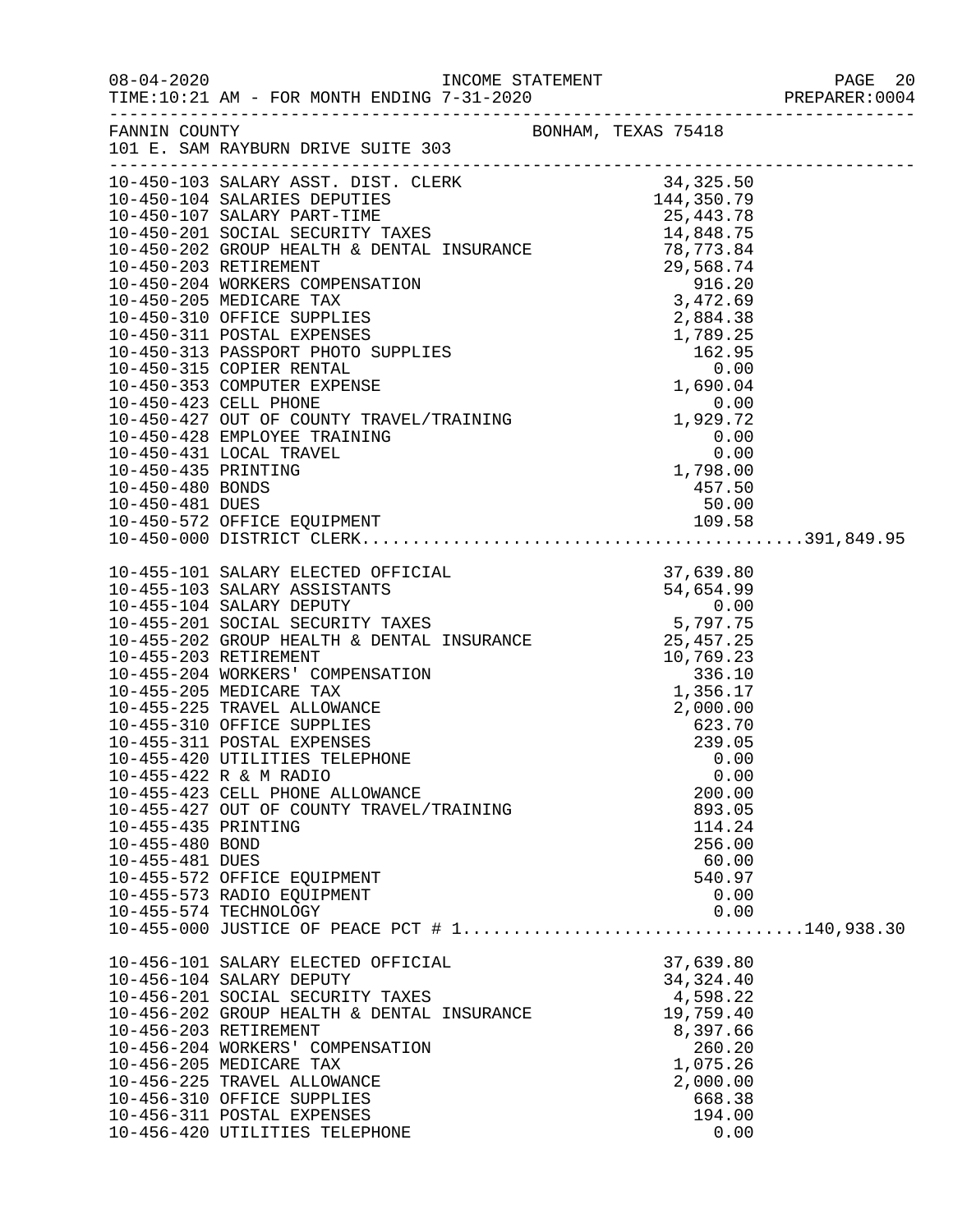FANNIN COUNTY — BONHAM, TEXAS 75418
101 E. SAM RAYBURN DRIVE SUITE 303

| Account | Description | Amount | Total |
|---|---|---|---|
| 10-450-103 | SALARY ASST. DIST. CLERK | 34,325.50 | |
| 10-450-104 | SALARIES DEPUTIES | 144,350.79 | |
| 10-450-107 | SALARY PART-TIME | 25,443.78 | |
| 10-450-201 | SOCIAL SECURITY TAXES | 14,848.75 | |
| 10-450-202 | GROUP HEALTH & DENTAL INSURANCE | 78,773.84 | |
| 10-450-203 | RETIREMENT | 29,568.74 | |
| 10-450-204 | WORKERS COMPENSATION | 916.20 | |
| 10-450-205 | MEDICARE TAX | 3,472.69 | |
| 10-450-310 | OFFICE SUPPLIES | 2,884.38 | |
| 10-450-311 | POSTAL EXPENSES | 1,789.25 | |
| 10-450-313 | PASSPORT PHOTO SUPPLIES | 162.95 | |
| 10-450-315 | COPIER RENTAL | 0.00 | |
| 10-450-353 | COMPUTER EXPENSE | 1,690.04 | |
| 10-450-423 | CELL PHONE | 0.00 | |
| 10-450-427 | OUT OF COUNTY TRAVEL/TRAINING | 1,929.72 | |
| 10-450-428 | EMPLOYEE TRAINING | 0.00 | |
| 10-450-431 | LOCAL TRAVEL | 0.00 | |
| 10-450-435 | PRINTING | 1,798.00 | |
| 10-450-480 | BONDS | 457.50 | |
| 10-450-481 | DUES | 50.00 | |
| 10-450-572 | OFFICE EQUIPMENT | 109.58 | |
| 10-450-000 | DISTRICT CLERK | | 391,849.95 |
| 10-455-101 | SALARY ELECTED OFFICIAL | 37,639.80 | |
| 10-455-103 | SALARY ASSISTANTS | 54,654.99 | |
| 10-455-104 | SALARY DEPUTY | 0.00 | |
| 10-455-201 | SOCIAL SECURITY TAXES | 5,797.75 | |
| 10-455-202 | GROUP HEALTH & DENTAL INSURANCE | 25,457.25 | |
| 10-455-203 | RETIREMENT | 10,769.23 | |
| 10-455-204 | WORKERS' COMPENSATION | 336.10 | |
| 10-455-205 | MEDICARE TAX | 1,356.17 | |
| 10-455-225 | TRAVEL ALLOWANCE | 2,000.00 | |
| 10-455-310 | OFFICE SUPPLIES | 623.70 | |
| 10-455-311 | POSTAL EXPENSES | 239.05 | |
| 10-455-420 | UTILITIES TELEPHONE | 0.00 | |
| 10-455-422 | R & M RADIO | 0.00 | |
| 10-455-423 | CELL PHONE ALLOWANCE | 200.00 | |
| 10-455-427 | OUT OF COUNTY TRAVEL/TRAINING | 893.05 | |
| 10-455-435 | PRINTING | 114.24 | |
| 10-455-480 | BOND | 256.00 | |
| 10-455-481 | DUES | 60.00 | |
| 10-455-572 | OFFICE EQUIPMENT | 540.97 | |
| 10-455-573 | RADIO EQUIPMENT | 0.00 | |
| 10-455-574 | TECHNOLOGY | 0.00 | |
| 10-455-000 | JUSTICE OF PEACE PCT # 1 | | 140,938.30 |
| 10-456-101 | SALARY ELECTED OFFICIAL | 37,639.80 | |
| 10-456-104 | SALARY DEPUTY | 34,324.40 | |
| 10-456-201 | SOCIAL SECURITY TAXES | 4,598.22 | |
| 10-456-202 | GROUP HEALTH & DENTAL INSURANCE | 19,759.40 | |
| 10-456-203 | RETIREMENT | 8,397.66 | |
| 10-456-204 | WORKERS' COMPENSATION | 260.20 | |
| 10-456-205 | MEDICARE TAX | 1,075.26 | |
| 10-456-225 | TRAVEL ALLOWANCE | 2,000.00 | |
| 10-456-310 | OFFICE SUPPLIES | 668.38 | |
| 10-456-311 | POSTAL EXPENSES | 194.00 | |
| 10-456-420 | UTILITIES TELEPHONE | 0.00 | |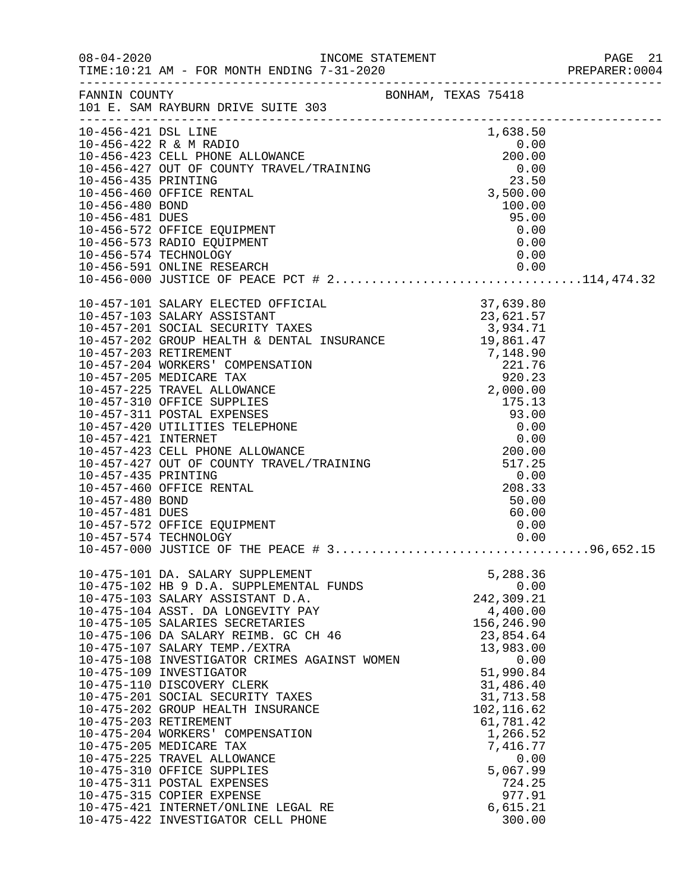FANNIN COUNTY — BONHAM, TEXAS 75418
101 E. SAM RAYBURN DRIVE SUITE 303

INCOME STATEMENT — TIME:10:21 AM - FOR MONTH ENDING 7-31-2020

| Account | Description | Amount | Total |
|---|---|---|---|
| 10-456-421 | DSL LINE | 1,638.50 | |
| 10-456-422 | R & M RADIO | 0.00 | |
| 10-456-423 | CELL PHONE ALLOWANCE | 200.00 | |
| 10-456-427 | OUT OF COUNTY TRAVEL/TRAINING | 0.00 | |
| 10-456-435 | PRINTING | 23.50 | |
| 10-456-460 | OFFICE RENTAL | 3,500.00 | |
| 10-456-480 | BOND | 100.00 | |
| 10-456-481 | DUES | 95.00 | |
| 10-456-572 | OFFICE EQUIPMENT | 0.00 | |
| 10-456-573 | RADIO EQUIPMENT | 0.00 | |
| 10-456-574 | TECHNOLOGY | 0.00 | |
| 10-456-591 | ONLINE RESEARCH | 0.00 | |
| 10-456-000 | JUSTICE OF PEACE PCT # 2 | | 114,474.32 |
| 10-457-101 | SALARY ELECTED OFFICIAL | 37,639.80 | |
| 10-457-103 | SALARY ASSISTANT | 23,621.57 | |
| 10-457-201 | SOCIAL SECURITY TAXES | 3,934.71 | |
| 10-457-202 | GROUP HEALTH & DENTAL INSURANCE | 19,861.47 | |
| 10-457-203 | RETIREMENT | 7,148.90 | |
| 10-457-204 | WORKERS' COMPENSATION | 221.76 | |
| 10-457-205 | MEDICARE TAX | 920.23 | |
| 10-457-225 | TRAVEL ALLOWANCE | 2,000.00 | |
| 10-457-310 | OFFICE SUPPLIES | 175.13 | |
| 10-457-311 | POSTAL EXPENSES | 93.00 | |
| 10-457-420 | UTILITIES TELEPHONE | 0.00 | |
| 10-457-421 | INTERNET | 0.00 | |
| 10-457-423 | CELL PHONE ALLOWANCE | 200.00 | |
| 10-457-427 | OUT OF COUNTY TRAVEL/TRAINING | 517.25 | |
| 10-457-435 | PRINTING | 0.00 | |
| 10-457-460 | OFFICE RENTAL | 208.33 | |
| 10-457-480 | BOND | 50.00 | |
| 10-457-481 | DUES | 60.00 | |
| 10-457-572 | OFFICE EQUIPMENT | 0.00 | |
| 10-457-574 | TECHNOLOGY | 0.00 | |
| 10-457-000 | JUSTICE OF THE PEACE # 3 | | 96,652.15 |
| 10-475-101 | DA. SALARY SUPPLEMENT | 5,288.36 | |
| 10-475-102 | HB 9 D.A. SUPPLEMENTAL FUNDS | 0.00 | |
| 10-475-103 | SALARY ASSISTANT D.A. | 242,309.21 | |
| 10-475-104 | ASST. DA LONGEVITY PAY | 4,400.00 | |
| 10-475-105 | SALARIES SECRETARIES | 156,246.90 | |
| 10-475-106 | DA SALARY REIMB. GC CH 46 | 23,854.64 | |
| 10-475-107 | SALARY TEMP./EXTRA | 13,983.00 | |
| 10-475-108 | INVESTIGATOR CRIMES AGAINST WOMEN | 0.00 | |
| 10-475-109 | INVESTIGATOR | 51,990.84 | |
| 10-475-110 | DISCOVERY CLERK | 31,486.40 | |
| 10-475-201 | SOCIAL SECURITY TAXES | 31,713.58 | |
| 10-475-202 | GROUP HEALTH INSURANCE | 102,116.62 | |
| 10-475-203 | RETIREMENT | 61,781.42 | |
| 10-475-204 | WORKERS' COMPENSATION | 1,266.52 | |
| 10-475-205 | MEDICARE TAX | 7,416.77 | |
| 10-475-225 | TRAVEL ALLOWANCE | 0.00 | |
| 10-475-310 | OFFICE SUPPLIES | 5,067.99 | |
| 10-475-311 | POSTAL EXPENSES | 724.25 | |
| 10-475-315 | COPIER EXPENSE | 977.91 | |
| 10-475-421 | INTERNET/ONLINE LEGAL RE | 6,615.21 | |
| 10-475-422 | INVESTIGATOR CELL PHONE | 300.00 | |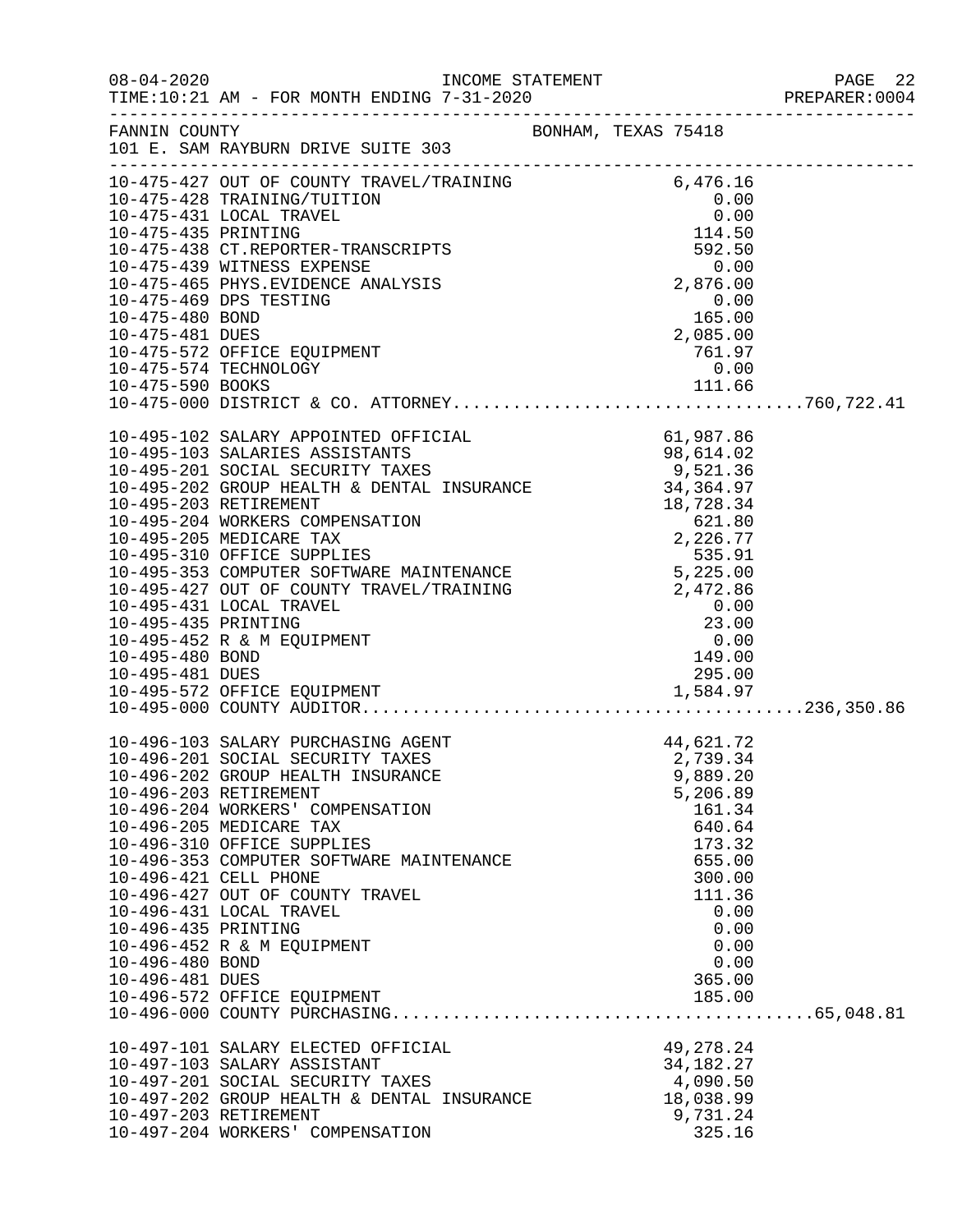FANNIN COUNTY BONHAM, TEXAS 75418
101 E. SAM RAYBURN DRIVE SUITE 303

| Account | Description | Amount | Total |
|---|---|---|---|
| 10-475-427 | OUT OF COUNTY TRAVEL/TRAINING | 6,476.16 | |
| 10-475-428 | TRAINING/TUITION | 0.00 | |
| 10-475-431 | LOCAL TRAVEL | 0.00 | |
| 10-475-435 | PRINTING | 114.50 | |
| 10-475-438 | CT.REPORTER-TRANSCRIPTS | 592.50 | |
| 10-475-439 | WITNESS EXPENSE | 0.00 | |
| 10-475-465 | PHYS.EVIDENCE ANALYSIS | 2,876.00 | |
| 10-475-469 | DPS TESTING | 0.00 | |
| 10-475-480 | BOND | 165.00 | |
| 10-475-481 | DUES | 2,085.00 | |
| 10-475-572 | OFFICE EQUIPMENT | 761.97 | |
| 10-475-574 | TECHNOLOGY | 0.00 | |
| 10-475-590 | BOOKS | 111.66 | |
| 10-475-000 | DISTRICT & CO. ATTORNEY | | 760,722.41 |
| 10-495-102 | SALARY APPOINTED OFFICIAL | 61,987.86 | |
| 10-495-103 | SALARIES ASSISTANTS | 98,614.02 | |
| 10-495-201 | SOCIAL SECURITY TAXES | 9,521.36 | |
| 10-495-202 | GROUP HEALTH & DENTAL INSURANCE | 34,364.97 | |
| 10-495-203 | RETIREMENT | 18,728.34 | |
| 10-495-204 | WORKERS COMPENSATION | 621.80 | |
| 10-495-205 | MEDICARE TAX | 2,226.77 | |
| 10-495-310 | OFFICE SUPPLIES | 535.91 | |
| 10-495-353 | COMPUTER SOFTWARE MAINTENANCE | 5,225.00 | |
| 10-495-427 | OUT OF COUNTY TRAVEL/TRAINING | 2,472.86 | |
| 10-495-431 | LOCAL TRAVEL | 0.00 | |
| 10-495-435 | PRINTING | 23.00 | |
| 10-495-452 | R & M EQUIPMENT | 0.00 | |
| 10-495-480 | BOND | 149.00 | |
| 10-495-481 | DUES | 295.00 | |
| 10-495-572 | OFFICE EQUIPMENT | 1,584.97 | |
| 10-495-000 | COUNTY AUDITOR | | 236,350.86 |
| 10-496-103 | SALARY PURCHASING AGENT | 44,621.72 | |
| 10-496-201 | SOCIAL SECURITY TAXES | 2,739.34 | |
| 10-496-202 | GROUP HEALTH INSURANCE | 9,889.20 | |
| 10-496-203 | RETIREMENT | 5,206.89 | |
| 10-496-204 | WORKERS' COMPENSATION | 161.34 | |
| 10-496-205 | MEDICARE TAX | 640.64 | |
| 10-496-310 | OFFICE SUPPLIES | 173.32 | |
| 10-496-353 | COMPUTER SOFTWARE MAINTENANCE | 655.00 | |
| 10-496-421 | CELL PHONE | 300.00 | |
| 10-496-427 | OUT OF COUNTY TRAVEL | 111.36 | |
| 10-496-431 | LOCAL TRAVEL | 0.00 | |
| 10-496-435 | PRINTING | 0.00 | |
| 10-496-452 | R & M EQUIPMENT | 0.00 | |
| 10-496-480 | BOND | 0.00 | |
| 10-496-481 | DUES | 365.00 | |
| 10-496-572 | OFFICE EQUIPMENT | 185.00 | |
| 10-496-000 | COUNTY PURCHASING | | 65,048.81 |
| 10-497-101 | SALARY ELECTED OFFICIAL | 49,278.24 | |
| 10-497-103 | SALARY ASSISTANT | 34,182.27 | |
| 10-497-201 | SOCIAL SECURITY TAXES | 4,090.50 | |
| 10-497-202 | GROUP HEALTH & DENTAL INSURANCE | 18,038.99 | |
| 10-497-203 | RETIREMENT | 9,731.24 | |
| 10-497-204 | WORKERS' COMPENSATION | 325.16 | |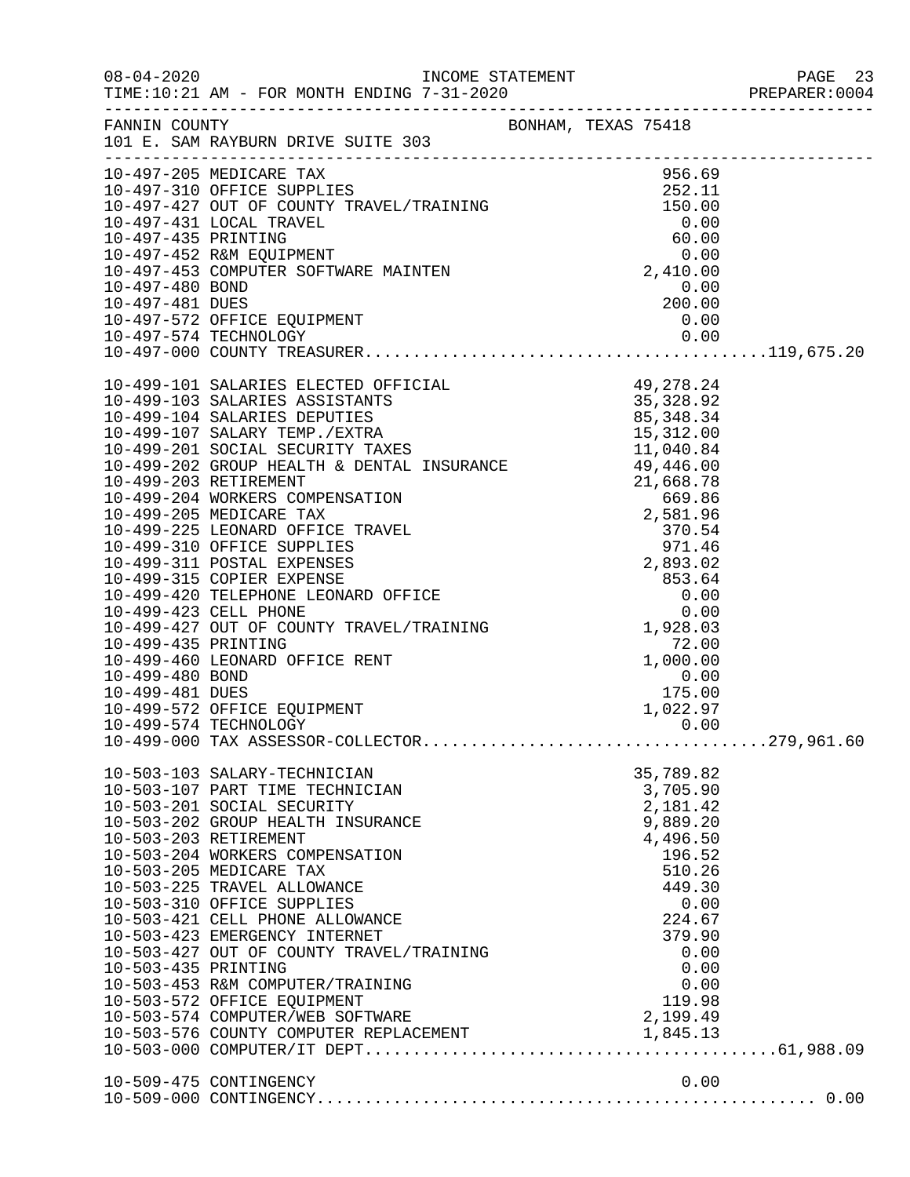INCOME STATEMENT

08-04-2020
TIME:10:21 AM - FOR MONTH ENDING 7-31-2020
PREPARER:0004

FANNIN COUNTY BONHAM, TEXAS 75418
101 E. SAM RAYBURN DRIVE SUITE 303

| Account | Description | Amount | Total |
|---|---|---|---|
| 10-497-205 | MEDICARE TAX | 956.69 | |
| 10-497-310 | OFFICE SUPPLIES | 252.11 | |
| 10-497-427 | OUT OF COUNTY TRAVEL/TRAINING | 150.00 | |
| 10-497-431 | LOCAL TRAVEL | 0.00 | |
| 10-497-435 | PRINTING | 60.00 | |
| 10-497-452 | R&M EQUIPMENT | 0.00 | |
| 10-497-453 | COMPUTER SOFTWARE MAINTEN | 2,410.00 | |
| 10-497-480 | BOND | 0.00 | |
| 10-497-481 | DUES | 200.00 | |
| 10-497-572 | OFFICE EQUIPMENT | 0.00 | |
| 10-497-574 | TECHNOLOGY | 0.00 | |
| 10-497-000 | COUNTY TREASURER | | 119,675.20 |
| 10-499-101 | SALARIES ELECTED OFFICIAL | 49,278.24 | |
| 10-499-103 | SALARIES ASSISTANTS | 35,328.92 | |
| 10-499-104 | SALARIES DEPUTIES | 85,348.34 | |
| 10-499-107 | SALARY TEMP./EXTRA | 15,312.00 | |
| 10-499-201 | SOCIAL SECURITY TAXES | 11,040.84 | |
| 10-499-202 | GROUP HEALTH & DENTAL INSURANCE | 49,446.00 | |
| 10-499-203 | RETIREMENT | 21,668.78 | |
| 10-499-204 | WORKERS COMPENSATION | 669.86 | |
| 10-499-205 | MEDICARE TAX | 2,581.96 | |
| 10-499-225 | LEONARD OFFICE TRAVEL | 370.54 | |
| 10-499-310 | OFFICE SUPPLIES | 971.46 | |
| 10-499-311 | POSTAL EXPENSES | 2,893.02 | |
| 10-499-315 | COPIER EXPENSE | 853.64 | |
| 10-499-420 | TELEPHONE LEONARD OFFICE | 0.00 | |
| 10-499-423 | CELL PHONE | 0.00 | |
| 10-499-427 | OUT OF COUNTY TRAVEL/TRAINING | 1,928.03 | |
| 10-499-435 | PRINTING | 72.00 | |
| 10-499-460 | LEONARD OFFICE RENT | 1,000.00 | |
| 10-499-480 | BOND | 0.00 | |
| 10-499-481 | DUES | 175.00 | |
| 10-499-572 | OFFICE EQUIPMENT | 1,022.97 | |
| 10-499-574 | TECHNOLOGY | 0.00 | |
| 10-499-000 | TAX ASSESSOR-COLLECTOR | | 279,961.60 |
| 10-503-103 | SALARY-TECHNICIAN | 35,789.82 | |
| 10-503-107 | PART TIME TECHNICIAN | 3,705.90 | |
| 10-503-201 | SOCIAL SECURITY | 2,181.42 | |
| 10-503-202 | GROUP HEALTH INSURANCE | 9,889.20 | |
| 10-503-203 | RETIREMENT | 4,496.50 | |
| 10-503-204 | WORKERS COMPENSATION | 196.52 | |
| 10-503-205 | MEDICARE TAX | 510.26 | |
| 10-503-225 | TRAVEL ALLOWANCE | 449.30 | |
| 10-503-310 | OFFICE SUPPLIES | 0.00 | |
| 10-503-421 | CELL PHONE ALLOWANCE | 224.67 | |
| 10-503-423 | EMERGENCY INTERNET | 379.90 | |
| 10-503-427 | OUT OF COUNTY TRAVEL/TRAINING | 0.00 | |
| 10-503-435 | PRINTING | 0.00 | |
| 10-503-453 | R&M COMPUTER/TRAINING | 0.00 | |
| 10-503-572 | OFFICE EQUIPMENT | 119.98 | |
| 10-503-574 | COMPUTER/WEB SOFTWARE | 2,199.49 | |
| 10-503-576 | COUNTY COMPUTER REPLACEMENT | 1,845.13 | |
| 10-503-000 | COMPUTER/IT DEPT. | | 61,988.09 |
| 10-509-475 | CONTINGENCY | 0.00 | |
| 10-509-000 | CONTINGENCY | | 0.00 |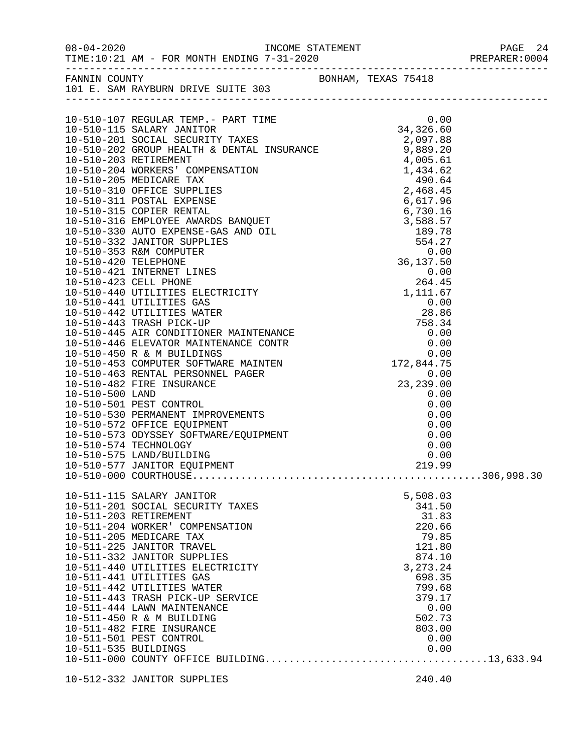FANNIN COUNTY — BONHAM, TEXAS 75418
101 E. SAM RAYBURN DRIVE SUITE 303

INCOME STATEMENT
TIME:10:21 AM - FOR MONTH ENDING 7-31-2020

| Account | Description | Amount | Total |
|---|---|---|---|
| 10-510-107 | REGULAR TEMP.- PART TIME | 0.00 | |
| 10-510-115 | SALARY JANITOR | 34,326.60 | |
| 10-510-201 | SOCIAL SECURITY TAXES | 2,097.88 | |
| 10-510-202 | GROUP HEALTH & DENTAL INSURANCE | 9,889.20 | |
| 10-510-203 | RETIREMENT | 4,005.61 | |
| 10-510-204 | WORKERS' COMPENSATION | 1,434.62 | |
| 10-510-205 | MEDICARE TAX | 490.64 | |
| 10-510-310 | OFFICE SUPPLIES | 2,468.45 | |
| 10-510-311 | POSTAL EXPENSE | 6,617.96 | |
| 10-510-315 | COPIER RENTAL | 6,730.16 | |
| 10-510-316 | EMPLOYEE AWARDS BANQUET | 3,588.57 | |
| 10-510-330 | AUTO EXPENSE-GAS AND OIL | 189.78 | |
| 10-510-332 | JANITOR SUPPLIES | 554.27 | |
| 10-510-353 | R&M COMPUTER | 0.00 | |
| 10-510-420 | TELEPHONE | 36,137.50 | |
| 10-510-421 | INTERNET LINES | 0.00 | |
| 10-510-423 | CELL PHONE | 264.45 | |
| 10-510-440 | UTILITIES ELECTRICITY | 1,111.67 | |
| 10-510-441 | UTILITIES GAS | 0.00 | |
| 10-510-442 | UTILITIES WATER | 28.86 | |
| 10-510-443 | TRASH PICK-UP | 758.34 | |
| 10-510-445 | AIR CONDITIONER MAINTENANCE | 0.00 | |
| 10-510-446 | ELEVATOR MAINTENANCE CONTR | 0.00 | |
| 10-510-450 | R & M BUILDINGS | 0.00 | |
| 10-510-453 | COMPUTER SOFTWARE MAINTEN | 172,844.75 | |
| 10-510-463 | RENTAL PERSONNEL PAGER | 0.00 | |
| 10-510-482 | FIRE INSURANCE | 23,239.00 | |
| 10-510-500 | LAND | 0.00 | |
| 10-510-501 | PEST CONTROL | 0.00 | |
| 10-510-530 | PERMANENT IMPROVEMENTS | 0.00 | |
| 10-510-572 | OFFICE EQUIPMENT | 0.00 | |
| 10-510-573 | ODYSSEY SOFTWARE/EQUIPMENT | 0.00 | |
| 10-510-574 | TECHNOLOGY | 0.00 | |
| 10-510-575 | LAND/BUILDING | 0.00 | |
| 10-510-577 | JANITOR EQUIPMENT | 219.99 | |
| 10-510-000 | COURTHOUSE | | 306,998.30 |
| 10-511-115 | SALARY JANITOR | 5,508.03 | |
| 10-511-201 | SOCIAL SECURITY TAXES | 341.50 | |
| 10-511-203 | RETIREMENT | 31.83 | |
| 10-511-204 | WORKER' COMPENSATION | 220.66 | |
| 10-511-205 | MEDICARE TAX | 79.85 | |
| 10-511-225 | JANITOR TRAVEL | 121.80 | |
| 10-511-332 | JANITOR SUPPLIES | 874.10 | |
| 10-511-440 | UTILITIES ELECTRICITY | 3,273.24 | |
| 10-511-441 | UTILITIES GAS | 698.35 | |
| 10-511-442 | UTILITIES WATER | 799.68 | |
| 10-511-443 | TRASH PICK-UP SERVICE | 379.17 | |
| 10-511-444 | LAWN MAINTENANCE | 0.00 | |
| 10-511-450 | R & M BUILDING | 502.73 | |
| 10-511-482 | FIRE INSURANCE | 803.00 | |
| 10-511-501 | PEST CONTROL | 0.00 | |
| 10-511-535 | BUILDINGS | 0.00 | |
| 10-511-000 | COUNTY OFFICE BUILDING | | 13,633.94 |
| 10-512-332 | JANITOR SUPPLIES | 240.40 | |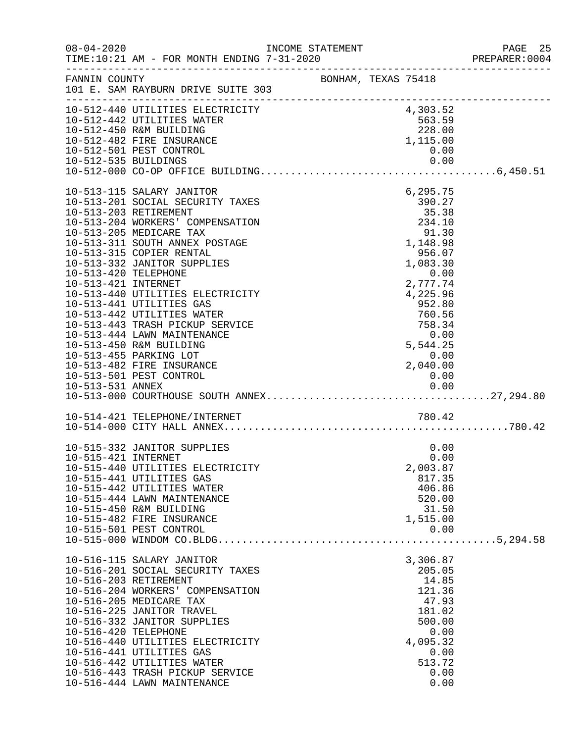INCOME STATEMENT

08-04-2020 TIME:10:21 AM - FOR MONTH ENDING 7-31-2020 PREPARER:0004

FANNIN COUNTY BONHAM, TEXAS 75418
101 E. SAM RAYBURN DRIVE SUITE 303

| Account | Description | Amount | Total |
|---|---|---|---|
| 10-512-440 | UTILITIES ELECTRICITY | 4,303.52 | |
| 10-512-442 | UTILITIES WATER | 563.59 | |
| 10-512-450 | R&M BUILDING | 228.00 | |
| 10-512-482 | FIRE INSURANCE | 1,115.00 | |
| 10-512-501 | PEST CONTROL | 0.00 | |
| 10-512-535 | BUILDINGS | 0.00 | |
| 10-512-000 | CO-OP OFFICE BUILDING | | 6,450.51 |
| 10-513-115 | SALARY JANITOR | 6,295.75 | |
| 10-513-201 | SOCIAL SECURITY TAXES | 390.27 | |
| 10-513-203 | RETIREMENT | 35.38 | |
| 10-513-204 | WORKERS' COMPENSATION | 234.10 | |
| 10-513-205 | MEDICARE TAX | 91.30 | |
| 10-513-311 | SOUTH ANNEX POSTAGE | 1,148.98 | |
| 10-513-315 | COPIER RENTAL | 956.07 | |
| 10-513-332 | JANITOR SUPPLIES | 1,083.30 | |
| 10-513-420 | TELEPHONE | 0.00 | |
| 10-513-421 | INTERNET | 2,777.74 | |
| 10-513-440 | UTILITIES ELECTRICITY | 4,225.96 | |
| 10-513-441 | UTILITIES GAS | 952.80 | |
| 10-513-442 | UTILITIES WATER | 760.56 | |
| 10-513-443 | TRASH PICKUP SERVICE | 758.34 | |
| 10-513-444 | LAWN MAINTENANCE | 0.00 | |
| 10-513-450 | R&M BUILDING | 5,544.25 | |
| 10-513-455 | PARKING LOT | 0.00 | |
| 10-513-482 | FIRE INSURANCE | 2,040.00 | |
| 10-513-501 | PEST CONTROL | 0.00 | |
| 10-513-531 | ANNEX | 0.00 | |
| 10-513-000 | COURTHOUSE SOUTH ANNEX | | 27,294.80 |
| 10-514-421 | TELEPHONE/INTERNET | 780.42 | |
| 10-514-000 | CITY HALL ANNEX | | 780.42 |
| 10-515-332 | JANITOR SUPPLIES | 0.00 | |
| 10-515-421 | INTERNET | 0.00 | |
| 10-515-440 | UTILITIES ELECTRICITY | 2,003.87 | |
| 10-515-441 | UTILITIES GAS | 817.35 | |
| 10-515-442 | UTILITIES WATER | 406.86 | |
| 10-515-444 | LAWN MAINTENANCE | 520.00 | |
| 10-515-450 | R&M BUILDING | 31.50 | |
| 10-515-482 | FIRE INSURANCE | 1,515.00 | |
| 10-515-501 | PEST CONTROL | 0.00 | |
| 10-515-000 | WINDOM CO.BLDG. | | 5,294.58 |
| 10-516-115 | SALARY JANITOR | 3,306.87 | |
| 10-516-201 | SOCIAL SECURITY TAXES | 205.05 | |
| 10-516-203 | RETIREMENT | 14.85 | |
| 10-516-204 | WORKERS' COMPENSATION | 121.36 | |
| 10-516-205 | MEDICARE TAX | 47.93 | |
| 10-516-225 | JANITOR TRAVEL | 181.02 | |
| 10-516-332 | JANITOR SUPPLIES | 500.00 | |
| 10-516-420 | TELEPHONE | 0.00 | |
| 10-516-440 | UTILITIES ELECTRICITY | 4,095.32 | |
| 10-516-441 | UTILITIES GAS | 0.00 | |
| 10-516-442 | UTILITIES WATER | 513.72 | |
| 10-516-443 | TRASH PICKUP SERVICE | 0.00 | |
| 10-516-444 | LAWN MAINTENANCE | 0.00 | |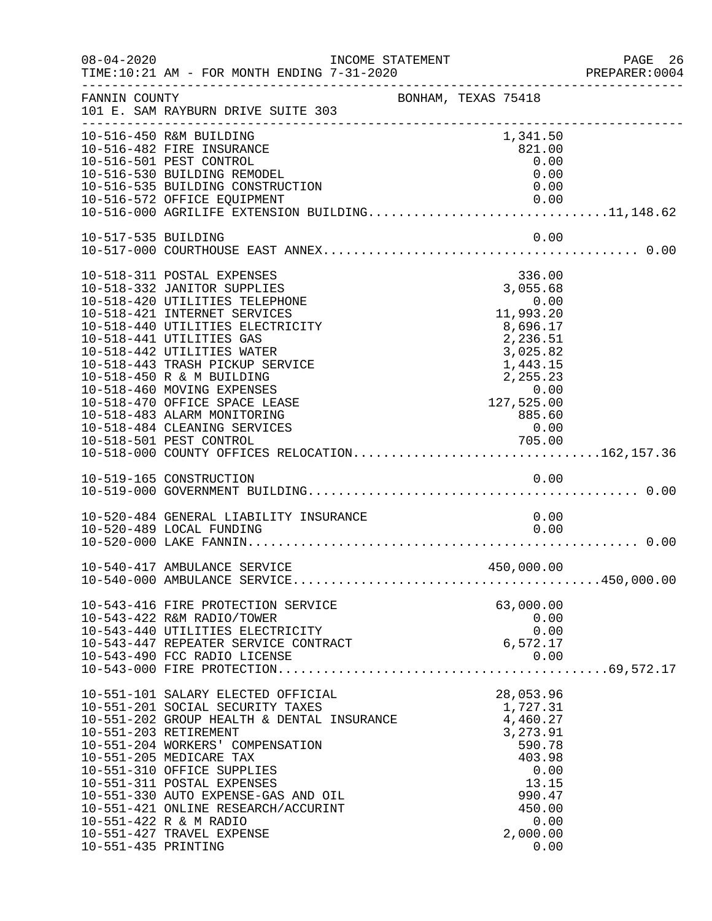FANNIN COUNTY — BONHAM, TEXAS 75418
101 E. SAM RAYBURN DRIVE SUITE 303

| Account | Description | Amount | Total |
|---|---|---|---|
| 10-516-450 | R&M BUILDING | 1,341.50 | |
| 10-516-482 | FIRE INSURANCE | 821.00 | |
| 10-516-501 | PEST CONTROL | 0.00 | |
| 10-516-530 | BUILDING REMODEL | 0.00 | |
| 10-516-535 | BUILDING CONSTRUCTION | 0.00 | |
| 10-516-572 | OFFICE EQUIPMENT | 0.00 | |
| 10-516-000 | AGRILIFE EXTENSION BUILDING | | 11,148.62 |
| 10-517-535 | BUILDING | 0.00 | |
| 10-517-000 | COURTHOUSE EAST ANNEX | | 0.00 |
| 10-518-311 | POSTAL EXPENSES | 336.00 | |
| 10-518-332 | JANITOR SUPPLIES | 3,055.68 | |
| 10-518-420 | UTILITIES TELEPHONE | 0.00 | |
| 10-518-421 | INTERNET SERVICES | 11,993.20 | |
| 10-518-440 | UTILITIES ELECTRICITY | 8,696.17 | |
| 10-518-441 | UTILITIES GAS | 2,236.51 | |
| 10-518-442 | UTILITIES WATER | 3,025.82 | |
| 10-518-443 | TRASH PICKUP SERVICE | 1,443.15 | |
| 10-518-450 | R & M BUILDING | 2,255.23 | |
| 10-518-460 | MOVING EXPENSES | 0.00 | |
| 10-518-470 | OFFICE SPACE LEASE | 127,525.00 | |
| 10-518-483 | ALARM MONITORING | 885.60 | |
| 10-518-484 | CLEANING SERVICES | 0.00 | |
| 10-518-501 | PEST CONTROL | 705.00 | |
| 10-518-000 | COUNTY OFFICES RELOCATION | | 162,157.36 |
| 10-519-165 | CONSTRUCTION | 0.00 | |
| 10-519-000 | GOVERNMENT BUILDING | | 0.00 |
| 10-520-484 | GENERAL LIABILITY INSURANCE | 0.00 | |
| 10-520-489 | LOCAL FUNDING | 0.00 | |
| 10-520-000 | LAKE FANNIN | | 0.00 |
| 10-540-417 | AMBULANCE SERVICE | 450,000.00 | |
| 10-540-000 | AMBULANCE SERVICE | | 450,000.00 |
| 10-543-416 | FIRE PROTECTION SERVICE | 63,000.00 | |
| 10-543-422 | R&M RADIO/TOWER | 0.00 | |
| 10-543-440 | UTILITIES ELECTRICITY | 0.00 | |
| 10-543-447 | REPEATER SERVICE CONTRACT | 6,572.17 | |
| 10-543-490 | FCC RADIO LICENSE | 0.00 | |
| 10-543-000 | FIRE PROTECTION | | 69,572.17 |
| 10-551-101 | SALARY ELECTED OFFICIAL | 28,053.96 | |
| 10-551-201 | SOCIAL SECURITY TAXES | 1,727.31 | |
| 10-551-202 | GROUP HEALTH & DENTAL INSURANCE | 4,460.27 | |
| 10-551-203 | RETIREMENT | 3,273.91 | |
| 10-551-204 | WORKERS' COMPENSATION | 590.78 | |
| 10-551-205 | MEDICARE TAX | 403.98 | |
| 10-551-310 | OFFICE SUPPLIES | 0.00 | |
| 10-551-311 | POSTAL EXPENSES | 13.15 | |
| 10-551-330 | AUTO EXPENSE-GAS AND OIL | 990.47 | |
| 10-551-421 | ONLINE RESEARCH/ACCURINT | 450.00 | |
| 10-551-422 | R & M RADIO | 0.00 | |
| 10-551-427 | TRAVEL EXPENSE | 2,000.00 | |
| 10-551-435 | PRINTING | 0.00 | |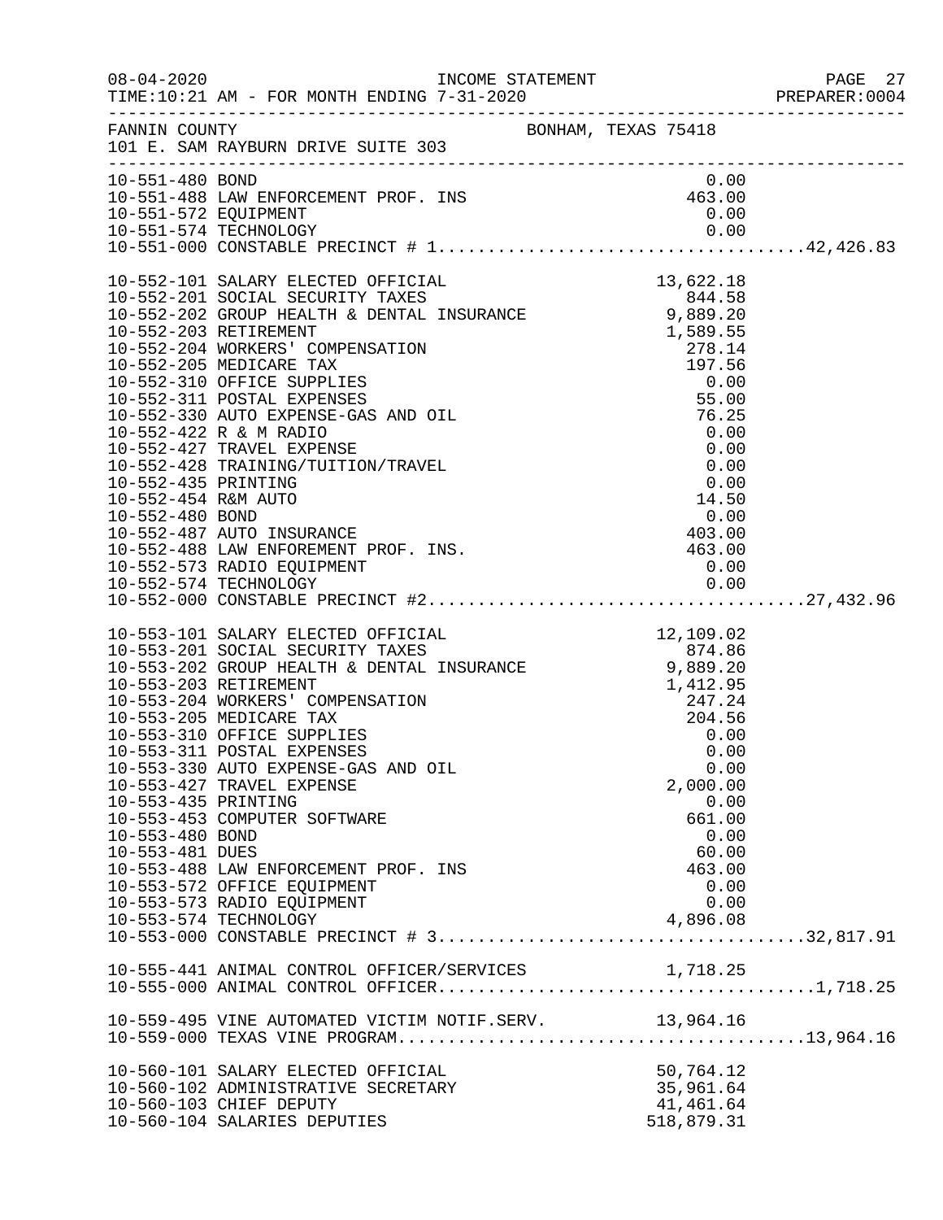FANNIN COUNTY BONHAM, TEXAS 75418
101 E. SAM RAYBURN DRIVE SUITE 303

INCOME STATEMENT
TIME:10:21 AM - FOR MONTH ENDING 7-31-2020

| Account | Description | Amount | Total |
|---|---|---|---|
| 10-551-480 | BOND | 0.00 | |
| 10-551-488 | LAW ENFORCEMENT PROF. INS | 463.00 | |
| 10-551-572 | EQUIPMENT | 0.00 | |
| 10-551-574 | TECHNOLOGY | 0.00 | |
| 10-551-000 | CONSTABLE PRECINCT # 1 | | 42,426.83 |
| 10-552-101 | SALARY ELECTED OFFICIAL | 13,622.18 | |
| 10-552-201 | SOCIAL SECURITY TAXES | 844.58 | |
| 10-552-202 | GROUP HEALTH & DENTAL INSURANCE | 9,889.20 | |
| 10-552-203 | RETIREMENT | 1,589.55 | |
| 10-552-204 | WORKERS' COMPENSATION | 278.14 | |
| 10-552-205 | MEDICARE TAX | 197.56 | |
| 10-552-310 | OFFICE SUPPLIES | 0.00 | |
| 10-552-311 | POSTAL EXPENSES | 55.00 | |
| 10-552-330 | AUTO EXPENSE-GAS AND OIL | 76.25 | |
| 10-552-422 | R & M RADIO | 0.00 | |
| 10-552-427 | TRAVEL EXPENSE | 0.00 | |
| 10-552-428 | TRAINING/TUITION/TRAVEL | 0.00 | |
| 10-552-435 | PRINTING | 0.00 | |
| 10-552-454 | R&M AUTO | 14.50 | |
| 10-552-480 | BOND | 0.00 | |
| 10-552-487 | AUTO INSURANCE | 403.00 | |
| 10-552-488 | LAW ENFOREMENT PROF. INS. | 463.00 | |
| 10-552-573 | RADIO EQUIPMENT | 0.00 | |
| 10-552-574 | TECHNOLOGY | 0.00 | |
| 10-552-000 | CONSTABLE PRECINCT #2 | | 27,432.96 |
| 10-553-101 | SALARY ELECTED OFFICIAL | 12,109.02 | |
| 10-553-201 | SOCIAL SECURITY TAXES | 874.86 | |
| 10-553-202 | GROUP HEALTH & DENTAL INSURANCE | 9,889.20 | |
| 10-553-203 | RETIREMENT | 1,412.95 | |
| 10-553-204 | WORKERS' COMPENSATION | 247.24 | |
| 10-553-205 | MEDICARE TAX | 204.56 | |
| 10-553-310 | OFFICE SUPPLIES | 0.00 | |
| 10-553-311 | POSTAL EXPENSES | 0.00 | |
| 10-553-330 | AUTO EXPENSE-GAS AND OIL | 0.00 | |
| 10-553-427 | TRAVEL EXPENSE | 2,000.00 | |
| 10-553-435 | PRINTING | 0.00 | |
| 10-553-453 | COMPUTER SOFTWARE | 661.00 | |
| 10-553-480 | BOND | 0.00 | |
| 10-553-481 | DUES | 60.00 | |
| 10-553-488 | LAW ENFORCEMENT PROF. INS | 463.00 | |
| 10-553-572 | OFFICE EQUIPMENT | 0.00 | |
| 10-553-573 | RADIO EQUIPMENT | 0.00 | |
| 10-553-574 | TECHNOLOGY | 4,896.08 | |
| 10-553-000 | CONSTABLE PRECINCT # 3 | | 32,817.91 |
| 10-555-441 | ANIMAL CONTROL OFFICER/SERVICES | 1,718.25 | |
| 10-555-000 | ANIMAL CONTROL OFFICER | | 1,718.25 |
| 10-559-495 | VINE AUTOMATED VICTIM NOTIF.SERV. | 13,964.16 | |
| 10-559-000 | TEXAS VINE PROGRAM | | 13,964.16 |
| 10-560-101 | SALARY ELECTED OFFICIAL | 50,764.12 | |
| 10-560-102 | ADMINISTRATIVE SECRETARY | 35,961.64 | |
| 10-560-103 | CHIEF DEPUTY | 41,461.64 | |
| 10-560-104 | SALARIES DEPUTIES | 518,879.31 | |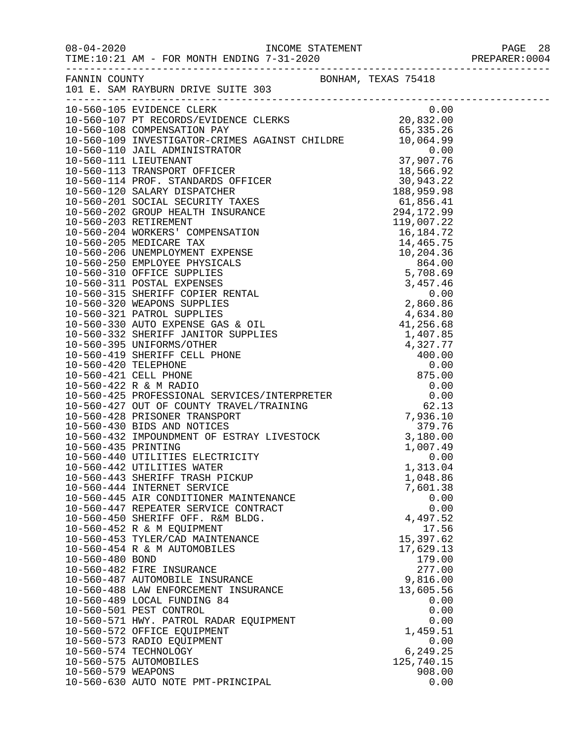INCOME STATEMENT
TIME:10:21 AM - FOR MONTH ENDING 7-31-2020

FANNIN COUNTY BONHAM, TEXAS 75418
101 E. SAM RAYBURN DRIVE SUITE 303

| Account | Description | Amount |
|---|---|---|
| 10-560-105 | EVIDENCE CLERK | 0.00 |
| 10-560-107 | PT RECORDS/EVIDENCE CLERKS | 20,832.00 |
| 10-560-108 | COMPENSATION PAY | 65,335.26 |
| 10-560-109 | INVESTIGATOR-CRIMES AGAINST CHILDRE | 10,064.99 |
| 10-560-110 | JAIL ADMINISTRATOR | 0.00 |
| 10-560-111 | LIEUTENANT | 37,907.76 |
| 10-560-113 | TRANSPORT OFFICER | 18,566.92 |
| 10-560-114 | PROF. STANDARDS OFFICER | 30,943.22 |
| 10-560-120 | SALARY DISPATCHER | 188,959.98 |
| 10-560-201 | SOCIAL SECURITY TAXES | 61,856.41 |
| 10-560-202 | GROUP HEALTH INSURANCE | 294,172.99 |
| 10-560-203 | RETIREMENT | 119,007.22 |
| 10-560-204 | WORKERS' COMPENSATION | 16,184.72 |
| 10-560-205 | MEDICARE TAX | 14,465.75 |
| 10-560-206 | UNEMPLOYMENT EXPENSE | 10,204.36 |
| 10-560-250 | EMPLOYEE PHYSICALS | 864.00 |
| 10-560-310 | OFFICE SUPPLIES | 5,708.69 |
| 10-560-311 | POSTAL EXPENSES | 3,457.46 |
| 10-560-315 | SHERIFF COPIER RENTAL | 0.00 |
| 10-560-320 | WEAPONS SUPPLIES | 2,860.86 |
| 10-560-321 | PATROL SUPPLIES | 4,634.80 |
| 10-560-330 | AUTO EXPENSE GAS & OIL | 41,256.68 |
| 10-560-332 | SHERIFF JANITOR SUPPLIES | 1,407.85 |
| 10-560-395 | UNIFORMS/OTHER | 4,327.77 |
| 10-560-419 | SHERIFF CELL PHONE | 400.00 |
| 10-560-420 | TELEPHONE | 0.00 |
| 10-560-421 | CELL PHONE | 875.00 |
| 10-560-422 | R & M RADIO | 0.00 |
| 10-560-425 | PROFESSIONAL SERVICES/INTERPRETER | 0.00 |
| 10-560-427 | OUT OF COUNTY TRAVEL/TRAINING | 62.13 |
| 10-560-428 | PRISONER TRANSPORT | 7,936.10 |
| 10-560-430 | BIDS AND NOTICES | 379.76 |
| 10-560-432 | IMPOUNDMENT OF ESTRAY LIVESTOCK | 3,180.00 |
| 10-560-435 | PRINTING | 1,007.49 |
| 10-560-440 | UTILITIES ELECTRICITY | 0.00 |
| 10-560-442 | UTILITIES WATER | 1,313.04 |
| 10-560-443 | SHERIFF TRASH PICKUP | 1,048.86 |
| 10-560-444 | INTERNET SERVICE | 7,601.38 |
| 10-560-445 | AIR CONDITIONER MAINTENANCE | 0.00 |
| 10-560-447 | REPEATER SERVICE CONTRACT | 0.00 |
| 10-560-450 | SHERIFF OFF. R&M BLDG. | 4,497.52 |
| 10-560-452 | R & M EQUIPMENT | 17.56 |
| 10-560-453 | TYLER/CAD MAINTENANCE | 15,397.62 |
| 10-560-454 | R & M AUTOMOBILES | 17,629.13 |
| 10-560-480 | BOND | 179.00 |
| 10-560-482 | FIRE INSURANCE | 277.00 |
| 10-560-487 | AUTOMOBILE INSURANCE | 9,816.00 |
| 10-560-488 | LAW ENFORCEMENT INSURANCE | 13,605.56 |
| 10-560-489 | LOCAL FUNDING 84 | 0.00 |
| 10-560-501 | PEST CONTROL | 0.00 |
| 10-560-571 | HWY. PATROL RADAR EQUIPMENT | 0.00 |
| 10-560-572 | OFFICE EQUIPMENT | 1,459.51 |
| 10-560-573 | RADIO EQUIPMENT | 0.00 |
| 10-560-574 | TECHNOLOGY | 6,249.25 |
| 10-560-575 | AUTOMOBILES | 125,740.15 |
| 10-560-579 | WEAPONS | 908.00 |
| 10-560-630 | AUTO NOTE PMT-PRINCIPAL | 0.00 |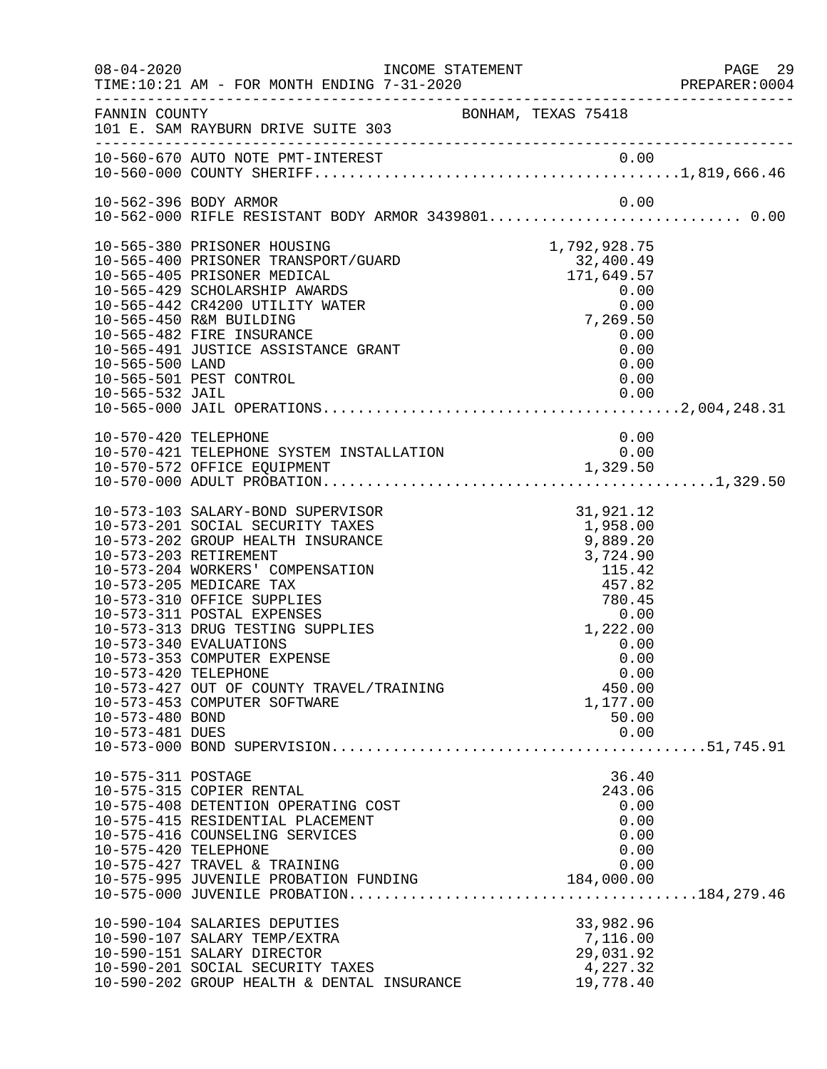FANNIN COUNTY BONHAM, TEXAS 75418
101 E. SAM RAYBURN DRIVE SUITE 303

| Account | Description | Amount | Total |
|---|---|---|---|
| 10-560-670 | AUTO NOTE PMT-INTEREST | 0.00 | |
| 10-560-000 | COUNTY SHERIFF | | 1,819,666.46 |
| 10-562-396 | BODY ARMOR | 0.00 | |
| 10-562-000 | RIFLE RESISTANT BODY ARMOR 3439801 | | 0.00 |
| 10-565-380 | PRISONER HOUSING | 1,792,928.75 | |
| 10-565-400 | PRISONER TRANSPORT/GUARD | 32,400.49 | |
| 10-565-405 | PRISONER MEDICAL | 171,649.57 | |
| 10-565-429 | SCHOLARSHIP AWARDS | 0.00 | |
| 10-565-442 | CR4200 UTILITY WATER | 0.00 | |
| 10-565-450 | R&M BUILDING | 7,269.50 | |
| 10-565-482 | FIRE INSURANCE | 0.00 | |
| 10-565-491 | JUSTICE ASSISTANCE GRANT | 0.00 | |
| 10-565-500 | LAND | 0.00 | |
| 10-565-501 | PEST CONTROL | 0.00 | |
| 10-565-532 | JAIL | 0.00 | |
| 10-565-000 | JAIL OPERATIONS | | 2,004,248.31 |
| 10-570-420 | TELEPHONE | 0.00 | |
| 10-570-421 | TELEPHONE SYSTEM INSTALLATION | 0.00 | |
| 10-570-572 | OFFICE EQUIPMENT | 1,329.50 | |
| 10-570-000 | ADULT PROBATION | | 1,329.50 |
| 10-573-103 | SALARY-BOND SUPERVISOR | 31,921.12 | |
| 10-573-201 | SOCIAL SECURITY TAXES | 1,958.00 | |
| 10-573-202 | GROUP HEALTH INSURANCE | 9,889.20 | |
| 10-573-203 | RETIREMENT | 3,724.90 | |
| 10-573-204 | WORKERS' COMPENSATION | 115.42 | |
| 10-573-205 | MEDICARE TAX | 457.82 | |
| 10-573-310 | OFFICE SUPPLIES | 780.45 | |
| 10-573-311 | POSTAL EXPENSES | 0.00 | |
| 10-573-313 | DRUG TESTING SUPPLIES | 1,222.00 | |
| 10-573-340 | EVALUATIONS | 0.00 | |
| 10-573-353 | COMPUTER EXPENSE | 0.00 | |
| 10-573-420 | TELEPHONE | 0.00 | |
| 10-573-427 | OUT OF COUNTY TRAVEL/TRAINING | 450.00 | |
| 10-573-453 | COMPUTER SOFTWARE | 1,177.00 | |
| 10-573-480 | BOND | 50.00 | |
| 10-573-481 | DUES | 0.00 | |
| 10-573-000 | BOND SUPERVISION | | 51,745.91 |
| 10-575-311 | POSTAGE | 36.40 | |
| 10-575-315 | COPIER RENTAL | 243.06 | |
| 10-575-408 | DETENTION OPERATING COST | 0.00 | |
| 10-575-415 | RESIDENTIAL PLACEMENT | 0.00 | |
| 10-575-416 | COUNSELING SERVICES | 0.00 | |
| 10-575-420 | TELEPHONE | 0.00 | |
| 10-575-427 | TRAVEL & TRAINING | 0.00 | |
| 10-575-995 | JUVENILE PROBATION FUNDING | 184,000.00 | |
| 10-575-000 | JUVENILE PROBATION | | 184,279.46 |
| 10-590-104 | SALARIES DEPUTIES | 33,982.96 | |
| 10-590-107 | SALARY TEMP/EXTRA | 7,116.00 | |
| 10-590-151 | SALARY DIRECTOR | 29,031.92 | |
| 10-590-201 | SOCIAL SECURITY TAXES | 4,227.32 | |
| 10-590-202 | GROUP HEALTH & DENTAL INSURANCE | 19,778.40 | |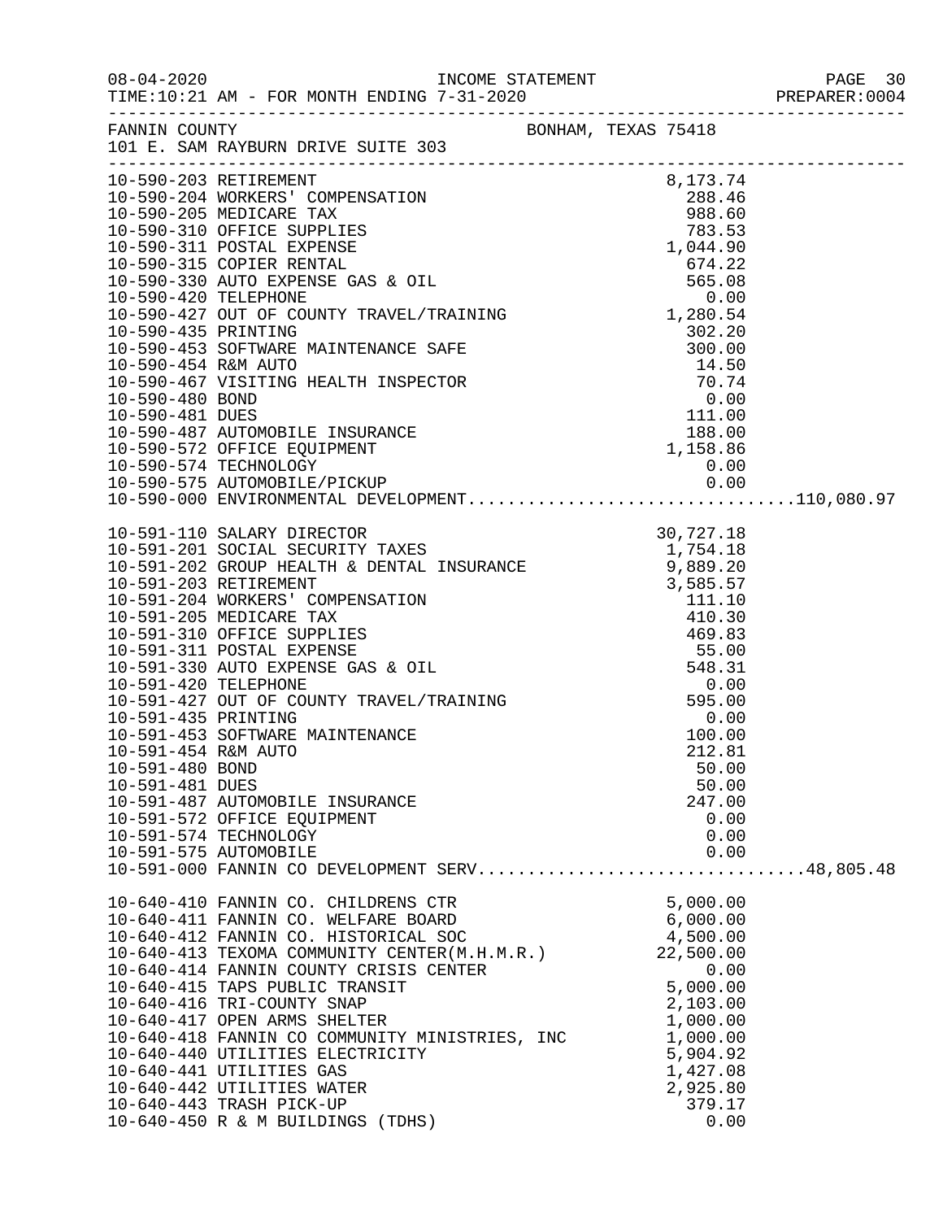FANNIN COUNTY BONHAM, TEXAS 75418
101 E. SAM RAYBURN DRIVE SUITE 303

INCOME STATEMENT
TIME:10:21 AM - FOR MONTH ENDING 7-31-2020

| Account | Description | Amount | Total |
|---|---|---|---|
| 10-590-203 | RETIREMENT | 8,173.74 | |
| 10-590-204 | WORKERS' COMPENSATION | 288.46 | |
| 10-590-205 | MEDICARE TAX | 988.60 | |
| 10-590-310 | OFFICE SUPPLIES | 783.53 | |
| 10-590-311 | POSTAL EXPENSE | 1,044.90 | |
| 10-590-315 | COPIER RENTAL | 674.22 | |
| 10-590-330 | AUTO EXPENSE GAS & OIL | 565.08 | |
| 10-590-420 | TELEPHONE | 0.00 | |
| 10-590-427 | OUT OF COUNTY TRAVEL/TRAINING | 1,280.54 | |
| 10-590-435 | PRINTING | 302.20 | |
| 10-590-453 | SOFTWARE MAINTENANCE SAFE | 300.00 | |
| 10-590-454 | R&M AUTO | 14.50 | |
| 10-590-467 | VISITING HEALTH INSPECTOR | 70.74 | |
| 10-590-480 | BOND | 0.00 | |
| 10-590-481 | DUES | 111.00 | |
| 10-590-487 | AUTOMOBILE INSURANCE | 188.00 | |
| 10-590-572 | OFFICE EQUIPMENT | 1,158.86 | |
| 10-590-574 | TECHNOLOGY | 0.00 | |
| 10-590-575 | AUTOMOBILE/PICKUP | 0.00 | |
| 10-590-000 | ENVIRONMENTAL DEVELOPMENT | | 110,080.97 |
| 10-591-110 | SALARY DIRECTOR | 30,727.18 | |
| 10-591-201 | SOCIAL SECURITY TAXES | 1,754.18 | |
| 10-591-202 | GROUP HEALTH & DENTAL INSURANCE | 9,889.20 | |
| 10-591-203 | RETIREMENT | 3,585.57 | |
| 10-591-204 | WORKERS' COMPENSATION | 111.10 | |
| 10-591-205 | MEDICARE TAX | 410.30 | |
| 10-591-310 | OFFICE SUPPLIES | 469.83 | |
| 10-591-311 | POSTAL EXPENSE | 55.00 | |
| 10-591-330 | AUTO EXPENSE GAS & OIL | 548.31 | |
| 10-591-420 | TELEPHONE | 0.00 | |
| 10-591-427 | OUT OF COUNTY TRAVEL/TRAINING | 595.00 | |
| 10-591-435 | PRINTING | 0.00 | |
| 10-591-453 | SOFTWARE MAINTENANCE | 100.00 | |
| 10-591-454 | R&M AUTO | 212.81 | |
| 10-591-480 | BOND | 50.00 | |
| 10-591-481 | DUES | 50.00 | |
| 10-591-487 | AUTOMOBILE INSURANCE | 247.00 | |
| 10-591-572 | OFFICE EQUIPMENT | 0.00 | |
| 10-591-574 | TECHNOLOGY | 0.00 | |
| 10-591-575 | AUTOMOBILE | 0.00 | |
| 10-591-000 | FANNIN CO DEVELOPMENT SERV | | 48,805.48 |
| 10-640-410 | FANNIN CO. CHILDRENS CTR | 5,000.00 | |
| 10-640-411 | FANNIN CO. WELFARE BOARD | 6,000.00 | |
| 10-640-412 | FANNIN CO. HISTORICAL SOC | 4,500.00 | |
| 10-640-413 | TEXOMA COMMUNITY CENTER(M.H.M.R.) | 22,500.00 | |
| 10-640-414 | FANNIN COUNTY CRISIS CENTER | 0.00 | |
| 10-640-415 | TAPS PUBLIC TRANSIT | 5,000.00 | |
| 10-640-416 | TRI-COUNTY SNAP | 2,103.00 | |
| 10-640-417 | OPEN ARMS SHELTER | 1,000.00 | |
| 10-640-418 | FANNIN CO COMMUNITY MINISTRIES, INC | 1,000.00 | |
| 10-640-440 | UTILITIES ELECTRICITY | 5,904.92 | |
| 10-640-441 | UTILITIES GAS | 1,427.08 | |
| 10-640-442 | UTILITIES WATER | 2,925.80 | |
| 10-640-443 | TRASH PICK-UP | 379.17 | |
| 10-640-450 | R & M BUILDINGS (TDHS) | 0.00 | |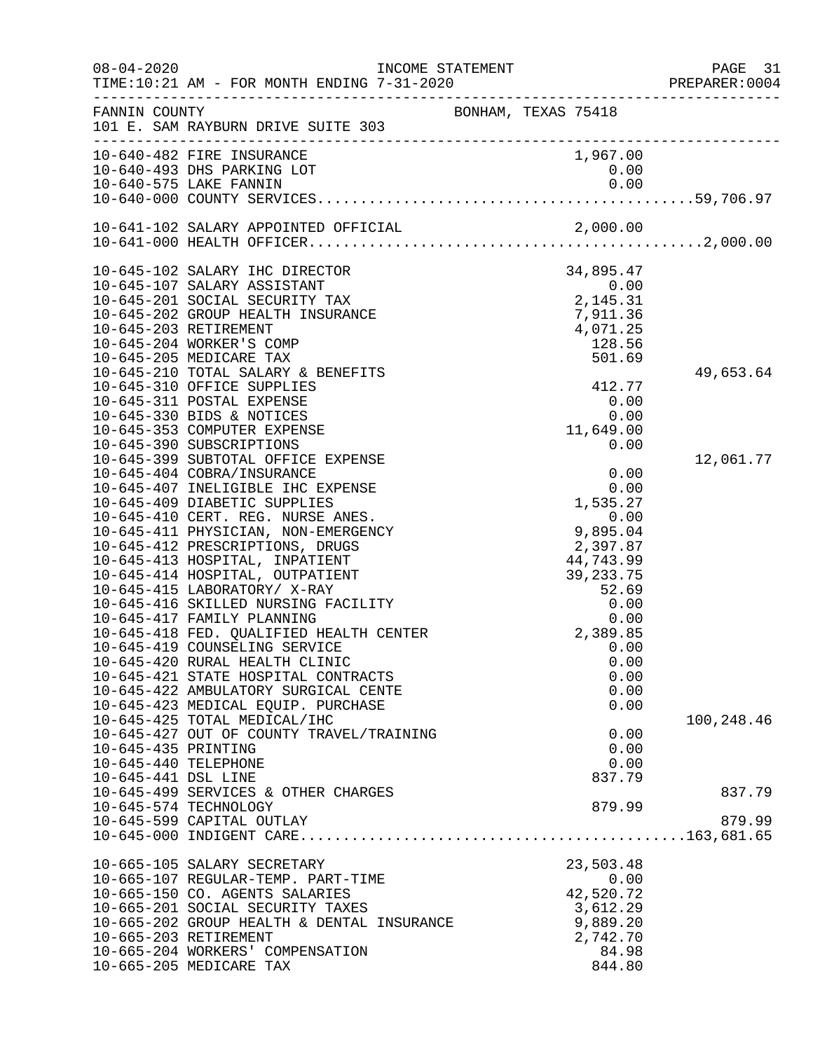INCOME STATEMENT
TIME:10:21 AM - FOR MONTH ENDING 7-31-2020

FANNIN COUNTY BONHAM, TEXAS 75418
101 E. SAM RAYBURN DRIVE SUITE 303

| Account | Description | Amount | Total |
|---|---|---|---|
| 10-640-482 | FIRE INSURANCE | 1,967.00 | |
| 10-640-493 | DHS PARKING LOT | 0.00 | |
| 10-640-575 | LAKE FANNIN | 0.00 | |
| 10-640-000 | COUNTY SERVICES | | 59,706.97 |
| 10-641-102 | SALARY APPOINTED OFFICIAL | 2,000.00 | |
| 10-641-000 | HEALTH OFFICER | | 2,000.00 |
| 10-645-102 | SALARY IHC DIRECTOR | 34,895.47 | |
| 10-645-107 | SALARY ASSISTANT | 0.00 | |
| 10-645-201 | SOCIAL SECURITY TAX | 2,145.31 | |
| 10-645-202 | GROUP HEALTH INSURANCE | 7,911.36 | |
| 10-645-203 | RETIREMENT | 4,071.25 | |
| 10-645-204 | WORKER'S COMP | 128.56 | |
| 10-645-205 | MEDICARE TAX | 501.69 | |
| 10-645-210 | TOTAL SALARY & BENEFITS | | 49,653.64 |
| 10-645-310 | OFFICE SUPPLIES | 412.77 | |
| 10-645-311 | POSTAL EXPENSE | 0.00 | |
| 10-645-330 | BIDS & NOTICES | 0.00 | |
| 10-645-353 | COMPUTER EXPENSE | 11,649.00 | |
| 10-645-390 | SUBSCRIPTIONS | 0.00 | |
| 10-645-399 | SUBTOTAL OFFICE EXPENSE | | 12,061.77 |
| 10-645-404 | COBRA/INSURANCE | 0.00 | |
| 10-645-407 | INELIGIBLE IHC EXPENSE | 0.00 | |
| 10-645-409 | DIABETIC SUPPLIES | 1,535.27 | |
| 10-645-410 | CERT. REG. NURSE ANES. | 0.00 | |
| 10-645-411 | PHYSICIAN, NON-EMERGENCY | 9,895.04 | |
| 10-645-412 | PRESCRIPTIONS, DRUGS | 2,397.87 | |
| 10-645-413 | HOSPITAL, INPATIENT | 44,743.99 | |
| 10-645-414 | HOSPITAL, OUTPATIENT | 39,233.75 | |
| 10-645-415 | LABORATORY/ X-RAY | 52.69 | |
| 10-645-416 | SKILLED NURSING FACILITY | 0.00 | |
| 10-645-417 | FAMILY PLANNING | 0.00 | |
| 10-645-418 | FED. QUALIFIED HEALTH CENTER | 2,389.85 | |
| 10-645-419 | COUNSELING SERVICE | 0.00 | |
| 10-645-420 | RURAL HEALTH CLINIC | 0.00 | |
| 10-645-421 | STATE HOSPITAL CONTRACTS | 0.00 | |
| 10-645-422 | AMBULATORY SURGICAL CENTE | 0.00 | |
| 10-645-423 | MEDICAL EQUIP. PURCHASE | 0.00 | |
| 10-645-425 | TOTAL MEDICAL/IHC | | 100,248.46 |
| 10-645-427 | OUT OF COUNTY TRAVEL/TRAINING | 0.00 | |
| 10-645-435 | PRINTING | 0.00 | |
| 10-645-440 | TELEPHONE | 0.00 | |
| 10-645-441 | DSL LINE | 837.79 | |
| 10-645-499 | SERVICES & OTHER CHARGES | | 837.79 |
| 10-645-574 | TECHNOLOGY | 879.99 | |
| 10-645-599 | CAPITAL OUTLAY | | 879.99 |
| 10-645-000 | INDIGENT CARE | | 163,681.65 |
| 10-665-105 | SALARY SECRETARY | 23,503.48 | |
| 10-665-107 | REGULAR-TEMP. PART-TIME | 0.00 | |
| 10-665-150 | CO. AGENTS SALARIES | 42,520.72 | |
| 10-665-201 | SOCIAL SECURITY TAXES | 3,612.29 | |
| 10-665-202 | GROUP HEALTH & DENTAL INSURANCE | 9,889.20 | |
| 10-665-203 | RETIREMENT | 2,742.70 | |
| 10-665-204 | WORKERS' COMPENSATION | 84.98 | |
| 10-665-205 | MEDICARE TAX | 844.80 | |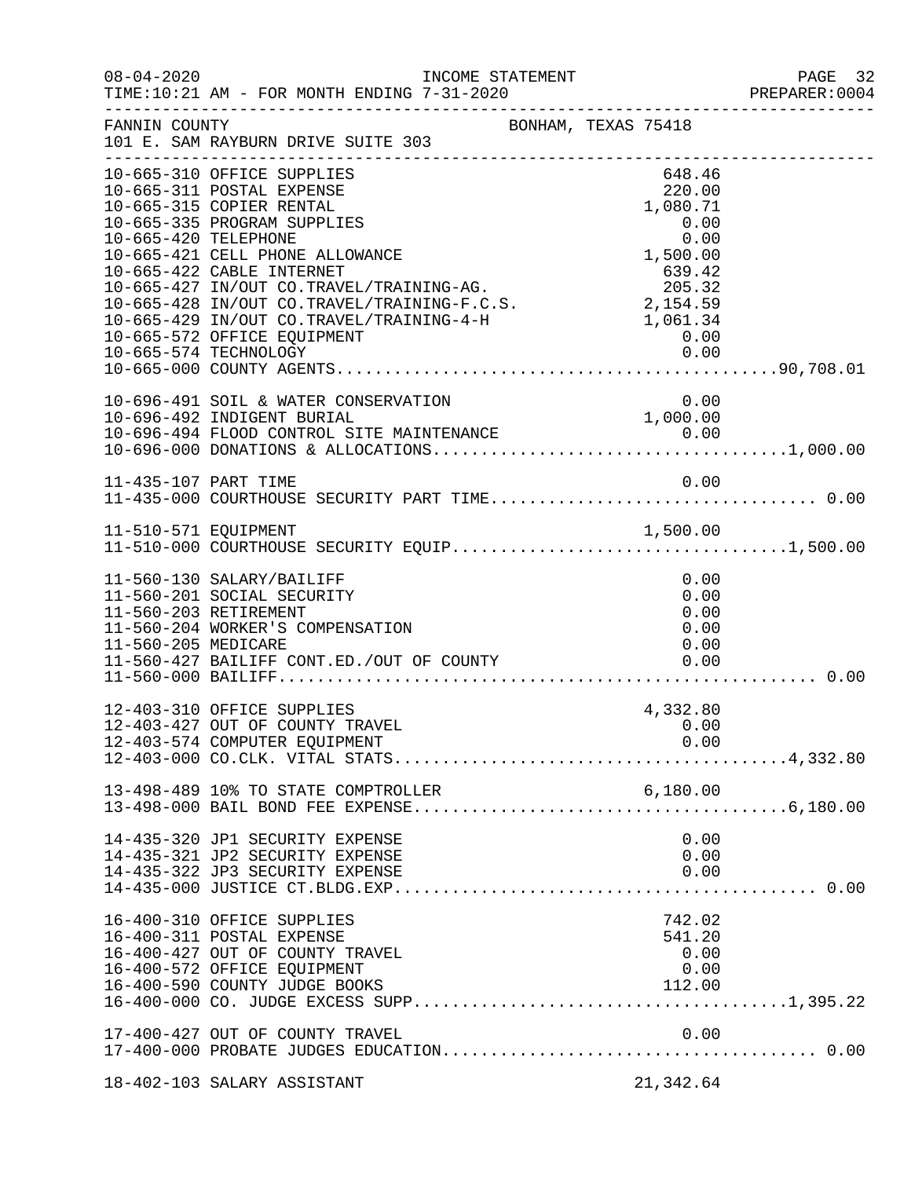FANNIN COUNTY  BONHAM, TEXAS 75418
101 E. SAM RAYBURN DRIVE SUITE 303

INCOME STATEMENT
TIME:10:21 AM - FOR MONTH ENDING 7-31-2020

| Account | Description | Amount | Total |
|---|---|---|---|
| 10-665-310 | OFFICE SUPPLIES | 648.46 | |
| 10-665-311 | POSTAL EXPENSE | 220.00 | |
| 10-665-315 | COPIER RENTAL | 1,080.71 | |
| 10-665-335 | PROGRAM SUPPLIES | 0.00 | |
| 10-665-420 | TELEPHONE | 0.00 | |
| 10-665-421 | CELL PHONE ALLOWANCE | 1,500.00 | |
| 10-665-422 | CABLE INTERNET | 639.42 | |
| 10-665-427 | IN/OUT CO.TRAVEL/TRAINING-AG. | 205.32 | |
| 10-665-428 | IN/OUT CO.TRAVEL/TRAINING-F.C.S. | 2,154.59 | |
| 10-665-429 | IN/OUT CO.TRAVEL/TRAINING-4-H | 1,061.34 | |
| 10-665-572 | OFFICE EQUIPMENT | 0.00 | |
| 10-665-574 | TECHNOLOGY | 0.00 | |
| 10-665-000 | COUNTY AGENTS | | 90,708.01 |
| 10-696-491 | SOIL & WATER CONSERVATION | 0.00 | |
| 10-696-492 | INDIGENT BURIAL | 1,000.00 | |
| 10-696-494 | FLOOD CONTROL SITE MAINTENANCE | 0.00 | |
| 10-696-000 | DONATIONS & ALLOCATIONS | | 1,000.00 |
| 11-435-107 | PART TIME | 0.00 | |
| 11-435-000 | COURTHOUSE SECURITY PART TIME | | 0.00 |
| 11-510-571 | EQUIPMENT | 1,500.00 | |
| 11-510-000 | COURTHOUSE SECURITY EQUIP | | 1,500.00 |
| 11-560-130 | SALARY/BAILIFF | 0.00 | |
| 11-560-201 | SOCIAL SECURITY | 0.00 | |
| 11-560-203 | RETIREMENT | 0.00 | |
| 11-560-204 | WORKER'S COMPENSATION | 0.00 | |
| 11-560-205 | MEDICARE | 0.00 | |
| 11-560-427 | BAILIFF CONT.ED./OUT OF COUNTY | 0.00 | |
| 11-560-000 | BAILIFF | | 0.00 |
| 12-403-310 | OFFICE SUPPLIES | 4,332.80 | |
| 12-403-427 | OUT OF COUNTY TRAVEL | 0.00 | |
| 12-403-574 | COMPUTER EQUIPMENT | 0.00 | |
| 12-403-000 | CO.CLK. VITAL STATS | | 4,332.80 |
| 13-498-489 | 10% TO STATE COMPTROLLER | 6,180.00 | |
| 13-498-000 | BAIL BOND FEE EXPENSE | | 6,180.00 |
| 14-435-320 | JP1 SECURITY EXPENSE | 0.00 | |
| 14-435-321 | JP2 SECURITY EXPENSE | 0.00 | |
| 14-435-322 | JP3 SECURITY EXPENSE | 0.00 | |
| 14-435-000 | JUSTICE CT.BLDG.EXP | | 0.00 |
| 16-400-310 | OFFICE SUPPLIES | 742.02 | |
| 16-400-311 | POSTAL EXPENSE | 541.20 | |
| 16-400-427 | OUT OF COUNTY TRAVEL | 0.00 | |
| 16-400-572 | OFFICE EQUIPMENT | 0.00 | |
| 16-400-590 | COUNTY JUDGE BOOKS | 112.00 | |
| 16-400-000 | CO. JUDGE EXCESS SUPP | | 1,395.22 |
| 17-400-427 | OUT OF COUNTY TRAVEL | 0.00 | |
| 17-400-000 | PROBATE JUDGES EDUCATION | | 0.00 |
| 18-402-103 | SALARY ASSISTANT | 21,342.64 | |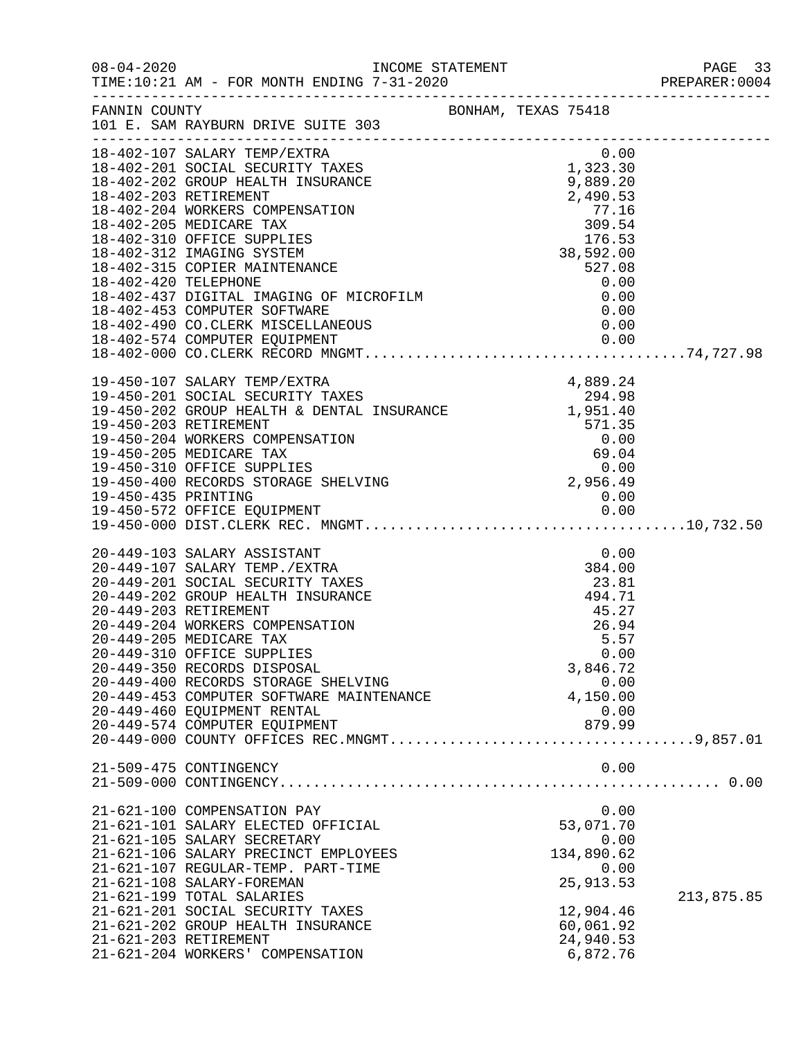08-04-2020 INCOME STATEMENT
TIME:10:21 AM - FOR MONTH ENDING 7-31-2020
PREPARER:0004

FANNIN COUNTY BONHAM, TEXAS 75418
101 E. SAM RAYBURN DRIVE SUITE 303

| Account | Description | Amount | Total |
|---|---|---|---|
| 18-402-107 | SALARY TEMP/EXTRA | 0.00 | |
| 18-402-201 | SOCIAL SECURITY TAXES | 1,323.30 | |
| 18-402-202 | GROUP HEALTH INSURANCE | 9,889.20 | |
| 18-402-203 | RETIREMENT | 2,490.53 | |
| 18-402-204 | WORKERS COMPENSATION | 77.16 | |
| 18-402-205 | MEDICARE TAX | 309.54 | |
| 18-402-310 | OFFICE SUPPLIES | 176.53 | |
| 18-402-312 | IMAGING SYSTEM | 38,592.00 | |
| 18-402-315 | COPIER MAINTENANCE | 527.08 | |
| 18-402-420 | TELEPHONE | 0.00 | |
| 18-402-437 | DIGITAL IMAGING OF MICROFILM | 0.00 | |
| 18-402-453 | COMPUTER SOFTWARE | 0.00 | |
| 18-402-490 | CO.CLERK MISCELLANEOUS | 0.00 | |
| 18-402-574 | COMPUTER EQUIPMENT | 0.00 | |
| 18-402-000 | CO.CLERK RECORD MNGMT. | | 74,727.98 |
| 19-450-107 | SALARY TEMP/EXTRA | 4,889.24 | |
| 19-450-201 | SOCIAL SECURITY TAXES | 294.98 | |
| 19-450-202 | GROUP HEALTH & DENTAL INSURANCE | 1,951.40 | |
| 19-450-203 | RETIREMENT | 571.35 | |
| 19-450-204 | WORKERS COMPENSATION | 0.00 | |
| 19-450-205 | MEDICARE TAX | 69.04 | |
| 19-450-310 | OFFICE SUPPLIES | 0.00 | |
| 19-450-400 | RECORDS STORAGE SHELVING | 2,956.49 | |
| 19-450-435 | PRINTING | 0.00 | |
| 19-450-572 | OFFICE EQUIPMENT | 0.00 | |
| 19-450-000 | DIST.CLERK REC. MNGMT. | | 10,732.50 |
| 20-449-103 | SALARY ASSISTANT | 0.00 | |
| 20-449-107 | SALARY TEMP./EXTRA | 384.00 | |
| 20-449-201 | SOCIAL SECURITY TAXES | 23.81 | |
| 20-449-202 | GROUP HEALTH INSURANCE | 494.71 | |
| 20-449-203 | RETIREMENT | 45.27 | |
| 20-449-204 | WORKERS COMPENSATION | 26.94 | |
| 20-449-205 | MEDICARE TAX | 5.57 | |
| 20-449-310 | OFFICE SUPPLIES | 0.00 | |
| 20-449-350 | RECORDS DISPOSAL | 3,846.72 | |
| 20-449-400 | RECORDS STORAGE SHELVING | 0.00 | |
| 20-449-453 | COMPUTER SOFTWARE MAINTENANCE | 4,150.00 | |
| 20-449-460 | EQUIPMENT RENTAL | 0.00 | |
| 20-449-574 | COMPUTER EQUIPMENT | 879.99 | |
| 20-449-000 | COUNTY OFFICES REC.MNGMT. | | 9,857.01 |
| 21-509-475 | CONTINGENCY | 0.00 | |
| 21-509-000 | CONTINGENCY | | 0.00 |
| 21-621-100 | COMPENSATION PAY | 0.00 | |
| 21-621-101 | SALARY ELECTED OFFICIAL | 53,071.70 | |
| 21-621-105 | SALARY SECRETARY | 0.00 | |
| 21-621-106 | SALARY PRECINCT EMPLOYEES | 134,890.62 | |
| 21-621-107 | REGULAR-TEMP. PART-TIME | 0.00 | |
| 21-621-108 | SALARY-FOREMAN | 25,913.53 | |
| 21-621-199 | TOTAL SALARIES | | 213,875.85 |
| 21-621-201 | SOCIAL SECURITY TAXES | 12,904.46 | |
| 21-621-202 | GROUP HEALTH INSURANCE | 60,061.92 | |
| 21-621-203 | RETIREMENT | 24,940.53 | |
| 21-621-204 | WORKERS' COMPENSATION | 6,872.76 | |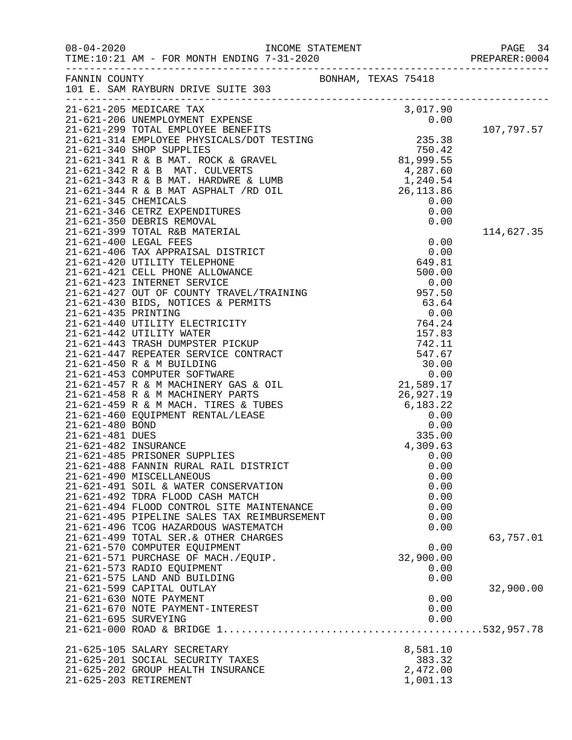08-04-2020 INCOME STATEMENT
TIME:10:21 AM - FOR MONTH ENDING 7-31-2020 PREPARER:0004

FANNIN COUNTY BONHAM, TEXAS 75418
101 E. SAM RAYBURN DRIVE SUITE 303

| Account | Description | Amount | Total |
|---|---|---|---|
| 21-621-205 | MEDICARE TAX | 3,017.90 | |
| 21-621-206 | UNEMPLOYMENT EXPENSE | 0.00 | |
| 21-621-299 | TOTAL EMPLOYEE BENEFITS | | 107,797.57 |
| 21-621-314 | EMPLOYEE PHYSICALS/DOT TESTING | 235.38 | |
| 21-621-340 | SHOP SUPPLIES | 750.42 | |
| 21-621-341 | R & B MAT. ROCK & GRAVEL | 81,999.55 | |
| 21-621-342 | R & B MAT. CULVERTS | 4,287.60 | |
| 21-621-343 | R & B MAT. HARDWRE & LUMB | 1,240.54 | |
| 21-621-344 | R & B MAT ASPHALT /RD OIL | 26,113.86 | |
| 21-621-345 | CHEMICALS | 0.00 | |
| 21-621-346 | CETRZ EXPENDITURES | 0.00 | |
| 21-621-350 | DEBRIS REMOVAL | 0.00 | |
| 21-621-399 | TOTAL R&B MATERIAL | | 114,627.35 |
| 21-621-400 | LEGAL FEES | 0.00 | |
| 21-621-406 | TAX APPRAISAL DISTRICT | 0.00 | |
| 21-621-420 | UTILITY TELEPHONE | 649.81 | |
| 21-621-421 | CELL PHONE ALLOWANCE | 500.00 | |
| 21-621-423 | INTERNET SERVICE | 0.00 | |
| 21-621-427 | OUT OF COUNTY TRAVEL/TRAINING | 957.50 | |
| 21-621-430 | BIDS, NOTICES & PERMITS | 63.64 | |
| 21-621-435 | PRINTING | 0.00 | |
| 21-621-440 | UTILITY ELECTRICITY | 764.24 | |
| 21-621-442 | UTILITY WATER | 157.83 | |
| 21-621-443 | TRASH DUMPSTER PICKUP | 742.11 | |
| 21-621-447 | REPEATER SERVICE CONTRACT | 547.67 | |
| 21-621-450 | R & M BUILDING | 30.00 | |
| 21-621-453 | COMPUTER SOFTWARE | 0.00 | |
| 21-621-457 | R & M MACHINERY GAS & OIL | 21,589.17 | |
| 21-621-458 | R & M MACHINERY PARTS | 26,927.19 | |
| 21-621-459 | R & M MACH. TIRES & TUBES | 6,183.22 | |
| 21-621-460 | EQUIPMENT RENTAL/LEASE | 0.00 | |
| 21-621-480 | BOND | 0.00 | |
| 21-621-481 | DUES | 335.00 | |
| 21-621-482 | INSURANCE | 4,309.63 | |
| 21-621-485 | PRISONER SUPPLIES | 0.00 | |
| 21-621-488 | FANNIN RURAL RAIL DISTRICT | 0.00 | |
| 21-621-490 | MISCELLANEOUS | 0.00 | |
| 21-621-491 | SOIL & WATER CONSERVATION | 0.00 | |
| 21-621-492 | TDRA FLOOD CASH MATCH | 0.00 | |
| 21-621-494 | FLOOD CONTROL SITE MAINTENANCE | 0.00 | |
| 21-621-495 | PIPELINE SALES TAX REIMBURSEMENT | 0.00 | |
| 21-621-496 | TCOG HAZARDOUS WASTEMATCH | 0.00 | |
| 21-621-499 | TOTAL SER.& OTHER CHARGES | | 63,757.01 |
| 21-621-570 | COMPUTER EQUIPMENT | 0.00 | |
| 21-621-571 | PURCHASE OF MACH./EQUIP. | 32,900.00 | |
| 21-621-573 | RADIO EQUIPMENT | 0.00 | |
| 21-621-575 | LAND AND BUILDING | 0.00 | |
| 21-621-599 | CAPITAL OUTLAY | | 32,900.00 |
| 21-621-630 | NOTE PAYMENT | 0.00 | |
| 21-621-670 | NOTE PAYMENT-INTEREST | 0.00 | |
| 21-621-695 | SURVEYING | 0.00 | |
| 21-621-000 | ROAD & BRIDGE 1 | | 532,957.78 |
| 21-625-105 | SALARY SECRETARY | 8,581.10 | |
| 21-625-201 | SOCIAL SECURITY TAXES | 383.32 | |
| 21-625-202 | GROUP HEALTH INSURANCE | 2,472.00 | |
| 21-625-203 | RETIREMENT | 1,001.13 | |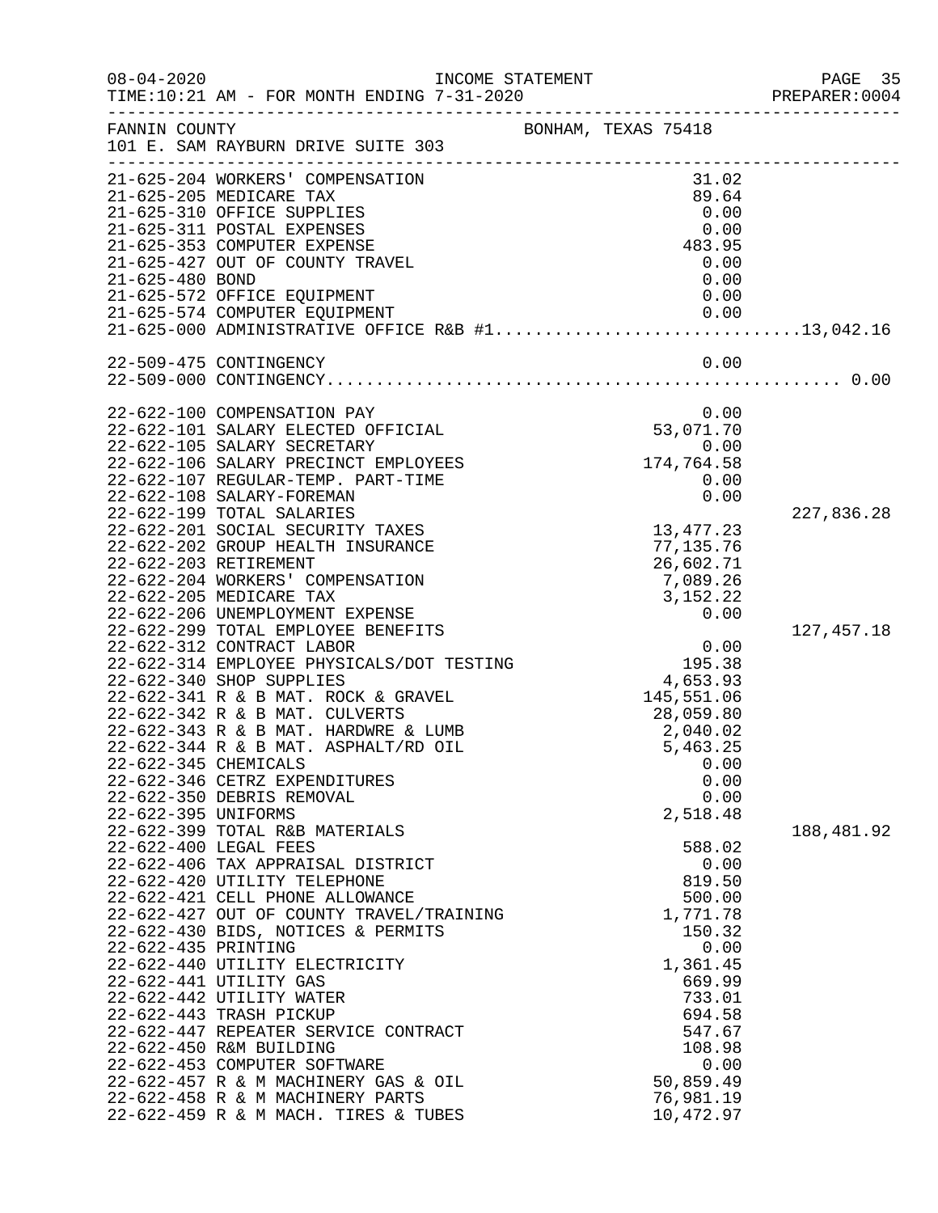FANNIN COUNTY — BONHAM, TEXAS 75418
101 E. SAM RAYBURN DRIVE SUITE 303

INCOME STATEMENT
TIME:10:21 AM - FOR MONTH ENDING 7-31-2020

| Account | Description | Amount | Total |
|---|---|---|---|
| 21-625-204 | WORKERS' COMPENSATION | 31.02 | |
| 21-625-205 | MEDICARE TAX | 89.64 | |
| 21-625-310 | OFFICE SUPPLIES | 0.00 | |
| 21-625-311 | POSTAL EXPENSES | 0.00 | |
| 21-625-353 | COMPUTER EXPENSE | 483.95 | |
| 21-625-427 | OUT OF COUNTY TRAVEL | 0.00 | |
| 21-625-480 | BOND | 0.00 | |
| 21-625-572 | OFFICE EQUIPMENT | 0.00 | |
| 21-625-574 | COMPUTER EQUIPMENT | 0.00 | |
| 21-625-000 | ADMINISTRATIVE OFFICE R&B #1 | | 13,042.16 |
| | | | |
| 22-509-475 | CONTINGENCY | 0.00 | |
| 22-509-000 | CONTINGENCY | | 0.00 |
| | | | |
| 22-622-100 | COMPENSATION PAY | 0.00 | |
| 22-622-101 | SALARY ELECTED OFFICIAL | 53,071.70 | |
| 22-622-105 | SALARY SECRETARY | 0.00 | |
| 22-622-106 | SALARY PRECINCT EMPLOYEES | 174,764.58 | |
| 22-622-107 | REGULAR-TEMP. PART-TIME | 0.00 | |
| 22-622-108 | SALARY-FOREMAN | 0.00 | |
| 22-622-199 | TOTAL SALARIES | | 227,836.28 |
| 22-622-201 | SOCIAL SECURITY TAXES | 13,477.23 | |
| 22-622-202 | GROUP HEALTH INSURANCE | 77,135.76 | |
| 22-622-203 | RETIREMENT | 26,602.71 | |
| 22-622-204 | WORKERS' COMPENSATION | 7,089.26 | |
| 22-622-205 | MEDICARE TAX | 3,152.22 | |
| 22-622-206 | UNEMPLOYMENT EXPENSE | 0.00 | |
| 22-622-299 | TOTAL EMPLOYEE BENEFITS | | 127,457.18 |
| 22-622-312 | CONTRACT LABOR | 0.00 | |
| 22-622-314 | EMPLOYEE PHYSICALS/DOT TESTING | 195.38 | |
| 22-622-340 | SHOP SUPPLIES | 4,653.93 | |
| 22-622-341 | R & B MAT. ROCK & GRAVEL | 145,551.06 | |
| 22-622-342 | R & B MAT. CULVERTS | 28,059.80 | |
| 22-622-343 | R & B MAT. HARDWRE & LUMB | 2,040.02 | |
| 22-622-344 | R & B MAT. ASPHALT/RD OIL | 5,463.25 | |
| 22-622-345 | CHEMICALS | 0.00 | |
| 22-622-346 | CETRZ EXPENDITURES | 0.00 | |
| 22-622-350 | DEBRIS REMOVAL | 0.00 | |
| 22-622-395 | UNIFORMS | 2,518.48 | |
| 22-622-399 | TOTAL R&B MATERIALS | | 188,481.92 |
| 22-622-400 | LEGAL FEES | 588.02 | |
| 22-622-406 | TAX APPRAISAL DISTRICT | 0.00 | |
| 22-622-420 | UTILITY TELEPHONE | 819.50 | |
| 22-622-421 | CELL PHONE ALLOWANCE | 500.00 | |
| 22-622-427 | OUT OF COUNTY TRAVEL/TRAINING | 1,771.78 | |
| 22-622-430 | BIDS, NOTICES & PERMITS | 150.32 | |
| 22-622-435 | PRINTING | 0.00 | |
| 22-622-440 | UTILITY ELECTRICITY | 1,361.45 | |
| 22-622-441 | UTILITY GAS | 669.99 | |
| 22-622-442 | UTILITY WATER | 733.01 | |
| 22-622-443 | TRASH PICKUP | 694.58 | |
| 22-622-447 | REPEATER SERVICE CONTRACT | 547.67 | |
| 22-622-450 | R&M BUILDING | 108.98 | |
| 22-622-453 | COMPUTER SOFTWARE | 0.00 | |
| 22-622-457 | R & M MACHINERY GAS & OIL | 50,859.49 | |
| 22-622-458 | R & M MACHINERY PARTS | 76,981.19 | |
| 22-622-459 | R & M MACH. TIRES & TUBES | 10,472.97 | |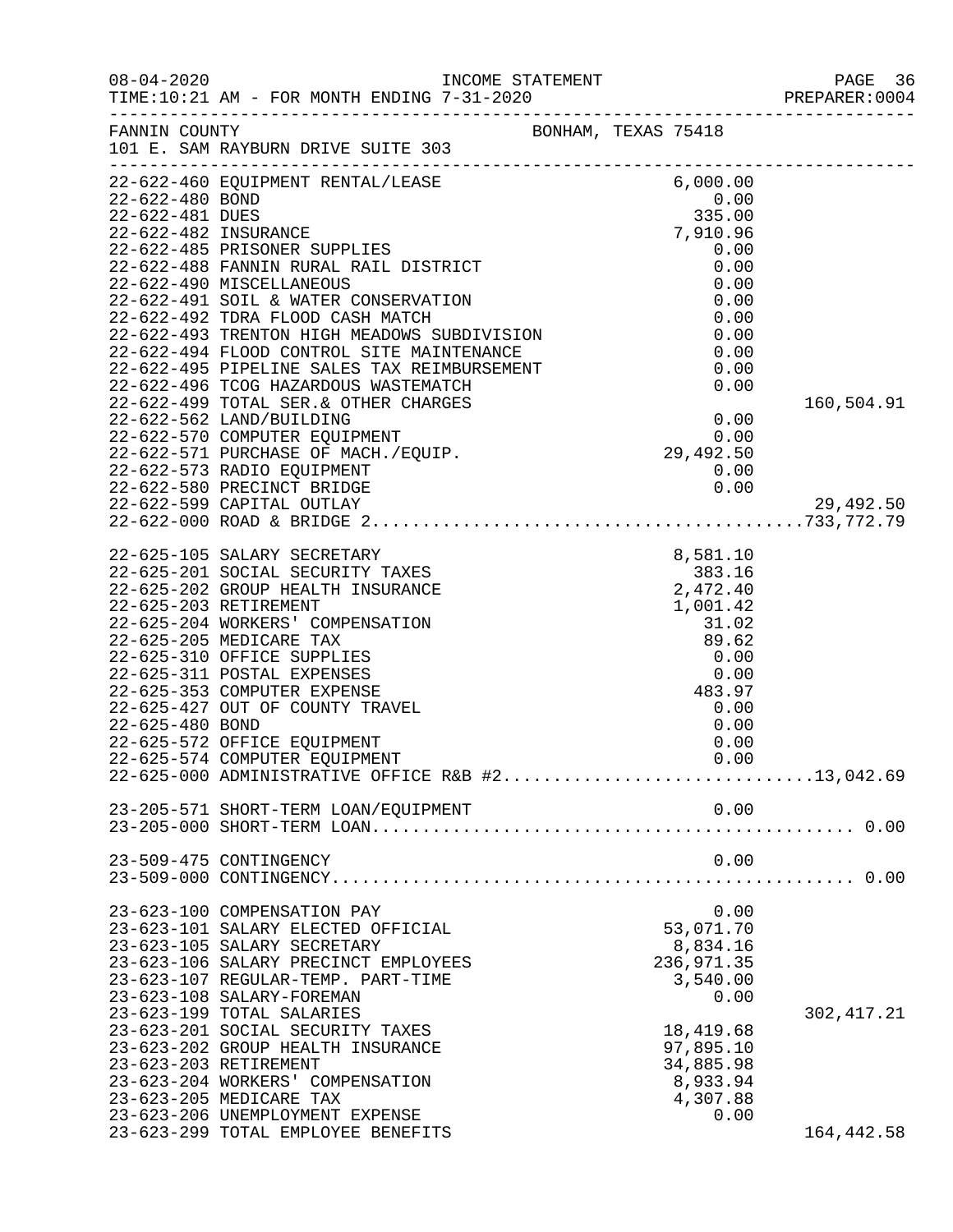FANNIN COUNTY BONHAM, TEXAS 75418
101 E. SAM RAYBURN DRIVE SUITE 303

INCOME STATEMENT
TIME:10:21 AM - FOR MONTH ENDING 7-31-2020

| Account | Description | Amount | Total |
|---|---|---|---|
| 22-622-460 | EQUIPMENT RENTAL/LEASE | 6,000.00 | |
| 22-622-480 | BOND | 0.00 | |
| 22-622-481 | DUES | 335.00 | |
| 22-622-482 | INSURANCE | 7,910.96 | |
| 22-622-485 | PRISONER SUPPLIES | 0.00 | |
| 22-622-488 | FANNIN RURAL RAIL DISTRICT | 0.00 | |
| 22-622-490 | MISCELLANEOUS | 0.00 | |
| 22-622-491 | SOIL & WATER CONSERVATION | 0.00 | |
| 22-622-492 | TDRA FLOOD CASH MATCH | 0.00 | |
| 22-622-493 | TRENTON HIGH MEADOWS SUBDIVISION | 0.00 | |
| 22-622-494 | FLOOD CONTROL SITE MAINTENANCE | 0.00 | |
| 22-622-495 | PIPELINE SALES TAX REIMBURSEMENT | 0.00 | |
| 22-622-496 | TCOG HAZARDOUS WASTEMATCH | 0.00 | |
| 22-622-499 | TOTAL SER.& OTHER CHARGES | | 160,504.91 |
| 22-622-562 | LAND/BUILDING | 0.00 | |
| 22-622-570 | COMPUTER EQUIPMENT | 0.00 | |
| 22-622-571 | PURCHASE OF MACH./EQUIP. | 29,492.50 | |
| 22-622-573 | RADIO EQUIPMENT | 0.00 | |
| 22-622-580 | PRECINCT BRIDGE | 0.00 | |
| 22-622-599 | CAPITAL OUTLAY | | 29,492.50 |
| 22-622-000 | ROAD & BRIDGE 2 | | 733,772.79 |
| 22-625-105 | SALARY SECRETARY | 8,581.10 | |
| 22-625-201 | SOCIAL SECURITY TAXES | 383.16 | |
| 22-625-202 | GROUP HEALTH INSURANCE | 2,472.40 | |
| 22-625-203 | RETIREMENT | 1,001.42 | |
| 22-625-204 | WORKERS' COMPENSATION | 31.02 | |
| 22-625-205 | MEDICARE TAX | 89.62 | |
| 22-625-310 | OFFICE SUPPLIES | 0.00 | |
| 22-625-311 | POSTAL EXPENSES | 0.00 | |
| 22-625-353 | COMPUTER EXPENSE | 483.97 | |
| 22-625-427 | OUT OF COUNTY TRAVEL | 0.00 | |
| 22-625-480 | BOND | 0.00 | |
| 22-625-572 | OFFICE EQUIPMENT | 0.00 | |
| 22-625-574 | COMPUTER EQUIPMENT | 0.00 | |
| 22-625-000 | ADMINISTRATIVE OFFICE R&B #2 | | 13,042.69 |
| 23-205-571 | SHORT-TERM LOAN/EQUIPMENT | 0.00 | |
| 23-205-000 | SHORT-TERM LOAN | | 0.00 |
| 23-509-475 | CONTINGENCY | 0.00 | |
| 23-509-000 | CONTINGENCY | | 0.00 |
| 23-623-100 | COMPENSATION PAY | 0.00 | |
| 23-623-101 | SALARY ELECTED OFFICIAL | 53,071.70 | |
| 23-623-105 | SALARY SECRETARY | 8,834.16 | |
| 23-623-106 | SALARY PRECINCT EMPLOYEES | 236,971.35 | |
| 23-623-107 | REGULAR-TEMP. PART-TIME | 3,540.00 | |
| 23-623-108 | SALARY-FOREMAN | 0.00 | |
| 23-623-199 | TOTAL SALARIES | | 302,417.21 |
| 23-623-201 | SOCIAL SECURITY TAXES | 18,419.68 | |
| 23-623-202 | GROUP HEALTH INSURANCE | 97,895.10 | |
| 23-623-203 | RETIREMENT | 34,885.98 | |
| 23-623-204 | WORKERS' COMPENSATION | 8,933.94 | |
| 23-623-205 | MEDICARE TAX | 4,307.88 | |
| 23-623-206 | UNEMPLOYMENT EXPENSE | 0.00 | |
| 23-623-299 | TOTAL EMPLOYEE BENEFITS | | 164,442.58 |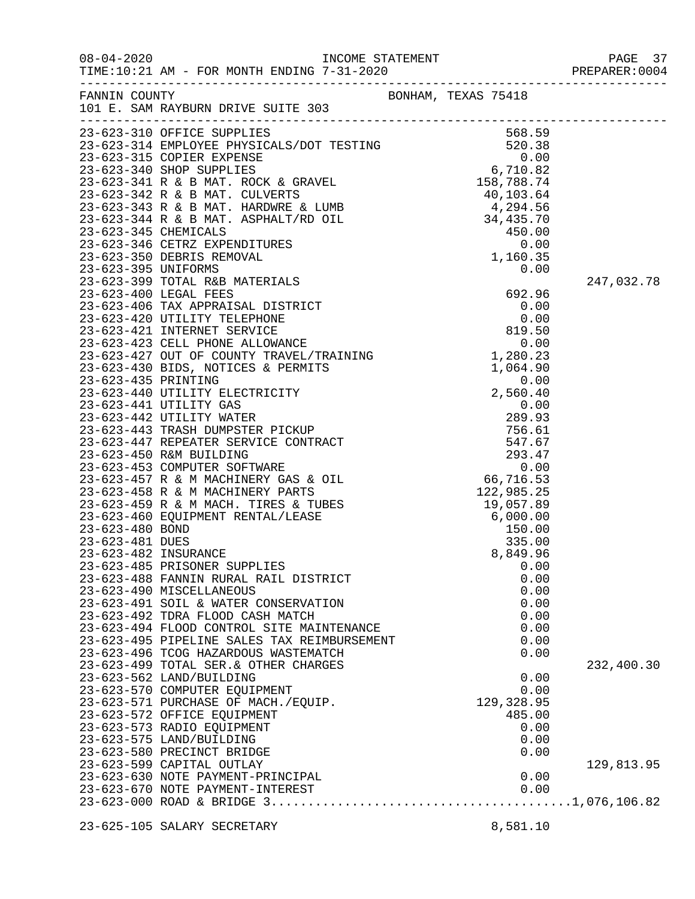INCOME STATEMENT

08-04-2020
TIME:10:21 AM - FOR MONTH ENDING 7-31-2020

PREPARER:0004

FANNIN COUNTY — BONHAM, TEXAS 75418
101 E. SAM RAYBURN DRIVE SUITE 303

| Account | Description | Amount | Total |
|---|---|---|---|
| 23-623-310 | OFFICE SUPPLIES | 568.59 | |
| 23-623-314 | EMPLOYEE PHYSICALS/DOT TESTING | 520.38 | |
| 23-623-315 | COPIER EXPENSE | 0.00 | |
| 23-623-340 | SHOP SUPPLIES | 6,710.82 | |
| 23-623-341 | R & B MAT. ROCK & GRAVEL | 158,788.74 | |
| 23-623-342 | R & B MAT. CULVERTS | 40,103.64 | |
| 23-623-343 | R & B MAT. HARDWRE & LUMB | 4,294.56 | |
| 23-623-344 | R & B MAT. ASPHALT/RD OIL | 34,435.70 | |
| 23-623-345 | CHEMICALS | 450.00 | |
| 23-623-346 | CETRZ EXPENDITURES | 0.00 | |
| 23-623-350 | DEBRIS REMOVAL | 1,160.35 | |
| 23-623-395 | UNIFORMS | 0.00 | |
| 23-623-399 | TOTAL R&B MATERIALS | | 247,032.78 |
| 23-623-400 | LEGAL FEES | 692.96 | |
| 23-623-406 | TAX APPRAISAL DISTRICT | 0.00 | |
| 23-623-420 | UTILITY TELEPHONE | 0.00 | |
| 23-623-421 | INTERNET SERVICE | 819.50 | |
| 23-623-423 | CELL PHONE ALLOWANCE | 0.00 | |
| 23-623-427 | OUT OF COUNTY TRAVEL/TRAINING | 1,280.23 | |
| 23-623-430 | BIDS, NOTICES & PERMITS | 1,064.90 | |
| 23-623-435 | PRINTING | 0.00 | |
| 23-623-440 | UTILITY ELECTRICITY | 2,560.40 | |
| 23-623-441 | UTILITY GAS | 0.00 | |
| 23-623-442 | UTILITY WATER | 289.93 | |
| 23-623-443 | TRASH DUMPSTER PICKUP | 756.61 | |
| 23-623-447 | REPEATER SERVICE CONTRACT | 547.67 | |
| 23-623-450 | R&M BUILDING | 293.47 | |
| 23-623-453 | COMPUTER SOFTWARE | 0.00 | |
| 23-623-457 | R & M MACHINERY GAS & OIL | 66,716.53 | |
| 23-623-458 | R & M MACHINERY PARTS | 122,985.25 | |
| 23-623-459 | R & M MACH. TIRES & TUBES | 19,057.89 | |
| 23-623-460 | EQUIPMENT RENTAL/LEASE | 6,000.00 | |
| 23-623-480 | BOND | 150.00 | |
| 23-623-481 | DUES | 335.00 | |
| 23-623-482 | INSURANCE | 8,849.96 | |
| 23-623-485 | PRISONER SUPPLIES | 0.00 | |
| 23-623-488 | FANNIN RURAL RAIL DISTRICT | 0.00 | |
| 23-623-490 | MISCELLANEOUS | 0.00 | |
| 23-623-491 | SOIL & WATER CONSERVATION | 0.00 | |
| 23-623-492 | TDRA FLOOD CASH MATCH | 0.00 | |
| 23-623-494 | FLOOD CONTROL SITE MAINTENANCE | 0.00 | |
| 23-623-495 | PIPELINE SALES TAX REIMBURSEMENT | 0.00 | |
| 23-623-496 | TCOG HAZARDOUS WASTEMATCH | 0.00 | |
| 23-623-499 | TOTAL SER.& OTHER CHARGES | | 232,400.30 |
| 23-623-562 | LAND/BUILDING | 0.00 | |
| 23-623-570 | COMPUTER EQUIPMENT | 0.00 | |
| 23-623-571 | PURCHASE OF MACH./EQUIP. | 129,328.95 | |
| 23-623-572 | OFFICE EQUIPMENT | 485.00 | |
| 23-623-573 | RADIO EQUIPMENT | 0.00 | |
| 23-623-575 | LAND/BUILDING | 0.00 | |
| 23-623-580 | PRECINCT BRIDGE | 0.00 | |
| 23-623-599 | CAPITAL OUTLAY | | 129,813.95 |
| 23-623-630 | NOTE PAYMENT-PRINCIPAL | 0.00 | |
| 23-623-670 | NOTE PAYMENT-INTEREST | 0.00 | |
| 23-623-000 | ROAD & BRIDGE 3 | | 1,076,106.82 |
| 23-625-105 | SALARY SECRETARY | 8,581.10 | |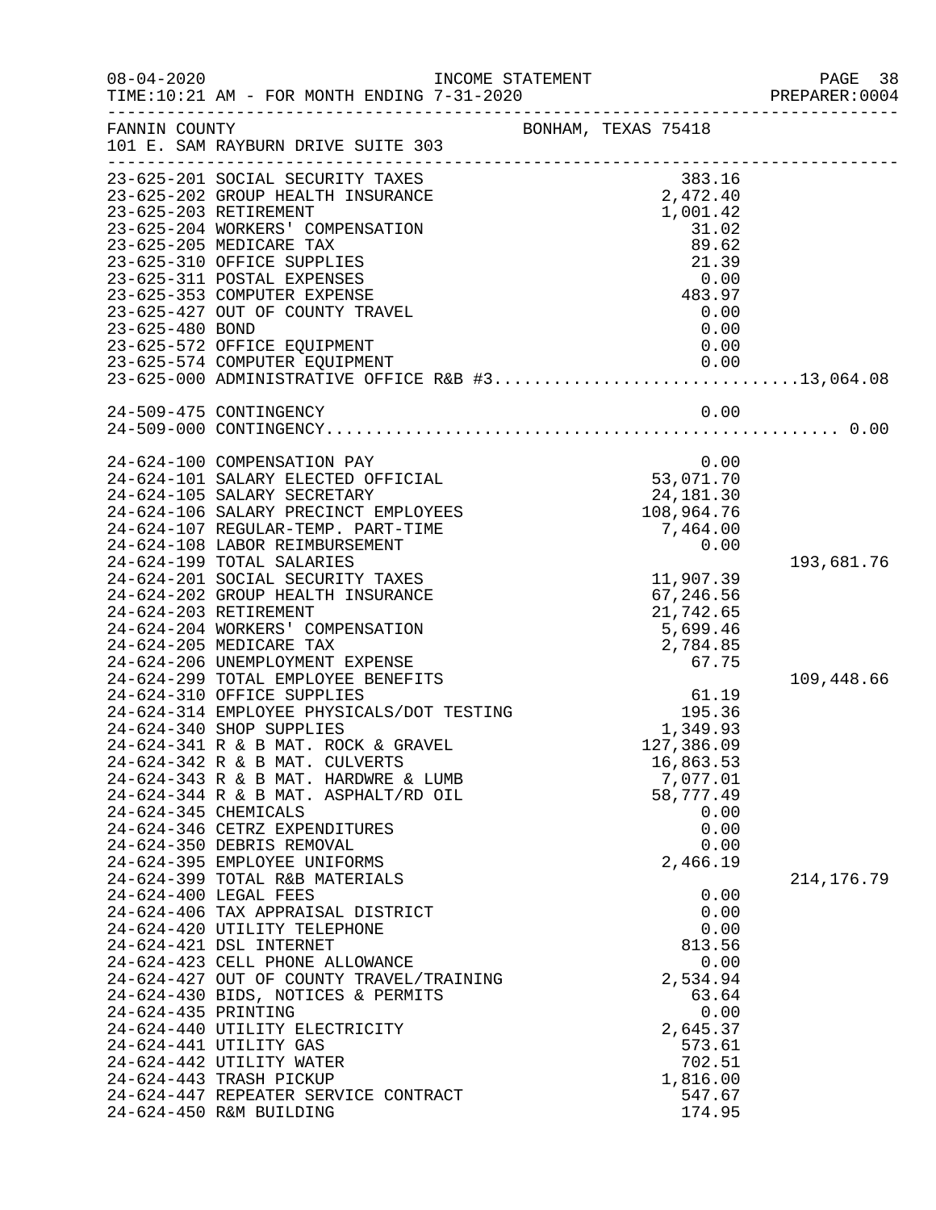FANNIN COUNTY — BONHAM, TEXAS 75418
101 E. SAM RAYBURN DRIVE SUITE 303

INCOME STATEMENT
TIME:10:21 AM - FOR MONTH ENDING 7-31-2020

| Account | Description | Amount | Total |
|---|---|---|---|
| 23-625-201 | SOCIAL SECURITY TAXES | 383.16 | |
| 23-625-202 | GROUP HEALTH INSURANCE | 2,472.40 | |
| 23-625-203 | RETIREMENT | 1,001.42 | |
| 23-625-204 | WORKERS' COMPENSATION | 31.02 | |
| 23-625-205 | MEDICARE TAX | 89.62 | |
| 23-625-310 | OFFICE SUPPLIES | 21.39 | |
| 23-625-311 | POSTAL EXPENSES | 0.00 | |
| 23-625-353 | COMPUTER EXPENSE | 483.97 | |
| 23-625-427 | OUT OF COUNTY TRAVEL | 0.00 | |
| 23-625-480 | BOND | 0.00 | |
| 23-625-572 | OFFICE EQUIPMENT | 0.00 | |
| 23-625-574 | COMPUTER EQUIPMENT | 0.00 | |
| 23-625-000 | ADMINISTRATIVE OFFICE R&B #3 | | 13,064.08 |
| 24-509-475 | CONTINGENCY | 0.00 | |
| 24-509-000 | CONTINGENCY | | 0.00 |
| 24-624-100 | COMPENSATION PAY | 0.00 | |
| 24-624-101 | SALARY ELECTED OFFICIAL | 53,071.70 | |
| 24-624-105 | SALARY SECRETARY | 24,181.30 | |
| 24-624-106 | SALARY PRECINCT EMPLOYEES | 108,964.76 | |
| 24-624-107 | REGULAR-TEMP. PART-TIME | 7,464.00 | |
| 24-624-108 | LABOR REIMBURSEMENT | 0.00 | |
| 24-624-199 | TOTAL SALARIES | | 193,681.76 |
| 24-624-201 | SOCIAL SECURITY TAXES | 11,907.39 | |
| 24-624-202 | GROUP HEALTH INSURANCE | 67,246.56 | |
| 24-624-203 | RETIREMENT | 21,742.65 | |
| 24-624-204 | WORKERS' COMPENSATION | 5,699.46 | |
| 24-624-205 | MEDICARE TAX | 2,784.85 | |
| 24-624-206 | UNEMPLOYMENT EXPENSE | 67.75 | |
| 24-624-299 | TOTAL EMPLOYEE BENEFITS | | 109,448.66 |
| 24-624-310 | OFFICE SUPPLIES | 61.19 | |
| 24-624-314 | EMPLOYEE PHYSICALS/DOT TESTING | 195.36 | |
| 24-624-340 | SHOP SUPPLIES | 1,349.93 | |
| 24-624-341 | R & B MAT. ROCK & GRAVEL | 127,386.09 | |
| 24-624-342 | R & B MAT. CULVERTS | 16,863.53 | |
| 24-624-343 | R & B MAT. HARDWRE & LUMB | 7,077.01 | |
| 24-624-344 | R & B MAT. ASPHALT/RD OIL | 58,777.49 | |
| 24-624-345 | CHEMICALS | 0.00 | |
| 24-624-346 | CETRZ EXPENDITURES | 0.00 | |
| 24-624-350 | DEBRIS REMOVAL | 0.00 | |
| 24-624-395 | EMPLOYEE UNIFORMS | 2,466.19 | |
| 24-624-399 | TOTAL R&B MATERIALS | | 214,176.79 |
| 24-624-400 | LEGAL FEES | 0.00 | |
| 24-624-406 | TAX APPRAISAL DISTRICT | 0.00 | |
| 24-624-420 | UTILITY TELEPHONE | 0.00 | |
| 24-624-421 | DSL INTERNET | 813.56 | |
| 24-624-423 | CELL PHONE ALLOWANCE | 0.00 | |
| 24-624-427 | OUT OF COUNTY TRAVEL/TRAINING | 2,534.94 | |
| 24-624-430 | BIDS, NOTICES & PERMITS | 63.64 | |
| 24-624-435 | PRINTING | 0.00 | |
| 24-624-440 | UTILITY ELECTRICITY | 2,645.37 | |
| 24-624-441 | UTILITY GAS | 573.61 | |
| 24-624-442 | UTILITY WATER | 702.51 | |
| 24-624-443 | TRASH PICKUP | 1,816.00 | |
| 24-624-447 | REPEATER SERVICE CONTRACT | 547.67 | |
| 24-624-450 | R&M BUILDING | 174.95 | |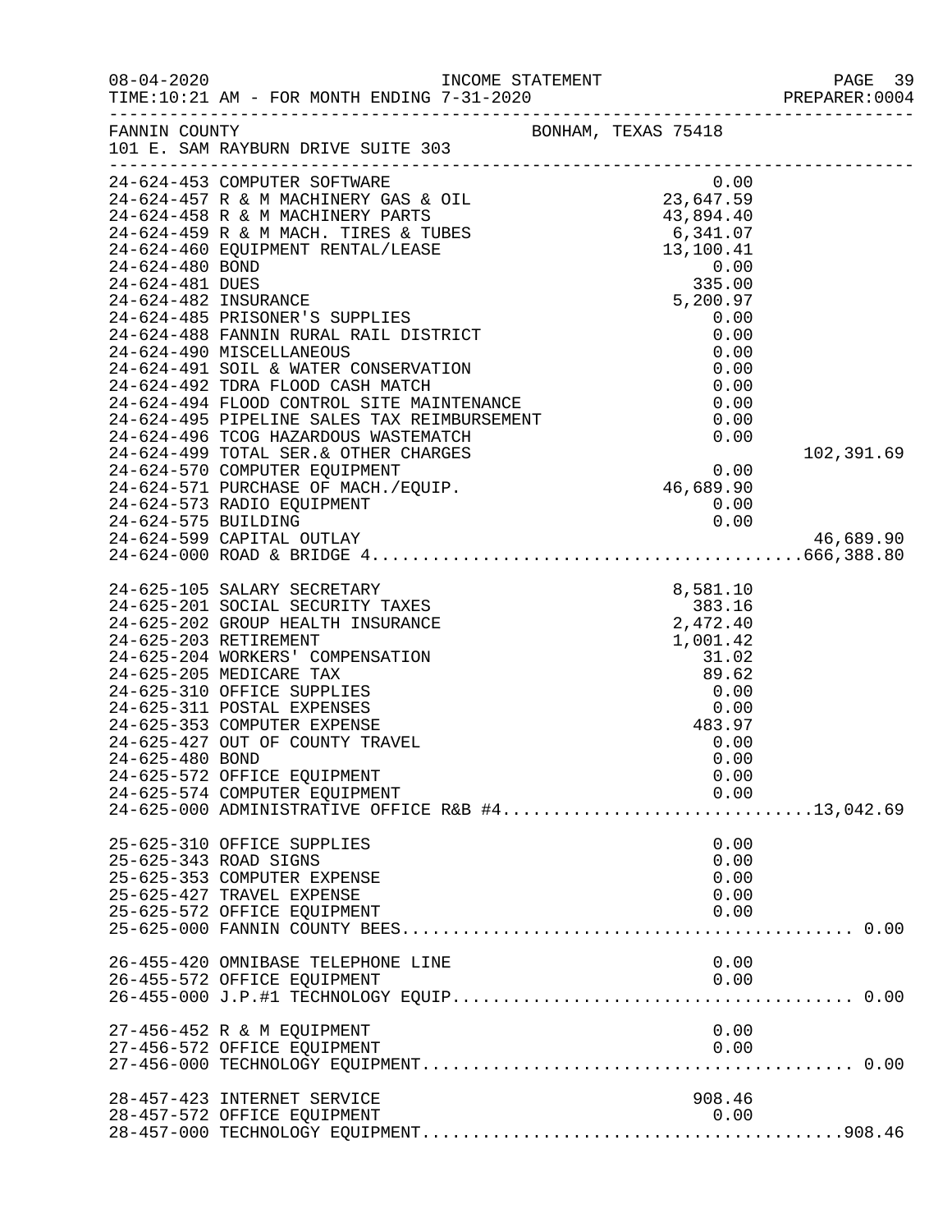FANNIN COUNTY BONHAM, TEXAS 75418
101 E. SAM RAYBURN DRIVE SUITE 303

INCOME STATEMENT
TIME:10:21 AM - FOR MONTH ENDING 7-31-2020

| Account | Description | Amount | Total |
|---|---|---|---|
| 24-624-453 | COMPUTER SOFTWARE | 0.00 | |
| 24-624-457 | R & M MACHINERY GAS & OIL | 23,647.59 | |
| 24-624-458 | R & M MACHINERY PARTS | 43,894.40 | |
| 24-624-459 | R & M MACH. TIRES & TUBES | 6,341.07 | |
| 24-624-460 | EQUIPMENT RENTAL/LEASE | 13,100.41 | |
| 24-624-480 | BOND | 0.00 | |
| 24-624-481 | DUES | 335.00 | |
| 24-624-482 | INSURANCE | 5,200.97 | |
| 24-624-485 | PRISONER'S SUPPLIES | 0.00 | |
| 24-624-488 | FANNIN RURAL RAIL DISTRICT | 0.00 | |
| 24-624-490 | MISCELLANEOUS | 0.00 | |
| 24-624-491 | SOIL & WATER CONSERVATION | 0.00 | |
| 24-624-492 | TDRA FLOOD CASH MATCH | 0.00 | |
| 24-624-494 | FLOOD CONTROL SITE MAINTENANCE | 0.00 | |
| 24-624-495 | PIPELINE SALES TAX REIMBURSEMENT | 0.00 | |
| 24-624-496 | TCOG HAZARDOUS WASTEMATCH | 0.00 | |
| 24-624-499 | TOTAL SER.& OTHER CHARGES | | 102,391.69 |
| 24-624-570 | COMPUTER EQUIPMENT | 0.00 | |
| 24-624-571 | PURCHASE OF MACH./EQUIP. | 46,689.90 | |
| 24-624-573 | RADIO EQUIPMENT | 0.00 | |
| 24-624-575 | BUILDING | 0.00 | |
| 24-624-599 | CAPITAL OUTLAY | | 46,689.90 |
| 24-624-000 | ROAD & BRIDGE 4 | | 666,388.80 |
| 24-625-105 | SALARY SECRETARY | 8,581.10 | |
| 24-625-201 | SOCIAL SECURITY TAXES | 383.16 | |
| 24-625-202 | GROUP HEALTH INSURANCE | 2,472.40 | |
| 24-625-203 | RETIREMENT | 1,001.42 | |
| 24-625-204 | WORKERS' COMPENSATION | 31.02 | |
| 24-625-205 | MEDICARE TAX | 89.62 | |
| 24-625-310 | OFFICE SUPPLIES | 0.00 | |
| 24-625-311 | POSTAL EXPENSES | 0.00 | |
| 24-625-353 | COMPUTER EXPENSE | 483.97 | |
| 24-625-427 | OUT OF COUNTY TRAVEL | 0.00 | |
| 24-625-480 | BOND | 0.00 | |
| 24-625-572 | OFFICE EQUIPMENT | 0.00 | |
| 24-625-574 | COMPUTER EQUIPMENT | 0.00 | |
| 24-625-000 | ADMINISTRATIVE OFFICE R&B #4 | | 13,042.69 |
| 25-625-310 | OFFICE SUPPLIES | 0.00 | |
| 25-625-343 | ROAD SIGNS | 0.00 | |
| 25-625-353 | COMPUTER EXPENSE | 0.00 | |
| 25-625-427 | TRAVEL EXPENSE | 0.00 | |
| 25-625-572 | OFFICE EQUIPMENT | 0.00 | |
| 25-625-000 | FANNIN COUNTY BEES | | 0.00 |
| 26-455-420 | OMNIBASE TELEPHONE LINE | 0.00 | |
| 26-455-572 | OFFICE EQUIPMENT | 0.00 | |
| 26-455-000 | J.P.#1 TECHNOLOGY EQUIP | | 0.00 |
| 27-456-452 | R & M EQUIPMENT | 0.00 | |
| 27-456-572 | OFFICE EQUIPMENT | 0.00 | |
| 27-456-000 | TECHNOLOGY EQUIPMENT | | 0.00 |
| 28-457-423 | INTERNET SERVICE | 908.46 | |
| 28-457-572 | OFFICE EQUIPMENT | 0.00 | |
| 28-457-000 | TECHNOLOGY EQUIPMENT | | 908.46 |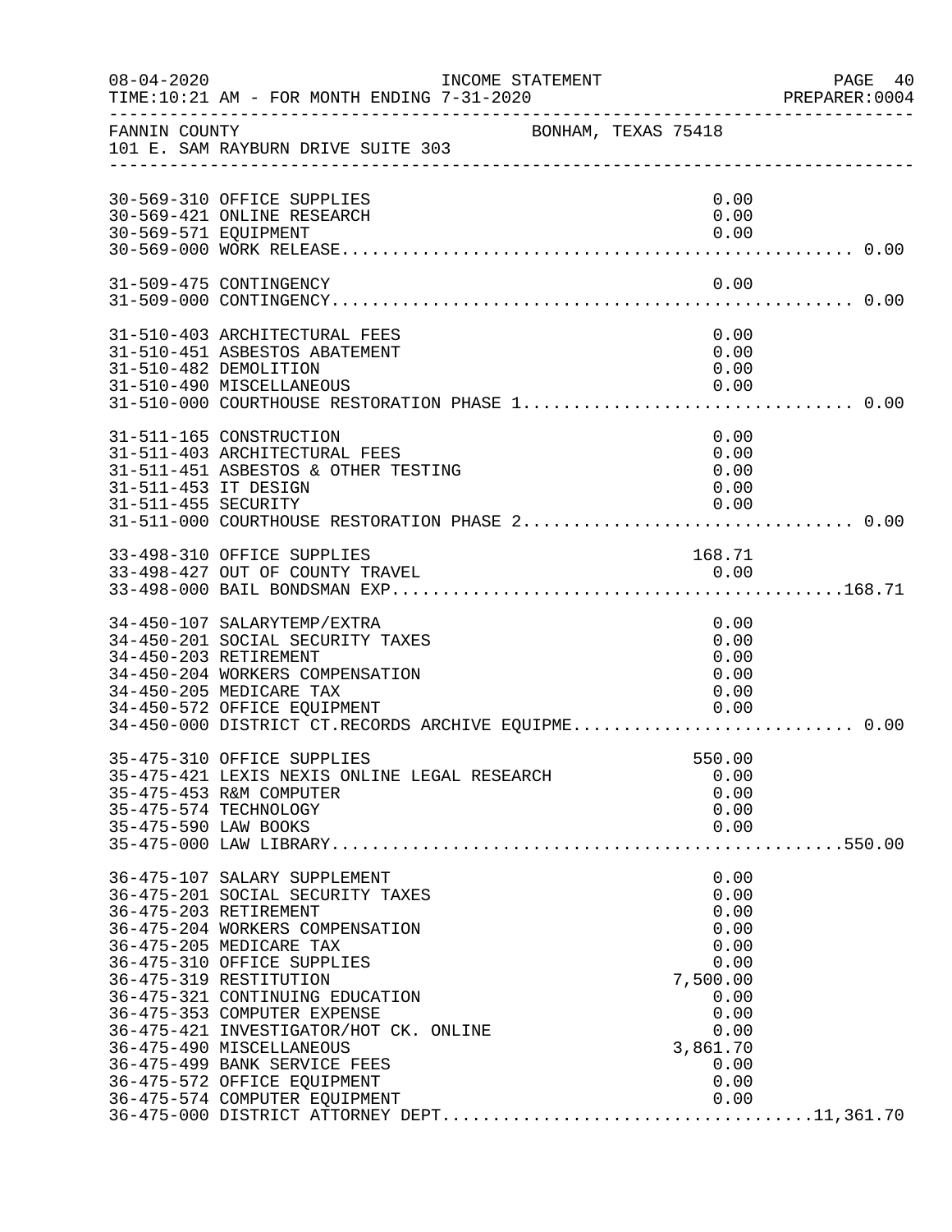FANNIN COUNTY  BONHAM, TEXAS 75418
101 E. SAM RAYBURN DRIVE SUITE 303

| Account | Description | Amount | Total |
|---|---|---|---|
| 30-569-310 | OFFICE SUPPLIES | 0.00 | |
| 30-569-421 | ONLINE RESEARCH | 0.00 | |
| 30-569-571 | EQUIPMENT | 0.00 | |
| 30-569-000 | WORK RELEASE | | 0.00 |
| 31-509-475 | CONTINGENCY | 0.00 | |
| 31-509-000 | CONTINGENCY | | 0.00 |
| 31-510-403 | ARCHITECTURAL FEES | 0.00 | |
| 31-510-451 | ASBESTOS ABATEMENT | 0.00 | |
| 31-510-482 | DEMOLITION | 0.00 | |
| 31-510-490 | MISCELLANEOUS | 0.00 | |
| 31-510-000 | COURTHOUSE RESTORATION PHASE 1 | | 0.00 |
| 31-511-165 | CONSTRUCTION | 0.00 | |
| 31-511-403 | ARCHITECTURAL FEES | 0.00 | |
| 31-511-451 | ASBESTOS & OTHER TESTING | 0.00 | |
| 31-511-453 | IT DESIGN | 0.00 | |
| 31-511-455 | SECURITY | 0.00 | |
| 31-511-000 | COURTHOUSE RESTORATION PHASE 2 | | 0.00 |
| 33-498-310 | OFFICE SUPPLIES | 168.71 | |
| 33-498-427 | OUT OF COUNTY TRAVEL | 0.00 | |
| 33-498-000 | BAIL BONDSMAN EXP | | 168.71 |
| 34-450-107 | SALARYTEMP/EXTRA | 0.00 | |
| 34-450-201 | SOCIAL SECURITY TAXES | 0.00 | |
| 34-450-203 | RETIREMENT | 0.00 | |
| 34-450-204 | WORKERS COMPENSATION | 0.00 | |
| 34-450-205 | MEDICARE TAX | 0.00 | |
| 34-450-572 | OFFICE EQUIPMENT | 0.00 | |
| 34-450-000 | DISTRICT CT.RECORDS ARCHIVE EQUIPME | | 0.00 |
| 35-475-310 | OFFICE SUPPLIES | 550.00 | |
| 35-475-421 | LEXIS NEXIS ONLINE LEGAL RESEARCH | 0.00 | |
| 35-475-453 | R&M COMPUTER | 0.00 | |
| 35-475-574 | TECHNOLOGY | 0.00 | |
| 35-475-590 | LAW BOOKS | 0.00 | |
| 35-475-000 | LAW LIBRARY | | 550.00 |
| 36-475-107 | SALARY SUPPLEMENT | 0.00 | |
| 36-475-201 | SOCIAL SECURITY TAXES | 0.00 | |
| 36-475-203 | RETIREMENT | 0.00 | |
| 36-475-204 | WORKERS COMPENSATION | 0.00 | |
| 36-475-205 | MEDICARE TAX | 0.00 | |
| 36-475-310 | OFFICE SUPPLIES | 0.00 | |
| 36-475-319 | RESTITUTION | 7,500.00 | |
| 36-475-321 | CONTINUING EDUCATION | 0.00 | |
| 36-475-353 | COMPUTER EXPENSE | 0.00 | |
| 36-475-421 | INVESTIGATOR/HOT CK. ONLINE | 0.00 | |
| 36-475-490 | MISCELLANEOUS | 3,861.70 | |
| 36-475-499 | BANK SERVICE FEES | 0.00 | |
| 36-475-572 | OFFICE EQUIPMENT | 0.00 | |
| 36-475-574 | COMPUTER EQUIPMENT | 0.00 | |
| 36-475-000 | DISTRICT ATTORNEY DEPT | | 11,361.70 |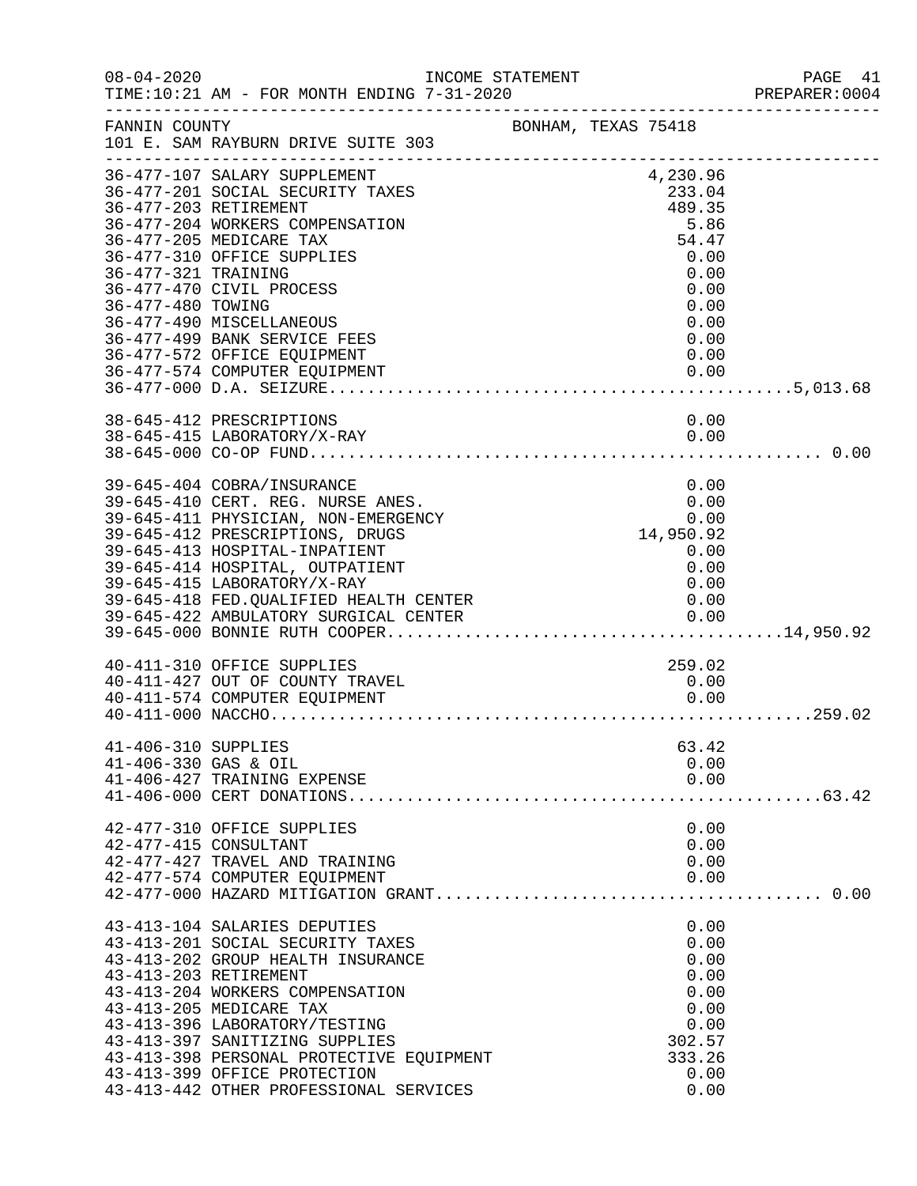FANNIN COUNTY — BONHAM, TEXAS 75418
101 E. SAM RAYBURN DRIVE SUITE 303

INCOME STATEMENT — FOR MONTH ENDING 7-31-2020

| Account | Description | Amount | Total |
|---|---|---|---|
| 36-477-107 | SALARY SUPPLEMENT | 4,230.96 | |
| 36-477-201 | SOCIAL SECURITY TAXES | 233.04 | |
| 36-477-203 | RETIREMENT | 489.35 | |
| 36-477-204 | WORKERS COMPENSATION | 5.86 | |
| 36-477-205 | MEDICARE TAX | 54.47 | |
| 36-477-310 | OFFICE SUPPLIES | 0.00 | |
| 36-477-321 | TRAINING | 0.00 | |
| 36-477-470 | CIVIL PROCESS | 0.00 | |
| 36-477-480 | TOWING | 0.00 | |
| 36-477-490 | MISCELLANEOUS | 0.00 | |
| 36-477-499 | BANK SERVICE FEES | 0.00 | |
| 36-477-572 | OFFICE EQUIPMENT | 0.00 | |
| 36-477-574 | COMPUTER EQUIPMENT | 0.00 | |
| 36-477-000 | D.A. SEIZURE | | 5,013.68 |
| 38-645-412 | PRESCRIPTIONS | 0.00 | |
| 38-645-415 | LABORATORY/X-RAY | 0.00 | |
| 38-645-000 | CO-OP FUND | | 0.00 |
| 39-645-404 | COBRA/INSURANCE | 0.00 | |
| 39-645-410 | CERT. REG. NURSE ANES. | 0.00 | |
| 39-645-411 | PHYSICIAN, NON-EMERGENCY | 0.00 | |
| 39-645-412 | PRESCRIPTIONS, DRUGS | 14,950.92 | |
| 39-645-413 | HOSPITAL-INPATIENT | 0.00 | |
| 39-645-414 | HOSPITAL, OUTPATIENT | 0.00 | |
| 39-645-415 | LABORATORY/X-RAY | 0.00 | |
| 39-645-418 | FED.QUALIFIED HEALTH CENTER | 0.00 | |
| 39-645-422 | AMBULATORY SURGICAL CENTER | 0.00 | |
| 39-645-000 | BONNIE RUTH COOPER | | 14,950.92 |
| 40-411-310 | OFFICE SUPPLIES | 259.02 | |
| 40-411-427 | OUT OF COUNTY TRAVEL | 0.00 | |
| 40-411-574 | COMPUTER EQUIPMENT | 0.00 | |
| 40-411-000 | NACCHO | | 259.02 |
| 41-406-310 | SUPPLIES | 63.42 | |
| 41-406-330 | GAS & OIL | 0.00 | |
| 41-406-427 | TRAINING EXPENSE | 0.00 | |
| 41-406-000 | CERT DONATIONS | | 63.42 |
| 42-477-310 | OFFICE SUPPLIES | 0.00 | |
| 42-477-415 | CONSULTANT | 0.00 | |
| 42-477-427 | TRAVEL AND TRAINING | 0.00 | |
| 42-477-574 | COMPUTER EQUIPMENT | 0.00 | |
| 42-477-000 | HAZARD MITIGATION GRANT | | 0.00 |
| 43-413-104 | SALARIES DEPUTIES | 0.00 | |
| 43-413-201 | SOCIAL SECURITY TAXES | 0.00 | |
| 43-413-202 | GROUP HEALTH INSURANCE | 0.00 | |
| 43-413-203 | RETIREMENT | 0.00 | |
| 43-413-204 | WORKERS COMPENSATION | 0.00 | |
| 43-413-205 | MEDICARE TAX | 0.00 | |
| 43-413-396 | LABORATORY/TESTING | 0.00 | |
| 43-413-397 | SANITIZING SUPPLIES | 302.57 | |
| 43-413-398 | PERSONAL PROTECTIVE EQUIPMENT | 333.26 | |
| 43-413-399 | OFFICE PROTECTION | 0.00 | |
| 43-413-442 | OTHER PROFESSIONAL SERVICES | 0.00 | |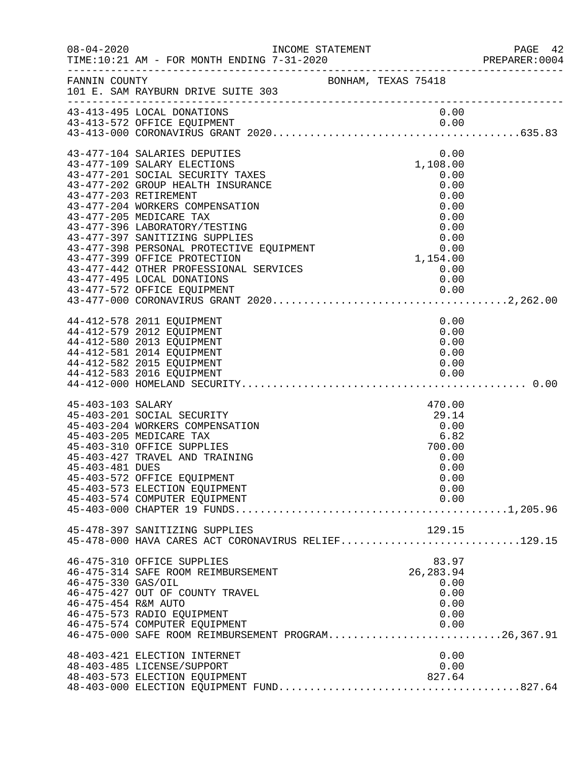FANNIN COUNTY BONHAM, TEXAS 75418
101 E. SAM RAYBURN DRIVE SUITE 303

INCOME STATEMENT
TIME:10:21 AM - FOR MONTH ENDING 7-31-2020

| Account | Description | Amount | Total |
|---|---|---|---|
| 43-413-495 | LOCAL DONATIONS | 0.00 | |
| 43-413-572 | OFFICE EQUIPMENT | 0.00 | |
| 43-413-000 | CORONAVIRUS GRANT 2020 | | 635.83 |
| 43-477-104 | SALARIES DEPUTIES | 0.00 | |
| 43-477-109 | SALARY ELECTIONS | 1,108.00 | |
| 43-477-201 | SOCIAL SECURITY TAXES | 0.00 | |
| 43-477-202 | GROUP HEALTH INSURANCE | 0.00 | |
| 43-477-203 | RETIREMENT | 0.00 | |
| 43-477-204 | WORKERS COMPENSATION | 0.00 | |
| 43-477-205 | MEDICARE TAX | 0.00 | |
| 43-477-396 | LABORATORY/TESTING | 0.00 | |
| 43-477-397 | SANITIZING SUPPLIES | 0.00 | |
| 43-477-398 | PERSONAL PROTECTIVE EQUIPMENT | 0.00 | |
| 43-477-399 | OFFICE PROTECTION | 1,154.00 | |
| 43-477-442 | OTHER PROFESSIONAL SERVICES | 0.00 | |
| 43-477-495 | LOCAL DONATIONS | 0.00 | |
| 43-477-572 | OFFICE EQUIPMENT | 0.00 | |
| 43-477-000 | CORONAVIRUS GRANT 2020 | | 2,262.00 |
| 44-412-578 | 2011 EQUIPMENT | 0.00 | |
| 44-412-579 | 2012 EQUIPMENT | 0.00 | |
| 44-412-580 | 2013 EQUIPMENT | 0.00 | |
| 44-412-581 | 2014 EQUIPMENT | 0.00 | |
| 44-412-582 | 2015 EQUIPMENT | 0.00 | |
| 44-412-583 | 2016 EQUIPMENT | 0.00 | |
| 44-412-000 | HOMELAND SECURITY | | 0.00 |
| 45-403-103 | SALARY | 470.00 | |
| 45-403-201 | SOCIAL SECURITY | 29.14 | |
| 45-403-204 | WORKERS COMPENSATION | 0.00 | |
| 45-403-205 | MEDICARE TAX | 6.82 | |
| 45-403-310 | OFFICE SUPPLIES | 700.00 | |
| 45-403-427 | TRAVEL AND TRAINING | 0.00 | |
| 45-403-481 | DUES | 0.00 | |
| 45-403-572 | OFFICE EQUIPMENT | 0.00 | |
| 45-403-573 | ELECTION EQUIPMENT | 0.00 | |
| 45-403-574 | COMPUTER EQUIPMENT | 0.00 | |
| 45-403-000 | CHAPTER 19 FUNDS | | 1,205.96 |
| 45-478-397 | SANITIZING SUPPLIES | 129.15 | |
| 45-478-000 | HAVA CARES ACT CORONAVIRUS RELIEF | | 129.15 |
| 46-475-310 | OFFICE SUPPLIES | 83.97 | |
| 46-475-314 | SAFE ROOM REIMBURSEMENT | 26,283.94 | |
| 46-475-330 | GAS/OIL | 0.00 | |
| 46-475-427 | OUT OF COUNTY TRAVEL | 0.00 | |
| 46-475-454 | R&M AUTO | 0.00 | |
| 46-475-573 | RADIO EQUIPMENT | 0.00 | |
| 46-475-574 | COMPUTER EQUIPMENT | 0.00 | |
| 46-475-000 | SAFE ROOM REIMBURSEMENT PROGRAM | | 26,367.91 |
| 48-403-421 | ELECTION INTERNET | 0.00 | |
| 48-403-485 | LICENSE/SUPPORT | 0.00 | |
| 48-403-573 | ELECTION EQUIPMENT | 827.64 | |
| 48-403-000 | ELECTION EQUIPMENT FUND | | 827.64 |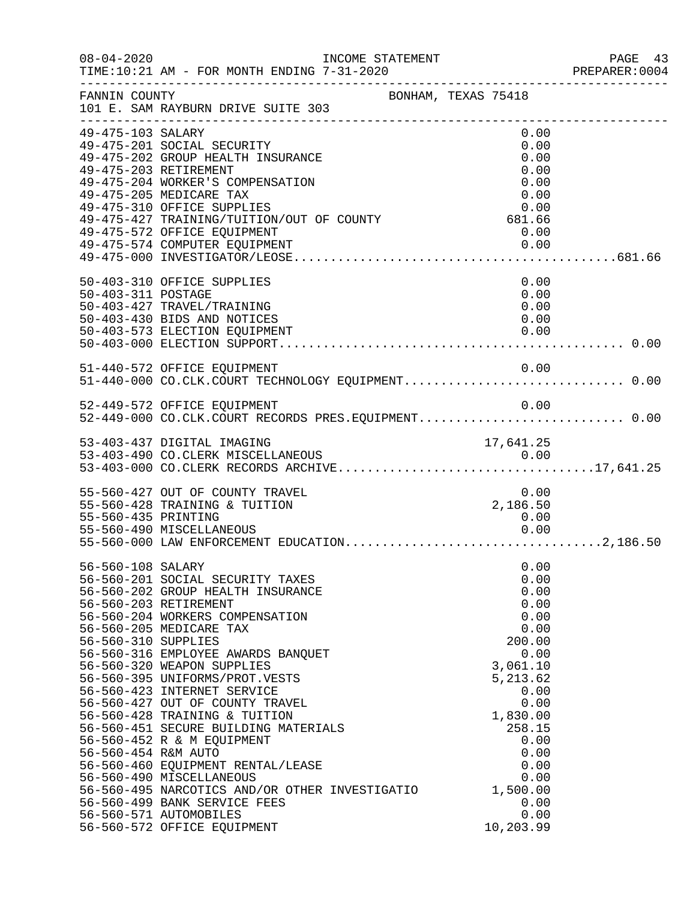08-04-2020 INCOME STATEMENT
TIME:10:21 AM - FOR MONTH ENDING 7-31-2020

FANNIN COUNTY BONHAM, TEXAS 75418
101 E. SAM RAYBURN DRIVE SUITE 303

| Account | Description | Amount | Total |
|---|---|---|---|
| 49-475-103 | SALARY | 0.00 | |
| 49-475-201 | SOCIAL SECURITY | 0.00 | |
| 49-475-202 | GROUP HEALTH INSURANCE | 0.00 | |
| 49-475-203 | RETIREMENT | 0.00 | |
| 49-475-204 | WORKER'S COMPENSATION | 0.00 | |
| 49-475-205 | MEDICARE TAX | 0.00 | |
| 49-475-310 | OFFICE SUPPLIES | 0.00 | |
| 49-475-427 | TRAINING/TUITION/OUT OF COUNTY | 681.66 | |
| 49-475-572 | OFFICE EQUIPMENT | 0.00 | |
| 49-475-574 | COMPUTER EQUIPMENT | 0.00 | |
| 49-475-000 | INVESTIGATOR/LEOSE | | 681.66 |
| 50-403-310 | OFFICE SUPPLIES | 0.00 | |
| 50-403-311 | POSTAGE | 0.00 | |
| 50-403-427 | TRAVEL/TRAINING | 0.00 | |
| 50-403-430 | BIDS AND NOTICES | 0.00 | |
| 50-403-573 | ELECTION EQUIPMENT | 0.00 | |
| 50-403-000 | ELECTION SUPPORT | | 0.00 |
| 51-440-572 | OFFICE EQUIPMENT | 0.00 | |
| 51-440-000 | CO.CLK.COURT TECHNOLOGY EQUIPMENT | | 0.00 |
| 52-449-572 | OFFICE EQUIPMENT | 0.00 | |
| 52-449-000 | CO.CLK.COURT RECORDS PRES.EQUIPMENT | | 0.00 |
| 53-403-437 | DIGITAL IMAGING | 17,641.25 | |
| 53-403-490 | CO.CLERK MISCELLANEOUS | 0.00 | |
| 53-403-000 | CO.CLERK RECORDS ARCHIVE | | 17,641.25 |
| 55-560-427 | OUT OF COUNTY TRAVEL | 0.00 | |
| 55-560-428 | TRAINING & TUITION | 2,186.50 | |
| 55-560-435 | PRINTING | 0.00 | |
| 55-560-490 | MISCELLANEOUS | 0.00 | |
| 55-560-000 | LAW ENFORCEMENT EDUCATION | | 2,186.50 |
| 56-560-108 | SALARY | 0.00 | |
| 56-560-201 | SOCIAL SECURITY TAXES | 0.00 | |
| 56-560-202 | GROUP HEALTH INSURANCE | 0.00 | |
| 56-560-203 | RETIREMENT | 0.00 | |
| 56-560-204 | WORKERS COMPENSATION | 0.00 | |
| 56-560-205 | MEDICARE TAX | 0.00 | |
| 56-560-310 | SUPPLIES | 200.00 | |
| 56-560-316 | EMPLOYEE AWARDS BANQUET | 0.00 | |
| 56-560-320 | WEAPON SUPPLIES | 3,061.10 | |
| 56-560-395 | UNIFORMS/PROT.VESTS | 5,213.62 | |
| 56-560-423 | INTERNET SERVICE | 0.00 | |
| 56-560-427 | OUT OF COUNTY TRAVEL | 0.00 | |
| 56-560-428 | TRAINING & TUITION | 1,830.00 | |
| 56-560-451 | SECURE BUILDING MATERIALS | 258.15 | |
| 56-560-452 | R & M EQUIPMENT | 0.00 | |
| 56-560-454 | R&M AUTO | 0.00 | |
| 56-560-460 | EQUIPMENT RENTAL/LEASE | 0.00 | |
| 56-560-490 | MISCELLANEOUS | 0.00 | |
| 56-560-495 | NARCOTICS AND/OR OTHER INVESTIGATIO | 1,500.00 | |
| 56-560-499 | BANK SERVICE FEES | 0.00 | |
| 56-560-571 | AUTOMOBILES | 0.00 | |
| 56-560-572 | OFFICE EQUIPMENT | 10,203.99 | |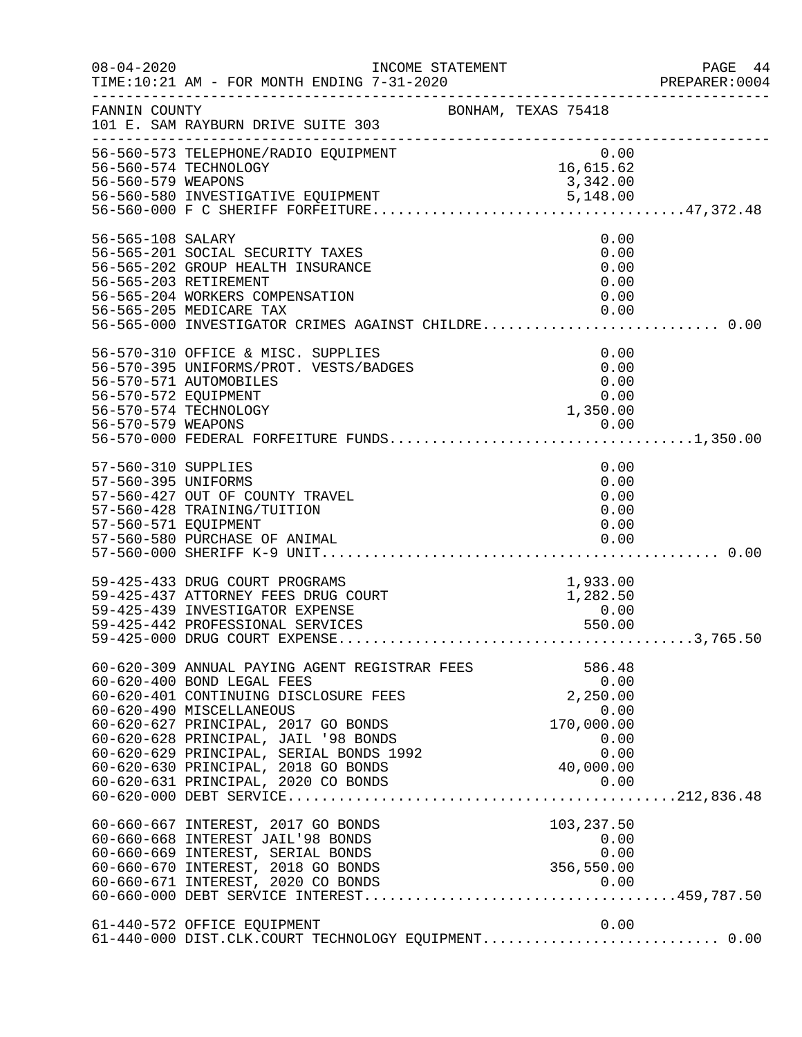FANNIN COUNTY BONHAM, TEXAS 75418
101 E. SAM RAYBURN DRIVE SUITE 303

INCOME STATEMENT
TIME:10:21 AM - FOR MONTH ENDING 7-31-2020

| Account | Description | Amount | Total |
|---|---|---|---|
| 56-560-573 | TELEPHONE/RADIO EQUIPMENT | 0.00 | |
| 56-560-574 | TECHNOLOGY | 16,615.62 | |
| 56-560-579 | WEAPONS | 3,342.00 | |
| 56-560-580 | INVESTIGATIVE EQUIPMENT | 5,148.00 | |
| 56-560-000 | F C SHERIFF FORFEITURE | | 47,372.48 |
| 56-565-108 | SALARY | 0.00 | |
| 56-565-201 | SOCIAL SECURITY TAXES | 0.00 | |
| 56-565-202 | GROUP HEALTH INSURANCE | 0.00 | |
| 56-565-203 | RETIREMENT | 0.00 | |
| 56-565-204 | WORKERS COMPENSATION | 0.00 | |
| 56-565-205 | MEDICARE TAX | 0.00 | |
| 56-565-000 | INVESTIGATOR CRIMES AGAINST CHILDRE | | 0.00 |
| 56-570-310 | OFFICE & MISC. SUPPLIES | 0.00 | |
| 56-570-395 | UNIFORMS/PROT. VESTS/BADGES | 0.00 | |
| 56-570-571 | AUTOMOBILES | 0.00 | |
| 56-570-572 | EQUIPMENT | 0.00 | |
| 56-570-574 | TECHNOLOGY | 1,350.00 | |
| 56-570-579 | WEAPONS | 0.00 | |
| 56-570-000 | FEDERAL FORFEITURE FUNDS | | 1,350.00 |
| 57-560-310 | SUPPLIES | 0.00 | |
| 57-560-395 | UNIFORMS | 0.00 | |
| 57-560-427 | OUT OF COUNTY TRAVEL | 0.00 | |
| 57-560-428 | TRAINING/TUITION | 0.00 | |
| 57-560-571 | EQUIPMENT | 0.00 | |
| 57-560-580 | PURCHASE OF ANIMAL | 0.00 | |
| 57-560-000 | SHERIFF K-9 UNIT | | 0.00 |
| 59-425-433 | DRUG COURT PROGRAMS | 1,933.00 | |
| 59-425-437 | ATTORNEY FEES DRUG COURT | 1,282.50 | |
| 59-425-439 | INVESTIGATOR EXPENSE | 0.00 | |
| 59-425-442 | PROFESSIONAL SERVICES | 550.00 | |
| 59-425-000 | DRUG COURT EXPENSE | | 3,765.50 |
| 60-620-309 | ANNUAL PAYING AGENT REGISTRAR FEES | 586.48 | |
| 60-620-400 | BOND LEGAL FEES | 0.00 | |
| 60-620-401 | CONTINUING DISCLOSURE FEES | 2,250.00 | |
| 60-620-490 | MISCELLANEOUS | 0.00 | |
| 60-620-627 | PRINCIPAL, 2017 GO BONDS | 170,000.00 | |
| 60-620-628 | PRINCIPAL, JAIL '98 BONDS | 0.00 | |
| 60-620-629 | PRINCIPAL, SERIAL BONDS 1992 | 0.00 | |
| 60-620-630 | PRINCIPAL, 2018 GO BONDS | 40,000.00 | |
| 60-620-631 | PRINCIPAL, 2020 CO BONDS | 0.00 | |
| 60-620-000 | DEBT SERVICE | | 212,836.48 |
| 60-660-667 | INTEREST, 2017 GO BONDS | 103,237.50 | |
| 60-660-668 | INTEREST JAIL'98 BONDS | 0.00 | |
| 60-660-669 | INTEREST, SERIAL BONDS | 0.00 | |
| 60-660-670 | INTEREST, 2018 GO BONDS | 356,550.00 | |
| 60-660-671 | INTEREST, 2020 CO BONDS | 0.00 | |
| 60-660-000 | DEBT SERVICE INTEREST | | 459,787.50 |
| 61-440-572 | OFFICE EQUIPMENT | 0.00 | |
| 61-440-000 | DIST.CLK.COURT TECHNOLOGY EQUIPMENT | | 0.00 |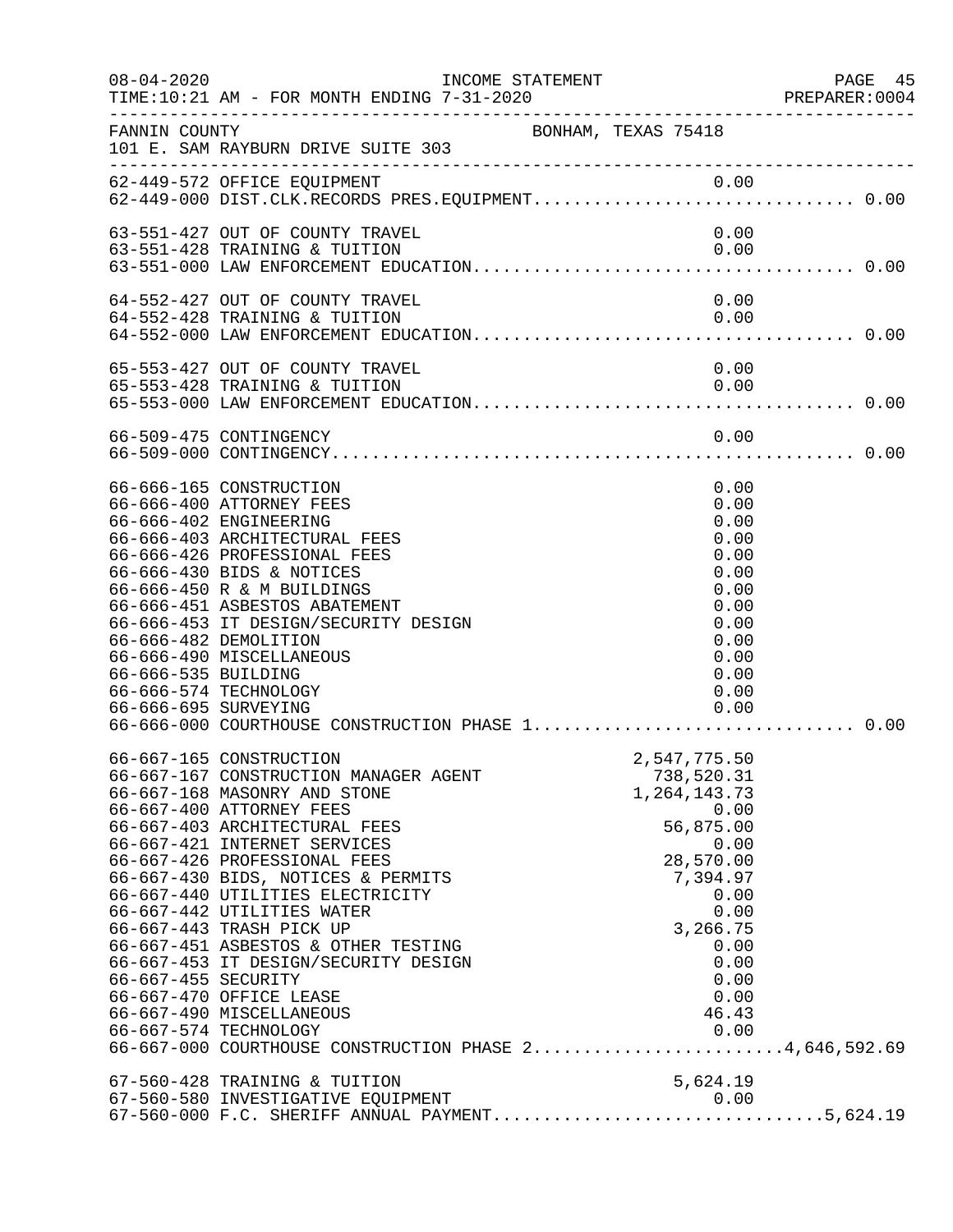FANNIN COUNTY — BONHAM, TEXAS 75418
101 E. SAM RAYBURN DRIVE SUITE 303

INCOME STATEMENT
TIME:10:21 AM - FOR MONTH ENDING 7-31-2020

| Account | Description | Amount | Total |
|---|---|---|---|
| 62-449-572 | OFFICE EQUIPMENT | 0.00 | |
| 62-449-000 | DIST.CLK.RECORDS PRES.EQUIPMENT | | 0.00 |
| 63-551-427 | OUT OF COUNTY TRAVEL | 0.00 | |
| 63-551-428 | TRAINING & TUITION | 0.00 | |
| 63-551-000 | LAW ENFORCEMENT EDUCATION | | 0.00 |
| 64-552-427 | OUT OF COUNTY TRAVEL | 0.00 | |
| 64-552-428 | TRAINING & TUITION | 0.00 | |
| 64-552-000 | LAW ENFORCEMENT EDUCATION | | 0.00 |
| 65-553-427 | OUT OF COUNTY TRAVEL | 0.00 | |
| 65-553-428 | TRAINING & TUITION | 0.00 | |
| 65-553-000 | LAW ENFORCEMENT EDUCATION | | 0.00 |
| 66-509-475 | CONTINGENCY | 0.00 | |
| 66-509-000 | CONTINGENCY | | 0.00 |
| 66-666-165 | CONSTRUCTION | 0.00 | |
| 66-666-400 | ATTORNEY FEES | 0.00 | |
| 66-666-402 | ENGINEERING | 0.00 | |
| 66-666-403 | ARCHITECTURAL FEES | 0.00 | |
| 66-666-426 | PROFESSIONAL FEES | 0.00 | |
| 66-666-430 | BIDS & NOTICES | 0.00 | |
| 66-666-450 | R & M BUILDINGS | 0.00 | |
| 66-666-451 | ASBESTOS ABATEMENT | 0.00 | |
| 66-666-453 | IT DESIGN/SECURITY DESIGN | 0.00 | |
| 66-666-482 | DEMOLITION | 0.00 | |
| 66-666-490 | MISCELLANEOUS | 0.00 | |
| 66-666-535 | BUILDING | 0.00 | |
| 66-666-574 | TECHNOLOGY | 0.00 | |
| 66-666-695 | SURVEYING | 0.00 | |
| 66-666-000 | COURTHOUSE CONSTRUCTION PHASE 1 | | 0.00 |
| 66-667-165 | CONSTRUCTION | 2,547,775.50 | |
| 66-667-167 | CONSTRUCTION MANAGER AGENT | 738,520.31 | |
| 66-667-168 | MASONRY AND STONE | 1,264,143.73 | |
| 66-667-400 | ATTORNEY FEES | 0.00 | |
| 66-667-403 | ARCHITECTURAL FEES | 56,875.00 | |
| 66-667-421 | INTERNET SERVICES | 0.00 | |
| 66-667-426 | PROFESSIONAL FEES | 28,570.00 | |
| 66-667-430 | BIDS, NOTICES & PERMITS | 7,394.97 | |
| 66-667-440 | UTILITIES ELECTRICITY | 0.00 | |
| 66-667-442 | UTILITIES WATER | 0.00 | |
| 66-667-443 | TRASH PICK UP | 3,266.75 | |
| 66-667-451 | ASBESTOS & OTHER TESTING | 0.00 | |
| 66-667-453 | IT DESIGN/SECURITY DESIGN | 0.00 | |
| 66-667-455 | SECURITY | 0.00 | |
| 66-667-470 | OFFICE LEASE | 0.00 | |
| 66-667-490 | MISCELLANEOUS | 46.43 | |
| 66-667-574 | TECHNOLOGY | 0.00 | |
| 66-667-000 | COURTHOUSE CONSTRUCTION PHASE 2 | | 4,646,592.69 |
| 67-560-428 | TRAINING & TUITION | 5,624.19 | |
| 67-560-580 | INVESTIGATIVE EQUIPMENT | 0.00 | |
| 67-560-000 | F.C. SHERIFF ANNUAL PAYMENT | | 5,624.19 |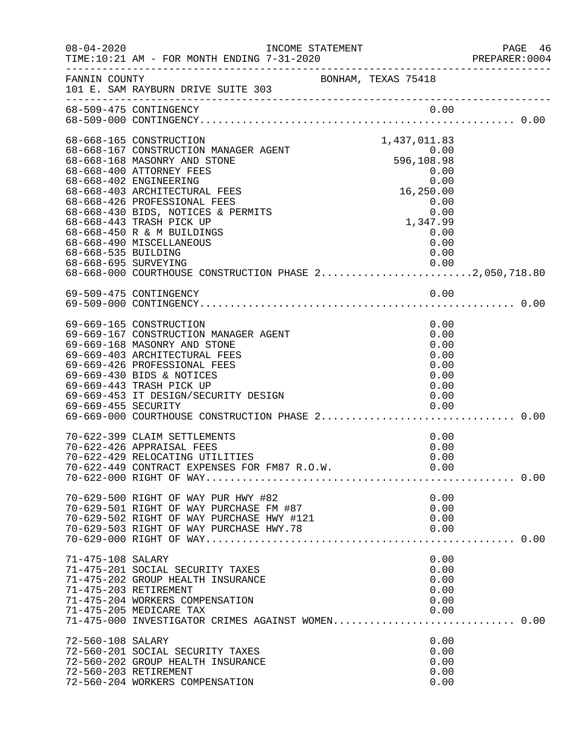FANNIN COUNTY — BONHAM, TEXAS 75418
101 E. SAM RAYBURN DRIVE SUITE 303

| Account | Description | Amount | Total |
|---|---|---|---|
| 68-509-475 | CONTINGENCY | 0.00 | |
| 68-509-000 | CONTINGENCY | | 0.00 |
| 68-668-165 | CONSTRUCTION | 1,437,011.83 | |
| 68-668-167 | CONSTRUCTION MANAGER AGENT | 0.00 | |
| 68-668-168 | MASONRY AND STONE | 596,108.98 | |
| 68-668-400 | ATTORNEY FEES | 0.00 | |
| 68-668-402 | ENGINEERING | 0.00 | |
| 68-668-403 | ARCHITECTURAL FEES | 16,250.00 | |
| 68-668-426 | PROFESSIONAL FEES | 0.00 | |
| 68-668-430 | BIDS, NOTICES & PERMITS | 0.00 | |
| 68-668-443 | TRASH PICK UP | 1,347.99 | |
| 68-668-450 | R & M BUILDINGS | 0.00 | |
| 68-668-490 | MISCELLANEOUS | 0.00 | |
| 68-668-535 | BUILDING | 0.00 | |
| 68-668-695 | SURVEYING | 0.00 | |
| 68-668-000 | COURTHOUSE CONSTRUCTION PHASE 2 | | 2,050,718.80 |
| 69-509-475 | CONTINGENCY | 0.00 | |
| 69-509-000 | CONTINGENCY | | 0.00 |
| 69-669-165 | CONSTRUCTION | 0.00 | |
| 69-669-167 | CONSTRUCTION MANAGER AGENT | 0.00 | |
| 69-669-168 | MASONRY AND STONE | 0.00 | |
| 69-669-403 | ARCHITECTURAL FEES | 0.00 | |
| 69-669-426 | PROFESSIONAL FEES | 0.00 | |
| 69-669-430 | BIDS & NOTICES | 0.00 | |
| 69-669-443 | TRASH PICK UP | 0.00 | |
| 69-669-453 | IT DESIGN/SECURITY DESIGN | 0.00 | |
| 69-669-455 | SECURITY | 0.00 | |
| 69-669-000 | COURTHOUSE CONSTRUCTION PHASE 2 | | 0.00 |
| 70-622-399 | CLAIM SETTLEMENTS | 0.00 | |
| 70-622-426 | APPRAISAL FEES | 0.00 | |
| 70-622-429 | RELOCATING UTILITIES | 0.00 | |
| 70-622-449 | CONTRACT EXPENSES FOR FM87 R.O.W. | 0.00 | |
| 70-622-000 | RIGHT OF WAY | | 0.00 |
| 70-629-500 | RIGHT OF WAY PUR HWY #82 | 0.00 | |
| 70-629-501 | RIGHT OF WAY PURCHASE FM #87 | 0.00 | |
| 70-629-502 | RIGHT OF WAY PURCHASE HWY #121 | 0.00 | |
| 70-629-503 | RIGHT OF WAY PURCHASE HWY.78 | 0.00 | |
| 70-629-000 | RIGHT OF WAY | | 0.00 |
| 71-475-108 | SALARY | 0.00 | |
| 71-475-201 | SOCIAL SECURITY TAXES | 0.00 | |
| 71-475-202 | GROUP HEALTH INSURANCE | 0.00 | |
| 71-475-203 | RETIREMENT | 0.00 | |
| 71-475-204 | WORKERS COMPENSATION | 0.00 | |
| 71-475-205 | MEDICARE TAX | 0.00 | |
| 71-475-000 | INVESTIGATOR CRIMES AGAINST WOMEN | | 0.00 |
| 72-560-108 | SALARY | 0.00 | |
| 72-560-201 | SOCIAL SECURITY TAXES | 0.00 | |
| 72-560-202 | GROUP HEALTH INSURANCE | 0.00 | |
| 72-560-203 | RETIREMENT | 0.00 | |
| 72-560-204 | WORKERS COMPENSATION | 0.00 | |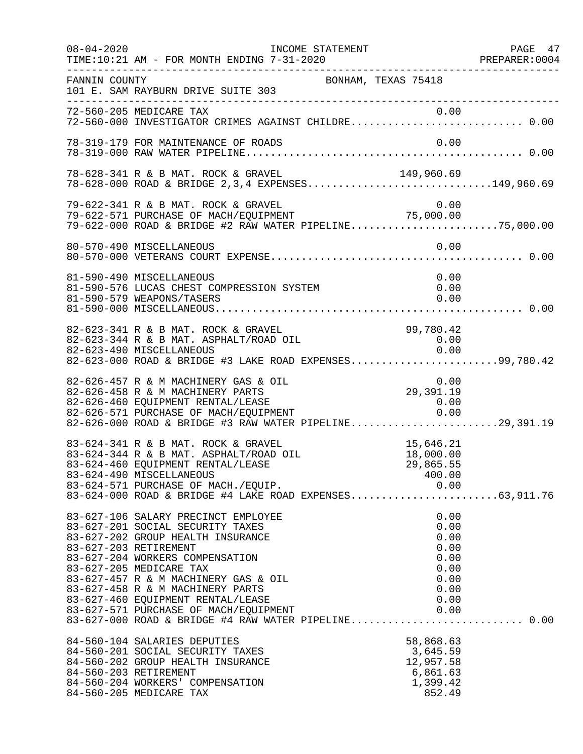FANNIN COUNTY BONHAM, TEXAS 75418
101 E. SAM RAYBURN DRIVE SUITE 303

INCOME STATEMENT
TIME:10:21 AM - FOR MONTH ENDING 7-31-2020

| Account | Description | Amount | Total |
|---|---|---|---|
| 72-560-205 | MEDICARE TAX | 0.00 | |
| 72-560-000 | INVESTIGATOR CRIMES AGAINST CHILDRE | | 0.00 |
| 78-319-179 | FOR MAINTENANCE OF ROADS | 0.00 | |
| 78-319-000 | RAW WATER PIPELINE | | 0.00 |
| 78-628-341 | R & B MAT. ROCK & GRAVEL | 149,960.69 | |
| 78-628-000 | ROAD & BRIDGE 2,3,4 EXPENSES | | 149,960.69 |
| 79-622-341 | R & B MAT. ROCK & GRAVEL | 0.00 | |
| 79-622-571 | PURCHASE OF MACH/EQUIPMENT | 75,000.00 | |
| 79-622-000 | ROAD & BRIDGE #2 RAW WATER PIPELINE | | 75,000.00 |
| 80-570-490 | MISCELLANEOUS | 0.00 | |
| 80-570-000 | VETERANS COURT EXPENSE | | 0.00 |
| 81-590-490 | MISCELLANEOUS | 0.00 | |
| 81-590-576 | LUCAS CHEST COMPRESSION SYSTEM | 0.00 | |
| 81-590-579 | WEAPONS/TASERS | 0.00 | |
| 81-590-000 | MISCELLANEOUS | | 0.00 |
| 82-623-341 | R & B MAT. ROCK & GRAVEL | 99,780.42 | |
| 82-623-344 | R & B MAT. ASPHALT/ROAD OIL | 0.00 | |
| 82-623-490 | MISCELLANEOUS | 0.00 | |
| 82-623-000 | ROAD & BRIDGE #3 LAKE ROAD EXPENSES | | 99,780.42 |
| 82-626-457 | R & M MACHINERY GAS & OIL | 0.00 | |
| 82-626-458 | R & M MACHINERY PARTS | 29,391.19 | |
| 82-626-460 | EQUIPMENT RENTAL/LEASE | 0.00 | |
| 82-626-571 | PURCHASE OF MACH/EQUIPMENT | 0.00 | |
| 82-626-000 | ROAD & BRIDGE #3 RAW WATER PIPELINE | | 29,391.19 |
| 83-624-341 | R & B MAT. ROCK & GRAVEL | 15,646.21 | |
| 83-624-344 | R & B MAT. ASPHALT/ROAD OIL | 18,000.00 | |
| 83-624-460 | EQUIPMENT RENTAL/LEASE | 29,865.55 | |
| 83-624-490 | MISCELLANEOUS | 400.00 | |
| 83-624-571 | PURCHASE OF MACH./EQUIP. | 0.00 | |
| 83-624-000 | ROAD & BRIDGE #4 LAKE ROAD EXPENSES | | 63,911.76 |
| 83-627-106 | SALARY PRECINCT EMPLOYEE | 0.00 | |
| 83-627-201 | SOCIAL SECURITY TAXES | 0.00 | |
| 83-627-202 | GROUP HEALTH INSURANCE | 0.00 | |
| 83-627-203 | RETIREMENT | 0.00 | |
| 83-627-204 | WORKERS COMPENSATION | 0.00 | |
| 83-627-205 | MEDICARE TAX | 0.00 | |
| 83-627-457 | R & M MACHINERY GAS & OIL | 0.00 | |
| 83-627-458 | R & M MACHINERY PARTS | 0.00 | |
| 83-627-460 | EQUIPMENT RENTAL/LEASE | 0.00 | |
| 83-627-571 | PURCHASE OF MACH/EQUIPMENT | 0.00 | |
| 83-627-000 | ROAD & BRIDGE #4 RAW WATER PIPELINE | | 0.00 |
| 84-560-104 | SALARIES DEPUTIES | 58,868.63 | |
| 84-560-201 | SOCIAL SECURITY TAXES | 3,645.59 | |
| 84-560-202 | GROUP HEALTH INSURANCE | 12,957.58 | |
| 84-560-203 | RETIREMENT | 6,861.63 | |
| 84-560-204 | WORKERS' COMPENSATION | 1,399.42 | |
| 84-560-205 | MEDICARE TAX | 852.49 | |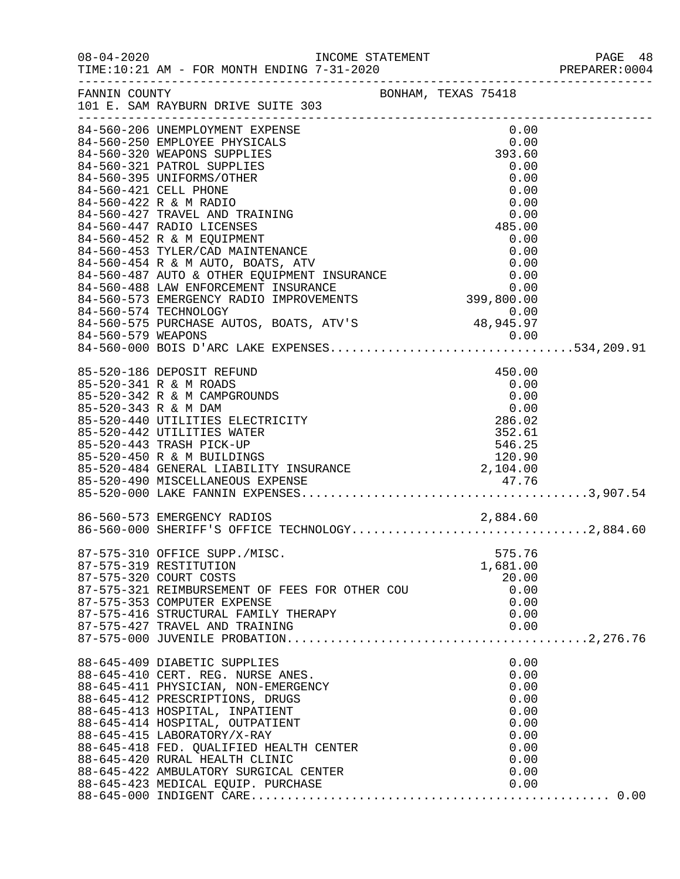FANNIN COUNTY　　　　　　　　　　　　　　BONHAM, TEXAS 75418
101 E. SAM RAYBURN DRIVE SUITE 303

INCOME STATEMENT — FOR MONTH ENDING 7-31-2020

| Account | Description | Amount | Total |
|---|---|---|---|
| 84-560-206 | UNEMPLOYMENT EXPENSE | 0.00 | |
| 84-560-250 | EMPLOYEE PHYSICALS | 0.00 | |
| 84-560-320 | WEAPONS SUPPLIES | 393.60 | |
| 84-560-321 | PATROL SUPPLIES | 0.00 | |
| 84-560-395 | UNIFORMS/OTHER | 0.00 | |
| 84-560-421 | CELL PHONE | 0.00 | |
| 84-560-422 | R & M RADIO | 0.00 | |
| 84-560-427 | TRAVEL AND TRAINING | 0.00 | |
| 84-560-447 | RADIO LICENSES | 485.00 | |
| 84-560-452 | R & M EQUIPMENT | 0.00 | |
| 84-560-453 | TYLER/CAD MAINTENANCE | 0.00 | |
| 84-560-454 | R & M AUTO, BOATS, ATV | 0.00 | |
| 84-560-487 | AUTO & OTHER EQUIPMENT INSURANCE | 0.00 | |
| 84-560-488 | LAW ENFORCEMENT INSURANCE | 0.00 | |
| 84-560-573 | EMERGENCY RADIO IMPROVEMENTS | 399,800.00 | |
| 84-560-574 | TECHNOLOGY | 0.00 | |
| 84-560-575 | PURCHASE AUTOS, BOATS, ATV'S | 48,945.97 | |
| 84-560-579 | WEAPONS | 0.00 | |
| 84-560-000 | BOIS D'ARC LAKE EXPENSES | | 534,209.91 |
| 85-520-186 | DEPOSIT REFUND | 450.00 | |
| 85-520-341 | R & M ROADS | 0.00 | |
| 85-520-342 | R & M CAMPGROUNDS | 0.00 | |
| 85-520-343 | R & M DAM | 0.00 | |
| 85-520-440 | UTILITIES ELECTRICITY | 286.02 | |
| 85-520-442 | UTILITIES WATER | 352.61 | |
| 85-520-443 | TRASH PICK-UP | 546.25 | |
| 85-520-450 | R & M BUILDINGS | 120.90 | |
| 85-520-484 | GENERAL LIABILITY INSURANCE | 2,104.00 | |
| 85-520-490 | MISCELLANEOUS EXPENSE | 47.76 | |
| 85-520-000 | LAKE FANNIN EXPENSES | | 3,907.54 |
| 86-560-573 | EMERGENCY RADIOS | 2,884.60 | |
| 86-560-000 | SHERIFF'S OFFICE TECHNOLOGY | | 2,884.60 |
| 87-575-310 | OFFICE SUPP./MISC. | 575.76 | |
| 87-575-319 | RESTITUTION | 1,681.00 | |
| 87-575-320 | COURT COSTS | 20.00 | |
| 87-575-321 | REIMBURSEMENT OF FEES FOR OTHER COU | 0.00 | |
| 87-575-353 | COMPUTER EXPENSE | 0.00 | |
| 87-575-416 | STRUCTURAL FAMILY THERAPY | 0.00 | |
| 87-575-427 | TRAVEL AND TRAINING | 0.00 | |
| 87-575-000 | JUVENILE PROBATION | | 2,276.76 |
| 88-645-409 | DIABETIC SUPPLIES | 0.00 | |
| 88-645-410 | CERT. REG. NURSE ANES. | 0.00 | |
| 88-645-411 | PHYSICIAN, NON-EMERGENCY | 0.00 | |
| 88-645-412 | PRESCRIPTIONS, DRUGS | 0.00 | |
| 88-645-413 | HOSPITAL, INPATIENT | 0.00 | |
| 88-645-414 | HOSPITAL, OUTPATIENT | 0.00 | |
| 88-645-415 | LABORATORY/X-RAY | 0.00 | |
| 88-645-418 | FED. QUALIFIED HEALTH CENTER | 0.00 | |
| 88-645-420 | RURAL HEALTH CLINIC | 0.00 | |
| 88-645-422 | AMBULATORY SURGICAL CENTER | 0.00 | |
| 88-645-423 | MEDICAL EQUIP. PURCHASE | 0.00 | |
| 88-645-000 | INDIGENT CARE | | 0.00 |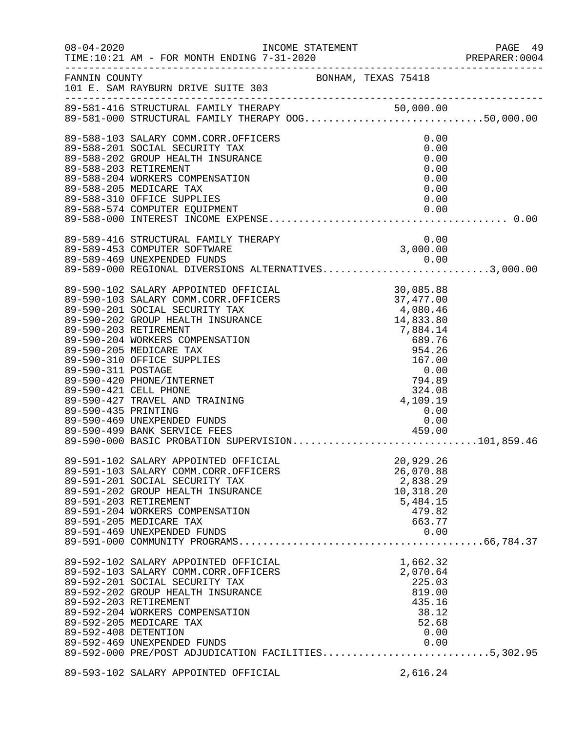FANNIN COUNTY BONHAM, TEXAS 75418
101 E. SAM RAYBURN DRIVE SUITE 303

| Account | Description | Amount | Total |
|---|---|---|---|
| 89-581-416 | STRUCTURAL FAMILY THERAPY | 50,000.00 | |
| 89-581-000 | STRUCTURAL FAMILY THERAPY OOG | | 50,000.00 |
| 89-588-103 | SALARY COMM.CORR.OFFICERS | 0.00 | |
| 89-588-201 | SOCIAL SECURITY TAX | 0.00 | |
| 89-588-202 | GROUP HEALTH INSURANCE | 0.00 | |
| 89-588-203 | RETIREMENT | 0.00 | |
| 89-588-204 | WORKERS COMPENSATION | 0.00 | |
| 89-588-205 | MEDICARE TAX | 0.00 | |
| 89-588-310 | OFFICE SUPPLIES | 0.00 | |
| 89-588-574 | COMPUTER EQUIPMENT | 0.00 | |
| 89-588-000 | INTEREST INCOME EXPENSE | | 0.00 |
| 89-589-416 | STRUCTURAL FAMILY THERAPY | 0.00 | |
| 89-589-453 | COMPUTER SOFTWARE | 3,000.00 | |
| 89-589-469 | UNEXPENDED FUNDS | 0.00 | |
| 89-589-000 | REGIONAL DIVERSIONS ALTERNATIVES | | 3,000.00 |
| 89-590-102 | SALARY APPOINTED OFFICIAL | 30,085.88 | |
| 89-590-103 | SALARY COMM.CORR.OFFICERS | 37,477.00 | |
| 89-590-201 | SOCIAL SECURITY TAX | 4,080.46 | |
| 89-590-202 | GROUP HEALTH INSURANCE | 14,833.80 | |
| 89-590-203 | RETIREMENT | 7,884.14 | |
| 89-590-204 | WORKERS COMPENSATION | 689.76 | |
| 89-590-205 | MEDICARE TAX | 954.26 | |
| 89-590-310 | OFFICE SUPPLIES | 167.00 | |
| 89-590-311 | POSTAGE | 0.00 | |
| 89-590-420 | PHONE/INTERNET | 794.89 | |
| 89-590-421 | CELL PHONE | 324.08 | |
| 89-590-427 | TRAVEL AND TRAINING | 4,109.19 | |
| 89-590-435 | PRINTING | 0.00 | |
| 89-590-469 | UNEXPENDED FUNDS | 0.00 | |
| 89-590-499 | BANK SERVICE FEES | 459.00 | |
| 89-590-000 | BASIC PROBATION SUPERVISION | | 101,859.46 |
| 89-591-102 | SALARY APPOINTED OFFICIAL | 20,929.26 | |
| 89-591-103 | SALARY COMM.CORR.OFFICERS | 26,070.88 | |
| 89-591-201 | SOCIAL SECURITY TAX | 2,838.29 | |
| 89-591-202 | GROUP HEALTH INSURANCE | 10,318.20 | |
| 89-591-203 | RETIREMENT | 5,484.15 | |
| 89-591-204 | WORKERS COMPENSATION | 479.82 | |
| 89-591-205 | MEDICARE TAX | 663.77 | |
| 89-591-469 | UNEXPENDED FUNDS | 0.00 | |
| 89-591-000 | COMMUNITY PROGRAMS | | 66,784.37 |
| 89-592-102 | SALARY APPOINTED OFFICIAL | 1,662.32 | |
| 89-592-103 | SALARY COMM.CORR.OFFICERS | 2,070.64 | |
| 89-592-201 | SOCIAL SECURITY TAX | 225.03 | |
| 89-592-202 | GROUP HEALTH INSURANCE | 819.00 | |
| 89-592-203 | RETIREMENT | 435.16 | |
| 89-592-204 | WORKERS COMPENSATION | 38.12 | |
| 89-592-205 | MEDICARE TAX | 52.68 | |
| 89-592-408 | DETENTION | 0.00 | |
| 89-592-469 | UNEXPENDED FUNDS | 0.00 | |
| 89-592-000 | PRE/POST ADJUDICATION FACILITIES | | 5,302.95 |
| 89-593-102 | SALARY APPOINTED OFFICIAL | 2,616.24 | |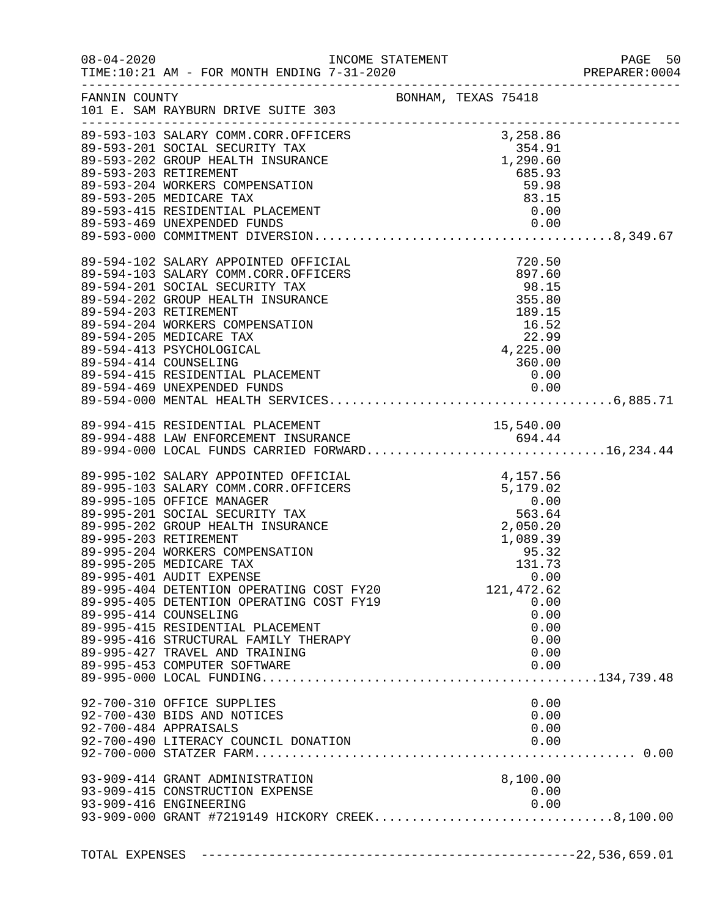08-04-2020 INCOME STATEMENT
TIME:10:21 AM - FOR MONTH ENDING 7-31-2020 PREPARER:0004

FANNIN COUNTY BONHAM, TEXAS 75418
101 E. SAM RAYBURN DRIVE SUITE 303

| Account | Description | Amount | Total |
|---|---|---|---|
| 89-593-103 | SALARY COMM.CORR.OFFICERS | 3,258.86 | |
| 89-593-201 | SOCIAL SECURITY TAX | 354.91 | |
| 89-593-202 | GROUP HEALTH INSURANCE | 1,290.60 | |
| 89-593-203 | RETIREMENT | 685.93 | |
| 89-593-204 | WORKERS COMPENSATION | 59.98 | |
| 89-593-205 | MEDICARE TAX | 83.15 | |
| 89-593-415 | RESIDENTIAL PLACEMENT | 0.00 | |
| 89-593-469 | UNEXPENDED FUNDS | 0.00 | |
| 89-593-000 | COMMITMENT DIVERSION | | 8,349.67 |
| 89-594-102 | SALARY APPOINTED OFFICIAL | 720.50 | |
| 89-594-103 | SALARY COMM.CORR.OFFICERS | 897.60 | |
| 89-594-201 | SOCIAL SECURITY TAX | 98.15 | |
| 89-594-202 | GROUP HEALTH INSURANCE | 355.80 | |
| 89-594-203 | RETIREMENT | 189.15 | |
| 89-594-204 | WORKERS COMPENSATION | 16.52 | |
| 89-594-205 | MEDICARE TAX | 22.99 | |
| 89-594-413 | PSYCHOLOGICAL | 4,225.00 | |
| 89-594-414 | COUNSELING | 360.00 | |
| 89-594-415 | RESIDENTIAL PLACEMENT | 0.00 | |
| 89-594-469 | UNEXPENDED FUNDS | 0.00 | |
| 89-594-000 | MENTAL HEALTH SERVICES | | 6,885.71 |
| 89-994-415 | RESIDENTIAL PLACEMENT | 15,540.00 | |
| 89-994-488 | LAW ENFORCEMENT INSURANCE | 694.44 | |
| 89-994-000 | LOCAL FUNDS CARRIED FORWARD | | 16,234.44 |
| 89-995-102 | SALARY APPOINTED OFFICIAL | 4,157.56 | |
| 89-995-103 | SALARY COMM.CORR.OFFICERS | 5,179.02 | |
| 89-995-105 | OFFICE MANAGER | 0.00 | |
| 89-995-201 | SOCIAL SECURITY TAX | 563.64 | |
| 89-995-202 | GROUP HEALTH INSURANCE | 2,050.20 | |
| 89-995-203 | RETIREMENT | 1,089.39 | |
| 89-995-204 | WORKERS COMPENSATION | 95.32 | |
| 89-995-205 | MEDICARE TAX | 131.73 | |
| 89-995-401 | AUDIT EXPENSE | 0.00 | |
| 89-995-404 | DETENTION OPERATING COST FY20 | 121,472.62 | |
| 89-995-405 | DETENTION OPERATING COST FY19 | 0.00 | |
| 89-995-414 | COUNSELING | 0.00 | |
| 89-995-415 | RESIDENTIAL PLACEMENT | 0.00 | |
| 89-995-416 | STRUCTURAL FAMILY THERAPY | 0.00 | |
| 89-995-427 | TRAVEL AND TRAINING | 0.00 | |
| 89-995-453 | COMPUTER SOFTWARE | 0.00 | |
| 89-995-000 | LOCAL FUNDING | | 134,739.48 |
| 92-700-310 | OFFICE SUPPLIES | 0.00 | |
| 92-700-430 | BIDS AND NOTICES | 0.00 | |
| 92-700-484 | APPRAISALS | 0.00 | |
| 92-700-490 | LITERACY COUNCIL DONATION | 0.00 | |
| 92-700-000 | STATZER FARM | | 0.00 |
| 93-909-414 | GRANT ADMINISTRATION | 8,100.00 | |
| 93-909-415 | CONSTRUCTION EXPENSE | 0.00 | |
| 93-909-416 | ENGINEERING | 0.00 | |
| 93-909-000 | GRANT #7219149 HICKORY CREEK | | 8,100.00 |

TOTAL EXPENSES ---------------------------------------------------22,536,659.01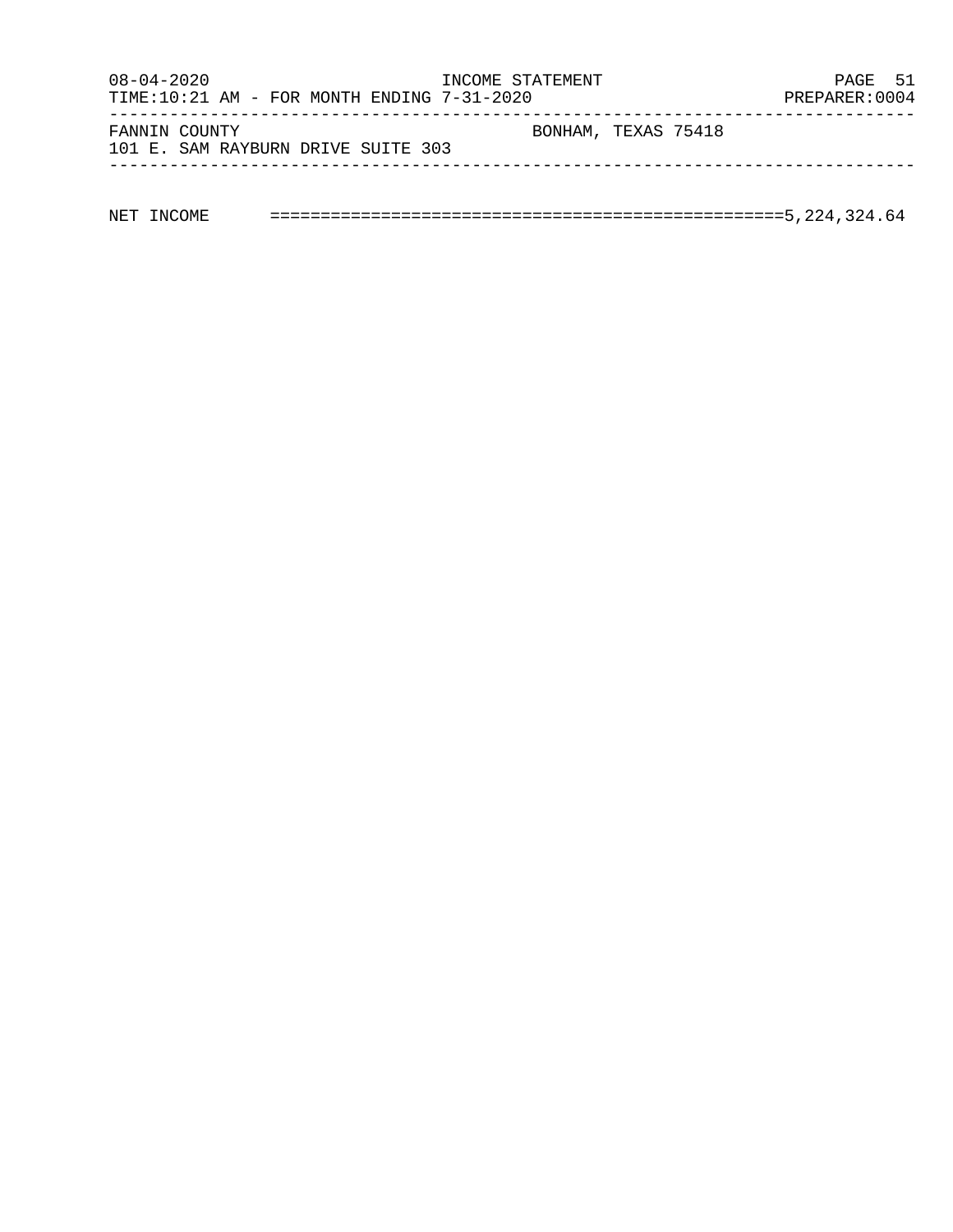08-04-2020 INCOME STATEMENT PAGE 51
TIME:10:21 AM - FOR MONTH ENDING 7-31-2020 PREPARER:0004

FANNIN COUNTY BONHAM, TEXAS 75418
101 E. SAM RAYBURN DRIVE SUITE 303

NET INCOME ==================================================5,224,324.64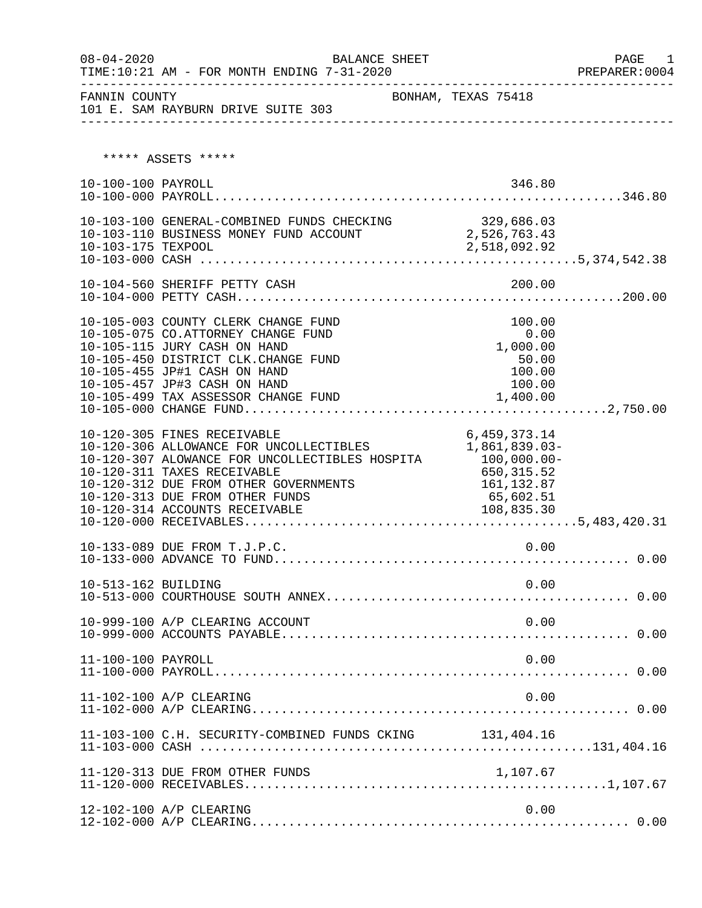FANNIN COUNTY — BONHAM, TEXAS 75418
101 E. SAM RAYBURN DRIVE SUITE 303

BALANCE SHEET — FOR MONTH ENDING 7-31-2020

***** ASSETS *****

| Account | Description | Amount | Total |
|---|---|---|---|
| 10-100-100 | PAYROLL | 346.80 | |
| 10-100-000 | PAYROLL | | 346.80 |
| 10-103-100 | GENERAL-COMBINED FUNDS CHECKING | 329,686.03 | |
| 10-103-110 | BUSINESS MONEY FUND ACCOUNT | 2,526,763.43 | |
| 10-103-175 | TEXPOOL | 2,518,092.92 | |
| 10-103-000 | CASH | | 5,374,542.38 |
| 10-104-560 | SHERIFF PETTY CASH | 200.00 | |
| 10-104-000 | PETTY CASH | | 200.00 |
| 10-105-003 | COUNTY CLERK CHANGE FUND | 100.00 | |
| 10-105-075 | CO.ATTORNEY CHANGE FUND | 0.00 | |
| 10-105-115 | JURY CASH ON HAND | 1,000.00 | |
| 10-105-450 | DISTRICT CLK.CHANGE FUND | 50.00 | |
| 10-105-455 | JP#1 CASH ON HAND | 100.00 | |
| 10-105-457 | JP#3 CASH ON HAND | 100.00 | |
| 10-105-499 | TAX ASSESSOR CHANGE FUND | 1,400.00 | |
| 10-105-000 | CHANGE FUND | | 2,750.00 |
| 10-120-305 | FINES RECEIVABLE | 6,459,373.14 | |
| 10-120-306 | ALLOWANCE FOR UNCOLLECTIBLES | 1,861,839.03- | |
| 10-120-307 | ALOWANCE FOR UNCOLLECTIBLES HOSPITA | 100,000.00- | |
| 10-120-311 | TAXES RECEIVABLE | 650,315.52 | |
| 10-120-312 | DUE FROM OTHER GOVERNMENTS | 161,132.87 | |
| 10-120-313 | DUE FROM OTHER FUNDS | 65,602.51 | |
| 10-120-314 | ACCOUNTS RECEIVABLE | 108,835.30 | |
| 10-120-000 | RECEIVABLES | | 5,483,420.31 |
| 10-133-089 | DUE FROM T.J.P.C. | 0.00 | |
| 10-133-000 | ADVANCE TO FUND | | 0.00 |
| 10-513-162 | BUILDING | 0.00 | |
| 10-513-000 | COURTHOUSE SOUTH ANNEX | | 0.00 |
| 10-999-100 | A/P CLEARING ACCOUNT | 0.00 | |
| 10-999-000 | ACCOUNTS PAYABLE | | 0.00 |
| 11-100-100 | PAYROLL | 0.00 | |
| 11-100-000 | PAYROLL | | 0.00 |
| 11-102-100 | A/P CLEARING | 0.00 | |
| 11-102-000 | A/P CLEARING | | 0.00 |
| 11-103-100 | C.H. SECURITY-COMBINED FUNDS CKING | 131,404.16 | |
| 11-103-000 | CASH | | 131,404.16 |
| 11-120-313 | DUE FROM OTHER FUNDS | 1,107.67 | |
| 11-120-000 | RECEIVABLES | | 1,107.67 |
| 12-102-100 | A/P CLEARING | 0.00 | |
| 12-102-000 | A/P CLEARING | | 0.00 |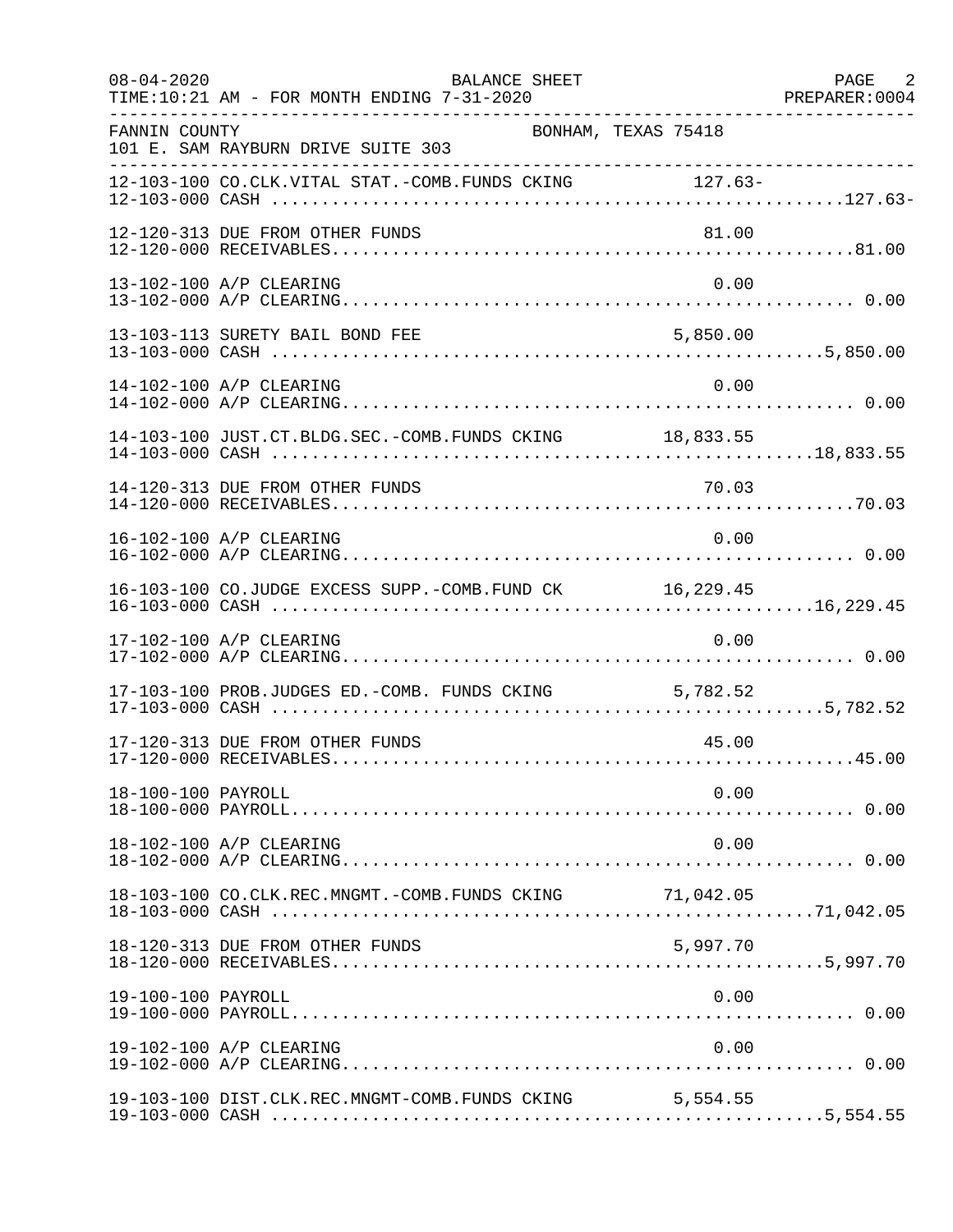FANNIN COUNTY BONHAM, TEXAS 75418
101 E. SAM RAYBURN DRIVE SUITE 303

BALANCE SHEET
FOR MONTH ENDING 7-31-2020

| Account | Description | Amount | Total |
|---|---|---|---|
| 12-103-100 | CO.CLK.VITAL STAT.-COMB.FUNDS CKING | 127.63- | |
| 12-103-000 | CASH | | 127.63- |
| 12-120-313 | DUE FROM OTHER FUNDS | 81.00 | |
| 12-120-000 | RECEIVABLES | | 81.00 |
| 13-102-100 | A/P CLEARING | 0.00 | |
| 13-102-000 | A/P CLEARING | | 0.00 |
| 13-103-113 | SURETY BAIL BOND FEE | 5,850.00 | |
| 13-103-000 | CASH | | 5,850.00 |
| 14-102-100 | A/P CLEARING | 0.00 | |
| 14-102-000 | A/P CLEARING | | 0.00 |
| 14-103-100 | JUST.CT.BLDG.SEC.-COMB.FUNDS CKING | 18,833.55 | |
| 14-103-000 | CASH | | 18,833.55 |
| 14-120-313 | DUE FROM OTHER FUNDS | 70.03 | |
| 14-120-000 | RECEIVABLES | | 70.03 |
| 16-102-100 | A/P CLEARING | 0.00 | |
| 16-102-000 | A/P CLEARING | | 0.00 |
| 16-103-100 | CO.JUDGE EXCESS SUPP.-COMB.FUND CK | 16,229.45 | |
| 16-103-000 | CASH | | 16,229.45 |
| 17-102-100 | A/P CLEARING | 0.00 | |
| 17-102-000 | A/P CLEARING | | 0.00 |
| 17-103-100 | PROB.JUDGES ED.-COMB. FUNDS CKING | 5,782.52 | |
| 17-103-000 | CASH | | 5,782.52 |
| 17-120-313 | DUE FROM OTHER FUNDS | 45.00 | |
| 17-120-000 | RECEIVABLES | | 45.00 |
| 18-100-100 | PAYROLL | 0.00 | |
| 18-100-000 | PAYROLL | | 0.00 |
| 18-102-100 | A/P CLEARING | 0.00 | |
| 18-102-000 | A/P CLEARING | | 0.00 |
| 18-103-100 | CO.CLK.REC.MNGMT.-COMB.FUNDS CKING | 71,042.05 | |
| 18-103-000 | CASH | | 71,042.05 |
| 18-120-313 | DUE FROM OTHER FUNDS | 5,997.70 | |
| 18-120-000 | RECEIVABLES | | 5,997.70 |
| 19-100-100 | PAYROLL | 0.00 | |
| 19-100-000 | PAYROLL | | 0.00 |
| 19-102-100 | A/P CLEARING | 0.00 | |
| 19-102-000 | A/P CLEARING | | 0.00 |
| 19-103-100 | DIST.CLK.REC.MNGMT-COMB.FUNDS CKING | 5,554.55 | |
| 19-103-000 | CASH | | 5,554.55 |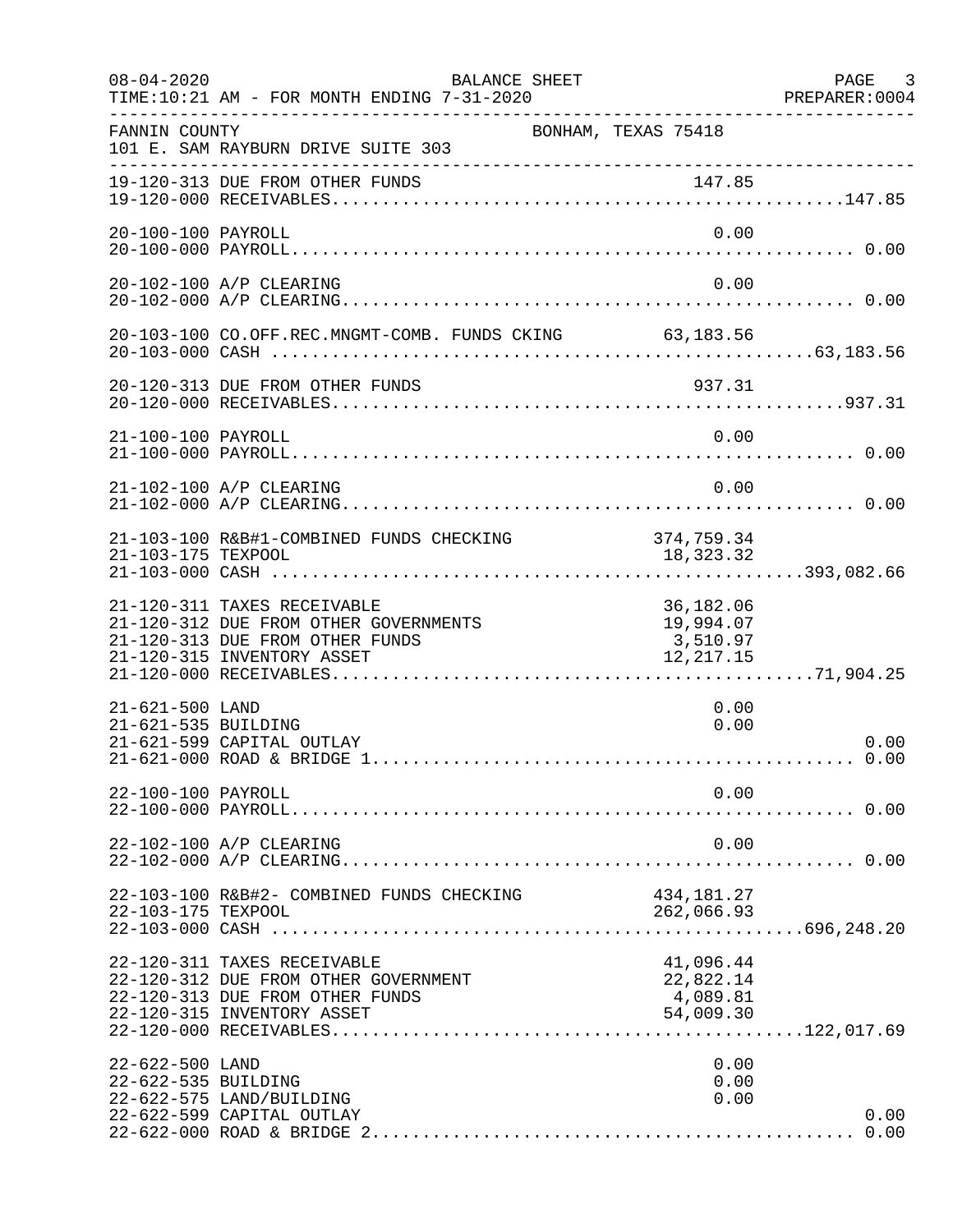BALANCE SHEET

TIME:10:21 AM - FOR MONTH ENDING 7-31-2020

08-04-2020 PREPARER:0004

FANNIN COUNTY BONHAM, TEXAS 75418
101 E. SAM RAYBURN DRIVE SUITE 303

| Account | Description | Amount | Total |
|---|---|---|---|
| 19-120-313 | DUE FROM OTHER FUNDS | 147.85 | |
| 19-120-000 | RECEIVABLES | | 147.85 |
| 20-100-100 | PAYROLL | 0.00 | |
| 20-100-000 | PAYROLL | | 0.00 |
| 20-102-100 | A/P CLEARING | 0.00 | |
| 20-102-000 | A/P CLEARING | | 0.00 |
| 20-103-100 | CO.OFF.REC.MNGMT-COMB. FUNDS CKING | 63,183.56 | |
| 20-103-000 | CASH | | 63,183.56 |
| 20-120-313 | DUE FROM OTHER FUNDS | 937.31 | |
| 20-120-000 | RECEIVABLES | | 937.31 |
| 21-100-100 | PAYROLL | 0.00 | |
| 21-100-000 | PAYROLL | | 0.00 |
| 21-102-100 | A/P CLEARING | 0.00 | |
| 21-102-000 | A/P CLEARING | | 0.00 |
| 21-103-100 | R&B#1-COMBINED FUNDS CHECKING | 374,759.34 | |
| 21-103-175 | TEXPOOL | 18,323.32 | |
| 21-103-000 | CASH | | 393,082.66 |
| 21-120-311 | TAXES RECEIVABLE | 36,182.06 | |
| 21-120-312 | DUE FROM OTHER GOVERNMENTS | 19,994.07 | |
| 21-120-313 | DUE FROM OTHER FUNDS | 3,510.97 | |
| 21-120-315 | INVENTORY ASSET | 12,217.15 | |
| 21-120-000 | RECEIVABLES | | 71,904.25 |
| 21-621-500 | LAND | 0.00 | |
| 21-621-535 | BUILDING | 0.00 | |
| 21-621-599 | CAPITAL OUTLAY | | 0.00 |
| 21-621-000 | ROAD & BRIDGE 1 | | 0.00 |
| 22-100-100 | PAYROLL | 0.00 | |
| 22-100-000 | PAYROLL | | 0.00 |
| 22-102-100 | A/P CLEARING | 0.00 | |
| 22-102-000 | A/P CLEARING | | 0.00 |
| 22-103-100 | R&B#2- COMBINED FUNDS CHECKING | 434,181.27 | |
| 22-103-175 | TEXPOOL | 262,066.93 | |
| 22-103-000 | CASH | | 696,248.20 |
| 22-120-311 | TAXES RECEIVABLE | 41,096.44 | |
| 22-120-312 | DUE FROM OTHER GOVERNMENT | 22,822.14 | |
| 22-120-313 | DUE FROM OTHER FUNDS | 4,089.81 | |
| 22-120-315 | INVENTORY ASSET | 54,009.30 | |
| 22-120-000 | RECEIVABLES | | 122,017.69 |
| 22-622-500 | LAND | 0.00 | |
| 22-622-535 | BUILDING | 0.00 | |
| 22-622-575 | LAND/BUILDING | 0.00 | |
| 22-622-599 | CAPITAL OUTLAY | | 0.00 |
| 22-622-000 | ROAD & BRIDGE 2 | | 0.00 |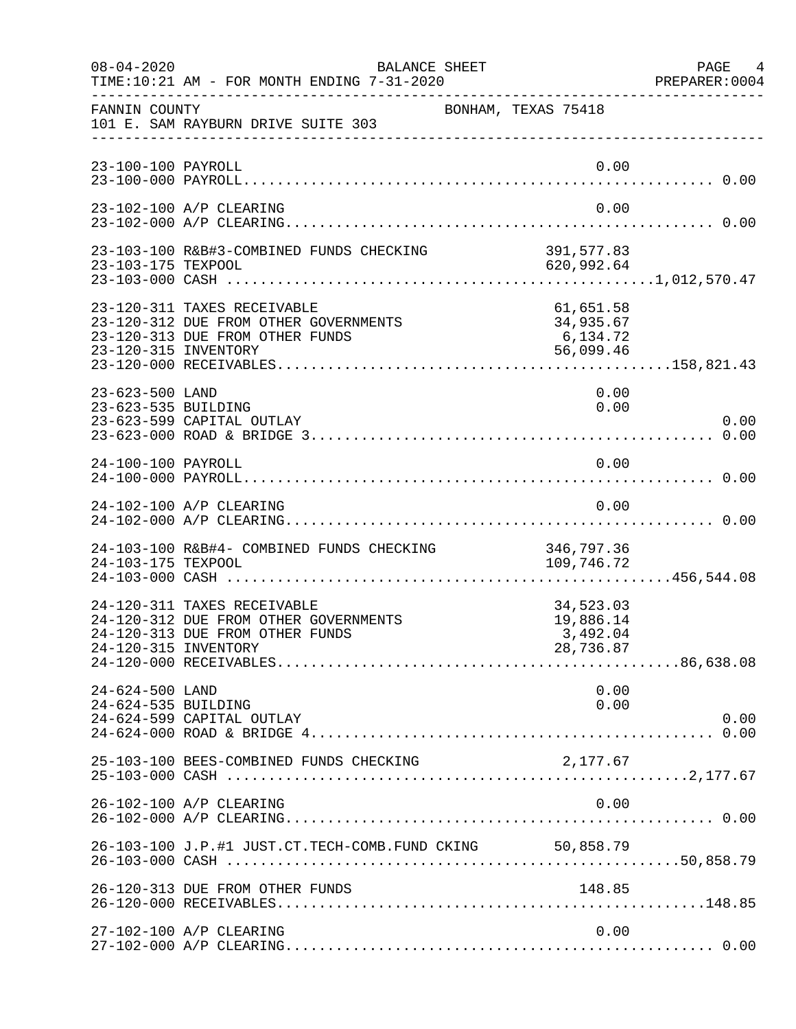FANNIN COUNTY BONHAM, TEXAS 75418
101 E. SAM RAYBURN DRIVE SUITE 303

BALANCE SHEET
TIME:10:21 AM - FOR MONTH ENDING 7-31-2020

| Account | Description | Amount | Total |
|---|---|---|---|
| 23-100-100 | PAYROLL | 0.00 | |
| 23-100-000 | PAYROLL | | 0.00 |
| 23-102-100 | A/P CLEARING | 0.00 | |
| 23-102-000 | A/P CLEARING | | 0.00 |
| 23-103-100 | R&B#3-COMBINED FUNDS CHECKING | 391,577.83 | |
| 23-103-175 | TEXPOOL | 620,992.64 | |
| 23-103-000 | CASH | | 1,012,570.47 |
| 23-120-311 | TAXES RECEIVABLE | 61,651.58 | |
| 23-120-312 | DUE FROM OTHER GOVERNMENTS | 34,935.67 | |
| 23-120-313 | DUE FROM OTHER FUNDS | 6,134.72 | |
| 23-120-315 | INVENTORY | 56,099.46 | |
| 23-120-000 | RECEIVABLES | | 158,821.43 |
| 23-623-500 | LAND | 0.00 | |
| 23-623-535 | BUILDING | 0.00 | |
| 23-623-599 | CAPITAL OUTLAY | | 0.00 |
| 23-623-000 | ROAD & BRIDGE 3 | | 0.00 |
| 24-100-100 | PAYROLL | 0.00 | |
| 24-100-000 | PAYROLL | | 0.00 |
| 24-102-100 | A/P CLEARING | 0.00 | |
| 24-102-000 | A/P CLEARING | | 0.00 |
| 24-103-100 | R&B#4- COMBINED FUNDS CHECKING | 346,797.36 | |
| 24-103-175 | TEXPOOL | 109,746.72 | |
| 24-103-000 | CASH | | 456,544.08 |
| 24-120-311 | TAXES RECEIVABLE | 34,523.03 | |
| 24-120-312 | DUE FROM OTHER GOVERNMENTS | 19,886.14 | |
| 24-120-313 | DUE FROM OTHER FUNDS | 3,492.04 | |
| 24-120-315 | INVENTORY | 28,736.87 | |
| 24-120-000 | RECEIVABLES | | 86,638.08 |
| 24-624-500 | LAND | 0.00 | |
| 24-624-535 | BUILDING | 0.00 | |
| 24-624-599 | CAPITAL OUTLAY | | 0.00 |
| 24-624-000 | ROAD & BRIDGE 4 | | 0.00 |
| 25-103-100 | BEES-COMBINED FUNDS CHECKING | 2,177.67 | |
| 25-103-000 | CASH | | 2,177.67 |
| 26-102-100 | A/P CLEARING | 0.00 | |
| 26-102-000 | A/P CLEARING | | 0.00 |
| 26-103-100 | J.P.#1 JUST.CT.TECH-COMB.FUND CKING | 50,858.79 | |
| 26-103-000 | CASH | | 50,858.79 |
| 26-120-313 | DUE FROM OTHER FUNDS | 148.85 | |
| 26-120-000 | RECEIVABLES | | 148.85 |
| 27-102-100 | A/P CLEARING | 0.00 | |
| 27-102-000 | A/P CLEARING | | 0.00 |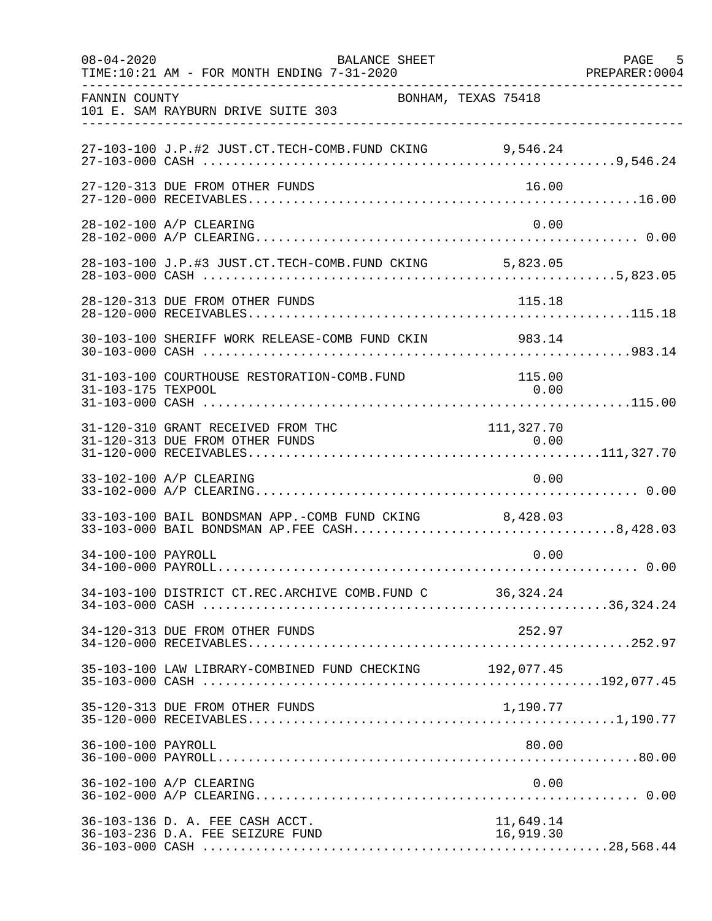FANNIN COUNTY — BONHAM, TEXAS 75418
101 E. SAM RAYBURN DRIVE SUITE 303

BALANCE SHEET — FOR MONTH ENDING 7-31-2020

| Account | Description | Detail | Total |
|---|---|---|---|
| 27-103-100 | J.P.#2 JUST.CT.TECH-COMB.FUND CKING | 9,546.24 | |
| 27-103-000 | CASH | | 9,546.24 |
| 27-120-313 | DUE FROM OTHER FUNDS | 16.00 | |
| 27-120-000 | RECEIVABLES | | 16.00 |
| 28-102-100 | A/P CLEARING | 0.00 | |
| 28-102-000 | A/P CLEARING | | 0.00 |
| 28-103-100 | J.P.#3 JUST.CT.TECH-COMB.FUND CKING | 5,823.05 | |
| 28-103-000 | CASH | | 5,823.05 |
| 28-120-313 | DUE FROM OTHER FUNDS | 115.18 | |
| 28-120-000 | RECEIVABLES | | 115.18 |
| 30-103-100 | SHERIFF WORK RELEASE-COMB FUND CKIN | 983.14 | |
| 30-103-000 | CASH | | 983.14 |
| 31-103-100 | COURTHOUSE RESTORATION-COMB.FUND | 115.00 | |
| 31-103-175 | TEXPOOL | 0.00 | |
| 31-103-000 | CASH | | 115.00 |
| 31-120-310 | GRANT RECEIVED FROM THC | 111,327.70 | |
| 31-120-313 | DUE FROM OTHER FUNDS | 0.00 | |
| 31-120-000 | RECEIVABLES | | 111,327.70 |
| 33-102-100 | A/P CLEARING | 0.00 | |
| 33-102-000 | A/P CLEARING | | 0.00 |
| 33-103-100 | BAIL BONDSMAN APP.-COMB FUND CKING | 8,428.03 | |
| 33-103-000 | BAIL BONDSMAN AP.FEE CASH | | 8,428.03 |
| 34-100-100 | PAYROLL | 0.00 | |
| 34-100-000 | PAYROLL | | 0.00 |
| 34-103-100 | DISTRICT CT.REC.ARCHIVE COMB.FUND C | 36,324.24 | |
| 34-103-000 | CASH | | 36,324.24 |
| 34-120-313 | DUE FROM OTHER FUNDS | 252.97 | |
| 34-120-000 | RECEIVABLES | | 252.97 |
| 35-103-100 | LAW LIBRARY-COMBINED FUND CHECKING | 192,077.45 | |
| 35-103-000 | CASH | | 192,077.45 |
| 35-120-313 | DUE FROM OTHER FUNDS | 1,190.77 | |
| 35-120-000 | RECEIVABLES | | 1,190.77 |
| 36-100-100 | PAYROLL | 80.00 | |
| 36-100-000 | PAYROLL | | 80.00 |
| 36-102-100 | A/P CLEARING | 0.00 | |
| 36-102-000 | A/P CLEARING | | 0.00 |
| 36-103-136 | D. A. FEE CASH ACCT. | 11,649.14 | |
| 36-103-236 | D.A. FEE SEIZURE FUND | 16,919.30 | |
| 36-103-000 | CASH | | 28,568.44 |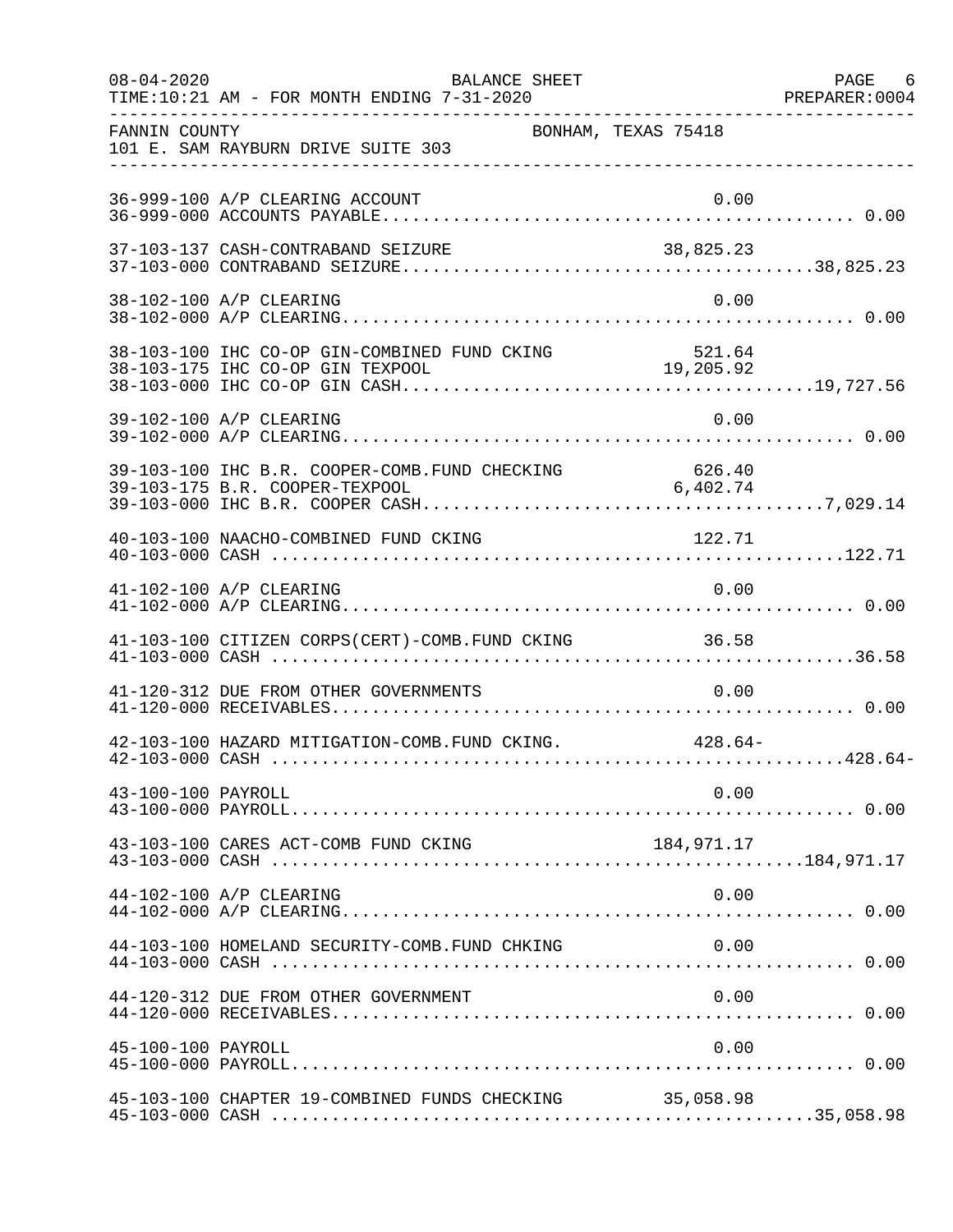FANNIN COUNTY — BONHAM, TEXAS 75418
101 E. SAM RAYBURN DRIVE SUITE 303

BALANCE SHEET — FOR MONTH ENDING 7-31-2020

| Account | Description | Detail | Total |
|---|---|---|---|
| 36-999-100 | A/P CLEARING ACCOUNT | 0.00 | |
| 36-999-000 | ACCOUNTS PAYABLE | | 0.00 |
| 37-103-137 | CASH-CONTRABAND SEIZURE | 38,825.23 | |
| 37-103-000 | CONTRABAND SEIZURE | | 38,825.23 |
| 38-102-100 | A/P CLEARING | 0.00 | |
| 38-102-000 | A/P CLEARING | | 0.00 |
| 38-103-100 | IHC CO-OP GIN-COMBINED FUND CKING | 521.64 | |
| 38-103-175 | IHC CO-OP GIN TEXPOOL | 19,205.92 | |
| 38-103-000 | IHC CO-OP GIN CASH | | 19,727.56 |
| 39-102-100 | A/P CLEARING | 0.00 | |
| 39-102-000 | A/P CLEARING | | 0.00 |
| 39-103-100 | IHC B.R. COOPER-COMB.FUND CHECKING | 626.40 | |
| 39-103-175 | B.R. COOPER-TEXPOOL | 6,402.74 | |
| 39-103-000 | IHC B.R. COOPER CASH | | 7,029.14 |
| 40-103-100 | NAACHO-COMBINED FUND CKING | 122.71 | |
| 40-103-000 | CASH | | 122.71 |
| 41-102-100 | A/P CLEARING | 0.00 | |
| 41-102-000 | A/P CLEARING | | 0.00 |
| 41-103-100 | CITIZEN CORPS(CERT)-COMB.FUND CKING | 36.58 | |
| 41-103-000 | CASH | | 36.58 |
| 41-120-312 | DUE FROM OTHER GOVERNMENTS | 0.00 | |
| 41-120-000 | RECEIVABLES | | 0.00 |
| 42-103-100 | HAZARD MITIGATION-COMB.FUND CKING. | 428.64- | |
| 42-103-000 | CASH | | 428.64- |
| 43-100-100 | PAYROLL | 0.00 | |
| 43-100-000 | PAYROLL | | 0.00 |
| 43-103-100 | CARES ACT-COMB FUND CKING | 184,971.17 | |
| 43-103-000 | CASH | | 184,971.17 |
| 44-102-100 | A/P CLEARING | 0.00 | |
| 44-102-000 | A/P CLEARING | | 0.00 |
| 44-103-100 | HOMELAND SECURITY-COMB.FUND CHKING | 0.00 | |
| 44-103-000 | CASH | | 0.00 |
| 44-120-312 | DUE FROM OTHER GOVERNMENT | 0.00 | |
| 44-120-000 | RECEIVABLES | | 0.00 |
| 45-100-100 | PAYROLL | 0.00 | |
| 45-100-000 | PAYROLL | | 0.00 |
| 45-103-100 | CHAPTER 19-COMBINED FUNDS CHECKING | 35,058.98 | |
| 45-103-000 | CASH | | 35,058.98 |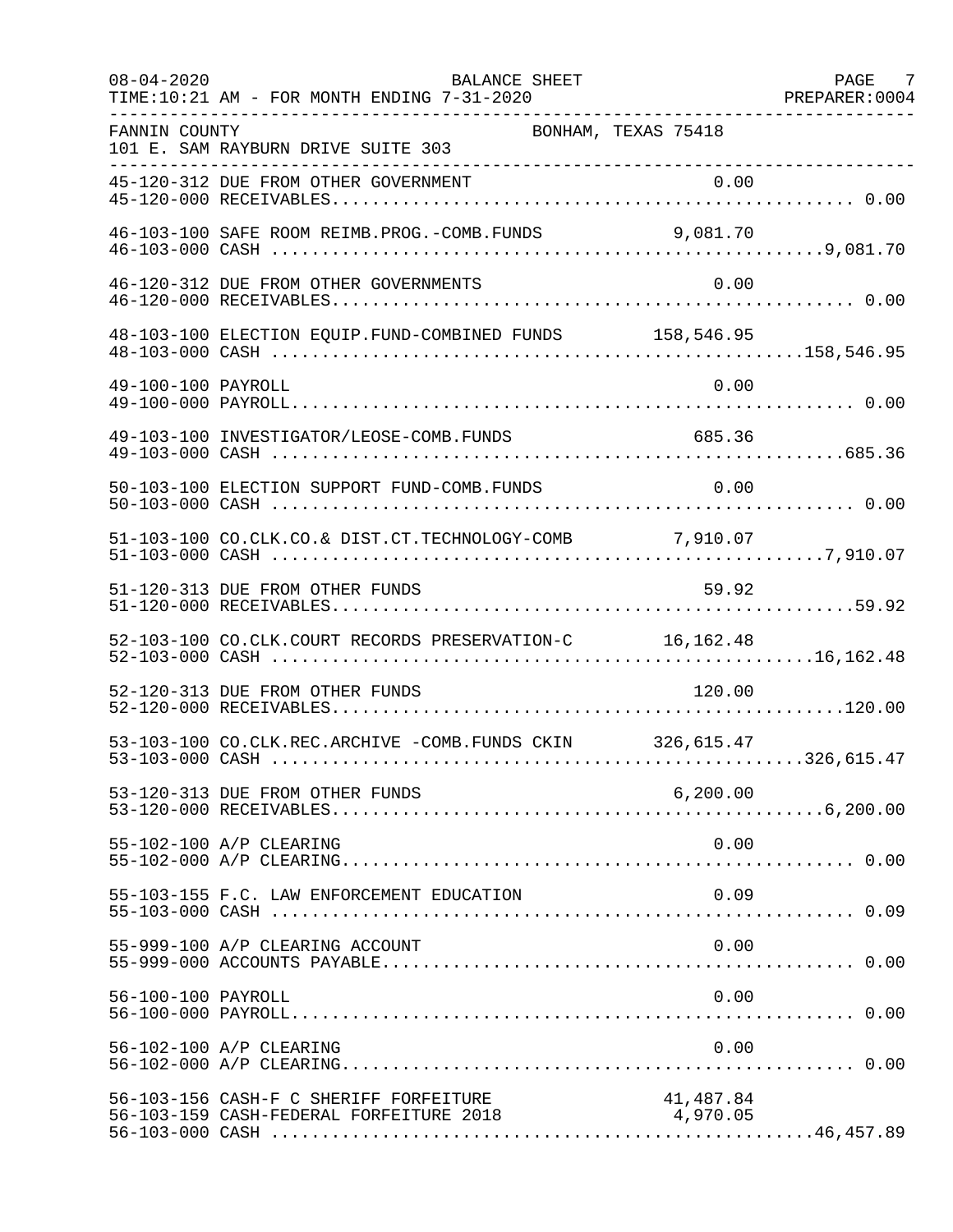FANNIN COUNTY BONHAM, TEXAS 75418
101 E. SAM RAYBURN DRIVE SUITE 303

BALANCE SHEET
08-04-2020
TIME:10:21 AM - FOR MONTH ENDING 7-31-2020
PREPARER:0004

| Account | Description | Amount | Total |
|---|---|---|---|
| 45-120-312 | DUE FROM OTHER GOVERNMENT | 0.00 | |
| 45-120-000 | RECEIVABLES | | 0.00 |
| 46-103-100 | SAFE ROOM REIMB.PROG.-COMB.FUNDS | 9,081.70 | |
| 46-103-000 | CASH | | 9,081.70 |
| 46-120-312 | DUE FROM OTHER GOVERNMENTS | 0.00 | |
| 46-120-000 | RECEIVABLES | | 0.00 |
| 48-103-100 | ELECTION EQUIP.FUND-COMBINED FUNDS | 158,546.95 | |
| 48-103-000 | CASH | | 158,546.95 |
| 49-100-100 | PAYROLL | 0.00 | |
| 49-100-000 | PAYROLL | | 0.00 |
| 49-103-100 | INVESTIGATOR/LEOSE-COMB.FUNDS | 685.36 | |
| 49-103-000 | CASH | | 685.36 |
| 50-103-100 | ELECTION SUPPORT FUND-COMB.FUNDS | 0.00 | |
| 50-103-000 | CASH | | 0.00 |
| 51-103-100 | CO.CLK.CO.& DIST.CT.TECHNOLOGY-COMB | 7,910.07 | |
| 51-103-000 | CASH | | 7,910.07 |
| 51-120-313 | DUE FROM OTHER FUNDS | 59.92 | |
| 51-120-000 | RECEIVABLES | | 59.92 |
| 52-103-100 | CO.CLK.COURT RECORDS PRESERVATION-C | 16,162.48 | |
| 52-103-000 | CASH | | 16,162.48 |
| 52-120-313 | DUE FROM OTHER FUNDS | 120.00 | |
| 52-120-000 | RECEIVABLES | | 120.00 |
| 53-103-100 | CO.CLK.REC.ARCHIVE -COMB.FUNDS CKIN | 326,615.47 | |
| 53-103-000 | CASH | | 326,615.47 |
| 53-120-313 | DUE FROM OTHER FUNDS | 6,200.00 | |
| 53-120-000 | RECEIVABLES | | 6,200.00 |
| 55-102-100 | A/P CLEARING | 0.00 | |
| 55-102-000 | A/P CLEARING | | 0.00 |
| 55-103-155 | F.C. LAW ENFORCEMENT EDUCATION | 0.09 | |
| 55-103-000 | CASH | | 0.09 |
| 55-999-100 | A/P CLEARING ACCOUNT | 0.00 | |
| 55-999-000 | ACCOUNTS PAYABLE | | 0.00 |
| 56-100-100 | PAYROLL | 0.00 | |
| 56-100-000 | PAYROLL | | 0.00 |
| 56-102-100 | A/P CLEARING | 0.00 | |
| 56-102-000 | A/P CLEARING | | 0.00 |
| 56-103-156 | CASH-F C SHERIFF FORFEITURE | 41,487.84 | |
| 56-103-159 | CASH-FEDERAL FORFEITURE 2018 | 4,970.05 | |
| 56-103-000 | CASH | | 46,457.89 |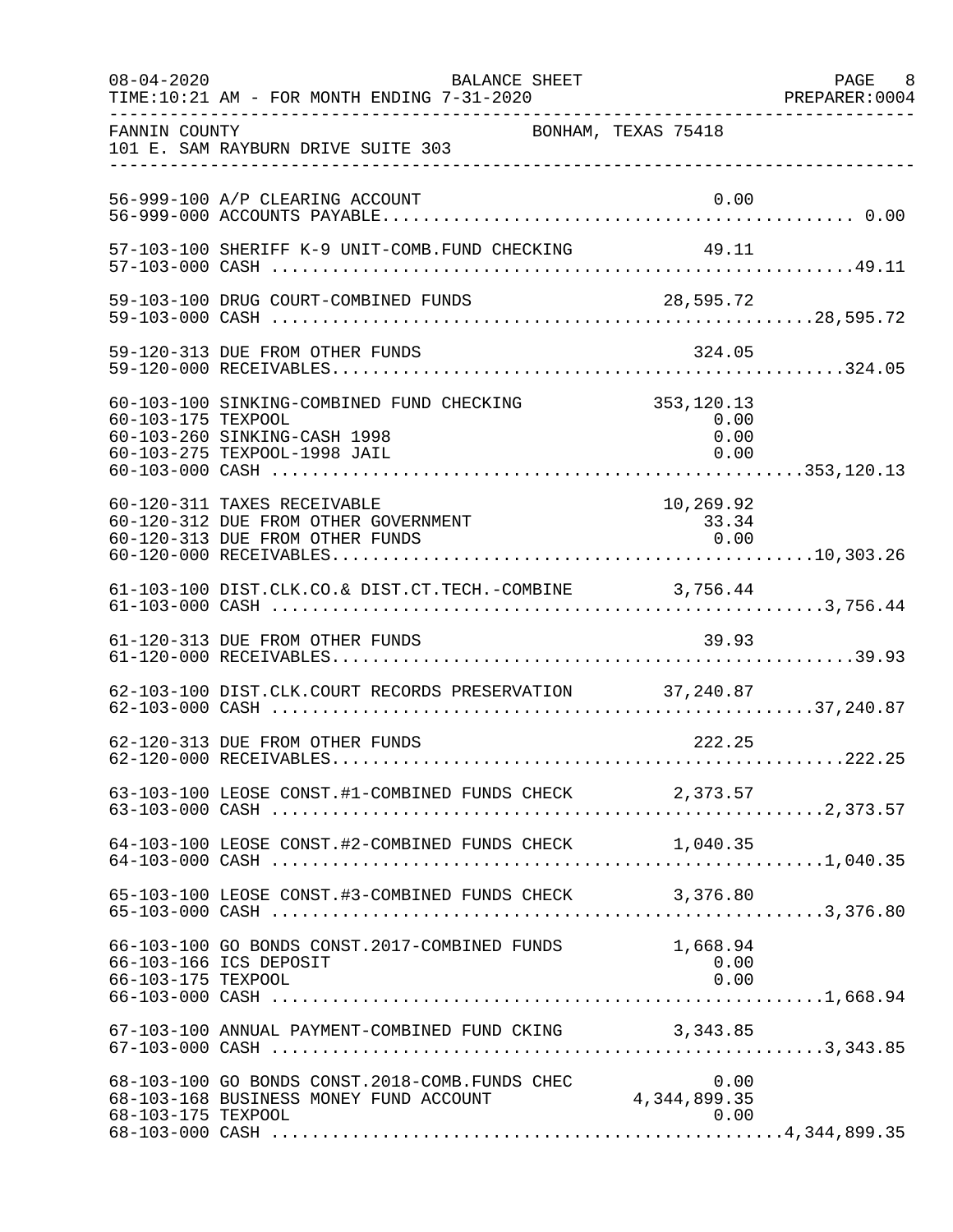BALANCE SHEET

08-04-2020
TIME:10:21 AM - FOR MONTH ENDING 7-31-2020
PREPARER:0004

FANNIN COUNTY
101 E. SAM RAYBURN DRIVE SUITE 303
BONHAM, TEXAS 75418

| Account | Description | Detail | Total |
|---|---|---|---|
| 56-999-100 | A/P CLEARING ACCOUNT | 0.00 | |
| 56-999-000 | ACCOUNTS PAYABLE | | 0.00 |
| 57-103-100 | SHERIFF K-9 UNIT-COMB.FUND CHECKING | 49.11 | |
| 57-103-000 | CASH | | 49.11 |
| 59-103-100 | DRUG COURT-COMBINED FUNDS | 28,595.72 | |
| 59-103-000 | CASH | | 28,595.72 |
| 59-120-313 | DUE FROM OTHER FUNDS | 324.05 | |
| 59-120-000 | RECEIVABLES | | 324.05 |
| 60-103-100 | SINKING-COMBINED FUND CHECKING | 353,120.13 | |
| 60-103-175 | TEXPOOL | 0.00 | |
| 60-103-260 | SINKING-CASH 1998 | 0.00 | |
| 60-103-275 | TEXPOOL-1998 JAIL | 0.00 | |
| 60-103-000 | CASH | | 353,120.13 |
| 60-120-311 | TAXES RECEIVABLE | 10,269.92 | |
| 60-120-312 | DUE FROM OTHER GOVERNMENT | 33.34 | |
| 60-120-313 | DUE FROM OTHER FUNDS | 0.00 | |
| 60-120-000 | RECEIVABLES | | 10,303.26 |
| 61-103-100 | DIST.CLK.CO.& DIST.CT.TECH.-COMBINE | 3,756.44 | |
| 61-103-000 | CASH | | 3,756.44 |
| 61-120-313 | DUE FROM OTHER FUNDS | 39.93 | |
| 61-120-000 | RECEIVABLES | | 39.93 |
| 62-103-100 | DIST.CLK.COURT RECORDS PRESERVATION | 37,240.87 | |
| 62-103-000 | CASH | | 37,240.87 |
| 62-120-313 | DUE FROM OTHER FUNDS | 222.25 | |
| 62-120-000 | RECEIVABLES | | 222.25 |
| 63-103-100 | LEOSE CONST.#1-COMBINED FUNDS CHECK | 2,373.57 | |
| 63-103-000 | CASH | | 2,373.57 |
| 64-103-100 | LEOSE CONST.#2-COMBINED FUNDS CHECK | 1,040.35 | |
| 64-103-000 | CASH | | 1,040.35 |
| 65-103-100 | LEOSE CONST.#3-COMBINED FUNDS CHECK | 3,376.80 | |
| 65-103-000 | CASH | | 3,376.80 |
| 66-103-100 | GO BONDS CONST.2017-COMBINED FUNDS | 1,668.94 | |
| 66-103-166 | ICS DEPOSIT | 0.00 | |
| 66-103-175 | TEXPOOL | 0.00 | |
| 66-103-000 | CASH | | 1,668.94 |
| 67-103-100 | ANNUAL PAYMENT-COMBINED FUND CKING | 3,343.85 | |
| 67-103-000 | CASH | | 3,343.85 |
| 68-103-100 | GO BONDS CONST.2018-COMB.FUNDS CHEC | 0.00 | |
| 68-103-168 | BUSINESS MONEY FUND ACCOUNT | 4,344,899.35 | |
| 68-103-175 | TEXPOOL | 0.00 | |
| 68-103-000 | CASH | | 4,344,899.35 |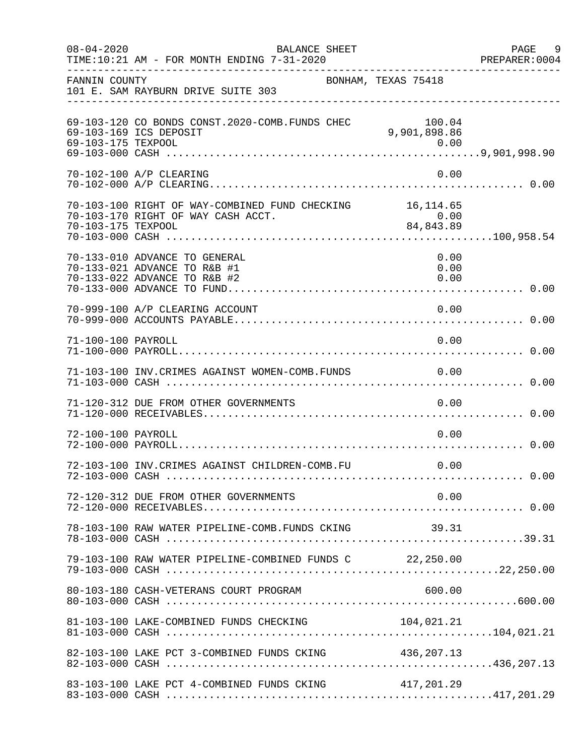FANNIN COUNTY  BONHAM, TEXAS 75418
101 E. SAM RAYBURN DRIVE SUITE 303

| Account | Description | Amount | Total |
|---|---|---|---|
| 69-103-120 | CO BONDS CONST.2020-COMB.FUNDS CHEC | 100.04 | |
| 69-103-169 | ICS DEPOSIT | 9,901,898.86 | |
| 69-103-175 | TEXPOOL | 0.00 | |
| 69-103-000 | CASH | | 9,901,998.90 |
| 70-102-100 | A/P CLEARING | 0.00 | |
| 70-102-000 | A/P CLEARING | | 0.00 |
| 70-103-100 | RIGHT OF WAY-COMBINED FUND CHECKING | 16,114.65 | |
| 70-103-170 | RIGHT OF WAY CASH ACCT. | 0.00 | |
| 70-103-175 | TEXPOOL | 84,843.89 | |
| 70-103-000 | CASH | | 100,958.54 |
| 70-133-010 | ADVANCE TO GENERAL | 0.00 | |
| 70-133-021 | ADVANCE TO R&B #1 | 0.00 | |
| 70-133-022 | ADVANCE TO R&B #2 | 0.00 | |
| 70-133-000 | ADVANCE TO FUND | | 0.00 |
| 70-999-100 | A/P CLEARING ACCOUNT | 0.00 | |
| 70-999-000 | ACCOUNTS PAYABLE | | 0.00 |
| 71-100-100 | PAYROLL | 0.00 | |
| 71-100-000 | PAYROLL | | 0.00 |
| 71-103-100 | INV.CRIMES AGAINST WOMEN-COMB.FUNDS | 0.00 | |
| 71-103-000 | CASH | | 0.00 |
| 71-120-312 | DUE FROM OTHER GOVERNMENTS | 0.00 | |
| 71-120-000 | RECEIVABLES | | 0.00 |
| 72-100-100 | PAYROLL | 0.00 | |
| 72-100-000 | PAYROLL | | 0.00 |
| 72-103-100 | INV.CRIMES AGAINST CHILDREN-COMB.FU | 0.00 | |
| 72-103-000 | CASH | | 0.00 |
| 72-120-312 | DUE FROM OTHER GOVERNMENTS | 0.00 | |
| 72-120-000 | RECEIVABLES | | 0.00 |
| 78-103-100 | RAW WATER PIPELINE-COMB.FUNDS CKING | 39.31 | |
| 78-103-000 | CASH | | 39.31 |
| 79-103-100 | RAW WATER PIPELINE-COMBINED FUNDS C | 22,250.00 | |
| 79-103-000 | CASH | | 22,250.00 |
| 80-103-180 | CASH-VETERANS COURT PROGRAM | 600.00 | |
| 80-103-000 | CASH | | 600.00 |
| 81-103-100 | LAKE-COMBINED FUNDS CHECKING | 104,021.21 | |
| 81-103-000 | CASH | | 104,021.21 |
| 82-103-100 | LAKE PCT 3-COMBINED FUNDS CKING | 436,207.13 | |
| 82-103-000 | CASH | | 436,207.13 |
| 83-103-100 | LAKE PCT 4-COMBINED FUNDS CKING | 417,201.29 | |
| 83-103-000 | CASH | | 417,201.29 |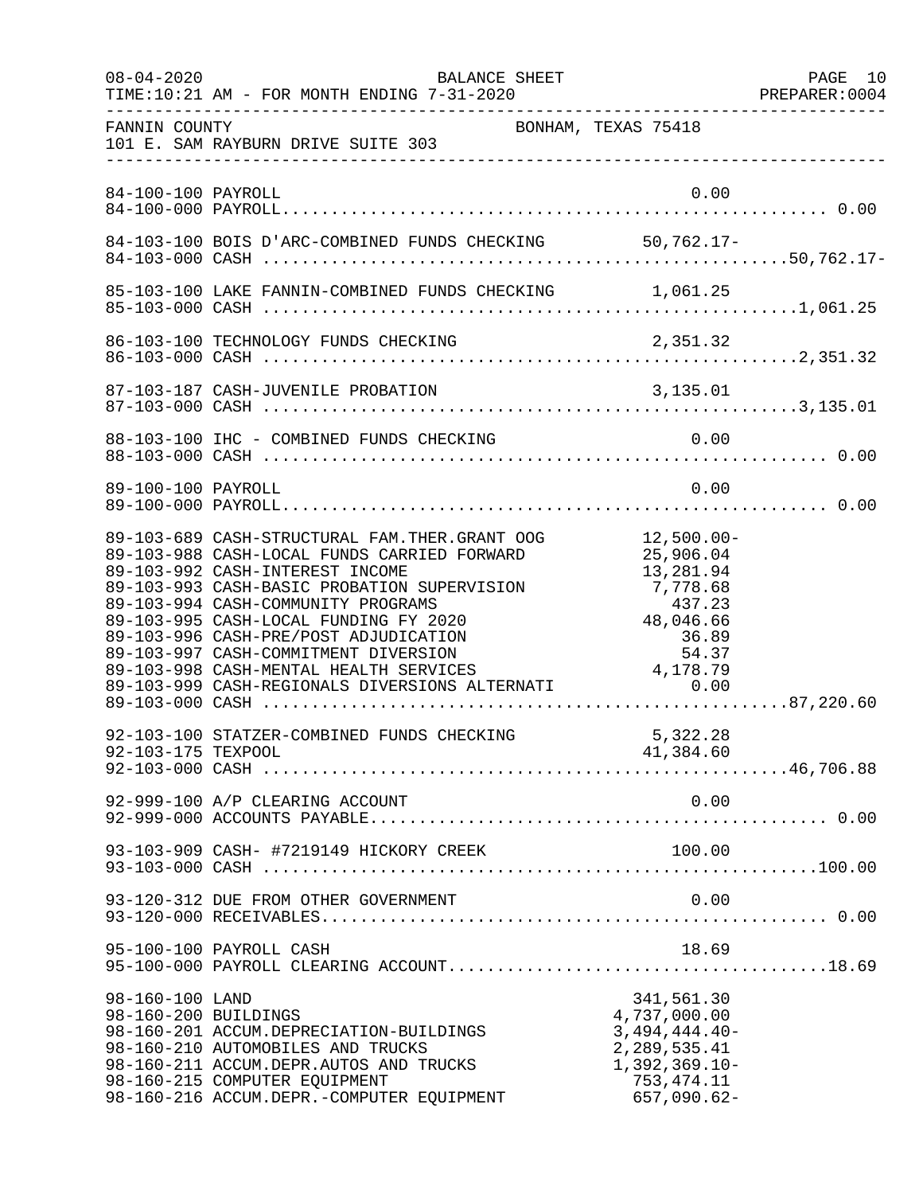BALANCE SHEET

TIME:10:21 AM - FOR MONTH ENDING 7-31-2020

FANNIN COUNTY BONHAM, TEXAS 75418
101 E. SAM RAYBURN DRIVE SUITE 303

| Account | Description | Amount | Total |
|---|---|---|---|
| 84-100-100 | PAYROLL | 0.00 | |
| 84-100-000 | PAYROLL | | 0.00 |
| 84-103-100 | BOIS D'ARC-COMBINED FUNDS CHECKING | 50,762.17- | |
| 84-103-000 | CASH | | 50,762.17- |
| 85-103-100 | LAKE FANNIN-COMBINED FUNDS CHECKING | 1,061.25 | |
| 85-103-000 | CASH | | 1,061.25 |
| 86-103-100 | TECHNOLOGY FUNDS CHECKING | 2,351.32 | |
| 86-103-000 | CASH | | 2,351.32 |
| 87-103-187 | CASH-JUVENILE PROBATION | 3,135.01 | |
| 87-103-000 | CASH | | 3,135.01 |
| 88-103-100 | IHC - COMBINED FUNDS CHECKING | 0.00 | |
| 88-103-000 | CASH | | 0.00 |
| 89-100-100 | PAYROLL | 0.00 | |
| 89-100-000 | PAYROLL | | 0.00 |
| 89-103-689 | CASH-STRUCTURAL FAM.THER.GRANT OOG | 12,500.00- | |
| 89-103-988 | CASH-LOCAL FUNDS CARRIED FORWARD | 25,906.04 | |
| 89-103-992 | CASH-INTEREST INCOME | 13,281.94 | |
| 89-103-993 | CASH-BASIC PROBATION SUPERVISION | 7,778.68 | |
| 89-103-994 | CASH-COMMUNITY PROGRAMS | 437.23 | |
| 89-103-995 | CASH-LOCAL FUNDING FY 2020 | 48,046.66 | |
| 89-103-996 | CASH-PRE/POST ADJUDICATION | 36.89 | |
| 89-103-997 | CASH-COMMITMENT DIVERSION | 54.37 | |
| 89-103-998 | CASH-MENTAL HEALTH SERVICES | 4,178.79 | |
| 89-103-999 | CASH-REGIONALS DIVERSIONS ALTERNATI | 0.00 | |
| 89-103-000 | CASH | | 87,220.60 |
| 92-103-100 | STATZER-COMBINED FUNDS CHECKING | 5,322.28 | |
| 92-103-175 | TEXPOOL | 41,384.60 | |
| 92-103-000 | CASH | | 46,706.88 |
| 92-999-100 | A/P CLEARING ACCOUNT | 0.00 | |
| 92-999-000 | ACCOUNTS PAYABLE | | 0.00 |
| 93-103-909 | CASH- #7219149 HICKORY CREEK | 100.00 | |
| 93-103-000 | CASH | | 100.00 |
| 93-120-312 | DUE FROM OTHER GOVERNMENT | 0.00 | |
| 93-120-000 | RECEIVABLES | | 0.00 |
| 95-100-100 | PAYROLL CASH | 18.69 | |
| 95-100-000 | PAYROLL CLEARING ACCOUNT | | 18.69 |
| 98-160-100 | LAND | 341,561.30 | |
| 98-160-200 | BUILDINGS | 4,737,000.00 | |
| 98-160-201 | ACCUM.DEPRECIATION-BUILDINGS | 3,494,444.40- | |
| 98-160-210 | AUTOMOBILES AND TRUCKS | 2,289,535.41 | |
| 98-160-211 | ACCUM.DEPR.AUTOS AND TRUCKS | 1,392,369.10- | |
| 98-160-215 | COMPUTER EQUIPMENT | 753,474.11 | |
| 98-160-216 | ACCUM.DEPR.-COMPUTER EQUIPMENT | 657,090.62- | |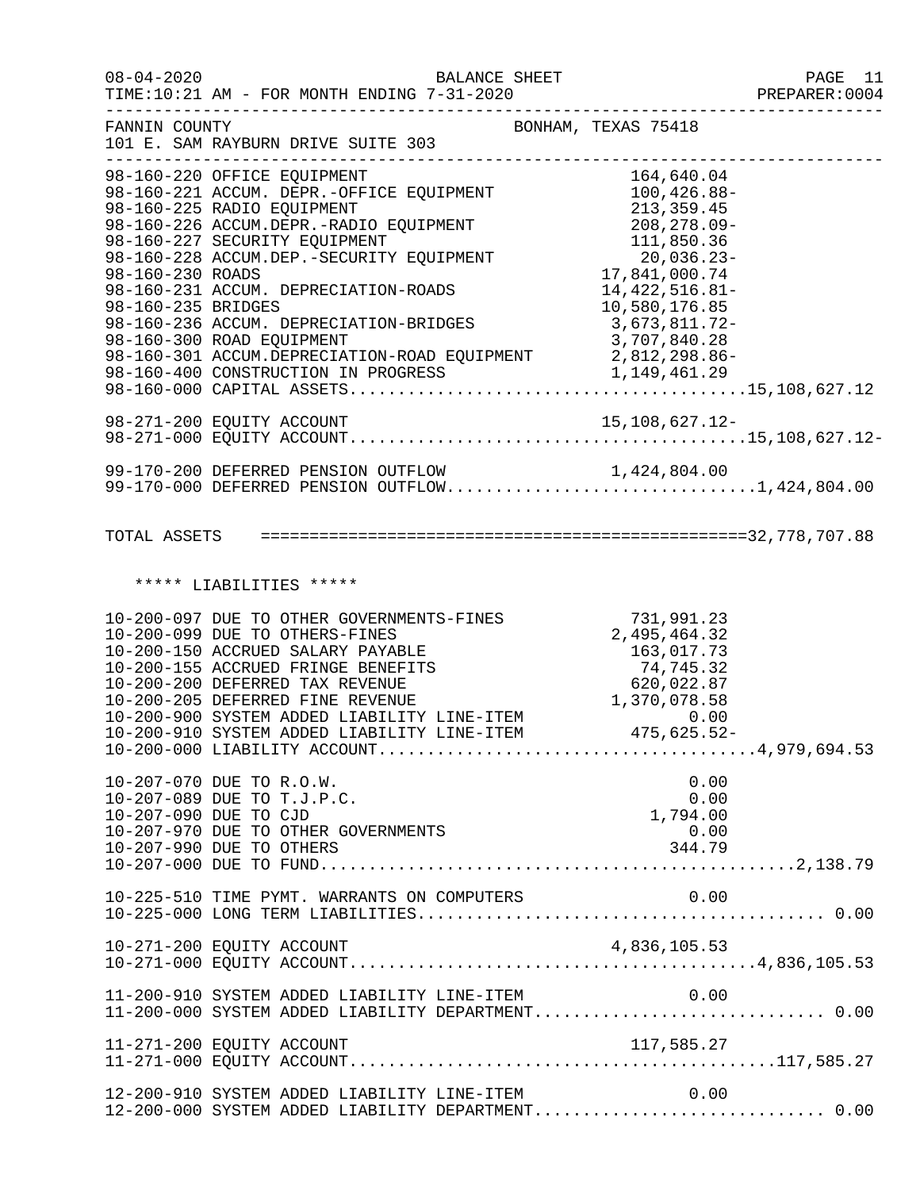FANNIN COUNTY — BONHAM, TEXAS 75418
101 E. SAM RAYBURN DRIVE SUITE 303

BALANCE SHEET — FOR MONTH ENDING 7-31-2020

| Account | Description | Amount | Total |
|---|---|---|---|
| 98-160-220 | OFFICE EQUIPMENT | 164,640.04 | |
| 98-160-221 | ACCUM. DEPR.-OFFICE EQUIPMENT | 100,426.88- | |
| 98-160-225 | RADIO EQUIPMENT | 213,359.45 | |
| 98-160-226 | ACCUM.DEPR.-RADIO EQUIPMENT | 208,278.09- | |
| 98-160-227 | SECURITY EQUIPMENT | 111,850.36 | |
| 98-160-228 | ACCUM.DEP.-SECURITY EQUIPMENT | 20,036.23- | |
| 98-160-230 | ROADS | 17,841,000.74 | |
| 98-160-231 | ACCUM. DEPRECIATION-ROADS | 14,422,516.81- | |
| 98-160-235 | BRIDGES | 10,580,176.85 | |
| 98-160-236 | ACCUM. DEPRECIATION-BRIDGES | 3,673,811.72- | |
| 98-160-300 | ROAD EQUIPMENT | 3,707,840.28 | |
| 98-160-301 | ACCUM.DEPRECIATION-ROAD EQUIPMENT | 2,812,298.86- | |
| 98-160-400 | CONSTRUCTION IN PROGRESS | 1,149,461.29 | |
| 98-160-000 | CAPITAL ASSETS | | 15,108,627.12 |
| 98-271-200 | EQUITY ACCOUNT | 15,108,627.12- | |
| 98-271-000 | EQUITY ACCOUNT | | 15,108,627.12- |
| 99-170-200 | DEFERRED PENSION OUTFLOW | 1,424,804.00 | |
| 99-170-000 | DEFERRED PENSION OUTFLOW | | 1,424,804.00 |
| | **TOTAL ASSETS** | | **32,778,707.88** |

***** LIABILITIES *****

| Account | Description | Amount | Total |
|---|---|---|---|
| 10-200-097 | DUE TO OTHER GOVERNMENTS-FINES | 731,991.23 | |
| 10-200-099 | DUE TO OTHERS-FINES | 2,495,464.32 | |
| 10-200-150 | ACCRUED SALARY PAYABLE | 163,017.73 | |
| 10-200-155 | ACCRUED FRINGE BENEFITS | 74,745.32 | |
| 10-200-200 | DEFERRED TAX REVENUE | 620,022.87 | |
| 10-200-205 | DEFERRED FINE REVENUE | 1,370,078.58 | |
| 10-200-900 | SYSTEM ADDED LIABILITY LINE-ITEM | 0.00 | |
| 10-200-910 | SYSTEM ADDED LIABILITY LINE-ITEM | 475,625.52- | |
| 10-200-000 | LIABILITY ACCOUNT | | 4,979,694.53 |
| 10-207-070 | DUE TO R.O.W. | 0.00 | |
| 10-207-089 | DUE TO T.J.P.C. | 0.00 | |
| 10-207-090 | DUE TO CJD | 1,794.00 | |
| 10-207-970 | DUE TO OTHER GOVERNMENTS | 0.00 | |
| 10-207-990 | DUE TO OTHERS | 344.79 | |
| 10-207-000 | DUE TO FUND | | 2,138.79 |
| 10-225-510 | TIME PYMT. WARRANTS ON COMPUTERS | 0.00 | |
| 10-225-000 | LONG TERM LIABILITIES | | 0.00 |
| 10-271-200 | EQUITY ACCOUNT | 4,836,105.53 | |
| 10-271-000 | EQUITY ACCOUNT | | 4,836,105.53 |
| 11-200-910 | SYSTEM ADDED LIABILITY LINE-ITEM | 0.00 | |
| 11-200-000 | SYSTEM ADDED LIABILITY DEPARTMENT | | 0.00 |
| 11-271-200 | EQUITY ACCOUNT | 117,585.27 | |
| 11-271-000 | EQUITY ACCOUNT | | 117,585.27 |
| 12-200-910 | SYSTEM ADDED LIABILITY LINE-ITEM | 0.00 | |
| 12-200-000 | SYSTEM ADDED LIABILITY DEPARTMENT | | 0.00 |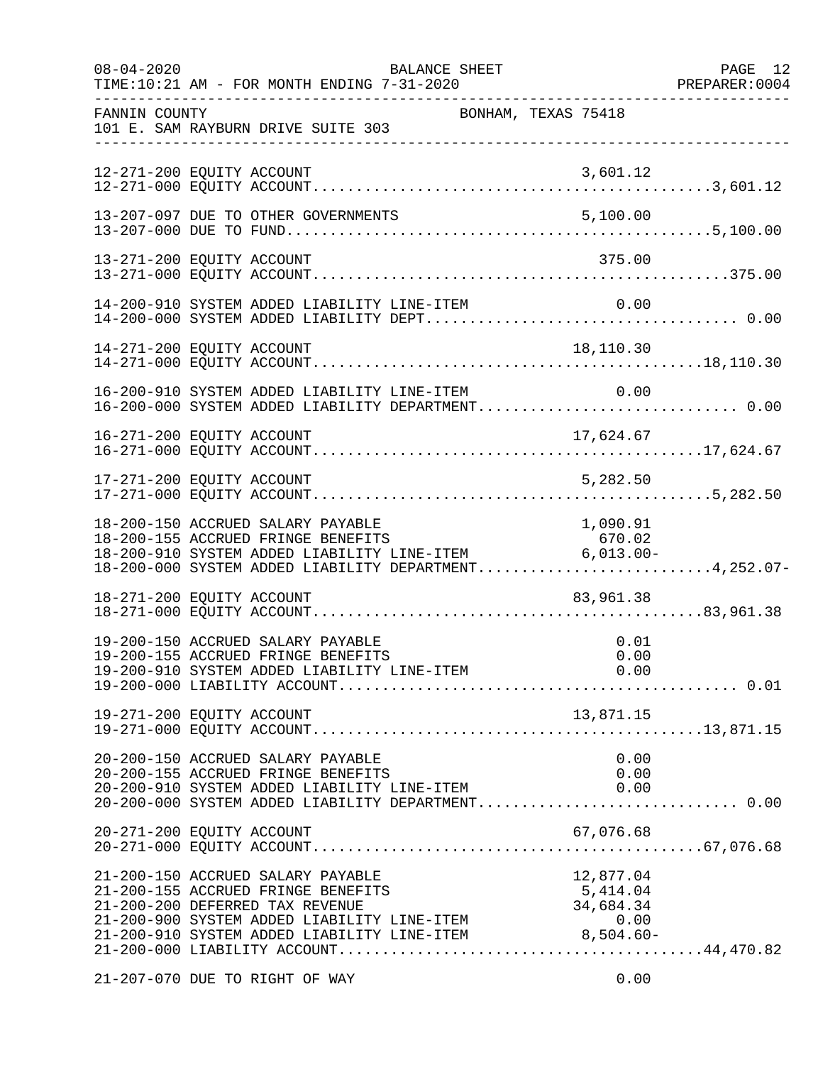FANNIN COUNTY BONHAM, TEXAS 75418
101 E. SAM RAYBURN DRIVE SUITE 303

```
12-271-200 EQUITY ACCOUNT                                       3,601.12
12-271-000 EQUITY ACCOUNT.............................................3,601.12

13-207-097 DUE TO OTHER GOVERNMENTS                             5,100.00
13-207-000 DUE TO FUND................................................5,100.00

13-271-200 EQUITY ACCOUNT                                         375.00
13-271-000 EQUITY ACCOUNT...............................................375.00

14-200-910 SYSTEM ADDED LIABILITY LINE-ITEM                        0.00
14-200-000 SYSTEM ADDED LIABILITY DEPT.................................. 0.00

14-271-200 EQUITY ACCOUNT                                      18,110.30
14-271-000 EQUITY ACCOUNT............................................18,110.30

16-200-910 SYSTEM ADDED LIABILITY LINE-ITEM                        0.00
16-200-000 SYSTEM ADDED LIABILITY DEPARTMENT............................ 0.00

16-271-200 EQUITY ACCOUNT                                      17,624.67
16-271-000 EQUITY ACCOUNT............................................17,624.67

17-271-200 EQUITY ACCOUNT                                       5,282.50
17-271-000 EQUITY ACCOUNT.............................................5,282.50

18-200-150 ACCRUED SALARY PAYABLE                               1,090.91
18-200-155 ACCRUED FRINGE BENEFITS                                670.02
18-200-910 SYSTEM ADDED LIABILITY LINE-ITEM                     6,013.00-
18-200-000 SYSTEM ADDED LIABILITY DEPARTMENT.........................4,252.07-

18-271-200 EQUITY ACCOUNT                                      83,961.38
18-271-000 EQUITY ACCOUNT............................................83,961.38

19-200-150 ACCRUED SALARY PAYABLE                                   0.01
19-200-155 ACCRUED FRINGE BENEFITS                                  0.00
19-200-910 SYSTEM ADDED LIABILITY LINE-ITEM                         0.00
19-200-000 LIABILITY ACCOUNT............................................ 0.01

19-271-200 EQUITY ACCOUNT                                      13,871.15
19-271-000 EQUITY ACCOUNT............................................13,871.15

20-200-150 ACCRUED SALARY PAYABLE                                   0.00
20-200-155 ACCRUED FRINGE BENEFITS                                  0.00
20-200-910 SYSTEM ADDED LIABILITY LINE-ITEM                         0.00
20-200-000 SYSTEM ADDED LIABILITY DEPARTMENT............................ 0.00

20-271-200 EQUITY ACCOUNT                                      67,076.68
20-271-000 EQUITY ACCOUNT............................................67,076.68

21-200-150 ACCRUED SALARY PAYABLE                              12,877.04
21-200-155 ACCRUED FRINGE BENEFITS                              5,414.04
21-200-200 DEFERRED TAX REVENUE                                34,684.34
21-200-900 SYSTEM ADDED LIABILITY LINE-ITEM                         0.00
21-200-910 SYSTEM ADDED LIABILITY LINE-ITEM                     8,504.60-
21-200-000 LIABILITY ACCOUNT.........................................44,470.82

21-207-070 DUE TO RIGHT OF WAY                                      0.00
```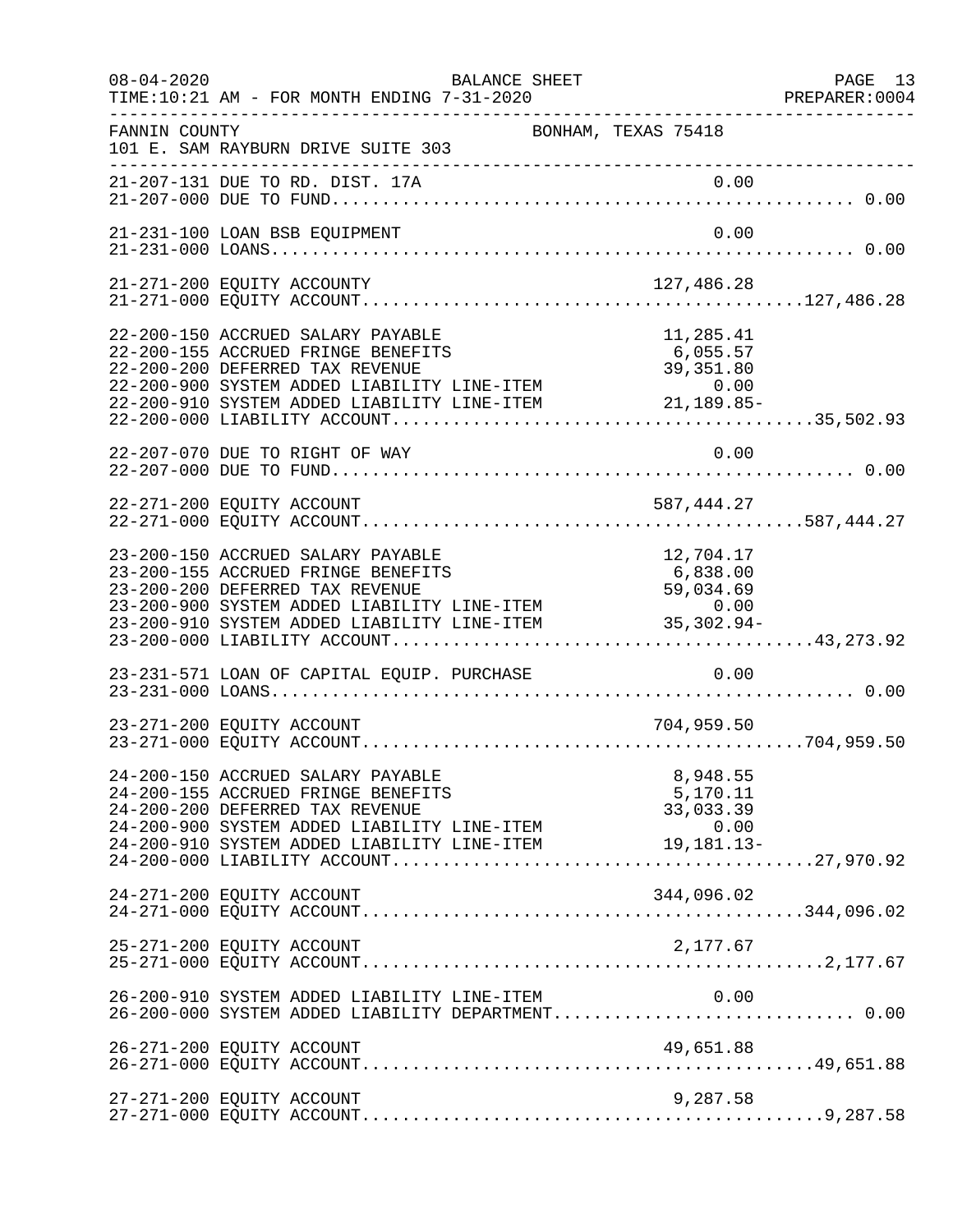BALANCE SHEET

08-04-2020 TIME:10:21 AM - FOR MONTH ENDING 7-31-2020 PREPARER:0004

FANNIN COUNTY BONHAM, TEXAS 75418
101 E. SAM RAYBURN DRIVE SUITE 303

| Account | Description | Amount | Total |
|---|---|---|---|
| 21-207-131 | DUE TO RD. DIST. 17A | 0.00 | |
| 21-207-000 | DUE TO FUND | | 0.00 |
| 21-231-100 | LOAN BSB EQUIPMENT | 0.00 | |
| 21-231-000 | LOANS | | 0.00 |
| 21-271-200 | EQUITY ACCOUNTY | 127,486.28 | |
| 21-271-000 | EQUITY ACCOUNT | | 127,486.28 |
| 22-200-150 | ACCRUED SALARY PAYABLE | 11,285.41 | |
| 22-200-155 | ACCRUED FRINGE BENEFITS | 6,055.57 | |
| 22-200-200 | DEFERRED TAX REVENUE | 39,351.80 | |
| 22-200-900 | SYSTEM ADDED LIABILITY LINE-ITEM | 0.00 | |
| 22-200-910 | SYSTEM ADDED LIABILITY LINE-ITEM | 21,189.85- | |
| 22-200-000 | LIABILITY ACCOUNT | | 35,502.93 |
| 22-207-070 | DUE TO RIGHT OF WAY | 0.00 | |
| 22-207-000 | DUE TO FUND | | 0.00 |
| 22-271-200 | EQUITY ACCOUNT | 587,444.27 | |
| 22-271-000 | EQUITY ACCOUNT | | 587,444.27 |
| 23-200-150 | ACCRUED SALARY PAYABLE | 12,704.17 | |
| 23-200-155 | ACCRUED FRINGE BENEFITS | 6,838.00 | |
| 23-200-200 | DEFERRED TAX REVENUE | 59,034.69 | |
| 23-200-900 | SYSTEM ADDED LIABILITY LINE-ITEM | 0.00 | |
| 23-200-910 | SYSTEM ADDED LIABILITY LINE-ITEM | 35,302.94- | |
| 23-200-000 | LIABILITY ACCOUNT | | 43,273.92 |
| 23-231-571 | LOAN OF CAPITAL EQUIP. PURCHASE | 0.00 | |
| 23-231-000 | LOANS | | 0.00 |
| 23-271-200 | EQUITY ACCOUNT | 704,959.50 | |
| 23-271-000 | EQUITY ACCOUNT | | 704,959.50 |
| 24-200-150 | ACCRUED SALARY PAYABLE | 8,948.55 | |
| 24-200-155 | ACCRUED FRINGE BENEFITS | 5,170.11 | |
| 24-200-200 | DEFERRED TAX REVENUE | 33,033.39 | |
| 24-200-900 | SYSTEM ADDED LIABILITY LINE-ITEM | 0.00 | |
| 24-200-910 | SYSTEM ADDED LIABILITY LINE-ITEM | 19,181.13- | |
| 24-200-000 | LIABILITY ACCOUNT | | 27,970.92 |
| 24-271-200 | EQUITY ACCOUNT | 344,096.02 | |
| 24-271-000 | EQUITY ACCOUNT | | 344,096.02 |
| 25-271-200 | EQUITY ACCOUNT | 2,177.67 | |
| 25-271-000 | EQUITY ACCOUNT | | 2,177.67 |
| 26-200-910 | SYSTEM ADDED LIABILITY LINE-ITEM | 0.00 | |
| 26-200-000 | SYSTEM ADDED LIABILITY DEPARTMENT | | 0.00 |
| 26-271-200 | EQUITY ACCOUNT | 49,651.88 | |
| 26-271-000 | EQUITY ACCOUNT | | 49,651.88 |
| 27-271-200 | EQUITY ACCOUNT | 9,287.58 | |
| 27-271-000 | EQUITY ACCOUNT | | 9,287.58 |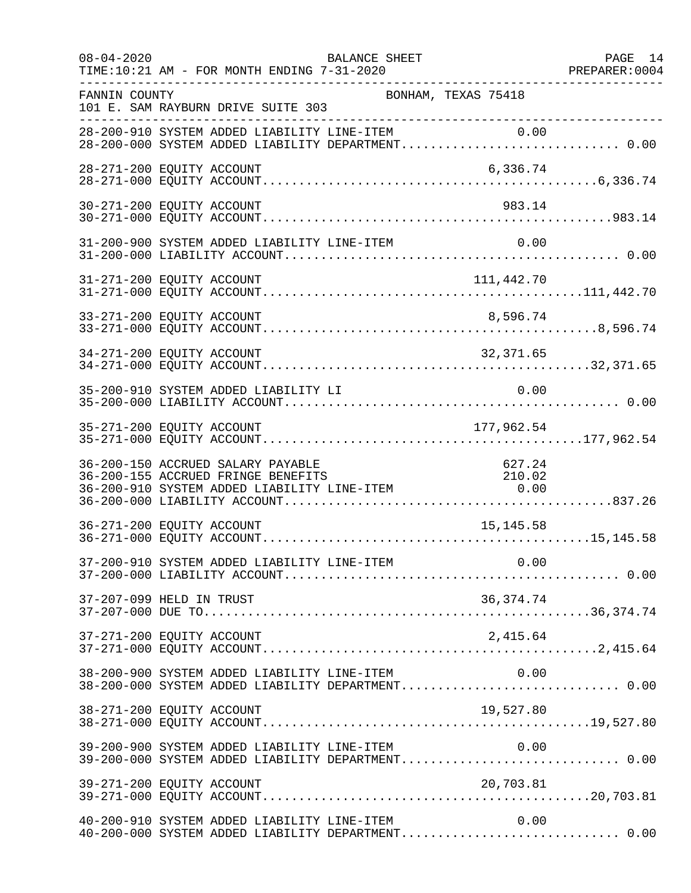FANNIN COUNTY BONHAM, TEXAS 75418
101 E. SAM RAYBURN DRIVE SUITE 303

BALANCE SHEET
FOR MONTH ENDING 7-31-2020

| Account | Description | Line-Item Amount | Department Total |
|---|---|---|---|
| 28-200-910 | SYSTEM ADDED LIABILITY LINE-ITEM | 0.00 | |
| 28-200-000 | SYSTEM ADDED LIABILITY DEPARTMENT | | 0.00 |
| 28-271-200 | EQUITY ACCOUNT | 6,336.74 | |
| 28-271-000 | EQUITY ACCOUNT | | 6,336.74 |
| 30-271-200 | EQUITY ACCOUNT | 983.14 | |
| 30-271-000 | EQUITY ACCOUNT | | 983.14 |
| 31-200-900 | SYSTEM ADDED LIABILITY LINE-ITEM | 0.00 | |
| 31-200-000 | LIABILITY ACCOUNT | | 0.00 |
| 31-271-200 | EQUITY ACCOUNT | 111,442.70 | |
| 31-271-000 | EQUITY ACCOUNT | | 111,442.70 |
| 33-271-200 | EQUITY ACCOUNT | 8,596.74 | |
| 33-271-000 | EQUITY ACCOUNT | | 8,596.74 |
| 34-271-200 | EQUITY ACCOUNT | 32,371.65 | |
| 34-271-000 | EQUITY ACCOUNT | | 32,371.65 |
| 35-200-910 | SYSTEM ADDED LIABILITY LI | 0.00 | |
| 35-200-000 | LIABILITY ACCOUNT | | 0.00 |
| 35-271-200 | EQUITY ACCOUNT | 177,962.54 | |
| 35-271-000 | EQUITY ACCOUNT | | 177,962.54 |
| 36-200-150 | ACCRUED SALARY PAYABLE | 627.24 | |
| 36-200-155 | ACCRUED FRINGE BENEFITS | 210.02 | |
| 36-200-910 | SYSTEM ADDED LIABILITY LINE-ITEM | 0.00 | |
| 36-200-000 | LIABILITY ACCOUNT | | 837.26 |
| 36-271-200 | EQUITY ACCOUNT | 15,145.58 | |
| 36-271-000 | EQUITY ACCOUNT | | 15,145.58 |
| 37-200-910 | SYSTEM ADDED LIABILITY LINE-ITEM | 0.00 | |
| 37-200-000 | LIABILITY ACCOUNT | | 0.00 |
| 37-207-099 | HELD IN TRUST | 36,374.74 | |
| 37-207-000 | DUE TO | | 36,374.74 |
| 37-271-200 | EQUITY ACCOUNT | 2,415.64 | |
| 37-271-000 | EQUITY ACCOUNT | | 2,415.64 |
| 38-200-900 | SYSTEM ADDED LIABILITY LINE-ITEM | 0.00 | |
| 38-200-000 | SYSTEM ADDED LIABILITY DEPARTMENT | | 0.00 |
| 38-271-200 | EQUITY ACCOUNT | 19,527.80 | |
| 38-271-000 | EQUITY ACCOUNT | | 19,527.80 |
| 39-200-900 | SYSTEM ADDED LIABILITY LINE-ITEM | 0.00 | |
| 39-200-000 | SYSTEM ADDED LIABILITY DEPARTMENT | | 0.00 |
| 39-271-200 | EQUITY ACCOUNT | 20,703.81 | |
| 39-271-000 | EQUITY ACCOUNT | | 20,703.81 |
| 40-200-910 | SYSTEM ADDED LIABILITY LINE-ITEM | 0.00 | |
| 40-200-000 | SYSTEM ADDED LIABILITY DEPARTMENT | | 0.00 |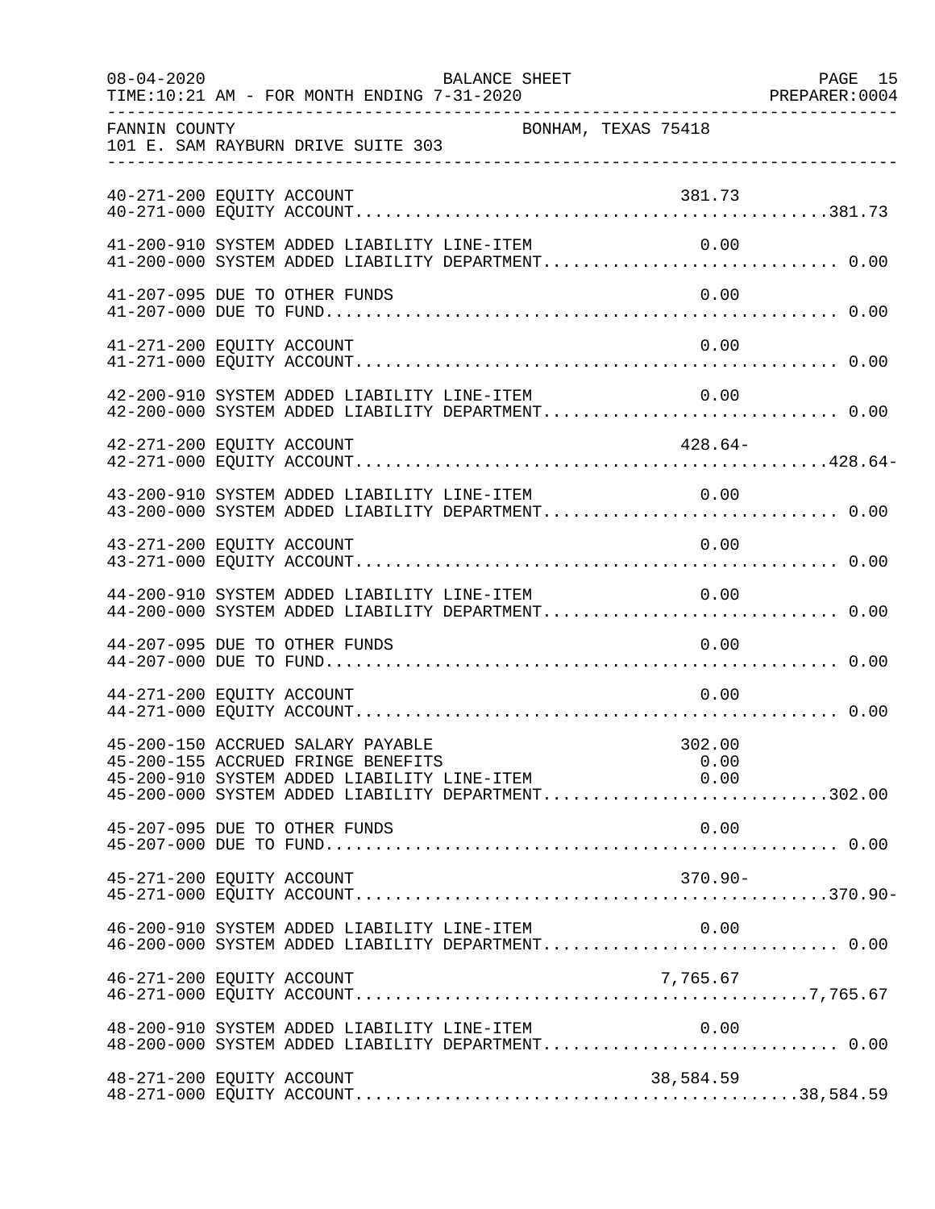FANNIN COUNTY BONHAM, TEXAS 75418
101 E. SAM RAYBURN DRIVE SUITE 303

BALANCE SHEET
FOR MONTH ENDING 7-31-2020

| Account | Description | Line Amount | Total |
|---|---|---|---|
| 40-271-200 | EQUITY ACCOUNT | 381.73 | |
| 40-271-000 | EQUITY ACCOUNT | | 381.73 |
| 41-200-910 | SYSTEM ADDED LIABILITY LINE-ITEM | 0.00 | |
| 41-200-000 | SYSTEM ADDED LIABILITY DEPARTMENT | | 0.00 |
| 41-207-095 | DUE TO OTHER FUNDS | 0.00 | |
| 41-207-000 | DUE TO FUND | | 0.00 |
| 41-271-200 | EQUITY ACCOUNT | 0.00 | |
| 41-271-000 | EQUITY ACCOUNT | | 0.00 |
| 42-200-910 | SYSTEM ADDED LIABILITY LINE-ITEM | 0.00 | |
| 42-200-000 | SYSTEM ADDED LIABILITY DEPARTMENT | | 0.00 |
| 42-271-200 | EQUITY ACCOUNT | 428.64- | |
| 42-271-000 | EQUITY ACCOUNT | | 428.64- |
| 43-200-910 | SYSTEM ADDED LIABILITY LINE-ITEM | 0.00 | |
| 43-200-000 | SYSTEM ADDED LIABILITY DEPARTMENT | | 0.00 |
| 43-271-200 | EQUITY ACCOUNT | 0.00 | |
| 43-271-000 | EQUITY ACCOUNT | | 0.00 |
| 44-200-910 | SYSTEM ADDED LIABILITY LINE-ITEM | 0.00 | |
| 44-200-000 | SYSTEM ADDED LIABILITY DEPARTMENT | | 0.00 |
| 44-207-095 | DUE TO OTHER FUNDS | 0.00 | |
| 44-207-000 | DUE TO FUND | | 0.00 |
| 44-271-200 | EQUITY ACCOUNT | 0.00 | |
| 44-271-000 | EQUITY ACCOUNT | | 0.00 |
| 45-200-150 | ACCRUED SALARY PAYABLE | 302.00 | |
| 45-200-155 | ACCRUED FRINGE BENEFITS | 0.00 | |
| 45-200-910 | SYSTEM ADDED LIABILITY LINE-ITEM | 0.00 | |
| 45-200-000 | SYSTEM ADDED LIABILITY DEPARTMENT | | 302.00 |
| 45-207-095 | DUE TO OTHER FUNDS | 0.00 | |
| 45-207-000 | DUE TO FUND | | 0.00 |
| 45-271-200 | EQUITY ACCOUNT | 370.90- | |
| 45-271-000 | EQUITY ACCOUNT | | 370.90- |
| 46-200-910 | SYSTEM ADDED LIABILITY LINE-ITEM | 0.00 | |
| 46-200-000 | SYSTEM ADDED LIABILITY DEPARTMENT | | 0.00 |
| 46-271-200 | EQUITY ACCOUNT | 7,765.67 | |
| 46-271-000 | EQUITY ACCOUNT | | 7,765.67 |
| 48-200-910 | SYSTEM ADDED LIABILITY LINE-ITEM | 0.00 | |
| 48-200-000 | SYSTEM ADDED LIABILITY DEPARTMENT | | 0.00 |
| 48-271-200 | EQUITY ACCOUNT | 38,584.59 | |
| 48-271-000 | EQUITY ACCOUNT | | 38,584.59 |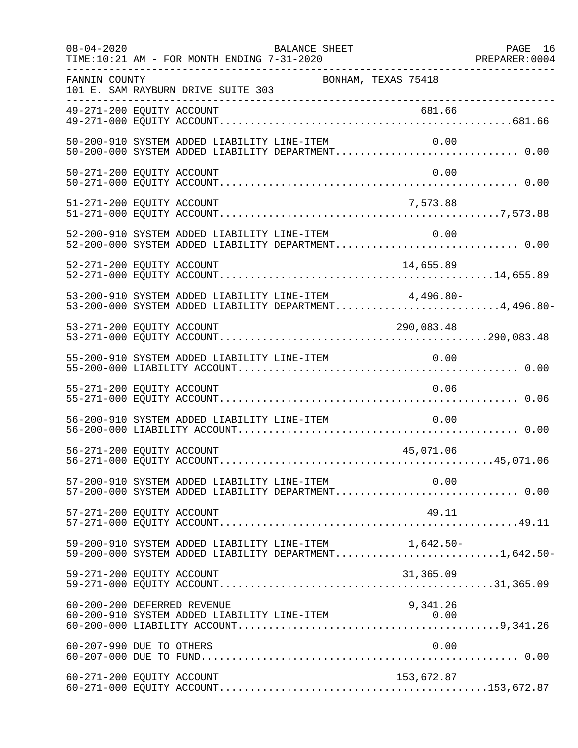FANNIN COUNTY BONHAM, TEXAS 75418
101 E. SAM RAYBURN DRIVE SUITE 303

| Account | Line Item | Department Total |
|---|---|---|
| 49-271-200 EQUITY ACCOUNT | 681.66 | |
| 49-271-000 EQUITY ACCOUNT | | 681.66 |
| 50-200-910 SYSTEM ADDED LIABILITY LINE-ITEM | 0.00 | |
| 50-200-000 SYSTEM ADDED LIABILITY DEPARTMENT | | 0.00 |
| 50-271-200 EQUITY ACCOUNT | 0.00 | |
| 50-271-000 EQUITY ACCOUNT | | 0.00 |
| 51-271-200 EQUITY ACCOUNT | 7,573.88 | |
| 51-271-000 EQUITY ACCOUNT | | 7,573.88 |
| 52-200-910 SYSTEM ADDED LIABILITY LINE-ITEM | 0.00 | |
| 52-200-000 SYSTEM ADDED LIABILITY DEPARTMENT | | 0.00 |
| 52-271-200 EQUITY ACCOUNT | 14,655.89 | |
| 52-271-000 EQUITY ACCOUNT | | 14,655.89 |
| 53-200-910 SYSTEM ADDED LIABILITY LINE-ITEM | 4,496.80- | |
| 53-200-000 SYSTEM ADDED LIABILITY DEPARTMENT | | 4,496.80- |
| 53-271-200 EQUITY ACCOUNT | 290,083.48 | |
| 53-271-000 EQUITY ACCOUNT | | 290,083.48 |
| 55-200-910 SYSTEM ADDED LIABILITY LINE-ITEM | 0.00 | |
| 55-200-000 LIABILITY ACCOUNT | | 0.00 |
| 55-271-200 EQUITY ACCOUNT | 0.06 | |
| 55-271-000 EQUITY ACCOUNT | | 0.06 |
| 56-200-910 SYSTEM ADDED LIABILITY LINE-ITEM | 0.00 | |
| 56-200-000 LIABILITY ACCOUNT | | 0.00 |
| 56-271-200 EQUITY ACCOUNT | 45,071.06 | |
| 56-271-000 EQUITY ACCOUNT | | 45,071.06 |
| 57-200-910 SYSTEM ADDED LIABILITY LINE-ITEM | 0.00 | |
| 57-200-000 SYSTEM ADDED LIABILITY DEPARTMENT | | 0.00 |
| 57-271-200 EQUITY ACCOUNT | 49.11 | |
| 57-271-000 EQUITY ACCOUNT | | 49.11 |
| 59-200-910 SYSTEM ADDED LIABILITY LINE-ITEM | 1,642.50- | |
| 59-200-000 SYSTEM ADDED LIABILITY DEPARTMENT | | 1,642.50- |
| 59-271-200 EQUITY ACCOUNT | 31,365.09 | |
| 59-271-000 EQUITY ACCOUNT | | 31,365.09 |
| 60-200-200 DEFERRED REVENUE | 9,341.26 | |
| 60-200-910 SYSTEM ADDED LIABILITY LINE-ITEM | 0.00 | |
| 60-200-000 LIABILITY ACCOUNT | | 9,341.26 |
| 60-207-990 DUE TO OTHERS | 0.00 | |
| 60-207-000 DUE TO FUND | | 0.00 |
| 60-271-200 EQUITY ACCOUNT | 153,672.87 | |
| 60-271-000 EQUITY ACCOUNT | | 153,672.87 |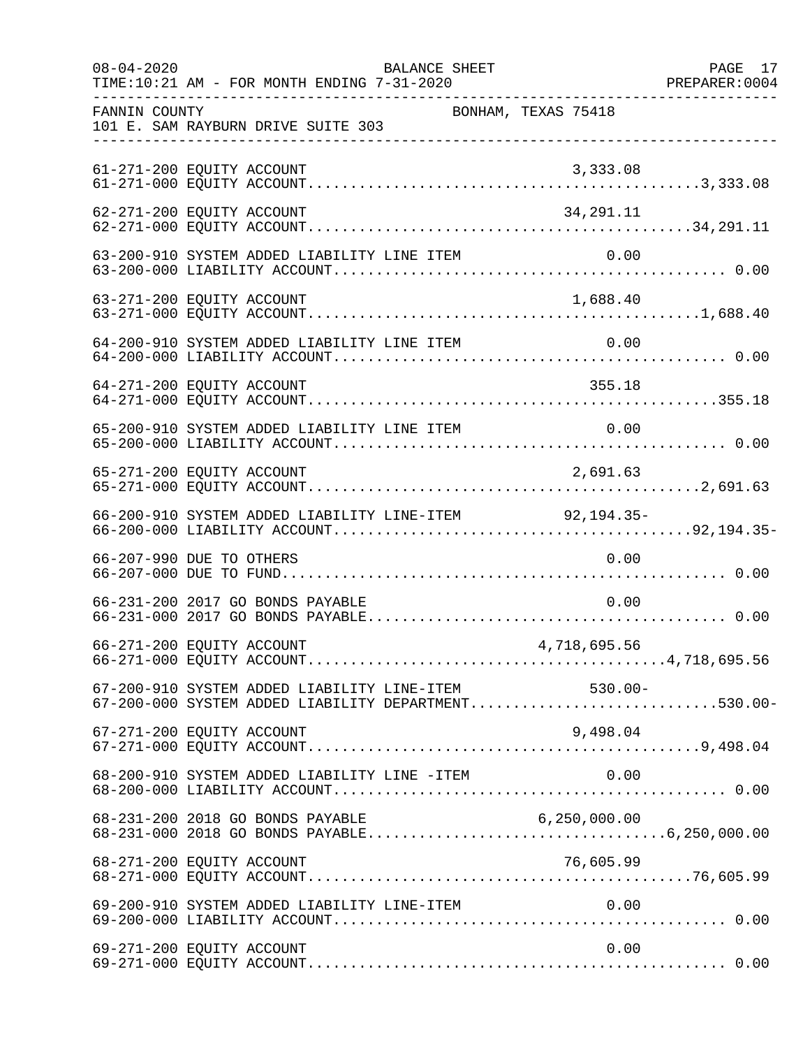FANNIN COUNTY BONHAM, TEXAS 75418
101 E. SAM RAYBURN DRIVE SUITE 303

BALANCE SHEET
TIME:10:21 AM - FOR MONTH ENDING 7-31-2020

| Account | Description | Amount | Total |
|---|---|---|---|
| 61-271-200 | EQUITY ACCOUNT | 3,333.08 | |
| 61-271-000 | EQUITY ACCOUNT | | 3,333.08 |
| 62-271-200 | EQUITY ACCOUNT | 34,291.11 | |
| 62-271-000 | EQUITY ACCOUNT | | 34,291.11 |
| 63-200-910 | SYSTEM ADDED LIABILITY LINE ITEM | 0.00 | |
| 63-200-000 | LIABILITY ACCOUNT | | 0.00 |
| 63-271-200 | EQUITY ACCOUNT | 1,688.40 | |
| 63-271-000 | EQUITY ACCOUNT | | 1,688.40 |
| 64-200-910 | SYSTEM ADDED LIABILITY LINE ITEM | 0.00 | |
| 64-200-000 | LIABILITY ACCOUNT | | 0.00 |
| 64-271-200 | EQUITY ACCOUNT | 355.18 | |
| 64-271-000 | EQUITY ACCOUNT | | 355.18 |
| 65-200-910 | SYSTEM ADDED LIABILITY LINE ITEM | 0.00 | |
| 65-200-000 | LIABILITY ACCOUNT | | 0.00 |
| 65-271-200 | EQUITY ACCOUNT | 2,691.63 | |
| 65-271-000 | EQUITY ACCOUNT | | 2,691.63 |
| 66-200-910 | SYSTEM ADDED LIABILITY LINE-ITEM | 92,194.35- | |
| 66-200-000 | LIABILITY ACCOUNT | | 92,194.35- |
| 66-207-990 | DUE TO OTHERS | 0.00 | |
| 66-207-000 | DUE TO FUND | | 0.00 |
| 66-231-200 | 2017 GO BONDS PAYABLE | 0.00 | |
| 66-231-000 | 2017 GO BONDS PAYABLE | | 0.00 |
| 66-271-200 | EQUITY ACCOUNT | 4,718,695.56 | |
| 66-271-000 | EQUITY ACCOUNT | | 4,718,695.56 |
| 67-200-910 | SYSTEM ADDED LIABILITY LINE-ITEM | 530.00- | |
| 67-200-000 | SYSTEM ADDED LIABILITY DEPARTMENT | | 530.00- |
| 67-271-200 | EQUITY ACCOUNT | 9,498.04 | |
| 67-271-000 | EQUITY ACCOUNT | | 9,498.04 |
| 68-200-910 | SYSTEM ADDED LIABILITY LINE -ITEM | 0.00 | |
| 68-200-000 | LIABILITY ACCOUNT | | 0.00 |
| 68-231-200 | 2018 GO BONDS PAYABLE | 6,250,000.00 | |
| 68-231-000 | 2018 GO BONDS PAYABLE | | 6,250,000.00 |
| 68-271-200 | EQUITY ACCOUNT | 76,605.99 | |
| 68-271-000 | EQUITY ACCOUNT | | 76,605.99 |
| 69-200-910 | SYSTEM ADDED LIABILITY LINE-ITEM | 0.00 | |
| 69-200-000 | LIABILITY ACCOUNT | | 0.00 |
| 69-271-200 | EQUITY ACCOUNT | 0.00 | |
| 69-271-000 | EQUITY ACCOUNT | | 0.00 |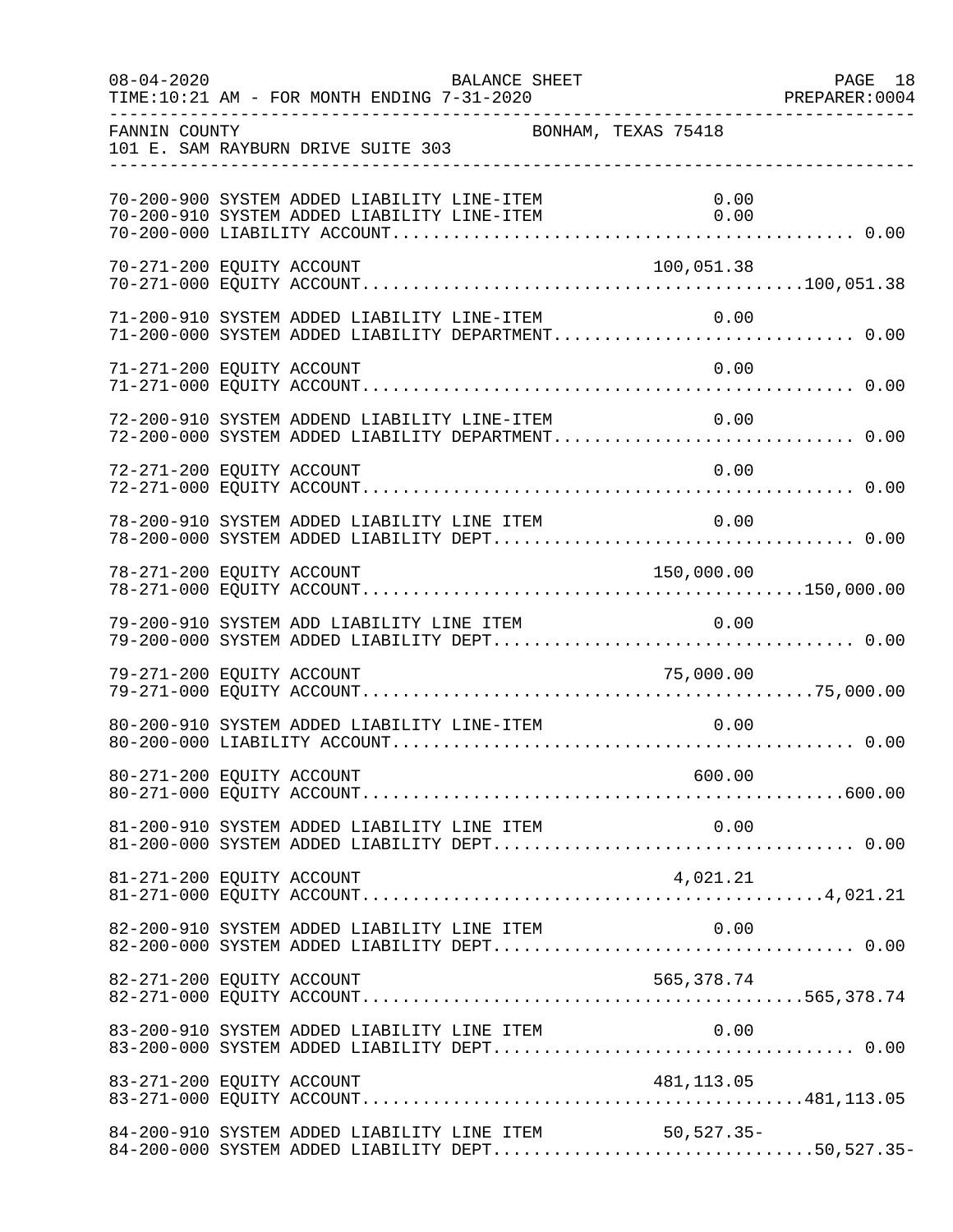FANNIN COUNTY BONHAM, TEXAS 75418
101 E. SAM RAYBURN DRIVE SUITE 303

| Account | Description | Line Item | Total |
|---|---|---|---|
| 70-200-900 | SYSTEM ADDED LIABILITY LINE-ITEM | 0.00 | |
| 70-200-910 | SYSTEM ADDED LIABILITY LINE-ITEM | 0.00 | |
| 70-200-000 | LIABILITY ACCOUNT | | 0.00 |
| 70-271-200 | EQUITY ACCOUNT | 100,051.38 | |
| 70-271-000 | EQUITY ACCOUNT | | 100,051.38 |
| 71-200-910 | SYSTEM ADDED LIABILITY LINE-ITEM | 0.00 | |
| 71-200-000 | SYSTEM ADDED LIABILITY DEPARTMENT | | 0.00 |
| 71-271-200 | EQUITY ACCOUNT | 0.00 | |
| 71-271-000 | EQUITY ACCOUNT | | 0.00 |
| 72-200-910 | SYSTEM ADDEND LIABILITY LINE-ITEM | 0.00 | |
| 72-200-000 | SYSTEM ADDED LIABILITY DEPARTMENT | | 0.00 |
| 72-271-200 | EQUITY ACCOUNT | 0.00 | |
| 72-271-000 | EQUITY ACCOUNT | | 0.00 |
| 78-200-910 | SYSTEM ADDED LIABILITY LINE ITEM | 0.00 | |
| 78-200-000 | SYSTEM ADDED LIABILITY DEPT | | 0.00 |
| 78-271-200 | EQUITY ACCOUNT | 150,000.00 | |
| 78-271-000 | EQUITY ACCOUNT | | 150,000.00 |
| 79-200-910 | SYSTEM ADD LIABILITY LINE ITEM | 0.00 | |
| 79-200-000 | SYSTEM ADDED LIABILITY DEPT | | 0.00 |
| 79-271-200 | EQUITY ACCOUNT | 75,000.00 | |
| 79-271-000 | EQUITY ACCOUNT | | 75,000.00 |
| 80-200-910 | SYSTEM ADDED LIABILITY LINE-ITEM | 0.00 | |
| 80-200-000 | LIABILITY ACCOUNT | | 0.00 |
| 80-271-200 | EQUITY ACCOUNT | 600.00 | |
| 80-271-000 | EQUITY ACCOUNT | | 600.00 |
| 81-200-910 | SYSTEM ADDED LIABILITY LINE ITEM | 0.00 | |
| 81-200-000 | SYSTEM ADDED LIABILITY DEPT | | 0.00 |
| 81-271-200 | EQUITY ACCOUNT | 4,021.21 | |
| 81-271-000 | EQUITY ACCOUNT | | 4,021.21 |
| 82-200-910 | SYSTEM ADDED LIABILITY LINE ITEM | 0.00 | |
| 82-200-000 | SYSTEM ADDED LIABILITY DEPT | | 0.00 |
| 82-271-200 | EQUITY ACCOUNT | 565,378.74 | |
| 82-271-000 | EQUITY ACCOUNT | | 565,378.74 |
| 83-200-910 | SYSTEM ADDED LIABILITY LINE ITEM | 0.00 | |
| 83-200-000 | SYSTEM ADDED LIABILITY DEPT | | 0.00 |
| 83-271-200 | EQUITY ACCOUNT | 481,113.05 | |
| 83-271-000 | EQUITY ACCOUNT | | 481,113.05 |
| 84-200-910 | SYSTEM ADDED LIABILITY LINE ITEM | 50,527.35- | |
| 84-200-000 | SYSTEM ADDED LIABILITY DEPT | | 50,527.35- |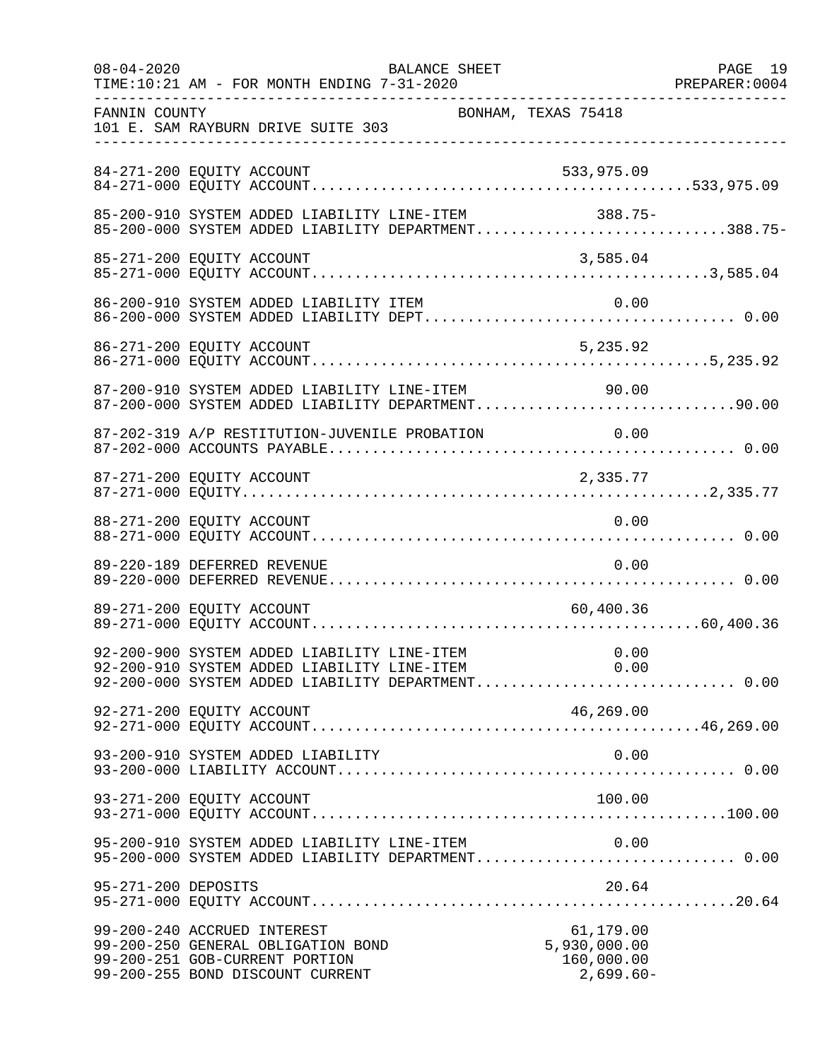FANNIN COUNTY BONHAM, TEXAS 75418
101 E. SAM RAYBURN DRIVE SUITE 303

BALANCE SHEET
TIME:10:21 AM - FOR MONTH ENDING 7-31-2020

```
84-271-200 EQUITY ACCOUNT                                    533,975.09
84-271-000 EQUITY ACCOUNT.........................................533,975.09

85-200-910 SYSTEM ADDED LIABILITY LINE-ITEM                      388.75-
85-200-000 SYSTEM ADDED LIABILITY DEPARTMENT..........................388.75-

85-271-200 EQUITY ACCOUNT                                      3,585.04
85-271-000 EQUITY ACCOUNT...........................................3,585.04

86-200-910 SYSTEM ADDED LIABILITY ITEM                             0.00
86-200-000 SYSTEM ADDED LIABILITY DEPT................................. 0.00

86-271-200 EQUITY ACCOUNT                                      5,235.92
86-271-000 EQUITY ACCOUNT...........................................5,235.92

87-200-910 SYSTEM ADDED LIABILITY LINE-ITEM                        90.00
87-200-000 SYSTEM ADDED LIABILITY DEPARTMENT............................90.00

87-202-319 A/P RESTITUTION-JUVENILE PROBATION                       0.00
87-202-000 ACCOUNTS PAYABLE............................................ 0.00

87-271-200 EQUITY ACCOUNT                                      2,335.77
87-271-000 EQUITY...................................................2,335.77

88-271-200 EQUITY ACCOUNT                                          0.00
88-271-000 EQUITY ACCOUNT.............................................. 0.00

89-220-189 DEFERRED REVENUE                                        0.00
89-220-000 DEFERRED REVENUE............................................ 0.00

89-271-200 EQUITY ACCOUNT                                     60,400.36
89-271-000 EQUITY ACCOUNT..........................................60,400.36

92-200-900 SYSTEM ADDED LIABILITY LINE-ITEM                        0.00
92-200-910 SYSTEM ADDED LIABILITY LINE-ITEM                        0.00
92-200-000 SYSTEM ADDED LIABILITY DEPARTMENT........................... 0.00

92-271-200 EQUITY ACCOUNT                                     46,269.00
92-271-000 EQUITY ACCOUNT..........................................46,269.00

93-200-910 SYSTEM ADDED LIABILITY                                  0.00
93-200-000 LIABILITY ACCOUNT........................................... 0.00

93-271-200 EQUITY ACCOUNT                                        100.00
93-271-000 EQUITY ACCOUNT..............................................100.00

95-200-910 SYSTEM ADDED LIABILITY LINE-ITEM                        0.00
95-200-000 SYSTEM ADDED LIABILITY DEPARTMENT........................... 0.00

95-271-200 DEPOSITS                                               20.64
95-271-000 EQUITY ACCOUNT...............................................20.64

99-200-240 ACCRUED INTEREST                                   61,179.00
99-200-250 GENERAL OBLIGATION BOND                         5,930,000.00
99-200-251 GOB-CURRENT PORTION                               160,000.00
99-200-255 BOND DISCOUNT CURRENT                               2,699.60-
```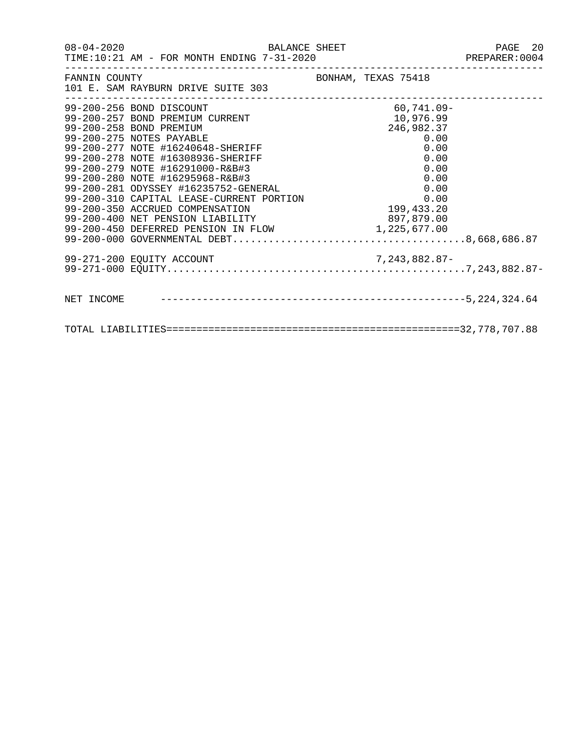FANNIN COUNTY BONHAM, TEXAS 75418
101 E. SAM RAYBURN DRIVE SUITE 303

| | | |
|---|---|---|
| 99-200-256 BOND DISCOUNT | 60,741.09- | |
| 99-200-257 BOND PREMIUM CURRENT | 10,976.99 | |
| 99-200-258 BOND PREMIUM | 246,982.37 | |
| 99-200-275 NOTES PAYABLE | 0.00 | |
| 99-200-277 NOTE #16240648-SHERIFF | 0.00 | |
| 99-200-278 NOTE #16308936-SHERIFF | 0.00 | |
| 99-200-279 NOTE #16291000-R&B#3 | 0.00 | |
| 99-200-280 NOTE #16295968-R&B#3 | 0.00 | |
| 99-200-281 ODYSSEY #16235752-GENERAL | 0.00 | |
| 99-200-310 CAPITAL LEASE-CURRENT PORTION | 0.00 | |
| 99-200-350 ACCRUED COMPENSATION | 199,433.20 | |
| 99-200-400 NET PENSION LIABILITY | 897,879.00 | |
| 99-200-450 DEFERRED PENSION IN FLOW | 1,225,677.00 | |
| 99-200-000 GOVERNMENTAL DEBT | | 8,668,686.87 |
| 99-271-200 EQUITY ACCOUNT | 7,243,882.87- | |
| 99-271-000 EQUITY | | 7,243,882.87- |
| NET INCOME | | 5,224,324.64 |
| TOTAL LIABILITIES | | 32,778,707.88 |